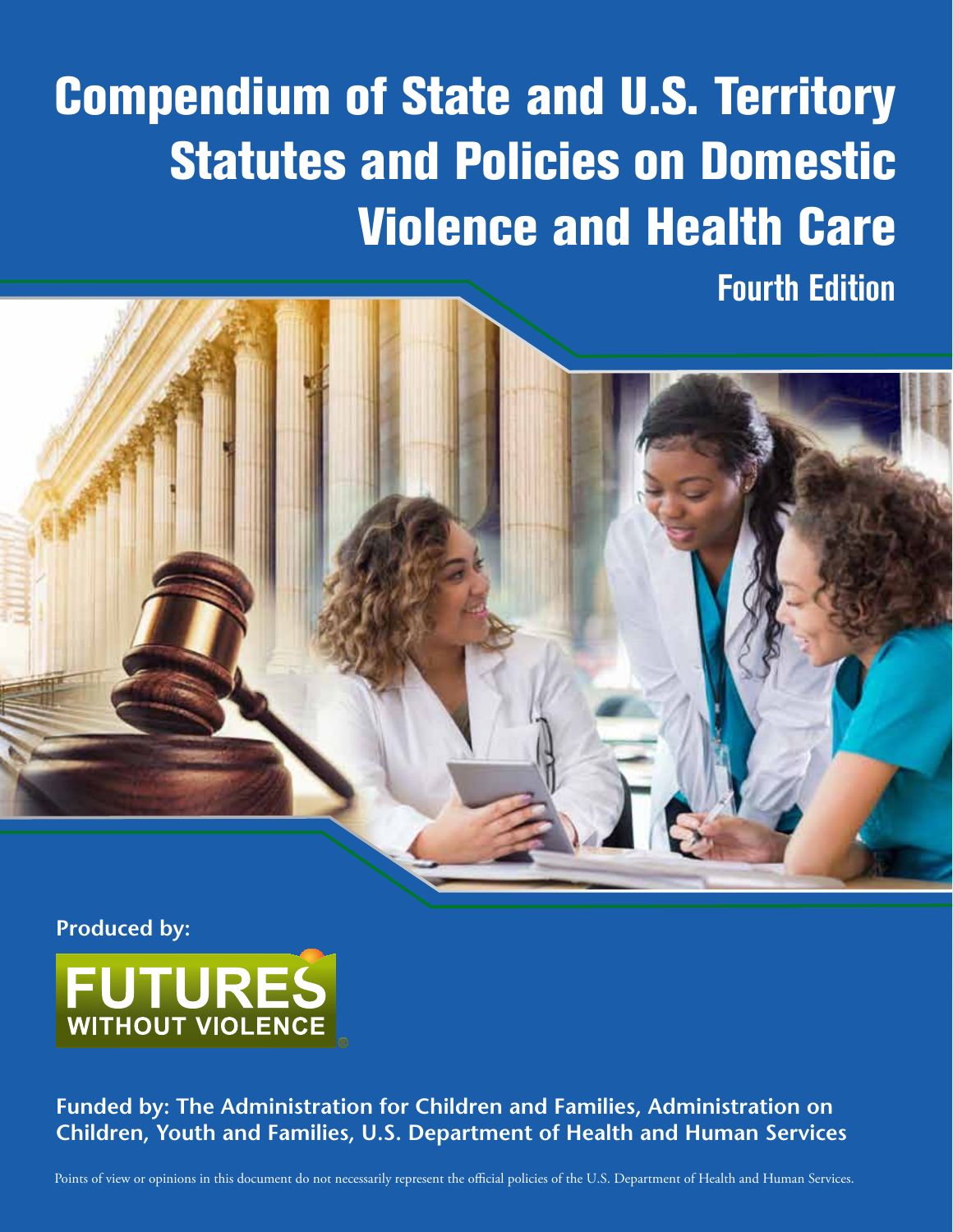# Compendium of State and U.S. Territory Statutes and Policies on Domestic Violence and Health Care

## Fourth Edition

**Produced by:**

FUTURES WITHOUT VIOLENCE

**Funded by: The Administration for Children and Families, Administration on Children, Youth and Families, U.S. Department of Health and Human Services**

Points of view or opinions in this document do not necessarily represent the official policies of the U.S. Department of Health and Human Services.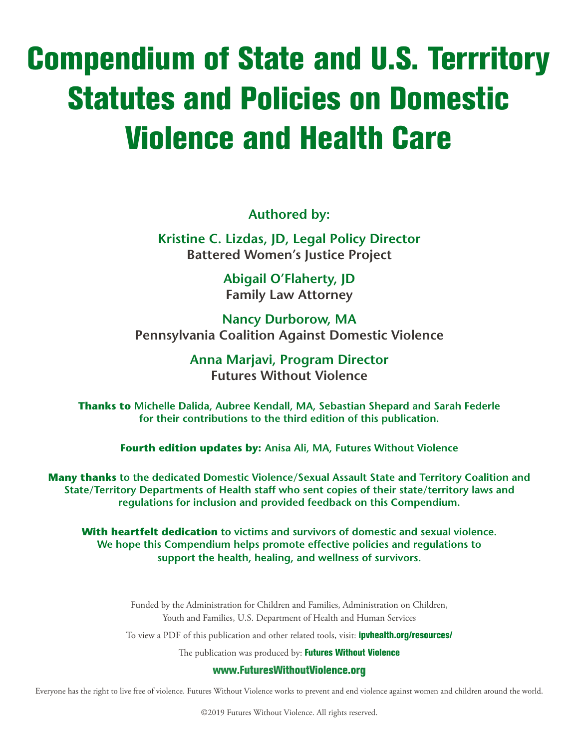# Compendium of State and U.S. Terrritory Statutes and Policies on Domestic Violence and Health Care

**Authored by:**

**Kristine C. Lizdas, JD, Legal Policy Director**
**Battered Women's Justice Project**

**Abigail O'Flaherty, JD**
**Family Law Attorney**

**Nancy Durborow, MA**
**Pennsylvania Coalition Against Domestic Violence**

**Anna Marjavi, Program Director**
**Futures Without Violence**

**Thanks to** Michelle Dalida, Aubree Kendall, MA, Sebastian Shepard and Sarah Federle for their contributions to the third edition of this publication.

**Fourth edition updates by:** Anisa Ali, MA, Futures Without Violence

**Many thanks** to the dedicated Domestic Violence/Sexual Assault State and Territory Coalition and State/Territory Departments of Health staff who sent copies of their state/territory laws and regulations for inclusion and provided feedback on this Compendium.

**With heartfelt dedication** to victims and survivors of domestic and sexual violence. We hope this Compendium helps promote effective policies and regulations to support the health, healing, and wellness of survivors.

Funded by the Administration for Children and Families, Administration on Children, Youth and Families, U.S. Department of Health and Human Services

To view a PDF of this publication and other related tools, visit: **ipvhealth.org/resources/**

The publication was produced by: **Futures Without Violence**

**www.FuturesWithoutViolence.org**

Everyone has the right to live free of violence. Futures Without Violence works to prevent and end violence against women and children around the world.

©2019 Futures Without Violence. All rights reserved.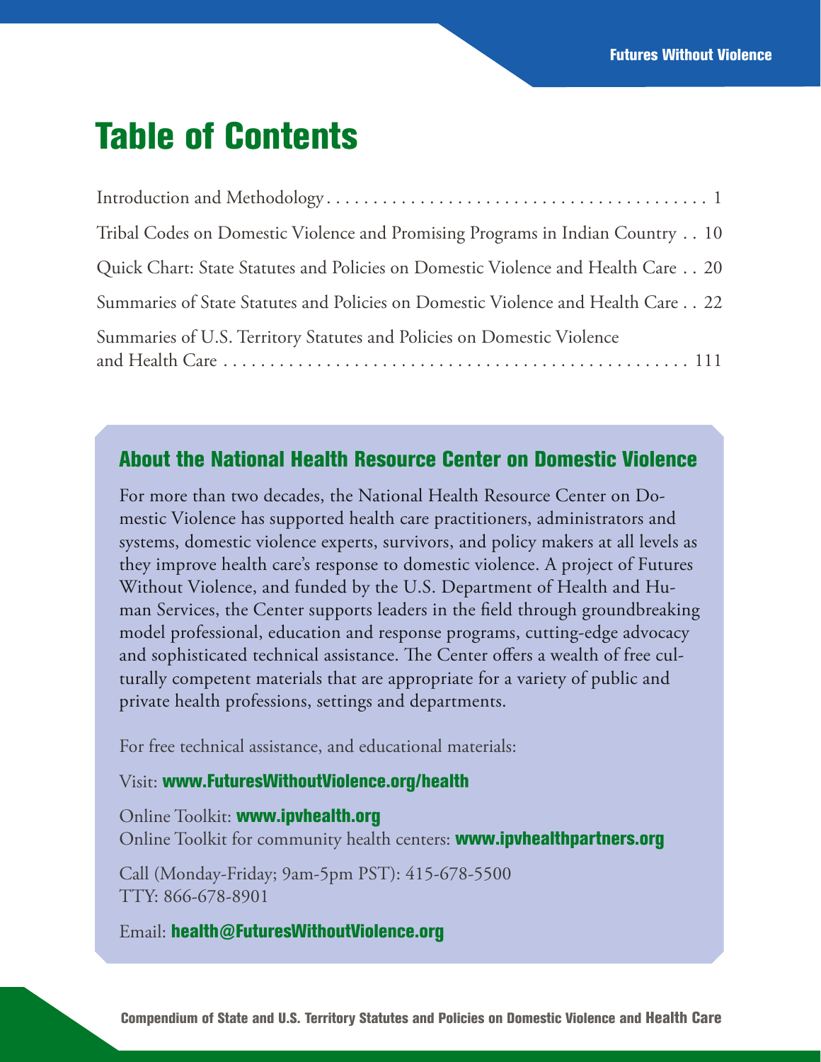# Table of Contents

Introduction and Methodology . . . . . . . . . . . . . . . . . . . . . . . . . . . . . . . . . . . . . . . . . 1

Tribal Codes on Domestic Violence and Promising Programs in Indian Country . . 10

Quick Chart: State Statutes and Policies on Domestic Violence and Health Care . . 20

Summaries of State Statutes and Policies on Domestic Violence and Health Care . . 22

Summaries of U.S. Territory Statutes and Policies on Domestic Violence and Health Care . . . . . . . . . . . . . . . . . . . . . . . . . . . . . . . . . . . . . . . . . . . . . . . 111

## About the National Health Resource Center on Domestic Violence

For more than two decades, the National Health Resource Center on Domestic Violence has supported health care practitioners, administrators and systems, domestic violence experts, survivors, and policy makers at all levels as they improve health care's response to domestic violence. A project of Futures Without Violence, and funded by the U.S. Department of Health and Human Services, the Center supports leaders in the field through groundbreaking model professional, education and response programs, cutting-edge advocacy and sophisticated technical assistance. The Center offers a wealth of free culturally competent materials that are appropriate for a variety of public and private health professions, settings and departments.

For free technical assistance, and educational materials:

Visit: **www.FuturesWithoutViolence.org/health**

Online Toolkit: **www.ipvhealth.org**
Online Toolkit for community health centers: **www.ipvhealthpartners.org**

Call (Monday-Friday; 9am-5pm PST): 415-678-5500
TTY: 866-678-8901

Email: **health@FuturesWithoutViolence.org**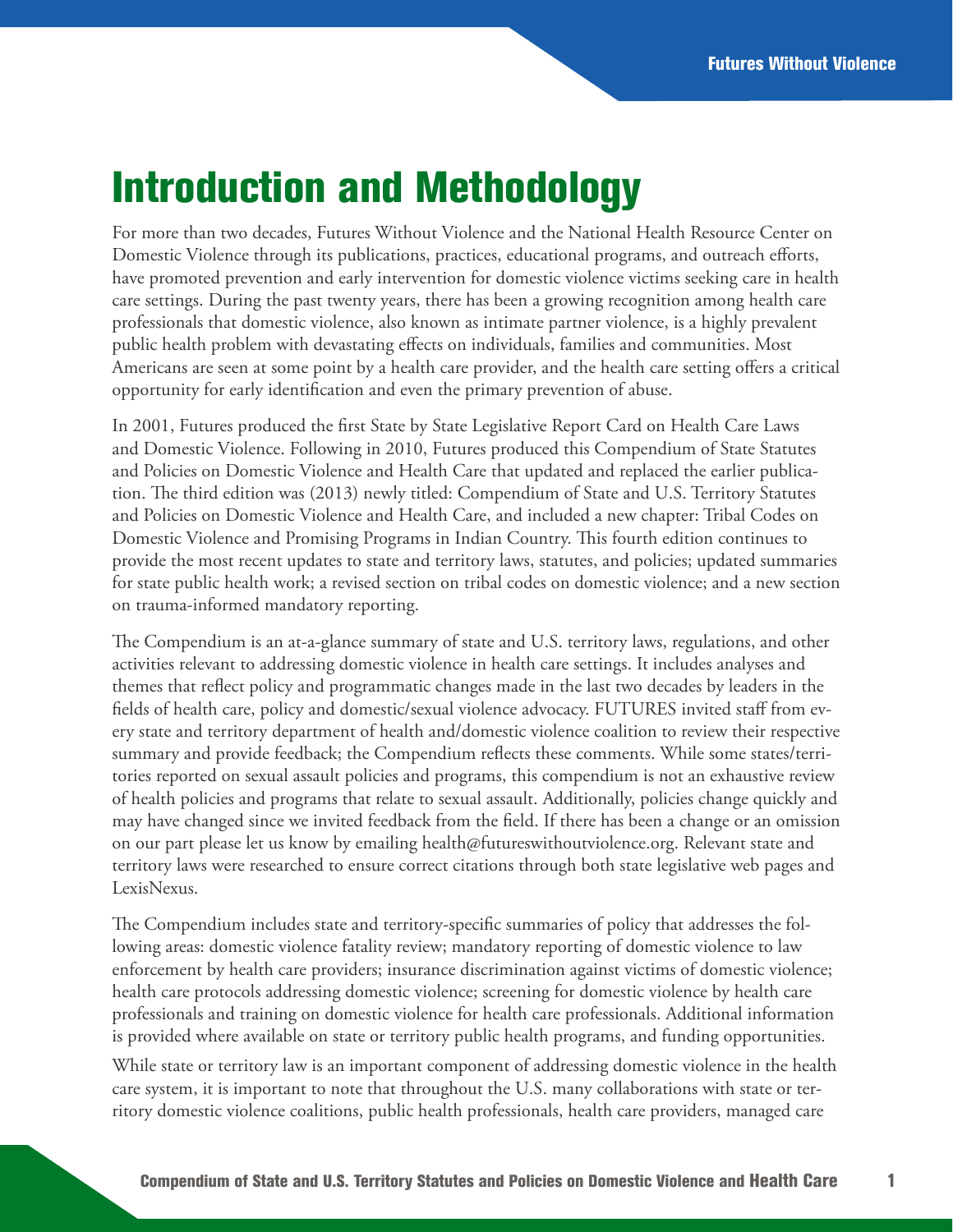# Introduction and Methodology

For more than two decades, Futures Without Violence and the National Health Resource Center on Domestic Violence through its publications, practices, educational programs, and outreach efforts, have promoted prevention and early intervention for domestic violence victims seeking care in health care settings. During the past twenty years, there has been a growing recognition among health care professionals that domestic violence, also known as intimate partner violence, is a highly prevalent public health problem with devastating effects on individuals, families and communities. Most Americans are seen at some point by a health care provider, and the health care setting offers a critical opportunity for early identification and even the primary prevention of abuse.

In 2001, Futures produced the first State by State Legislative Report Card on Health Care Laws and Domestic Violence. Following in 2010, Futures produced this Compendium of State Statutes and Policies on Domestic Violence and Health Care that updated and replaced the earlier publication. The third edition was (2013) newly titled: Compendium of State and U.S. Territory Statutes and Policies on Domestic Violence and Health Care, and included a new chapter: Tribal Codes on Domestic Violence and Promising Programs in Indian Country. This fourth edition continues to provide the most recent updates to state and territory laws, statutes, and policies; updated summaries for state public health work; a revised section on tribal codes on domestic violence; and a new section on trauma-informed mandatory reporting.

The Compendium is an at-a-glance summary of state and U.S. territory laws, regulations, and other activities relevant to addressing domestic violence in health care settings. It includes analyses and themes that reflect policy and programmatic changes made in the last two decades by leaders in the fields of health care, policy and domestic/sexual violence advocacy. FUTURES invited staff from every state and territory department of health and/domestic violence coalition to review their respective summary and provide feedback; the Compendium reflects these comments. While some states/territories reported on sexual assault policies and programs, this compendium is not an exhaustive review of health policies and programs that relate to sexual assault. Additionally, policies change quickly and may have changed since we invited feedback from the field. If there has been a change or an omission on our part please let us know by emailing health@futureswithoutviolence.org. Relevant state and territory laws were researched to ensure correct citations through both state legislative web pages and LexisNexus.

The Compendium includes state and territory-specific summaries of policy that addresses the following areas: domestic violence fatality review; mandatory reporting of domestic violence to law enforcement by health care providers; insurance discrimination against victims of domestic violence; health care protocols addressing domestic violence; screening for domestic violence by health care professionals and training on domestic violence for health care professionals. Additional information is provided where available on state or territory public health programs, and funding opportunities.

While state or territory law is an important component of addressing domestic violence in the health care system, it is important to note that throughout the U.S. many collaborations with state or territory domestic violence coalitions, public health professionals, health care providers, managed care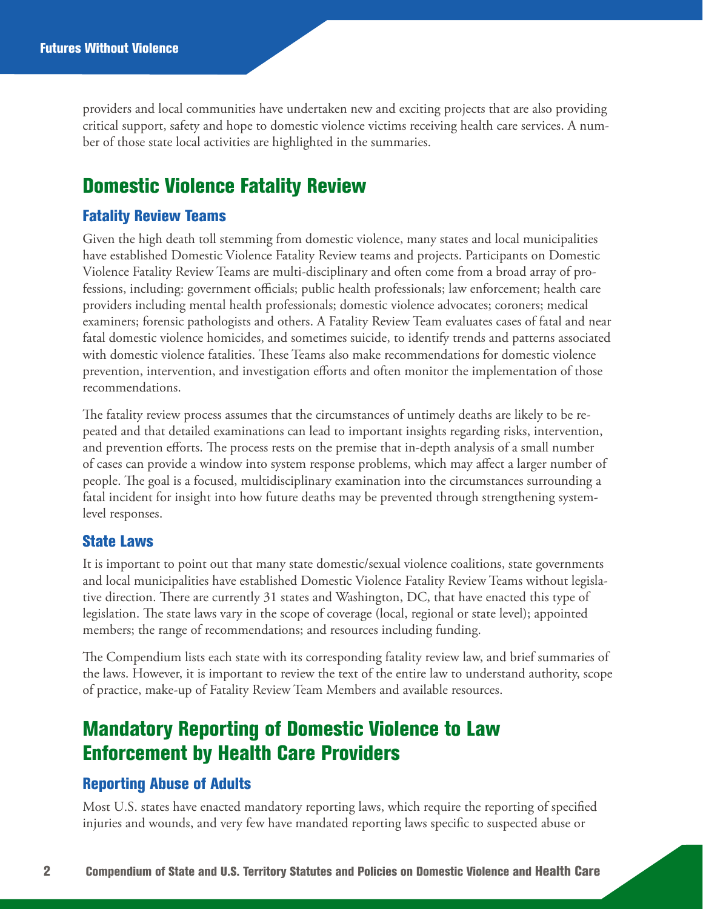providers and local communities have undertaken new and exciting projects that are also providing critical support, safety and hope to domestic violence victims receiving health care services. A number of those state local activities are highlighted in the summaries.

## Domestic Violence Fatality Review

### Fatality Review Teams

Given the high death toll stemming from domestic violence, many states and local municipalities have established Domestic Violence Fatality Review teams and projects. Participants on Domestic Violence Fatality Review Teams are multi-disciplinary and often come from a broad array of professions, including: government officials; public health professionals; law enforcement; health care providers including mental health professionals; domestic violence advocates; coroners; medical examiners; forensic pathologists and others. A Fatality Review Team evaluates cases of fatal and near fatal domestic violence homicides, and sometimes suicide, to identify trends and patterns associated with domestic violence fatalities. These Teams also make recommendations for domestic violence prevention, intervention, and investigation efforts and often monitor the implementation of those recommendations.

The fatality review process assumes that the circumstances of untimely deaths are likely to be repeated and that detailed examinations can lead to important insights regarding risks, intervention, and prevention efforts. The process rests on the premise that in-depth analysis of a small number of cases can provide a window into system response problems, which may affect a larger number of people. The goal is a focused, multidisciplinary examination into the circumstances surrounding a fatal incident for insight into how future deaths may be prevented through strengthening system-level responses.

### State Laws

It is important to point out that many state domestic/sexual violence coalitions, state governments and local municipalities have established Domestic Violence Fatality Review Teams without legislative direction. There are currently 31 states and Washington, DC, that have enacted this type of legislation. The state laws vary in the scope of coverage (local, regional or state level); appointed members; the range of recommendations; and resources including funding.

The Compendium lists each state with its corresponding fatality review law, and brief summaries of the laws. However, it is important to review the text of the entire law to understand authority, scope of practice, make-up of Fatality Review Team Members and available resources.

## Mandatory Reporting of Domestic Violence to Law Enforcement by Health Care Providers

### Reporting Abuse of Adults

Most U.S. states have enacted mandatory reporting laws, which require the reporting of specified injuries and wounds, and very few have mandated reporting laws specific to suspected abuse or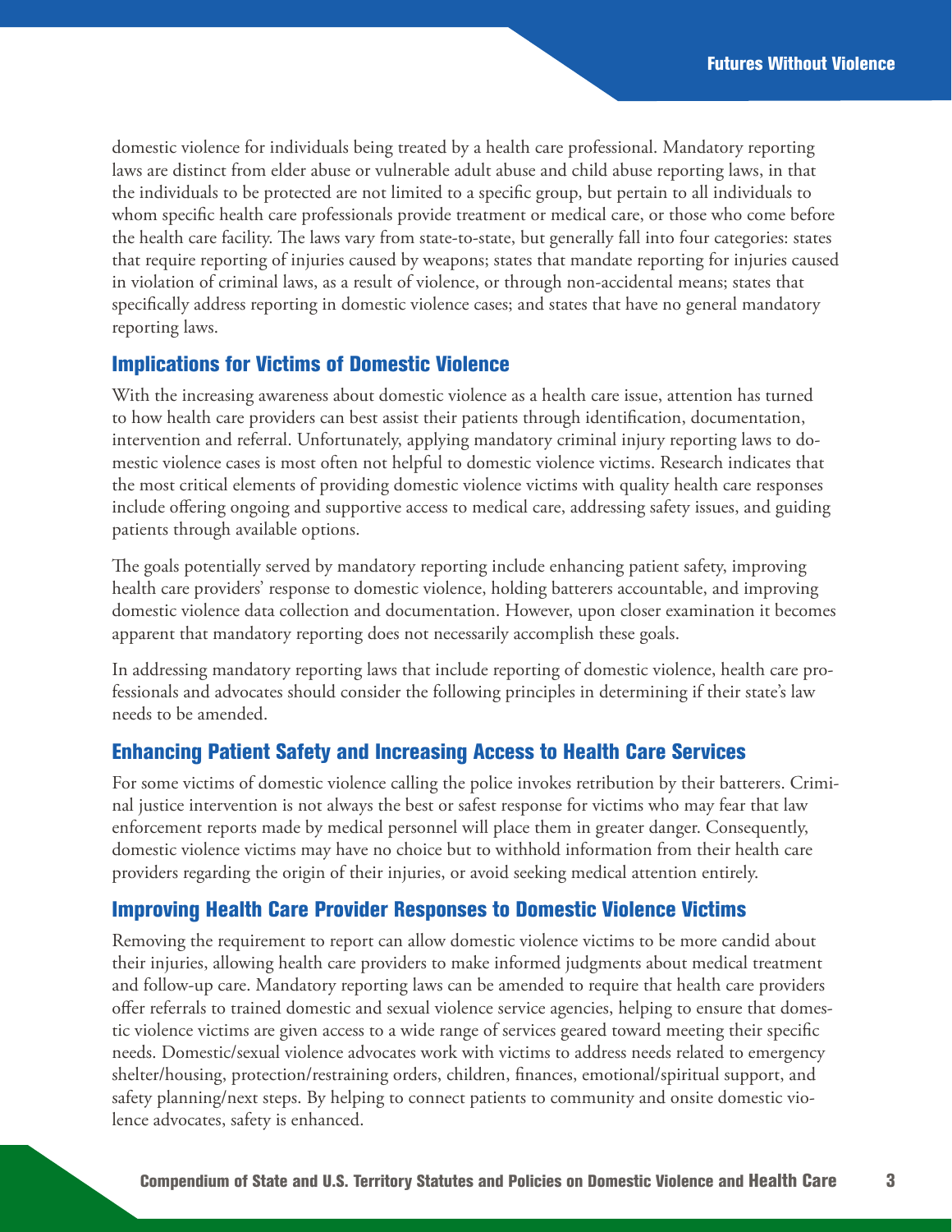domestic violence for individuals being treated by a health care professional. Mandatory reporting laws are distinct from elder abuse or vulnerable adult abuse and child abuse reporting laws, in that the individuals to be protected are not limited to a specific group, but pertain to all individuals to whom specific health care professionals provide treatment or medical care, or those who come before the health care facility. The laws vary from state-to-state, but generally fall into four categories: states that require reporting of injuries caused by weapons; states that mandate reporting for injuries caused in violation of criminal laws, as a result of violence, or through non-accidental means; states that specifically address reporting in domestic violence cases; and states that have no general mandatory reporting laws.

## Implications for Victims of Domestic Violence

With the increasing awareness about domestic violence as a health care issue, attention has turned to how health care providers can best assist their patients through identification, documentation, intervention and referral. Unfortunately, applying mandatory criminal injury reporting laws to domestic violence cases is most often not helpful to domestic violence victims. Research indicates that the most critical elements of providing domestic violence victims with quality health care responses include offering ongoing and supportive access to medical care, addressing safety issues, and guiding patients through available options.

The goals potentially served by mandatory reporting include enhancing patient safety, improving health care providers' response to domestic violence, holding batterers accountable, and improving domestic violence data collection and documentation. However, upon closer examination it becomes apparent that mandatory reporting does not necessarily accomplish these goals.

In addressing mandatory reporting laws that include reporting of domestic violence, health care professionals and advocates should consider the following principles in determining if their state's law needs to be amended.

## Enhancing Patient Safety and Increasing Access to Health Care Services

For some victims of domestic violence calling the police invokes retribution by their batterers. Criminal justice intervention is not always the best or safest response for victims who may fear that law enforcement reports made by medical personnel will place them in greater danger. Consequently, domestic violence victims may have no choice but to withhold information from their health care providers regarding the origin of their injuries, or avoid seeking medical attention entirely.

## Improving Health Care Provider Responses to Domestic Violence Victims

Removing the requirement to report can allow domestic violence victims to be more candid about their injuries, allowing health care providers to make informed judgments about medical treatment and follow-up care. Mandatory reporting laws can be amended to require that health care providers offer referrals to trained domestic and sexual violence service agencies, helping to ensure that domestic violence victims are given access to a wide range of services geared toward meeting their specific needs. Domestic/sexual violence advocates work with victims to address needs related to emergency shelter/housing, protection/restraining orders, children, finances, emotional/spiritual support, and safety planning/next steps. By helping to connect patients to community and onsite domestic violence advocates, safety is enhanced.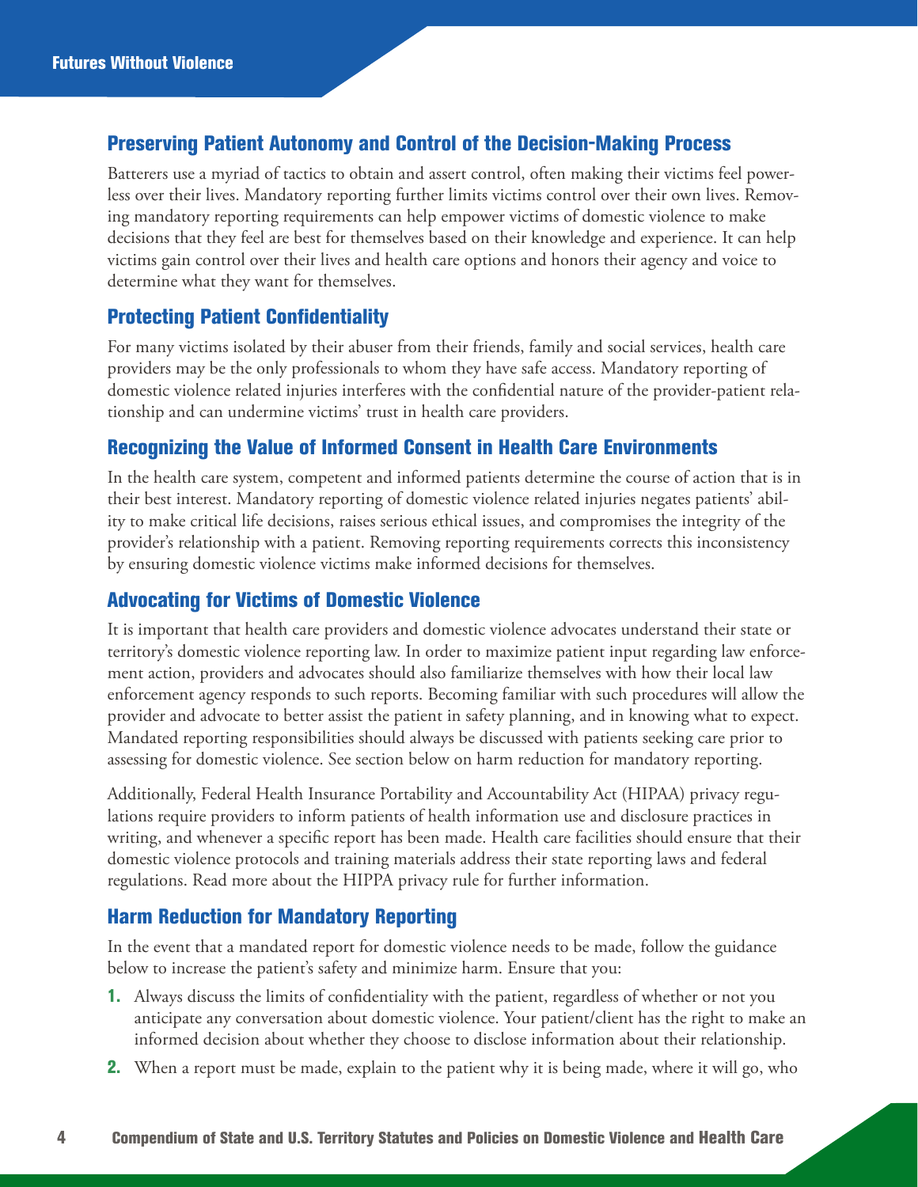## Preserving Patient Autonomy and Control of the Decision-Making Process

Batterers use a myriad of tactics to obtain and assert control, often making their victims feel powerless over their lives. Mandatory reporting further limits victims control over their own lives. Removing mandatory reporting requirements can help empower victims of domestic violence to make decisions that they feel are best for themselves based on their knowledge and experience. It can help victims gain control over their lives and health care options and honors their agency and voice to determine what they want for themselves.

## Protecting Patient Confidentiality

For many victims isolated by their abuser from their friends, family and social services, health care providers may be the only professionals to whom they have safe access. Mandatory reporting of domestic violence related injuries interferes with the confidential nature of the provider-patient relationship and can undermine victims' trust in health care providers.

## Recognizing the Value of Informed Consent in Health Care Environments

In the health care system, competent and informed patients determine the course of action that is in their best interest. Mandatory reporting of domestic violence related injuries negates patients' ability to make critical life decisions, raises serious ethical issues, and compromises the integrity of the provider's relationship with a patient. Removing reporting requirements corrects this inconsistency by ensuring domestic violence victims make informed decisions for themselves.

## Advocating for Victims of Domestic Violence

It is important that health care providers and domestic violence advocates understand their state or territory's domestic violence reporting law. In order to maximize patient input regarding law enforcement action, providers and advocates should also familiarize themselves with how their local law enforcement agency responds to such reports. Becoming familiar with such procedures will allow the provider and advocate to better assist the patient in safety planning, and in knowing what to expect. Mandated reporting responsibilities should always be discussed with patients seeking care prior to assessing for domestic violence. See section below on harm reduction for mandatory reporting.

Additionally, Federal Health Insurance Portability and Accountability Act (HIPAA) privacy regulations require providers to inform patients of health information use and disclosure practices in writing, and whenever a specific report has been made. Health care facilities should ensure that their domestic violence protocols and training materials address their state reporting laws and federal regulations. Read more about the HIPPA privacy rule for further information.

## Harm Reduction for Mandatory Reporting

In the event that a mandated report for domestic violence needs to be made, follow the guidance below to increase the patient's safety and minimize harm. Ensure that you:

1. Always discuss the limits of confidentiality with the patient, regardless of whether or not you anticipate any conversation about domestic violence. Your patient/client has the right to make an informed decision about whether they choose to disclose information about their relationship.
2. When a report must be made, explain to the patient why it is being made, where it will go, who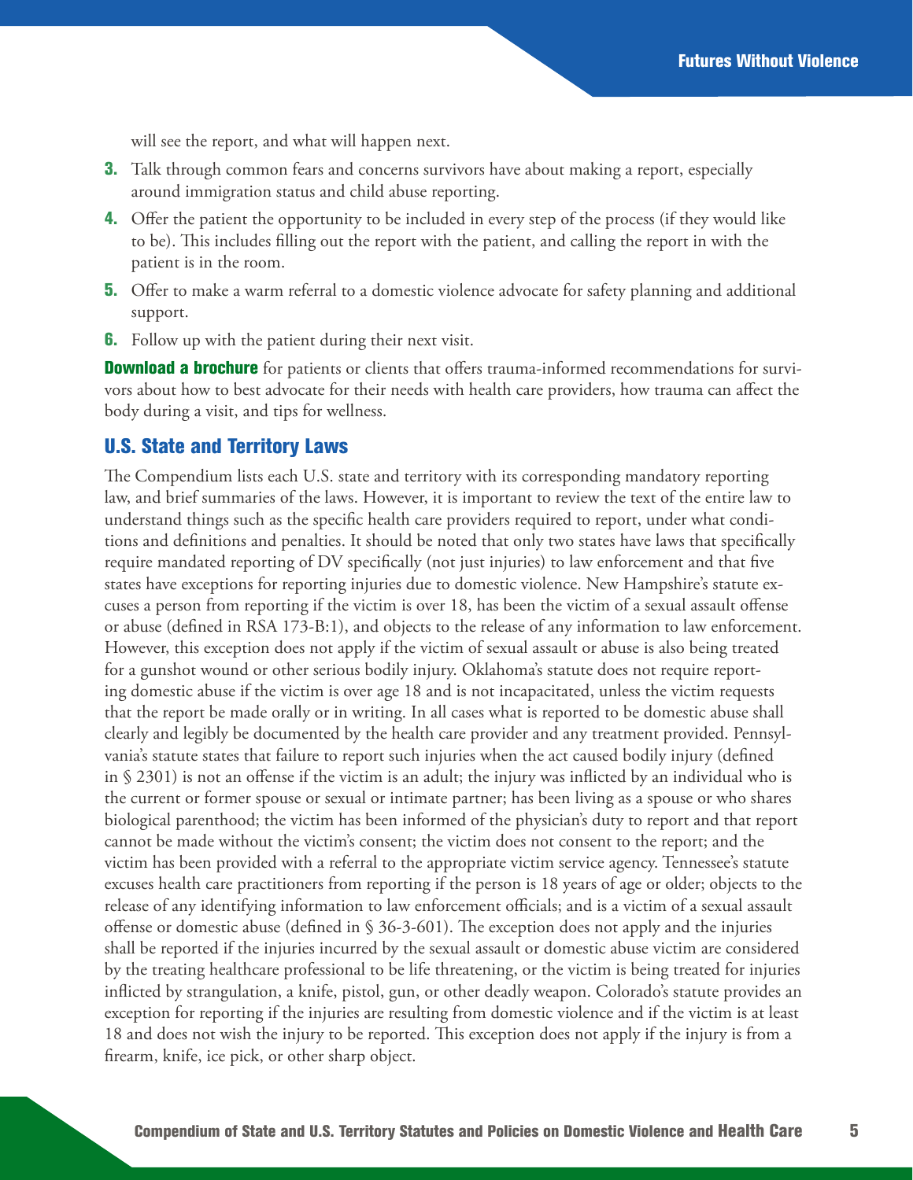will see the report, and what will happen next.

3. Talk through common fears and concerns survivors have about making a report, especially around immigration status and child abuse reporting.
4. Offer the patient the opportunity to be included in every step of the process (if they would like to be). This includes filling out the report with the patient, and calling the report in with the patient is in the room.
5. Offer to make a warm referral to a domestic violence advocate for safety planning and additional support.
6. Follow up with the patient during their next visit.

**Download a brochure** for patients or clients that offers trauma-informed recommendations for survivors about how to best advocate for their needs with health care providers, how trauma can affect the body during a visit, and tips for wellness.

## U.S. State and Territory Laws

The Compendium lists each U.S. state and territory with its corresponding mandatory reporting law, and brief summaries of the laws. However, it is important to review the text of the entire law to understand things such as the specific health care providers required to report, under what conditions and definitions and penalties. It should be noted that only two states have laws that specifically require mandated reporting of DV specifically (not just injuries) to law enforcement and that five states have exceptions for reporting injuries due to domestic violence. New Hampshire's statute excuses a person from reporting if the victim is over 18, has been the victim of a sexual assault offense or abuse (defined in RSA 173-B:1), and objects to the release of any information to law enforcement. However, this exception does not apply if the victim of sexual assault or abuse is also being treated for a gunshot wound or other serious bodily injury. Oklahoma's statute does not require reporting domestic abuse if the victim is over age 18 and is not incapacitated, unless the victim requests that the report be made orally or in writing. In all cases what is reported to be domestic abuse shall clearly and legibly be documented by the health care provider and any treatment provided. Pennsylvania's statute states that failure to report such injuries when the act caused bodily injury (defined in § 2301) is not an offense if the victim is an adult; the injury was inflicted by an individual who is the current or former spouse or sexual or intimate partner; has been living as a spouse or who shares biological parenthood; the victim has been informed of the physician's duty to report and that report cannot be made without the victim's consent; the victim does not consent to the report; and the victim has been provided with a referral to the appropriate victim service agency. Tennessee's statute excuses health care practitioners from reporting if the person is 18 years of age or older; objects to the release of any identifying information to law enforcement officials; and is a victim of a sexual assault offense or domestic abuse (defined in § 36-3-601). The exception does not apply and the injuries shall be reported if the injuries incurred by the sexual assault or domestic abuse victim are considered by the treating healthcare professional to be life threatening, or the victim is being treated for injuries inflicted by strangulation, a knife, pistol, gun, or other deadly weapon. Colorado's statute provides an exception for reporting if the injuries are resulting from domestic violence and if the victim is at least 18 and does not wish the injury to be reported. This exception does not apply if the injury is from a firearm, knife, ice pick, or other sharp object.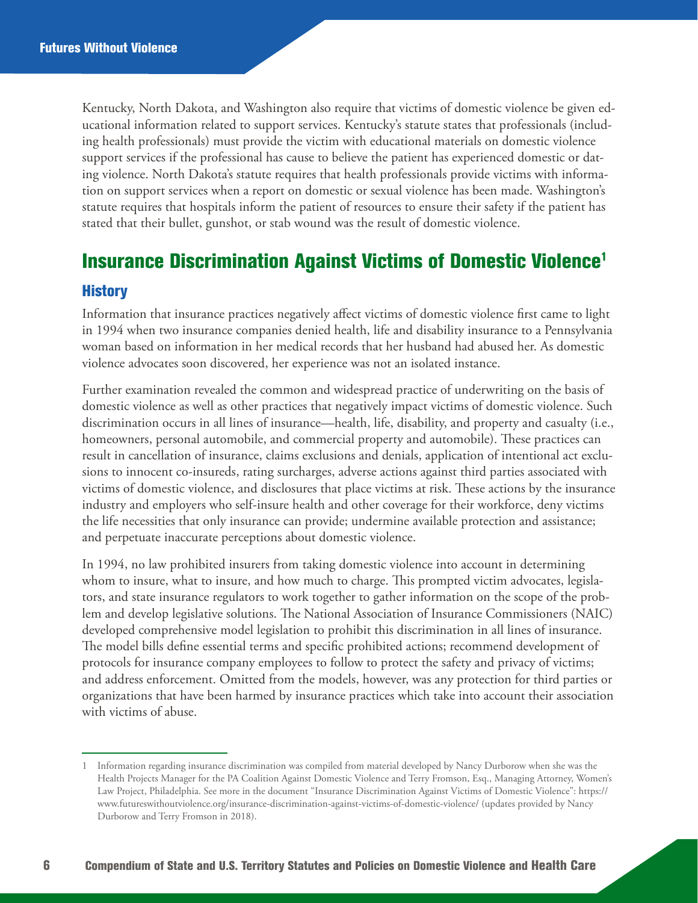Kentucky, North Dakota, and Washington also require that victims of domestic violence be given educational information related to support services. Kentucky's statute states that professionals (including health professionals) must provide the victim with educational materials on domestic violence support services if the professional has cause to believe the patient has experienced domestic or dating violence. North Dakota's statute requires that health professionals provide victims with information on support services when a report on domestic or sexual violence has been made. Washington's statute requires that hospitals inform the patient of resources to ensure their safety if the patient has stated that their bullet, gunshot, or stab wound was the result of domestic violence.

## Insurance Discrimination Against Victims of Domestic Violence[1]

### History

Information that insurance practices negatively affect victims of domestic violence first came to light in 1994 when two insurance companies denied health, life and disability insurance to a Pennsylvania woman based on information in her medical records that her husband had abused her. As domestic violence advocates soon discovered, her experience was not an isolated instance.

Further examination revealed the common and widespread practice of underwriting on the basis of domestic violence as well as other practices that negatively impact victims of domestic violence. Such discrimination occurs in all lines of insurance—health, life, disability, and property and casualty (i.e., homeowners, personal automobile, and commercial property and automobile). These practices can result in cancellation of insurance, claims exclusions and denials, application of intentional act exclusions to innocent co-insureds, rating surcharges, adverse actions against third parties associated with victims of domestic violence, and disclosures that place victims at risk. These actions by the insurance industry and employers who self-insure health and other coverage for their workforce, deny victims the life necessities that only insurance can provide; undermine available protection and assistance; and perpetuate inaccurate perceptions about domestic violence.

In 1994, no law prohibited insurers from taking domestic violence into account in determining whom to insure, what to insure, and how much to charge. This prompted victim advocates, legislators, and state insurance regulators to work together to gather information on the scope of the problem and develop legislative solutions. The National Association of Insurance Commissioners (NAIC) developed comprehensive model legislation to prohibit this discrimination in all lines of insurance. The model bills define essential terms and specific prohibited actions; recommend development of protocols for insurance company employees to follow to protect the safety and privacy of victims; and address enforcement. Omitted from the models, however, was any protection for third parties or organizations that have been harmed by insurance practices which take into account their association with victims of abuse.

---

1 Information regarding insurance discrimination was compiled from material developed by Nancy Durborow when she was the Health Projects Manager for the PA Coalition Against Domestic Violence and Terry Fromson, Esq., Managing Attorney, Women's Law Project, Philadelphia. See more in the document "Insurance Discrimination Against Victims of Domestic Violence": https://www.futureswithoutviolence.org/insurance-discrimination-against-victims-of-domestic-violence/ (updates provided by Nancy Durborow and Terry Fromson in 2018).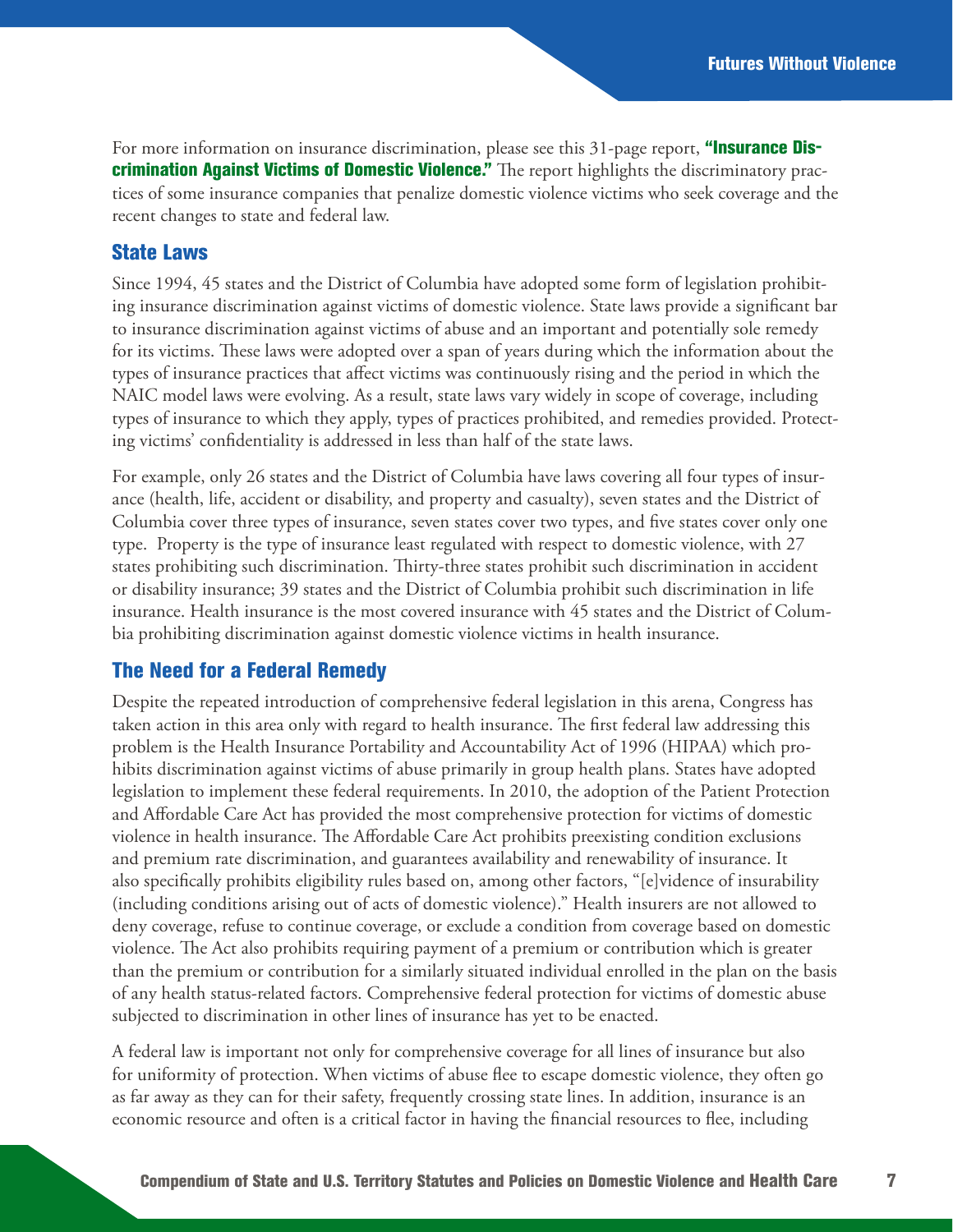For more information on insurance discrimination, please see this 31-page report, **"Insurance Discrimination Against Victims of Domestic Violence."** The report highlights the discriminatory practices of some insurance companies that penalize domestic violence victims who seek coverage and the recent changes to state and federal law.

## State Laws

Since 1994, 45 states and the District of Columbia have adopted some form of legislation prohibiting insurance discrimination against victims of domestic violence. State laws provide a significant bar to insurance discrimination against victims of abuse and an important and potentially sole remedy for its victims. These laws were adopted over a span of years during which the information about the types of insurance practices that affect victims was continuously rising and the period in which the NAIC model laws were evolving. As a result, state laws vary widely in scope of coverage, including types of insurance to which they apply, types of practices prohibited, and remedies provided. Protecting victims' confidentiality is addressed in less than half of the state laws.

For example, only 26 states and the District of Columbia have laws covering all four types of insurance (health, life, accident or disability, and property and casualty), seven states and the District of Columbia cover three types of insurance, seven states cover two types, and five states cover only one type. Property is the type of insurance least regulated with respect to domestic violence, with 27 states prohibiting such discrimination. Thirty-three states prohibit such discrimination in accident or disability insurance; 39 states and the District of Columbia prohibit such discrimination in life insurance. Health insurance is the most covered insurance with 45 states and the District of Columbia prohibiting discrimination against domestic violence victims in health insurance.

## The Need for a Federal Remedy

Despite the repeated introduction of comprehensive federal legislation in this arena, Congress has taken action in this area only with regard to health insurance. The first federal law addressing this problem is the Health Insurance Portability and Accountability Act of 1996 (HIPAA) which prohibits discrimination against victims of abuse primarily in group health plans. States have adopted legislation to implement these federal requirements. In 2010, the adoption of the Patient Protection and Affordable Care Act has provided the most comprehensive protection for victims of domestic violence in health insurance. The Affordable Care Act prohibits preexisting condition exclusions and premium rate discrimination, and guarantees availability and renewability of insurance. It also specifically prohibits eligibility rules based on, among other factors, "[e]vidence of insurability (including conditions arising out of acts of domestic violence)." Health insurers are not allowed to deny coverage, refuse to continue coverage, or exclude a condition from coverage based on domestic violence. The Act also prohibits requiring payment of a premium or contribution which is greater than the premium or contribution for a similarly situated individual enrolled in the plan on the basis of any health status-related factors. Comprehensive federal protection for victims of domestic abuse subjected to discrimination in other lines of insurance has yet to be enacted.

A federal law is important not only for comprehensive coverage for all lines of insurance but also for uniformity of protection. When victims of abuse flee to escape domestic violence, they often go as far away as they can for their safety, frequently crossing state lines. In addition, insurance is an economic resource and often is a critical factor in having the financial resources to flee, including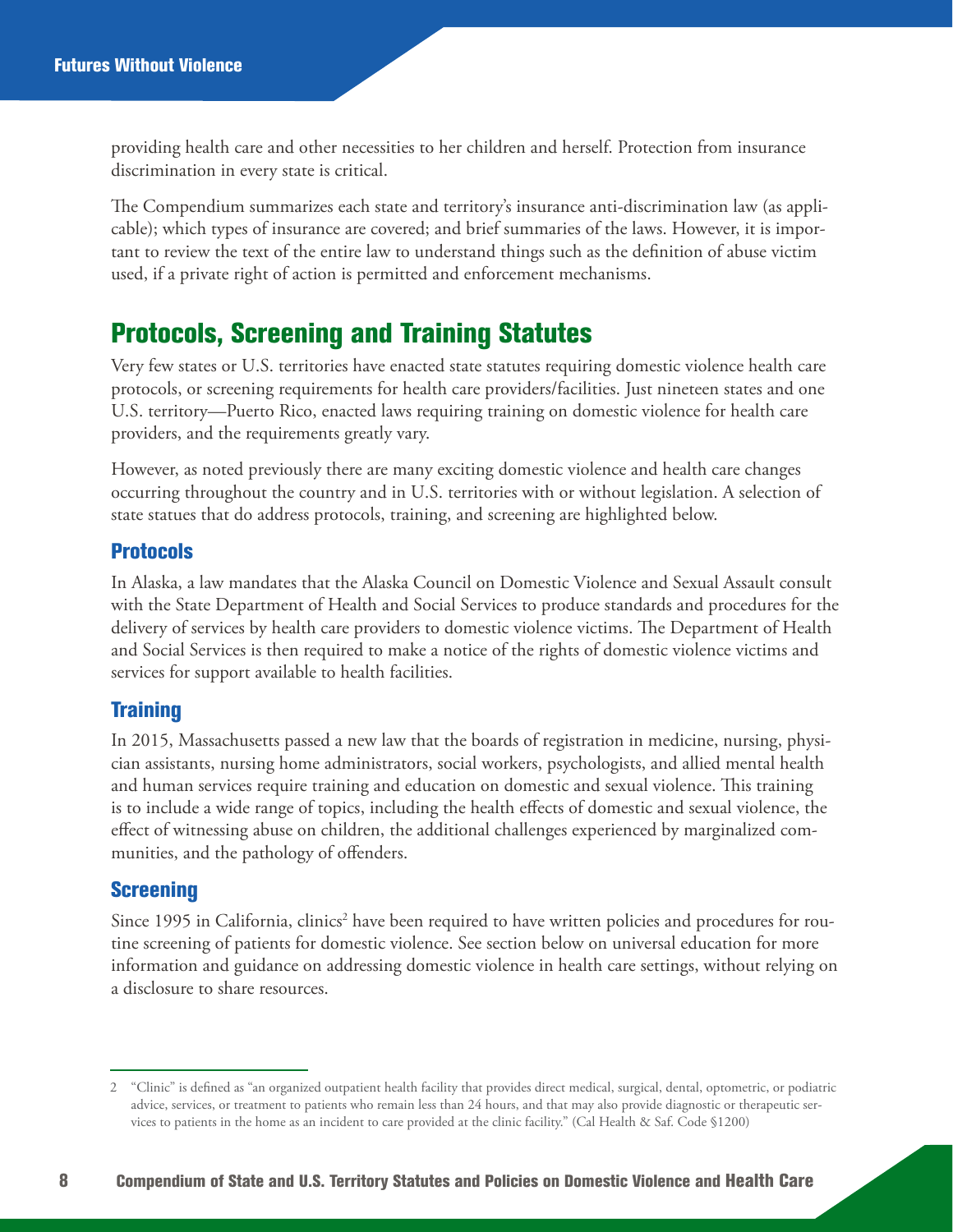providing health care and other necessities to her children and herself. Protection from insurance discrimination in every state is critical.

The Compendium summarizes each state and territory's insurance anti-discrimination law (as applicable); which types of insurance are covered; and brief summaries of the laws. However, it is important to review the text of the entire law to understand things such as the definition of abuse victim used, if a private right of action is permitted and enforcement mechanisms.

## Protocols, Screening and Training Statutes

Very few states or U.S. territories have enacted state statutes requiring domestic violence health care protocols, or screening requirements for health care providers/facilities. Just nineteen states and one U.S. territory—Puerto Rico, enacted laws requiring training on domestic violence for health care providers, and the requirements greatly vary.

However, as noted previously there are many exciting domestic violence and health care changes occurring throughout the country and in U.S. territories with or without legislation. A selection of state statues that do address protocols, training, and screening are highlighted below.

### Protocols

In Alaska, a law mandates that the Alaska Council on Domestic Violence and Sexual Assault consult with the State Department of Health and Social Services to produce standards and procedures for the delivery of services by health care providers to domestic violence victims. The Department of Health and Social Services is then required to make a notice of the rights of domestic violence victims and services for support available to health facilities.

### Training

In 2015, Massachusetts passed a new law that the boards of registration in medicine, nursing, physician assistants, nursing home administrators, social workers, psychologists, and allied mental health and human services require training and education on domestic and sexual violence. This training is to include a wide range of topics, including the health effects of domestic and sexual violence, the effect of witnessing abuse on children, the additional challenges experienced by marginalized communities, and the pathology of offenders.

### Screening

Since 1995 in California, clinics[2] have been required to have written policies and procedures for routine screening of patients for domestic violence. See section below on universal education for more information and guidance on addressing domestic violence in health care settings, without relying on a disclosure to share resources.

---

[2] "Clinic" is defined as "an organized outpatient health facility that provides direct medical, surgical, dental, optometric, or podiatric advice, services, or treatment to patients who remain less than 24 hours, and that may also provide diagnostic or therapeutic services to patients in the home as an incident to care provided at the clinic facility." (Cal Health & Saf. Code §1200)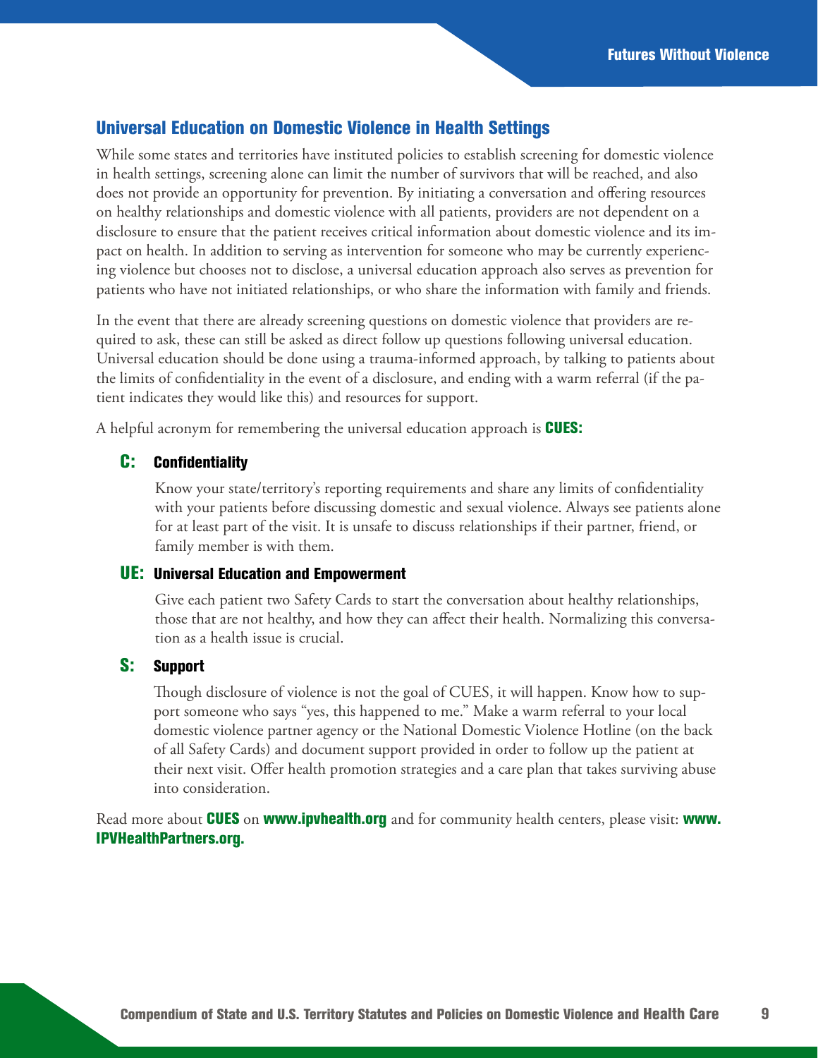## Universal Education on Domestic Violence in Health Settings

While some states and territories have instituted policies to establish screening for domestic violence in health settings, screening alone can limit the number of survivors that will be reached, and also does not provide an opportunity for prevention. By initiating a conversation and offering resources on healthy relationships and domestic violence with all patients, providers are not dependent on a disclosure to ensure that the patient receives critical information about domestic violence and its impact on health. In addition to serving as intervention for someone who may be currently experiencing violence but chooses not to disclose, a universal education approach also serves as prevention for patients who have not initiated relationships, or who share the information with family and friends.

In the event that there are already screening questions on domestic violence that providers are required to ask, these can still be asked as direct follow up questions following universal education. Universal education should be done using a trauma-informed approach, by talking to patients about the limits of confidentiality in the event of a disclosure, and ending with a warm referral (if the patient indicates they would like this) and resources for support.

A helpful acronym for remembering the universal education approach is **CUES:**

**C: Confidentiality**

Know your state/territory's reporting requirements and share any limits of confidentiality with your patients before discussing domestic and sexual violence. Always see patients alone for at least part of the visit. It is unsafe to discuss relationships if their partner, friend, or family member is with them.

**UE: Universal Education and Empowerment**

Give each patient two Safety Cards to start the conversation about healthy relationships, those that are not healthy, and how they can affect their health. Normalizing this conversation as a health issue is crucial.

**S: Support**

Though disclosure of violence is not the goal of CUES, it will happen. Know how to support someone who says "yes, this happened to me." Make a warm referral to your local domestic violence partner agency or the National Domestic Violence Hotline (on the back of all Safety Cards) and document support provided in order to follow up the patient at their next visit. Offer health promotion strategies and a care plan that takes surviving abuse into consideration.

Read more about **CUES** on **www.ipvhealth.org** and for community health centers, please visit: **www.IPVHealthPartners.org.**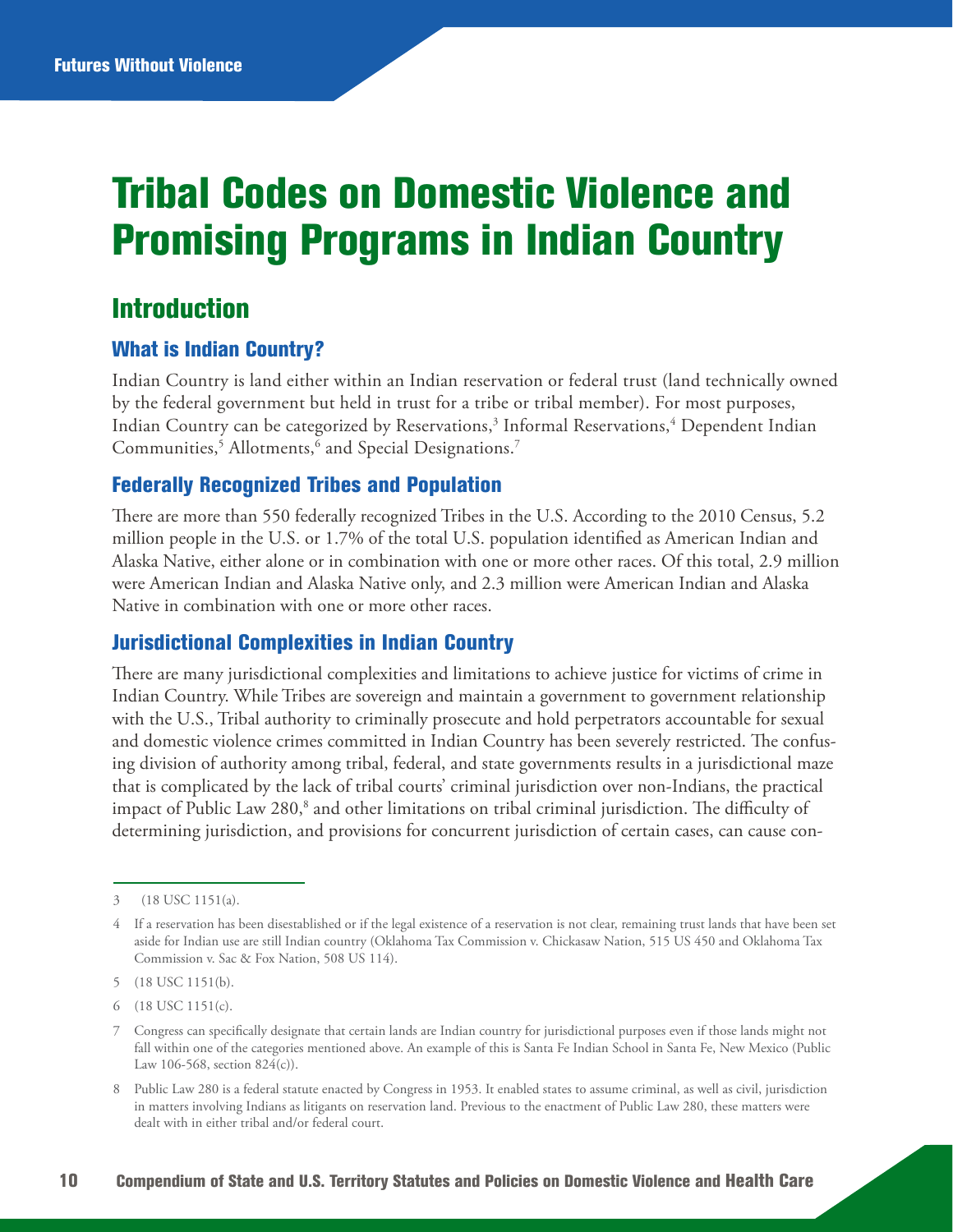# Tribal Codes on Domestic Violence and Promising Programs in Indian Country

## Introduction

### What is Indian Country?

Indian Country is land either within an Indian reservation or federal trust (land technically owned by the federal government but held in trust for a tribe or tribal member). For most purposes, Indian Country can be categorized by Reservations,[3] Informal Reservations,[4] Dependent Indian Communities,[5] Allotments,[6] and Special Designations.[7]

### Federally Recognized Tribes and Population

There are more than 550 federally recognized Tribes in the U.S. According to the 2010 Census, 5.2 million people in the U.S. or 1.7% of the total U.S. population identified as American Indian and Alaska Native, either alone or in combination with one or more other races. Of this total, 2.9 million were American Indian and Alaska Native only, and 2.3 million were American Indian and Alaska Native in combination with one or more other races.

### Jurisdictional Complexities in Indian Country

There are many jurisdictional complexities and limitations to achieve justice for victims of crime in Indian Country. While Tribes are sovereign and maintain a government to government relationship with the U.S., Tribal authority to criminally prosecute and hold perpetrators accountable for sexual and domestic violence crimes committed in Indian Country has been severely restricted. The confusing division of authority among tribal, federal, and state governments results in a jurisdictional maze that is complicated by the lack of tribal courts' criminal jurisdiction over non-Indians, the practical impact of Public Law 280,[8] and other limitations on tribal criminal jurisdiction. The difficulty of determining jurisdiction, and provisions for concurrent jurisdiction of certain cases, can cause con-

---

3 (18 USC 1151(a).

4 If a reservation has been disestablished or if the legal existence of a reservation is not clear, remaining trust lands that have been set aside for Indian use are still Indian country (Oklahoma Tax Commission v. Chickasaw Nation, 515 US 450 and Oklahoma Tax Commission v. Sac & Fox Nation, 508 US 114).

5 (18 USC 1151(b).

6 (18 USC 1151(c).

7 Congress can specifically designate that certain lands are Indian country for jurisdictional purposes even if those lands might not fall within one of the categories mentioned above. An example of this is Santa Fe Indian School in Santa Fe, New Mexico (Public Law 106-568, section 824(c)).

8 Public Law 280 is a federal statute enacted by Congress in 1953. It enabled states to assume criminal, as well as civil, jurisdiction in matters involving Indians as litigants on reservation land. Previous to the enactment of Public Law 280, these matters were dealt with in either tribal and/or federal court.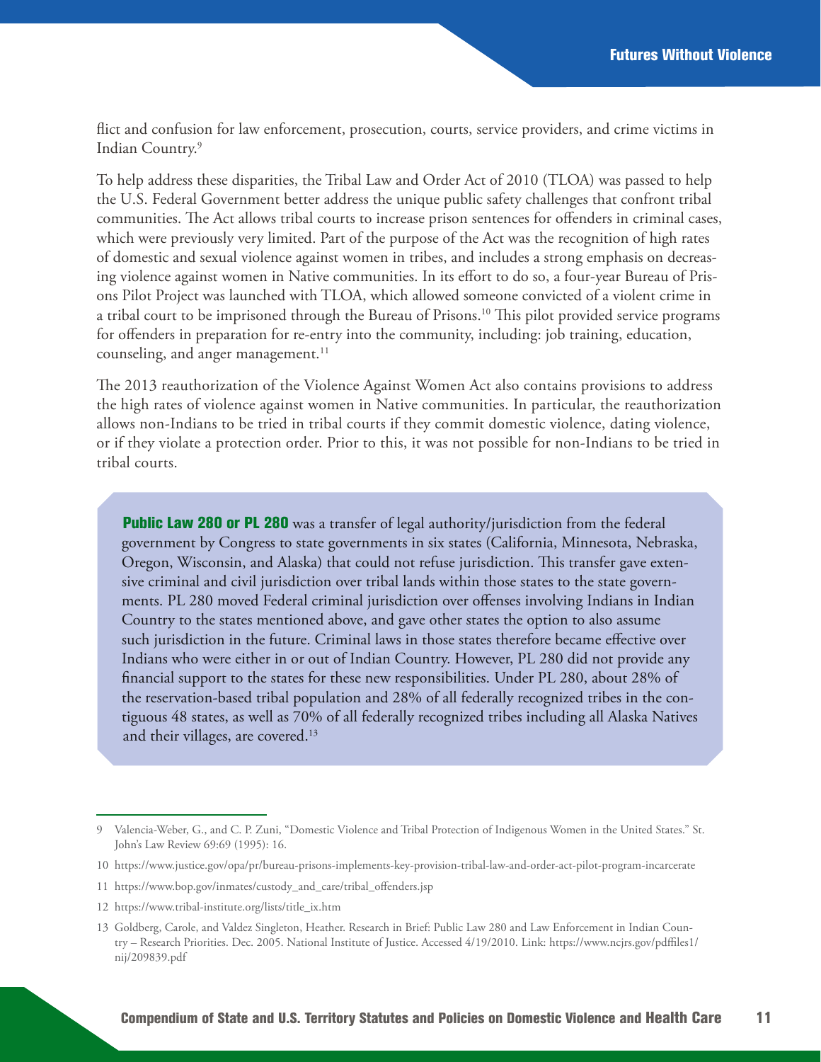flict and confusion for law enforcement, prosecution, courts, service providers, and crime victims in Indian Country.[9]

To help address these disparities, the Tribal Law and Order Act of 2010 (TLOA) was passed to help the U.S. Federal Government better address the unique public safety challenges that confront tribal communities. The Act allows tribal courts to increase prison sentences for offenders in criminal cases, which were previously very limited. Part of the purpose of the Act was the recognition of high rates of domestic and sexual violence against women in tribes, and includes a strong emphasis on decreasing violence against women in Native communities. In its effort to do so, a four-year Bureau of Prisons Pilot Project was launched with TLOA, which allowed someone convicted of a violent crime in a tribal court to be imprisoned through the Bureau of Prisons.[10] This pilot provided service programs for offenders in preparation for re-entry into the community, including: job training, education, counseling, and anger management.[11]

The 2013 reauthorization of the Violence Against Women Act also contains provisions to address the high rates of violence against women in Native communities. In particular, the reauthorization allows non-Indians to be tried in tribal courts if they commit domestic violence, dating violence, or if they violate a protection order. Prior to this, it was not possible for non-Indians to be tried in tribal courts.

**Public Law 280 or PL 280** was a transfer of legal authority/jurisdiction from the federal government by Congress to state governments in six states (California, Minnesota, Nebraska, Oregon, Wisconsin, and Alaska) that could not refuse jurisdiction. This transfer gave extensive criminal and civil jurisdiction over tribal lands within those states to the state governments. PL 280 moved Federal criminal jurisdiction over offenses involving Indians in Indian Country to the states mentioned above, and gave other states the option to also assume such jurisdiction in the future. Criminal laws in those states therefore became effective over Indians who were either in or out of Indian Country. However, PL 280 did not provide any financial support to the states for these new responsibilities. Under PL 280, about 28% of the reservation-based tribal population and 28% of all federally recognized tribes in the contiguous 48 states, as well as 70% of all federally recognized tribes including all Alaska Natives and their villages, are covered.[13]

---

9 Valencia-Weber, G., and C. P. Zuni, "Domestic Violence and Tribal Protection of Indigenous Women in the United States." St. John's Law Review 69:69 (1995): 16.

10 https://www.justice.gov/opa/pr/bureau-prisons-implements-key-provision-tribal-law-and-order-act-pilot-program-incarcerate

11 https://www.bop.gov/inmates/custody_and_care/tribal_offenders.jsp

12 https://www.tribal-institute.org/lists/title_ix.htm

13 Goldberg, Carole, and Valdez Singleton, Heather. Research in Brief: Public Law 280 and Law Enforcement in Indian Country – Research Priorities. Dec. 2005. National Institute of Justice. Accessed 4/19/2010. Link: https://www.ncjrs.gov/pdffiles1/nij/209839.pdf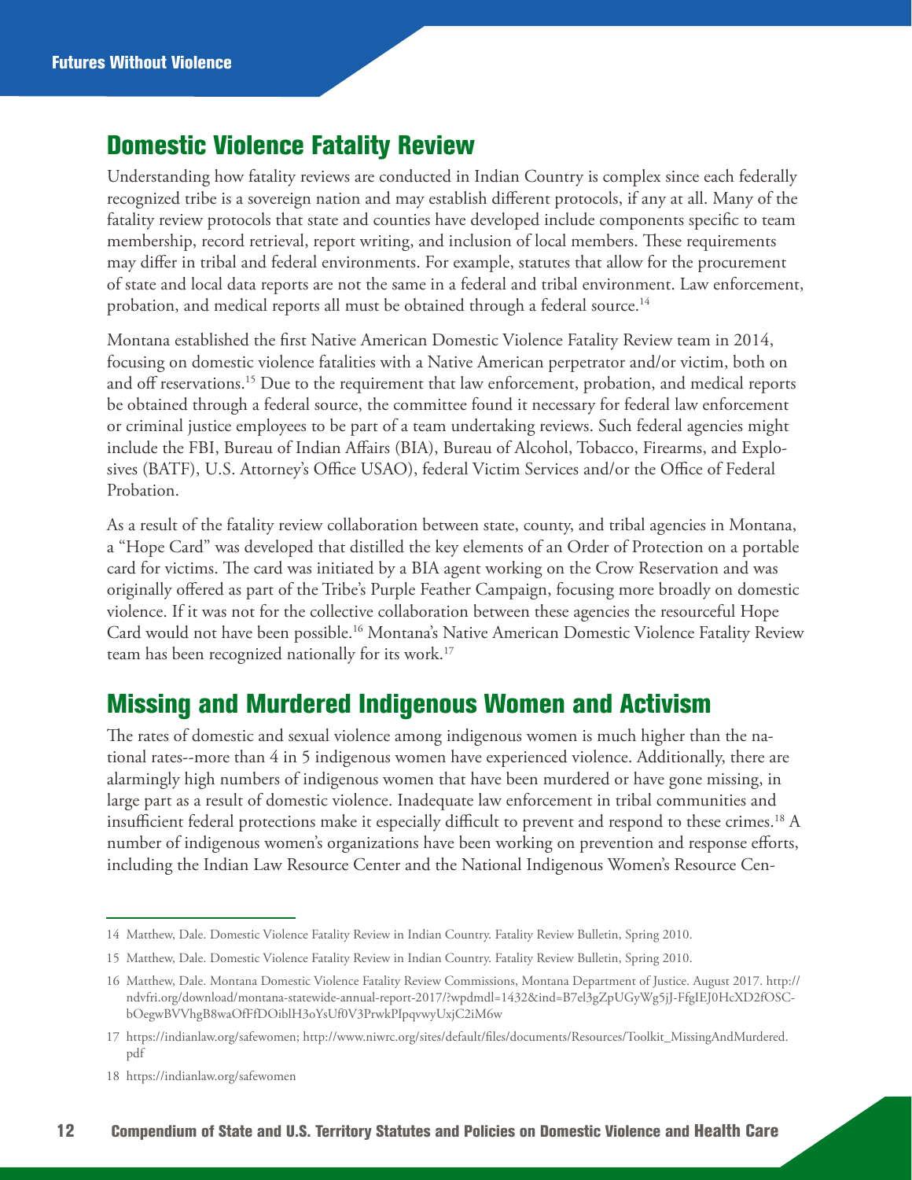## Domestic Violence Fatality Review

Understanding how fatality reviews are conducted in Indian Country is complex since each federally recognized tribe is a sovereign nation and may establish different protocols, if any at all. Many of the fatality review protocols that state and counties have developed include components specific to team membership, record retrieval, report writing, and inclusion of local members. These requirements may differ in tribal and federal environments. For example, statutes that allow for the procurement of state and local data reports are not the same in a federal and tribal environment. Law enforcement, probation, and medical reports all must be obtained through a federal source.[14]

Montana established the first Native American Domestic Violence Fatality Review team in 2014, focusing on domestic violence fatalities with a Native American perpetrator and/or victim, both on and off reservations.[15] Due to the requirement that law enforcement, probation, and medical reports be obtained through a federal source, the committee found it necessary for federal law enforcement or criminal justice employees to be part of a team undertaking reviews. Such federal agencies might include the FBI, Bureau of Indian Affairs (BIA), Bureau of Alcohol, Tobacco, Firearms, and Explosives (BATF), U.S. Attorney's Office USAO), federal Victim Services and/or the Office of Federal Probation.

As a result of the fatality review collaboration between state, county, and tribal agencies in Montana, a "Hope Card" was developed that distilled the key elements of an Order of Protection on a portable card for victims. The card was initiated by a BIA agent working on the Crow Reservation and was originally offered as part of the Tribe's Purple Feather Campaign, focusing more broadly on domestic violence. If it was not for the collective collaboration between these agencies the resourceful Hope Card would not have been possible.[16] Montana's Native American Domestic Violence Fatality Review team has been recognized nationally for its work.[17]

## Missing and Murdered Indigenous Women and Activism

The rates of domestic and sexual violence among indigenous women is much higher than the national rates--more than 4 in 5 indigenous women have experienced violence. Additionally, there are alarmingly high numbers of indigenous women that have been murdered or have gone missing, in large part as a result of domestic violence. Inadequate law enforcement in tribal communities and insufficient federal protections make it especially difficult to prevent and respond to these crimes.[18] A number of indigenous women's organizations have been working on prevention and response efforts, including the Indian Law Resource Center and the National Indigenous Women's Resource Cen-

---

14 Matthew, Dale. Domestic Violence Fatality Review in Indian Country. Fatality Review Bulletin, Spring 2010.

15 Matthew, Dale. Domestic Violence Fatality Review in Indian Country. Fatality Review Bulletin, Spring 2010.

16 Matthew, Dale. Montana Domestic Violence Fatality Review Commissions, Montana Department of Justice. August 2017. http://ndvfri.org/download/montana-statewide-annual-report-2017/?wpdmdl=1432&ind=B7el3gZpUGyWg5jJ-FfgIEJ0HcXD2fOSCbOegwBVVhgB8waOfFfDOiblH3oYsUf0V3PrwkPIpqvwyUxjC2iM6w

17 https://indianlaw.org/safewomen; http://www.niwrc.org/sites/default/files/documents/Resources/Toolkit_MissingAndMurdered.pdf

18 https://indianlaw.org/safewomen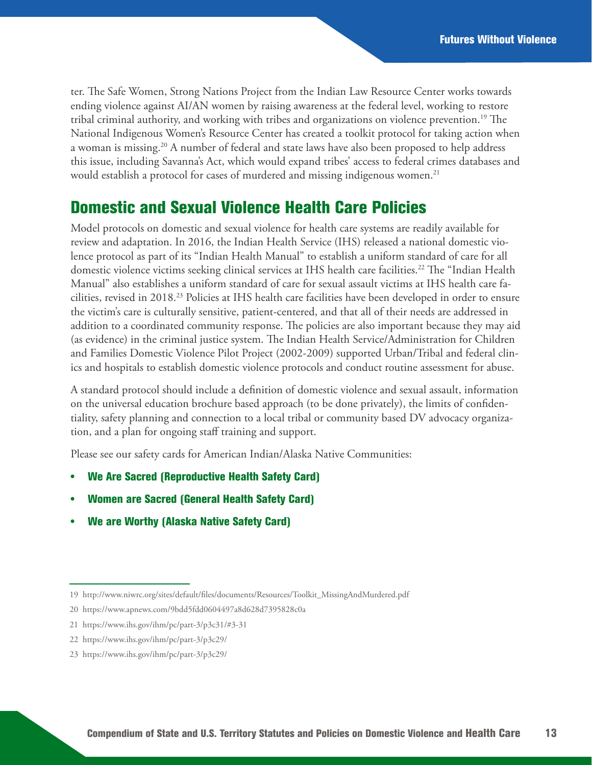ter. The Safe Women, Strong Nations Project from the Indian Law Resource Center works towards ending violence against AI/AN women by raising awareness at the federal level, working to restore tribal criminal authority, and working with tribes and organizations on violence prevention.[19] The National Indigenous Women's Resource Center has created a toolkit protocol for taking action when a woman is missing.[20] A number of federal and state laws have also been proposed to help address this issue, including Savanna's Act, which would expand tribes' access to federal crimes databases and would establish a protocol for cases of murdered and missing indigenous women.[21]

## Domestic and Sexual Violence Health Care Policies

Model protocols on domestic and sexual violence for health care systems are readily available for review and adaptation. In 2016, the Indian Health Service (IHS) released a national domestic violence protocol as part of its "Indian Health Manual" to establish a uniform standard of care for all domestic violence victims seeking clinical services at IHS health care facilities.[22] The "Indian Health Manual" also establishes a uniform standard of care for sexual assault victims at IHS health care facilities, revised in 2018.[23] Policies at IHS health care facilities have been developed in order to ensure the victim's care is culturally sensitive, patient-centered, and that all of their needs are addressed in addition to a coordinated community response. The policies are also important because they may aid (as evidence) in the criminal justice system. The Indian Health Service/Administration for Children and Families Domestic Violence Pilot Project (2002-2009) supported Urban/Tribal and federal clinics and hospitals to establish domestic violence protocols and conduct routine assessment for abuse.

A standard protocol should include a definition of domestic violence and sexual assault, information on the universal education brochure based approach (to be done privately), the limits of confidentiality, safety planning and connection to a local tribal or community based DV advocacy organization, and a plan for ongoing staff training and support.

Please see our safety cards for American Indian/Alaska Native Communities:

- **We Are Sacred (Reproductive Health Safety Card)**
- **Women are Sacred (General Health Safety Card)**
- **We are Worthy (Alaska Native Safety Card)**

---

19 http://www.niwrc.org/sites/default/files/documents/Resources/Toolkit_MissingAndMurdered.pdf

20 https://www.apnews.com/9bdd5fdd0604497a8d628d7395828c0a

21 https://www.ihs.gov/ihm/pc/part-3/p3c31/#3-31

22 https://www.ihs.gov/ihm/pc/part-3/p3c29/

23 https://www.ihs.gov/ihm/pc/part-3/p3c29/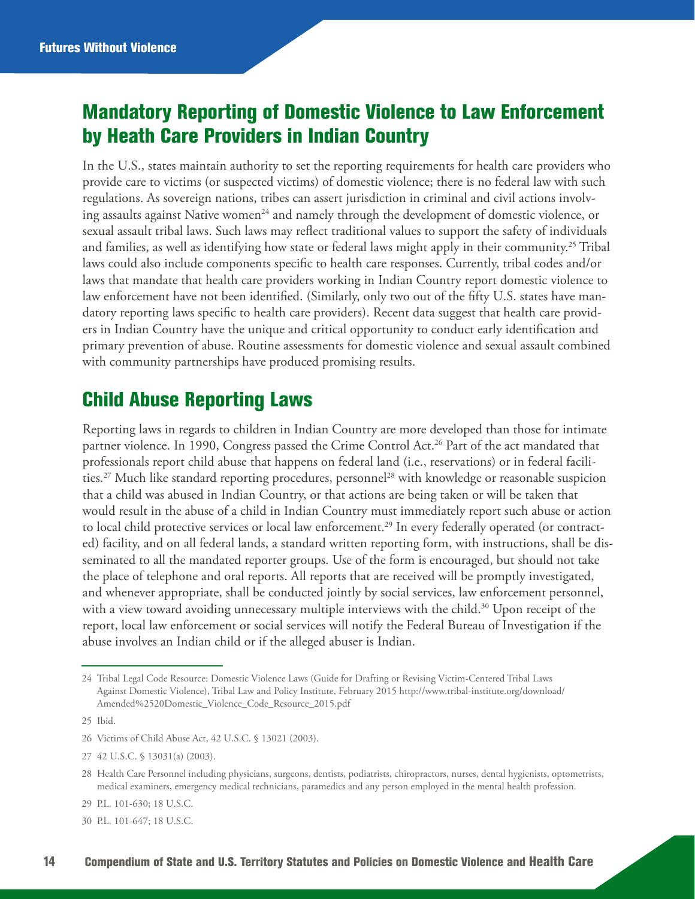## Mandatory Reporting of Domestic Violence to Law Enforcement by Heath Care Providers in Indian Country

In the U.S., states maintain authority to set the reporting requirements for health care providers who provide care to victims (or suspected victims) of domestic violence; there is no federal law with such regulations. As sovereign nations, tribes can assert jurisdiction in criminal and civil actions involving assaults against Native women[24] and namely through the development of domestic violence, or sexual assault tribal laws. Such laws may reflect traditional values to support the safety of individuals and families, as well as identifying how state or federal laws might apply in their community.[25] Tribal laws could also include components specific to health care responses. Currently, tribal codes and/or laws that mandate that health care providers working in Indian Country report domestic violence to law enforcement have not been identified. (Similarly, only two out of the fifty U.S. states have mandatory reporting laws specific to health care providers). Recent data suggest that health care providers in Indian Country have the unique and critical opportunity to conduct early identification and primary prevention of abuse. Routine assessments for domestic violence and sexual assault combined with community partnerships have produced promising results.

## Child Abuse Reporting Laws

Reporting laws in regards to children in Indian Country are more developed than those for intimate partner violence. In 1990, Congress passed the Crime Control Act.[26] Part of the act mandated that professionals report child abuse that happens on federal land (i.e., reservations) or in federal facilities.[27] Much like standard reporting procedures, personnel[28] with knowledge or reasonable suspicion that a child was abused in Indian Country, or that actions are being taken or will be taken that would result in the abuse of a child in Indian Country must immediately report such abuse or action to local child protective services or local law enforcement.[29] In every federally operated (or contracted) facility, and on all federal lands, a standard written reporting form, with instructions, shall be disseminated to all the mandated reporter groups. Use of the form is encouraged, but should not take the place of telephone and oral reports. All reports that are received will be promptly investigated, and whenever appropriate, shall be conducted jointly by social services, law enforcement personnel, with a view toward avoiding unnecessary multiple interviews with the child.[30] Upon receipt of the report, local law enforcement or social services will notify the Federal Bureau of Investigation if the abuse involves an Indian child or if the alleged abuser is Indian.

---

24 Tribal Legal Code Resource: Domestic Violence Laws (Guide for Drafting or Revising Victim-Centered Tribal Laws Against Domestic Violence), Tribal Law and Policy Institute, February 2015 http://www.tribal-institute.org/download/Amended%2520Domestic_Violence_Code_Resource_2015.pdf

25 Ibid.

26 Victims of Child Abuse Act, 42 U.S.C. § 13021 (2003).

27 42 U.S.C. § 13031(a) (2003).

28 Health Care Personnel including physicians, surgeons, dentists, podiatrists, chiropractors, nurses, dental hygienists, optometrists, medical examiners, emergency medical technicians, paramedics and any person employed in the mental health profession.

29 P.L. 101-630; 18 U.S.C.

30 P.L. 101-647; 18 U.S.C.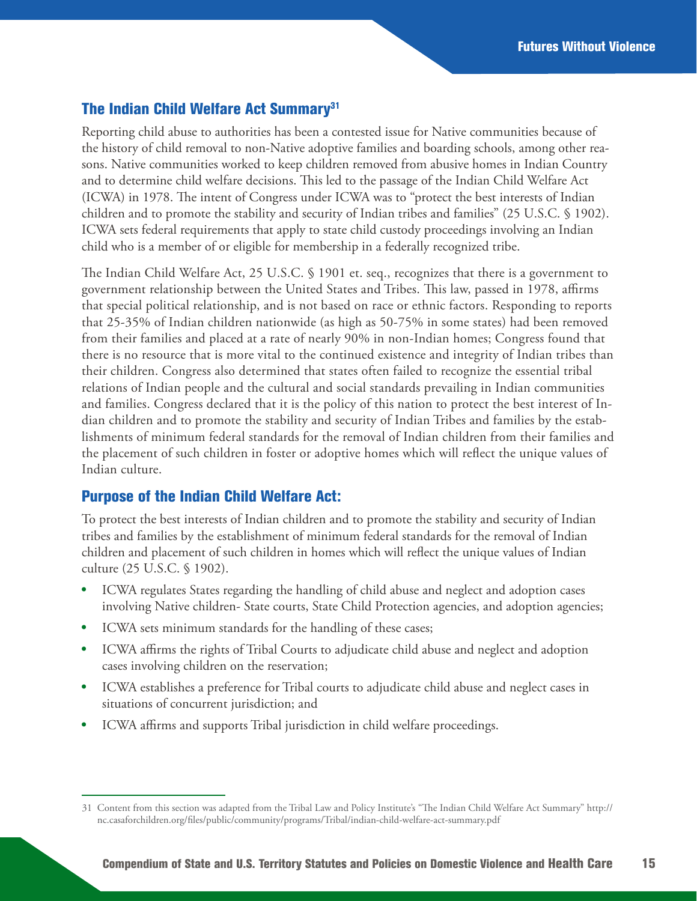## The Indian Child Welfare Act Summary[31]

Reporting child abuse to authorities has been a contested issue for Native communities because of the history of child removal to non-Native adoptive families and boarding schools, among other reasons. Native communities worked to keep children removed from abusive homes in Indian Country and to determine child welfare decisions. This led to the passage of the Indian Child Welfare Act (ICWA) in 1978. The intent of Congress under ICWA was to "protect the best interests of Indian children and to promote the stability and security of Indian tribes and families" (25 U.S.C. § 1902). ICWA sets federal requirements that apply to state child custody proceedings involving an Indian child who is a member of or eligible for membership in a federally recognized tribe.

The Indian Child Welfare Act, 25 U.S.C. § 1901 et. seq., recognizes that there is a government to government relationship between the United States and Tribes. This law, passed in 1978, affirms that special political relationship, and is not based on race or ethnic factors. Responding to reports that 25-35% of Indian children nationwide (as high as 50-75% in some states) had been removed from their families and placed at a rate of nearly 90% in non-Indian homes; Congress found that there is no resource that is more vital to the continued existence and integrity of Indian tribes than their children. Congress also determined that states often failed to recognize the essential tribal relations of Indian people and the cultural and social standards prevailing in Indian communities and families. Congress declared that it is the policy of this nation to protect the best interest of Indian children and to promote the stability and security of Indian Tribes and families by the establishments of minimum federal standards for the removal of Indian children from their families and the placement of such children in foster or adoptive homes which will reflect the unique values of Indian culture.

## Purpose of the Indian Child Welfare Act:

To protect the best interests of Indian children and to promote the stability and security of Indian tribes and families by the establishment of minimum federal standards for the removal of Indian children and placement of such children in homes which will reflect the unique values of Indian culture (25 U.S.C. § 1902).

- ICWA regulates States regarding the handling of child abuse and neglect and adoption cases involving Native children- State courts, State Child Protection agencies, and adoption agencies;
- ICWA sets minimum standards for the handling of these cases;
- ICWA affirms the rights of Tribal Courts to adjudicate child abuse and neglect and adoption cases involving children on the reservation;
- ICWA establishes a preference for Tribal courts to adjudicate child abuse and neglect cases in situations of concurrent jurisdiction; and
- ICWA affirms and supports Tribal jurisdiction in child welfare proceedings.

---

31 Content from this section was adapted from the Tribal Law and Policy Institute's "The Indian Child Welfare Act Summary" http://nc.casaforchildren.org/files/public/community/programs/Tribal/indian-child-welfare-act-summary.pdf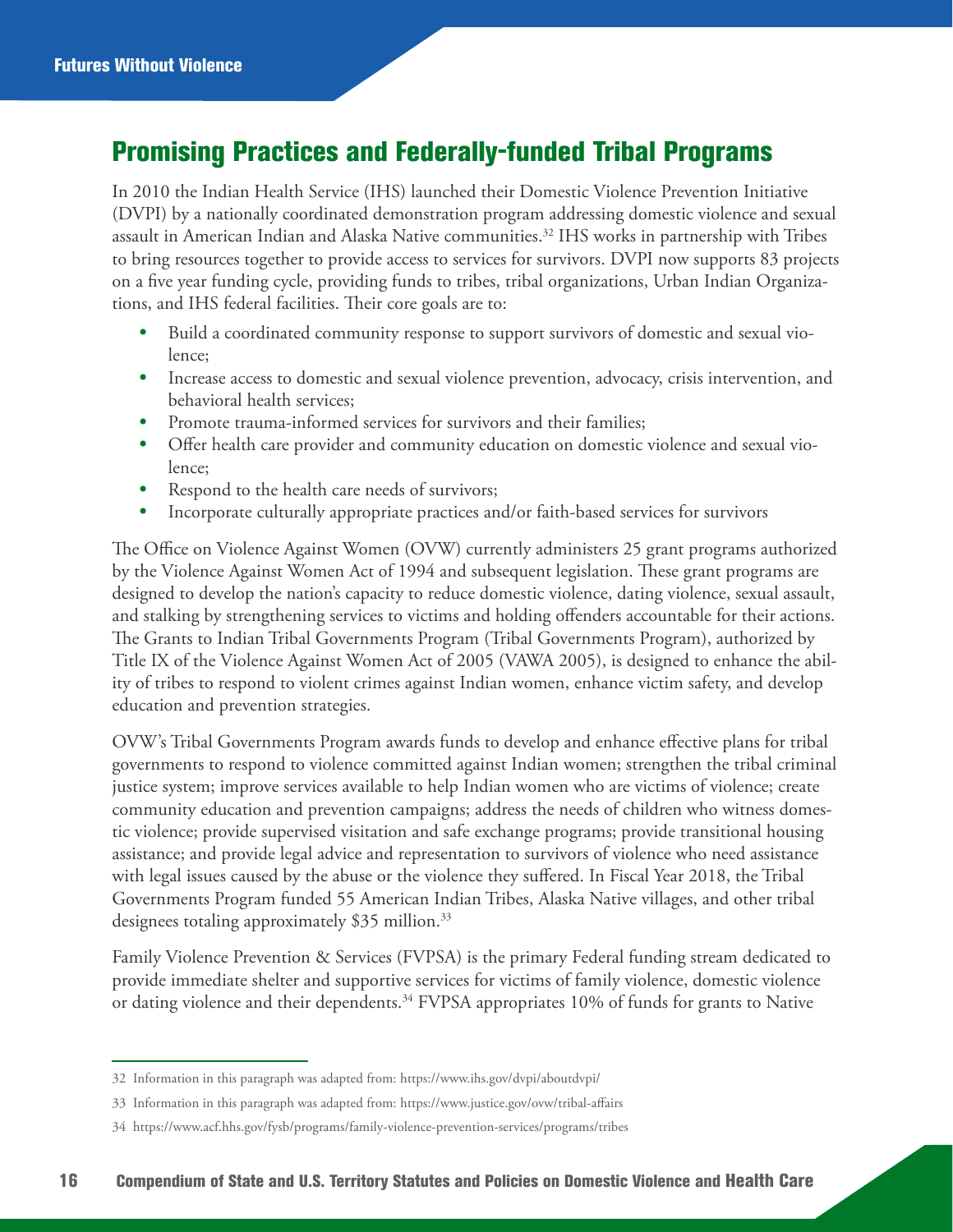## Promising Practices and Federally-funded Tribal Programs

In 2010 the Indian Health Service (IHS) launched their Domestic Violence Prevention Initiative (DVPI) by a nationally coordinated demonstration program addressing domestic violence and sexual assault in American Indian and Alaska Native communities.[32] IHS works in partnership with Tribes to bring resources together to provide access to services for survivors. DVPI now supports 83 projects on a five year funding cycle, providing funds to tribes, tribal organizations, Urban Indian Organizations, and IHS federal facilities. Their core goals are to:

- Build a coordinated community response to support survivors of domestic and sexual violence;
- Increase access to domestic and sexual violence prevention, advocacy, crisis intervention, and behavioral health services;
- Promote trauma-informed services for survivors and their families;
- Offer health care provider and community education on domestic violence and sexual violence;
- Respond to the health care needs of survivors;
- Incorporate culturally appropriate practices and/or faith-based services for survivors

The Office on Violence Against Women (OVW) currently administers 25 grant programs authorized by the Violence Against Women Act of 1994 and subsequent legislation. These grant programs are designed to develop the nation's capacity to reduce domestic violence, dating violence, sexual assault, and stalking by strengthening services to victims and holding offenders accountable for their actions. The Grants to Indian Tribal Governments Program (Tribal Governments Program), authorized by Title IX of the Violence Against Women Act of 2005 (VAWA 2005), is designed to enhance the ability of tribes to respond to violent crimes against Indian women, enhance victim safety, and develop education and prevention strategies.

OVW's Tribal Governments Program awards funds to develop and enhance effective plans for tribal governments to respond to violence committed against Indian women; strengthen the tribal criminal justice system; improve services available to help Indian women who are victims of violence; create community education and prevention campaigns; address the needs of children who witness domestic violence; provide supervised visitation and safe exchange programs; provide transitional housing assistance; and provide legal advice and representation to survivors of violence who need assistance with legal issues caused by the abuse or the violence they suffered. In Fiscal Year 2018, the Tribal Governments Program funded 55 American Indian Tribes, Alaska Native villages, and other tribal designees totaling approximately $35 million.[33]

Family Violence Prevention & Services (FVPSA) is the primary Federal funding stream dedicated to provide immediate shelter and supportive services for victims of family violence, domestic violence or dating violence and their dependents.[34] FVPSA appropriates 10% of funds for grants to Native

---

32 Information in this paragraph was adapted from: https://www.ihs.gov/dvpi/aboutdvpi/

33 Information in this paragraph was adapted from: https://www.justice.gov/ovw/tribal-affairs

34 https://www.acf.hhs.gov/fysb/programs/family-violence-prevention-services/programs/tribes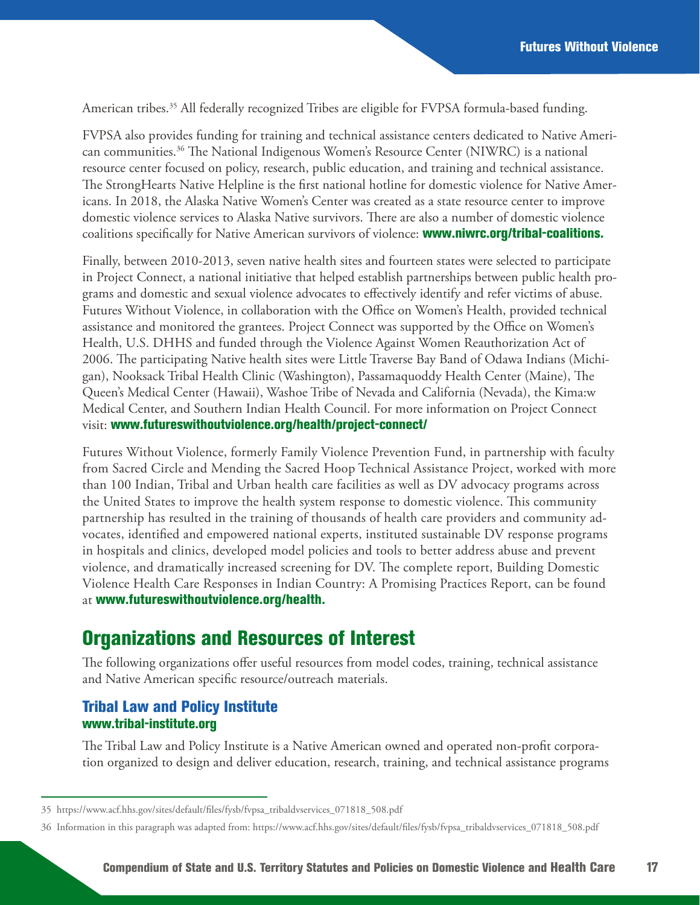American tribes.[35] All federally recognized Tribes are eligible for FVPSA formula-based funding.

FVPSA also provides funding for training and technical assistance centers dedicated to Native American communities.[36] The National Indigenous Women's Resource Center (NIWRC) is a national resource center focused on policy, research, public education, and training and technical assistance. The StrongHearts Native Helpline is the first national hotline for domestic violence for Native Americans. In 2018, the Alaska Native Women's Center was created as a state resource center to improve domestic violence services to Alaska Native survivors. There are also a number of domestic violence coalitions specifically for Native American survivors of violence: **www.niwrc.org/tribal-coalitions.**

Finally, between 2010-2013, seven native health sites and fourteen states were selected to participate in Project Connect, a national initiative that helped establish partnerships between public health programs and domestic and sexual violence advocates to effectively identify and refer victims of abuse. Futures Without Violence, in collaboration with the Office on Women's Health, provided technical assistance and monitored the grantees. Project Connect was supported by the Office on Women's Health, U.S. DHHS and funded through the Violence Against Women Reauthorization Act of 2006. The participating Native health sites were Little Traverse Bay Band of Odawa Indians (Michigan), Nooksack Tribal Health Clinic (Washington), Passamaquoddy Health Center (Maine), The Queen's Medical Center (Hawaii), Washoe Tribe of Nevada and California (Nevada), the Kima:w Medical Center, and Southern Indian Health Council. For more information on Project Connect visit: **www.futureswithoutviolence.org/health/project-connect/**

Futures Without Violence, formerly Family Violence Prevention Fund, in partnership with faculty from Sacred Circle and Mending the Sacred Hoop Technical Assistance Project, worked with more than 100 Indian, Tribal and Urban health care facilities as well as DV advocacy programs across the United States to improve the health system response to domestic violence. This community partnership has resulted in the training of thousands of health care providers and community advocates, identified and empowered national experts, instituted sustainable DV response programs in hospitals and clinics, developed model policies and tools to better address abuse and prevent violence, and dramatically increased screening for DV. The complete report, Building Domestic Violence Health Care Responses in Indian Country: A Promising Practices Report, can be found at **www.futureswithoutviolence.org/health.**

## Organizations and Resources of Interest

The following organizations offer useful resources from model codes, training, technical assistance and Native American specific resource/outreach materials.

### Tribal Law and Policy Institute
**www.tribal-institute.org**

The Tribal Law and Policy Institute is a Native American owned and operated non-profit corporation organized to design and deliver education, research, training, and technical assistance programs

---

35 https://www.acf.hhs.gov/sites/default/files/fysb/fvpsa_tribaldvservices_071818_508.pdf

36 Information in this paragraph was adapted from: https://www.acf.hhs.gov/sites/default/files/fysb/fvpsa_tribaldvservices_071818_508.pdf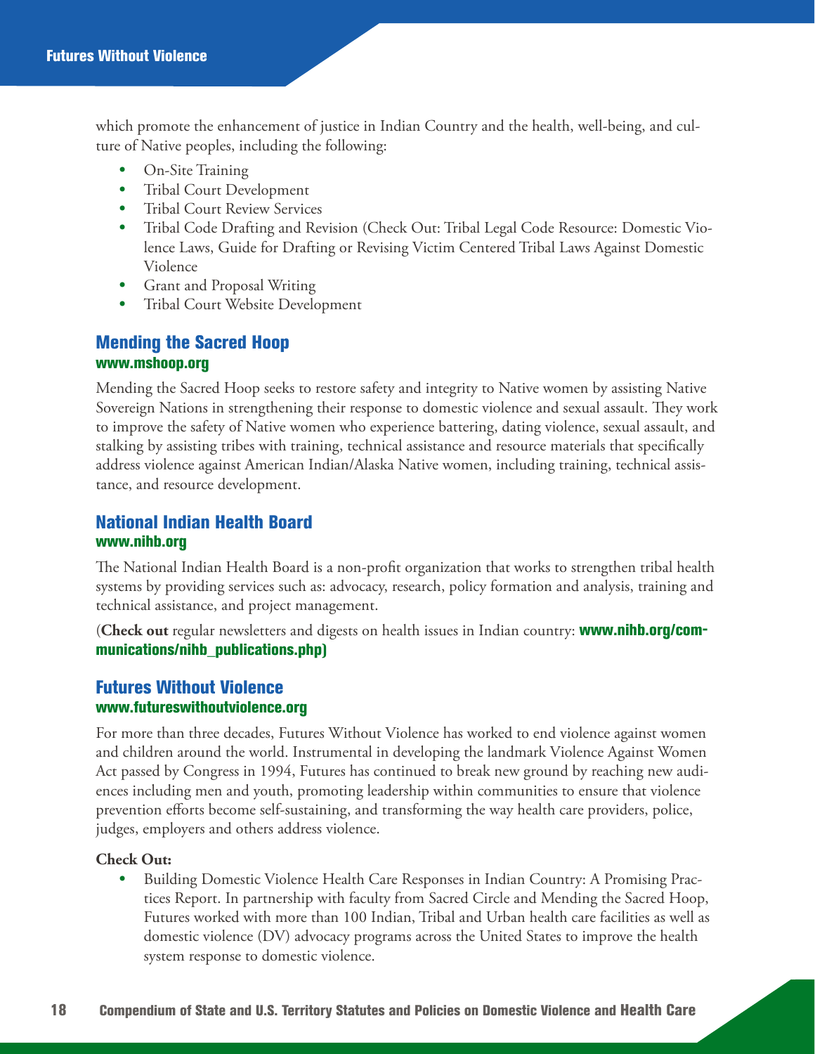which promote the enhancement of justice in Indian Country and the health, well-being, and culture of Native peoples, including the following:

- On-Site Training
- Tribal Court Development
- Tribal Court Review Services
- Tribal Code Drafting and Revision (Check Out: Tribal Legal Code Resource: Domestic Violence Laws, Guide for Drafting or Revising Victim Centered Tribal Laws Against Domestic Violence
- Grant and Proposal Writing
- Tribal Court Website Development

## Mending the Sacred Hoop

**www.mshoop.org**

Mending the Sacred Hoop seeks to restore safety and integrity to Native women by assisting Native Sovereign Nations in strengthening their response to domestic violence and sexual assault. They work to improve the safety of Native women who experience battering, dating violence, sexual assault, and stalking by assisting tribes with training, technical assistance and resource materials that specifically address violence against American Indian/Alaska Native women, including training, technical assistance, and resource development.

## National Indian Health Board

**www.nihb.org**

The National Indian Health Board is a non-profit organization that works to strengthen tribal health systems by providing services such as: advocacy, research, policy formation and analysis, training and technical assistance, and project management.

(**Check out** regular newsletters and digests on health issues in Indian country: **www.nihb.org/communications/nihb_publications.php)**

## Futures Without Violence

**www.futureswithoutviolence.org**

For more than three decades, Futures Without Violence has worked to end violence against women and children around the world. Instrumental in developing the landmark Violence Against Women Act passed by Congress in 1994, Futures has continued to break new ground by reaching new audiences including men and youth, promoting leadership within communities to ensure that violence prevention efforts become self-sustaining, and transforming the way health care providers, police, judges, employers and others address violence.

**Check Out:**

- Building Domestic Violence Health Care Responses in Indian Country: A Promising Practices Report. In partnership with faculty from Sacred Circle and Mending the Sacred Hoop, Futures worked with more than 100 Indian, Tribal and Urban health care facilities as well as domestic violence (DV) advocacy programs across the United States to improve the health system response to domestic violence.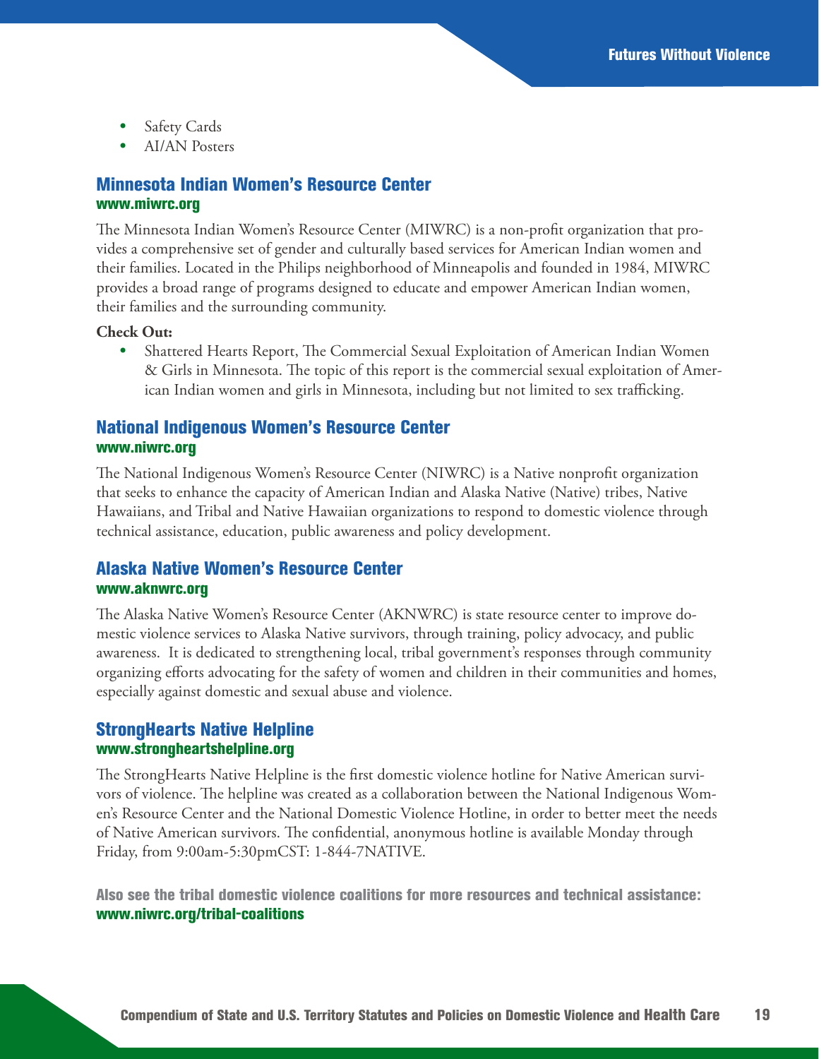- Safety Cards
- AI/AN Posters

## Minnesota Indian Women's Resource Center

**www.miwrc.org**

The Minnesota Indian Women's Resource Center (MIWRC) is a non-profit organization that provides a comprehensive set of gender and culturally based services for American Indian women and their families. Located in the Philips neighborhood of Minneapolis and founded in 1984, MIWRC provides a broad range of programs designed to educate and empower American Indian women, their families and the surrounding community.

**Check Out:**

- Shattered Hearts Report, The Commercial Sexual Exploitation of American Indian Women & Girls in Minnesota. The topic of this report is the commercial sexual exploitation of American Indian women and girls in Minnesota, including but not limited to sex trafficking.

## National Indigenous Women's Resource Center

**www.niwrc.org**

The National Indigenous Women's Resource Center (NIWRC) is a Native nonprofit organization that seeks to enhance the capacity of American Indian and Alaska Native (Native) tribes, Native Hawaiians, and Tribal and Native Hawaiian organizations to respond to domestic violence through technical assistance, education, public awareness and policy development.

## Alaska Native Women's Resource Center

**www.aknwrc.org**

The Alaska Native Women's Resource Center (AKNWRC) is state resource center to improve domestic violence services to Alaska Native survivors, through training, policy advocacy, and public awareness. It is dedicated to strengthening local, tribal government's responses through community organizing efforts advocating for the safety of women and children in their communities and homes, especially against domestic and sexual abuse and violence.

## StrongHearts Native Helpline

**www.strongheartshelpline.org**

The StrongHearts Native Helpline is the first domestic violence hotline for Native American survivors of violence. The helpline was created as a collaboration between the National Indigenous Women's Resource Center and the National Domestic Violence Hotline, in order to better meet the needs of Native American survivors. The confidential, anonymous hotline is available Monday through Friday, from 9:00am-5:30pmCST: 1-844-7NATIVE.

**Also see the tribal domestic violence coalitions for more resources and technical assistance: www.niwrc.org/tribal-coalitions**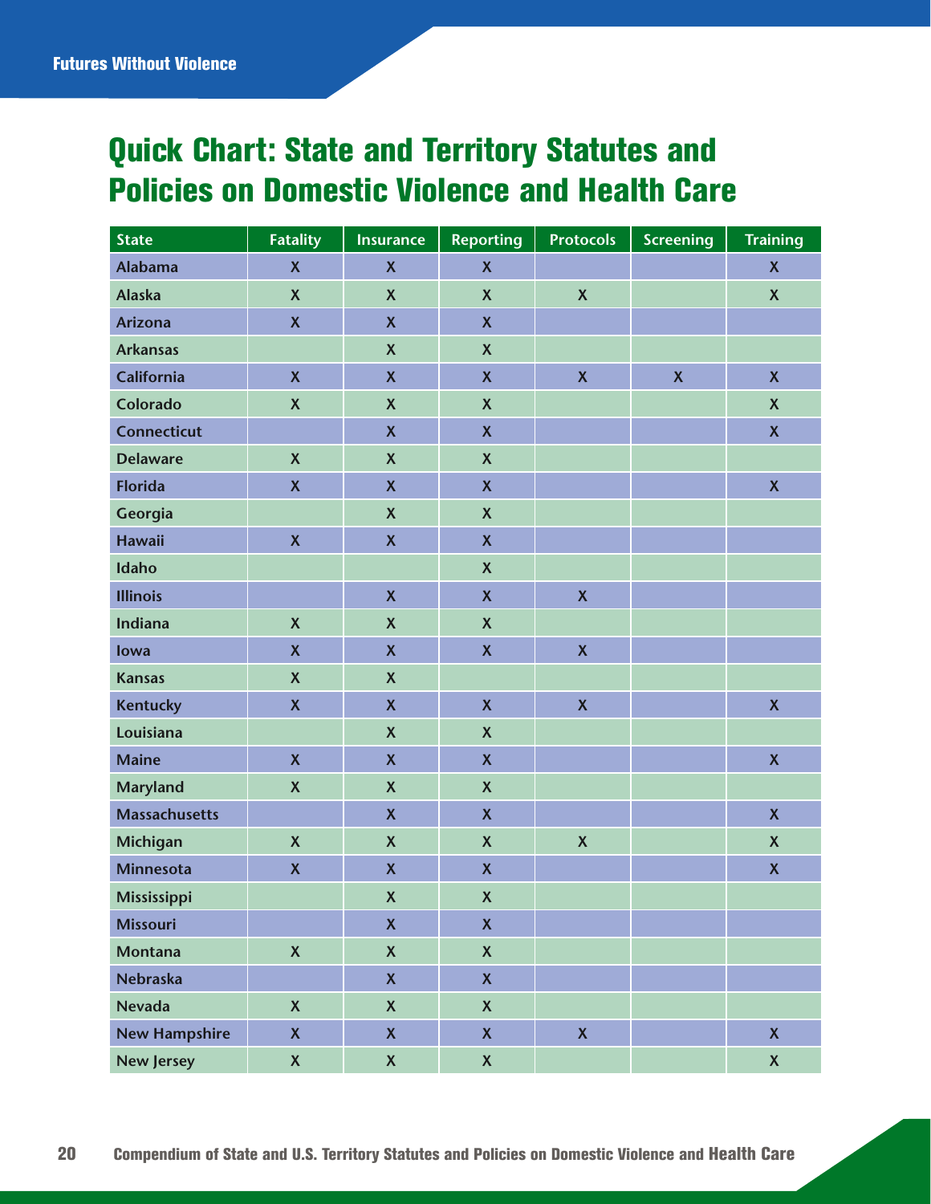# Quick Chart: State and Territory Statutes and Policies on Domestic Violence and Health Care

| State | Fatality | Insurance | Reporting | Protocols | Screening | Training |
|---|---|---|---|---|---|---|
| Alabama | X | X | X | | | X |
| Alaska | X | X | X | X | | X |
| Arizona | X | X | X | | | |
| Arkansas | | X | X | | | |
| California | X | X | X | X | X | X |
| Colorado | X | X | X | | | X |
| Connecticut | | X | X | | | X |
| Delaware | X | X | X | | | |
| Florida | X | X | X | | | X |
| Georgia | | X | X | | | |
| Hawaii | X | X | X | | | |
| Idaho | | | X | | | |
| Illinois | | X | X | X | | |
| Indiana | X | X | X | | | |
| Iowa | X | X | X | X | | |
| Kansas | X | X | | | | |
| Kentucky | X | X | X | X | | X |
| Louisiana | | X | X | | | |
| Maine | X | X | X | | | X |
| Maryland | X | X | X | | | |
| Massachusetts | | X | X | | | X |
| Michigan | X | X | X | X | | X |
| Minnesota | X | X | X | | | X |
| Mississippi | | X | X | | | |
| Missouri | | X | X | | | |
| Montana | X | X | X | | | |
| Nebraska | | X | X | | | |
| Nevada | X | X | X | | | |
| New Hampshire | X | X | X | X | | X |
| New Jersey | X | X | X | | | X |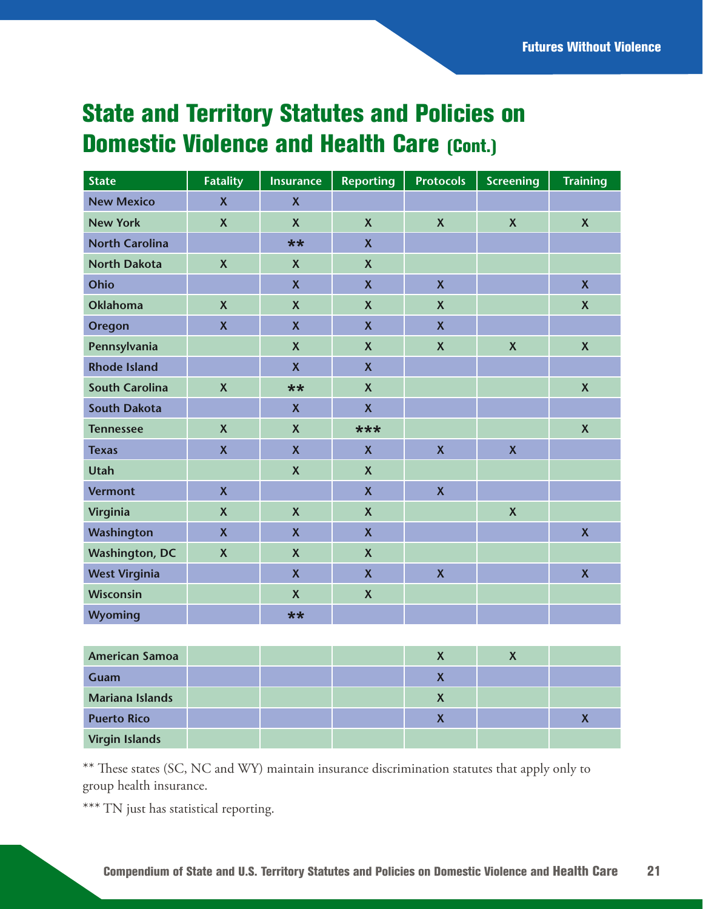# State and Territory Statutes and Policies on Domestic Violence and Health Care (Cont.)

| State | Fatality | Insurance | Reporting | Protocols | Screening | Training |
|---|---|---|---|---|---|---|
| New Mexico | X | X | | | | |
| New York | X | X | X | X | X | X |
| North Carolina | | ** | X | | | |
| North Dakota | X | X | X | | | |
| Ohio | | X | X | X | | X |
| Oklahoma | X | X | X | X | | X |
| Oregon | X | X | X | X | | |
| Pennsylvania | | X | X | X | X | X |
| Rhode Island | | X | X | | | |
| South Carolina | X | ** | X | | | X |
| South Dakota | | X | X | | | |
| Tennessee | X | X | *** | | | X |
| Texas | X | X | X | X | X | |
| Utah | | X | X | | | |
| Vermont | X | | X | X | | |
| Virginia | X | X | X | | X | |
| Washington | X | X | X | | | X |
| Washington, DC | X | X | X | | | |
| West Virginia | | X | X | X | | X |
| Wisconsin | | X | X | | | |
| Wyoming | | ** | | | | |
| | | | | | | |
| American Samoa | | | | X | X | |
| Guam | | | | X | | |
| Mariana Islands | | | | X | | |
| Puerto Rico | | | | X | | X |
| Virgin Islands | | | | | | |

** These states (SC, NC and WY) maintain insurance discrimination statutes that apply only to group health insurance.

*** TN just has statistical reporting.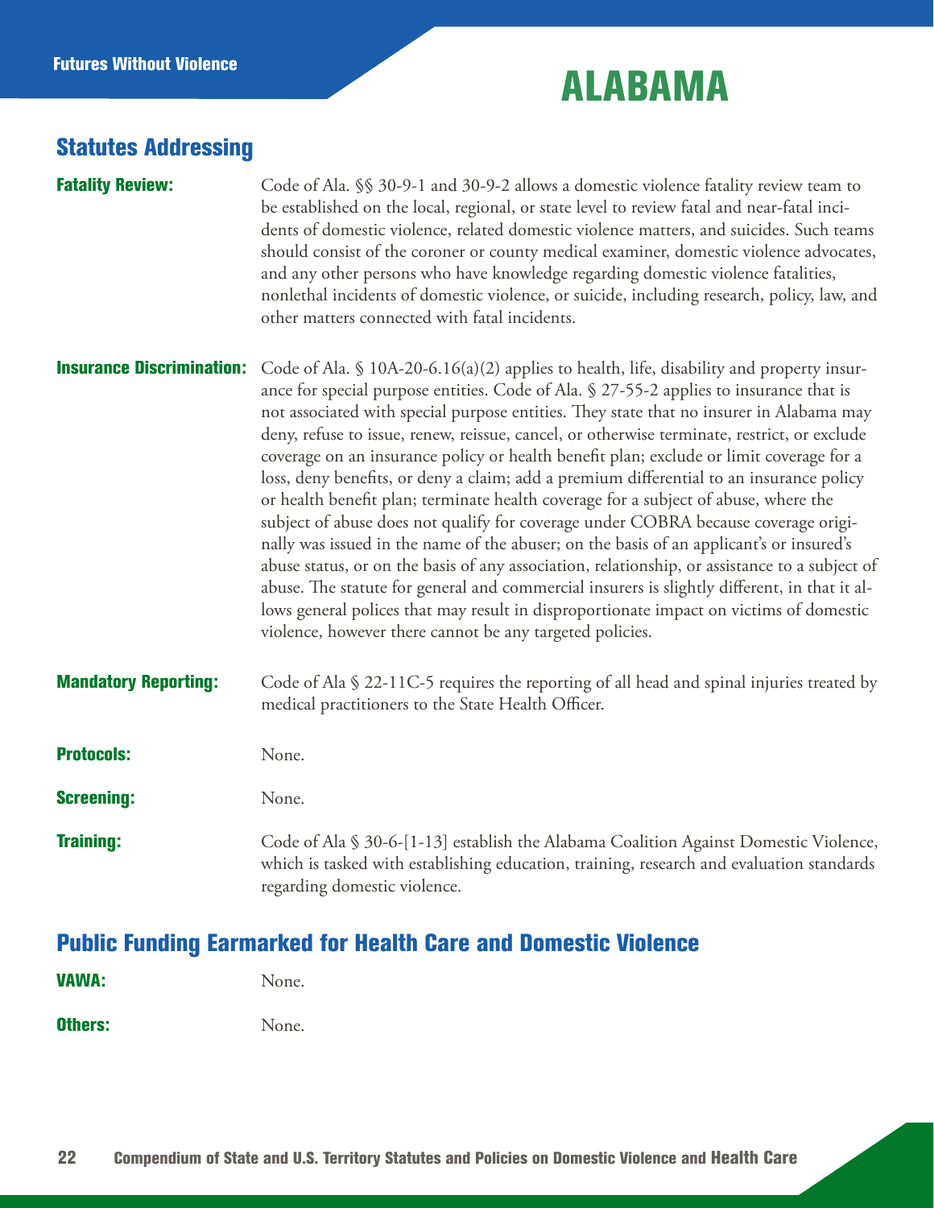# ALABAMA

## Statutes Addressing

**Fatality Review:** Code of Ala. §§ 30-9-1 and 30-9-2 allows a domestic violence fatality review team to be established on the local, regional, or state level to review fatal and near-fatal incidents of domestic violence, related domestic violence matters, and suicides. Such teams should consist of the coroner or county medical examiner, domestic violence advocates, and any other persons who have knowledge regarding domestic violence fatalities, nonlethal incidents of domestic violence, or suicide, including research, policy, law, and other matters connected with fatal incidents.

**Insurance Discrimination:** Code of Ala. § 10A-20-6.16(a)(2) applies to health, life, disability and property insurance for special purpose entities. Code of Ala. § 27-55-2 applies to insurance that is not associated with special purpose entities. They state that no insurer in Alabama may deny, refuse to issue, renew, reissue, cancel, or otherwise terminate, restrict, or exclude coverage on an insurance policy or health benefit plan; exclude or limit coverage for a loss, deny benefits, or deny a claim; add a premium differential to an insurance policy or health benefit plan; terminate health coverage for a subject of abuse, where the subject of abuse does not qualify for coverage under COBRA because coverage originally was issued in the name of the abuser; on the basis of an applicant's or insured's abuse status, or on the basis of any association, relationship, or assistance to a subject of abuse. The statute for general and commercial insurers is slightly different, in that it allows general polices that may result in disproportionate impact on victims of domestic violence, however there cannot be any targeted policies.

**Mandatory Reporting:** Code of Ala § 22-11C-5 requires the reporting of all head and spinal injuries treated by medical practitioners to the State Health Officer.

**Protocols:** None.

**Screening:** None.

**Training:** Code of Ala § 30-6-[1-13] establish the Alabama Coalition Against Domestic Violence, which is tasked with establishing education, training, research and evaluation standards regarding domestic violence.

## Public Funding Earmarked for Health Care and Domestic Violence

**VAWA:** None.

**Others:** None.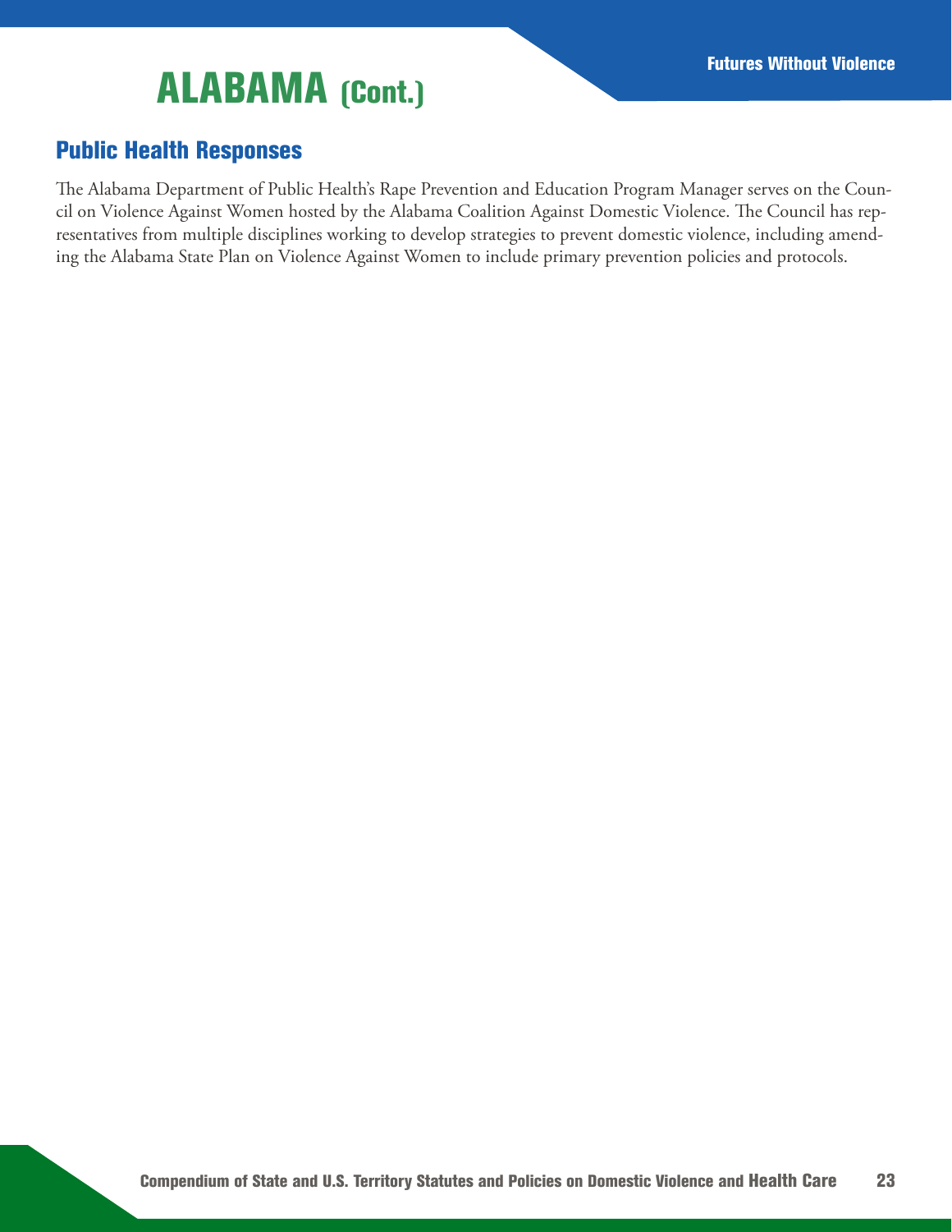# ALABAMA (Cont.)

## Public Health Responses

The Alabama Department of Public Health's Rape Prevention and Education Program Manager serves on the Council on Violence Against Women hosted by the Alabama Coalition Against Domestic Violence. The Council has representatives from multiple disciplines working to develop strategies to prevent domestic violence, including amending the Alabama State Plan on Violence Against Women to include primary prevention policies and protocols.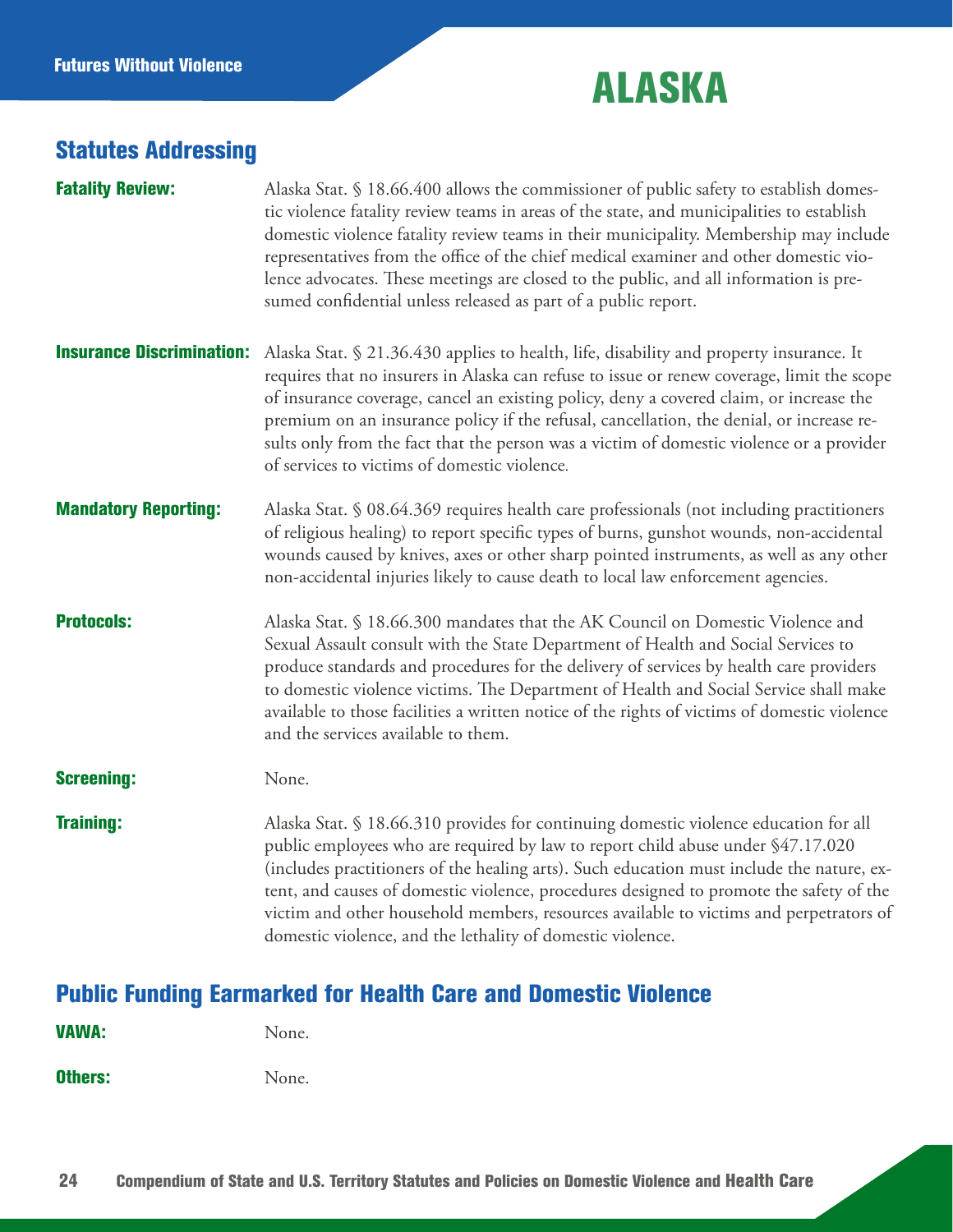# ALASKA

## Statutes Addressing

**Fatality Review:** Alaska Stat. § 18.66.400 allows the commissioner of public safety to establish domestic violence fatality review teams in areas of the state, and municipalities to establish domestic violence fatality review teams in their municipality. Membership may include representatives from the office of the chief medical examiner and other domestic violence advocates. These meetings are closed to the public, and all information is presumed confidential unless released as part of a public report.

**Insurance Discrimination:** Alaska Stat. § 21.36.430 applies to health, life, disability and property insurance. It requires that no insurers in Alaska can refuse to issue or renew coverage, limit the scope of insurance coverage, cancel an existing policy, deny a covered claim, or increase the premium on an insurance policy if the refusal, cancellation, the denial, or increase results only from the fact that the person was a victim of domestic violence or a provider of services to victims of domestic violence.

**Mandatory Reporting:** Alaska Stat. § 08.64.369 requires health care professionals (not including practitioners of religious healing) to report specific types of burns, gunshot wounds, non-accidental wounds caused by knives, axes or other sharp pointed instruments, as well as any other non-accidental injuries likely to cause death to local law enforcement agencies.

**Protocols:** Alaska Stat. § 18.66.300 mandates that the AK Council on Domestic Violence and Sexual Assault consult with the State Department of Health and Social Services to produce standards and procedures for the delivery of services by health care providers to domestic violence victims. The Department of Health and Social Service shall make available to those facilities a written notice of the rights of victims of domestic violence and the services available to them.

**Screening:** None.

**Training:** Alaska Stat. § 18.66.310 provides for continuing domestic violence education for all public employees who are required by law to report child abuse under §47.17.020 (includes practitioners of the healing arts). Such education must include the nature, extent, and causes of domestic violence, procedures designed to promote the safety of the victim and other household members, resources available to victims and perpetrators of domestic violence, and the lethality of domestic violence.

## Public Funding Earmarked for Health Care and Domestic Violence

**VAWA:** None.

**Others:** None.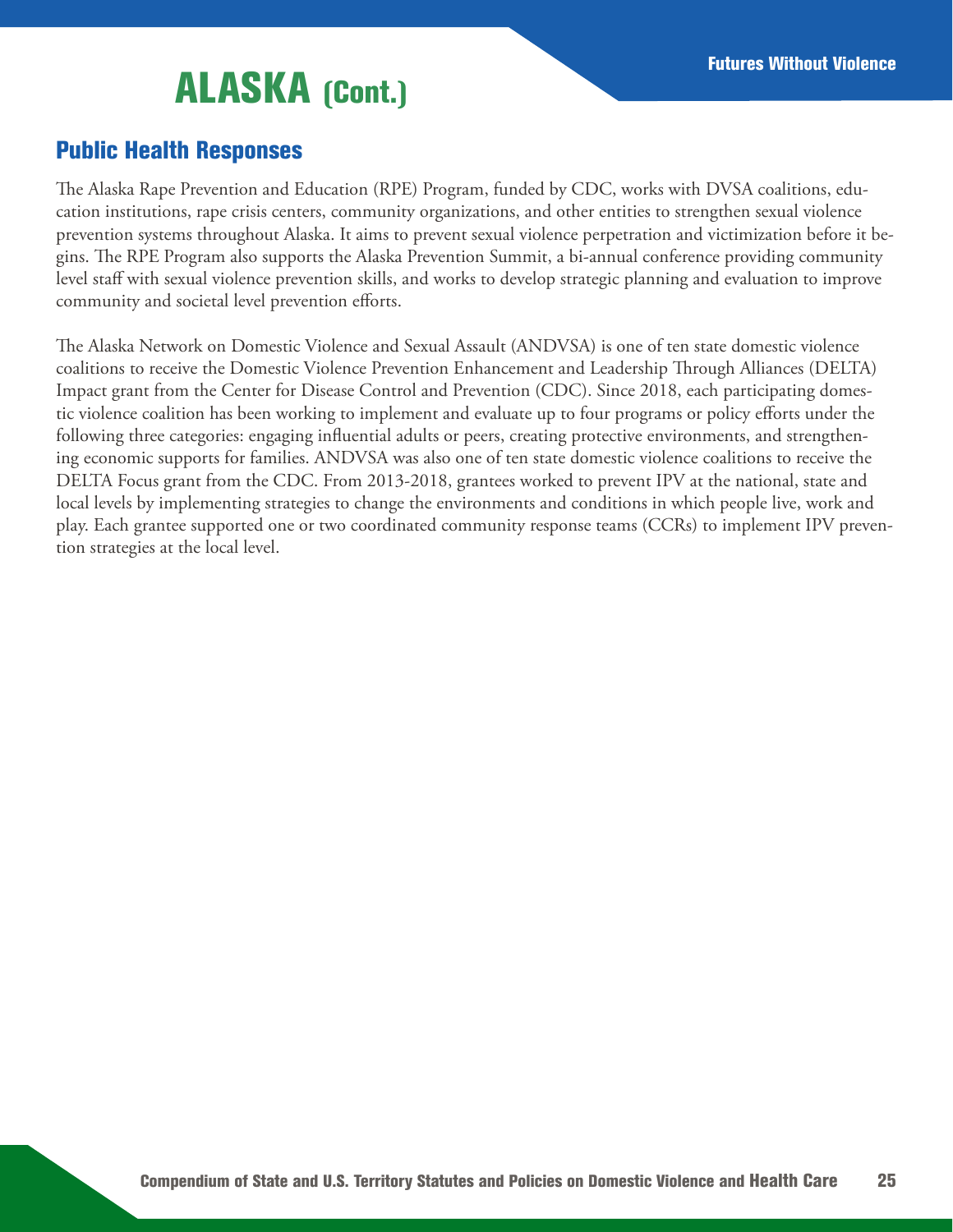# ALASKA (Cont.)

## Public Health Responses

The Alaska Rape Prevention and Education (RPE) Program, funded by CDC, works with DVSA coalitions, education institutions, rape crisis centers, community organizations, and other entities to strengthen sexual violence prevention systems throughout Alaska. It aims to prevent sexual violence perpetration and victimization before it begins. The RPE Program also supports the Alaska Prevention Summit, a bi-annual conference providing community level staff with sexual violence prevention skills, and works to develop strategic planning and evaluation to improve community and societal level prevention efforts.

The Alaska Network on Domestic Violence and Sexual Assault (ANDVSA) is one of ten state domestic violence coalitions to receive the Domestic Violence Prevention Enhancement and Leadership Through Alliances (DELTA) Impact grant from the Center for Disease Control and Prevention (CDC). Since 2018, each participating domestic violence coalition has been working to implement and evaluate up to four programs or policy efforts under the following three categories: engaging influential adults or peers, creating protective environments, and strengthening economic supports for families. ANDVSA was also one of ten state domestic violence coalitions to receive the DELTA Focus grant from the CDC. From 2013-2018, grantees worked to prevent IPV at the national, state and local levels by implementing strategies to change the environments and conditions in which people live, work and play. Each grantee supported one or two coordinated community response teams (CCRs) to implement IPV prevention strategies at the local level.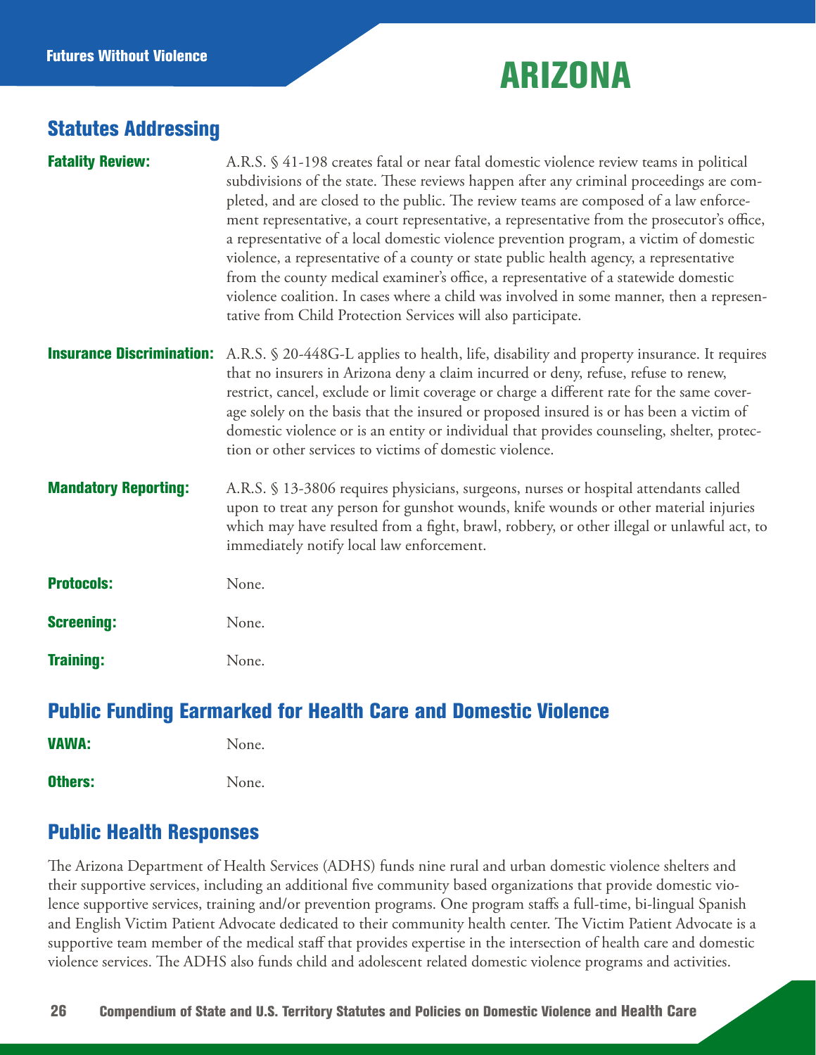# ARIZONA

## Statutes Addressing

**Fatality Review:** A.R.S. § 41-198 creates fatal or near fatal domestic violence review teams in political subdivisions of the state. These reviews happen after any criminal proceedings are completed, and are closed to the public. The review teams are composed of a law enforcement representative, a court representative, a representative from the prosecutor's office, a representative of a local domestic violence prevention program, a victim of domestic violence, a representative of a county or state public health agency, a representative from the county medical examiner's office, a representative of a statewide domestic violence coalition. In cases where a child was involved in some manner, then a representative from Child Protection Services will also participate.

**Insurance Discrimination:** A.R.S. § 20-448G-L applies to health, life, disability and property insurance. It requires that no insurers in Arizona deny a claim incurred or deny, refuse, refuse to renew, restrict, cancel, exclude or limit coverage or charge a different rate for the same coverage solely on the basis that the insured or proposed insured is or has been a victim of domestic violence or is an entity or individual that provides counseling, shelter, protection or other services to victims of domestic violence.

**Mandatory Reporting:** A.R.S. § 13-3806 requires physicians, surgeons, nurses or hospital attendants called upon to treat any person for gunshot wounds, knife wounds or other material injuries which may have resulted from a fight, brawl, robbery, or other illegal or unlawful act, to immediately notify local law enforcement.

**Protocols:** None.

**Screening:** None.

**Training:** None.

## Public Funding Earmarked for Health Care and Domestic Violence

**VAWA:** None.

**Others:** None.

## Public Health Responses

The Arizona Department of Health Services (ADHS) funds nine rural and urban domestic violence shelters and their supportive services, including an additional five community based organizations that provide domestic violence supportive services, training and/or prevention programs. One program staffs a full-time, bi-lingual Spanish and English Victim Patient Advocate dedicated to their community health center. The Victim Patient Advocate is a supportive team member of the medical staff that provides expertise in the intersection of health care and domestic violence services. The ADHS also funds child and adolescent related domestic violence programs and activities.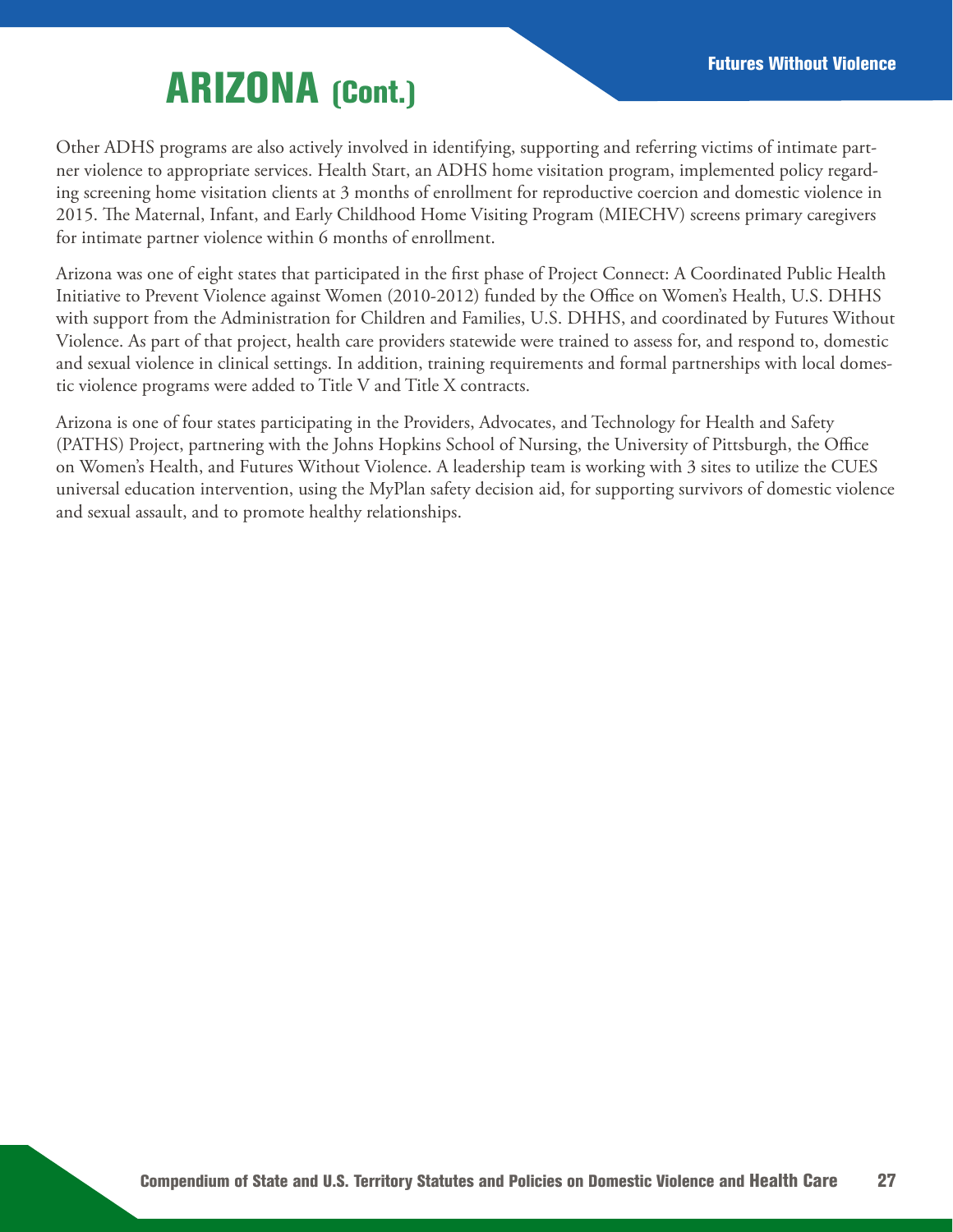# ARIZONA (Cont.)

Other ADHS programs are also actively involved in identifying, supporting and referring victims of intimate partner violence to appropriate services. Health Start, an ADHS home visitation program, implemented policy regarding screening home visitation clients at 3 months of enrollment for reproductive coercion and domestic violence in 2015. The Maternal, Infant, and Early Childhood Home Visiting Program (MIECHV) screens primary caregivers for intimate partner violence within 6 months of enrollment.

Arizona was one of eight states that participated in the first phase of Project Connect: A Coordinated Public Health Initiative to Prevent Violence against Women (2010-2012) funded by the Office on Women's Health, U.S. DHHS with support from the Administration for Children and Families, U.S. DHHS, and coordinated by Futures Without Violence. As part of that project, health care providers statewide were trained to assess for, and respond to, domestic and sexual violence in clinical settings. In addition, training requirements and formal partnerships with local domestic violence programs were added to Title V and Title X contracts.

Arizona is one of four states participating in the Providers, Advocates, and Technology for Health and Safety (PATHS) Project, partnering with the Johns Hopkins School of Nursing, the University of Pittsburgh, the Office on Women's Health, and Futures Without Violence. A leadership team is working with 3 sites to utilize the CUES universal education intervention, using the MyPlan safety decision aid, for supporting survivors of domestic violence and sexual assault, and to promote healthy relationships.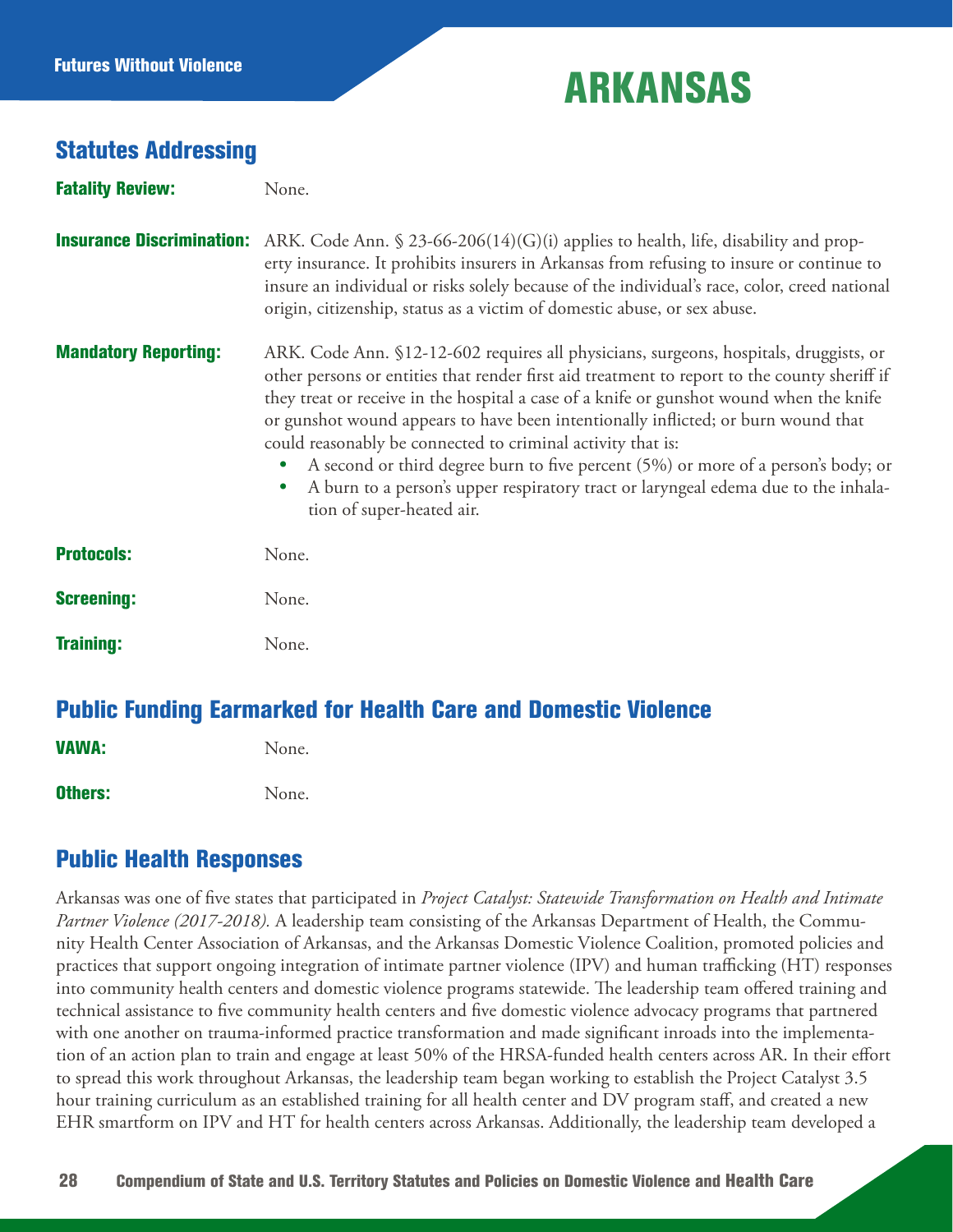# ARKANSAS

## Statutes Addressing

**Fatality Review:** None.

**Insurance Discrimination:** ARK. Code Ann. § 23-66-206(14)(G)(i) applies to health, life, disability and property insurance. It prohibits insurers in Arkansas from refusing to insure or continue to insure an individual or risks solely because of the individual's race, color, creed national origin, citizenship, status as a victim of domestic abuse, or sex abuse.

**Mandatory Reporting:** ARK. Code Ann. §12-12-602 requires all physicians, surgeons, hospitals, druggists, or other persons or entities that render first aid treatment to report to the county sheriff if they treat or receive in the hospital a case of a knife or gunshot wound when the knife or gunshot wound appears to have been intentionally inflicted; or burn wound that could reasonably be connected to criminal activity that is:

- A second or third degree burn to five percent (5%) or more of a person's body; or
- A burn to a person's upper respiratory tract or laryngeal edema due to the inhalation of super-heated air.

**Protocols:** None.

**Screening:** None.

**Training:** None.

## Public Funding Earmarked for Health Care and Domestic Violence

**VAWA:** None.

**Others:** None.

## Public Health Responses

Arkansas was one of five states that participated in *Project Catalyst: Statewide Transformation on Health and Intimate Partner Violence (2017-2018).* A leadership team consisting of the Arkansas Department of Health, the Community Health Center Association of Arkansas, and the Arkansas Domestic Violence Coalition, promoted policies and practices that support ongoing integration of intimate partner violence (IPV) and human trafficking (HT) responses into community health centers and domestic violence programs statewide. The leadership team offered training and technical assistance to five community health centers and five domestic violence advocacy programs that partnered with one another on trauma-informed practice transformation and made significant inroads into the implementation of an action plan to train and engage at least 50% of the HRSA-funded health centers across AR. In their effort to spread this work throughout Arkansas, the leadership team began working to establish the Project Catalyst 3.5 hour training curriculum as an established training for all health center and DV program staff, and created a new EHR smartform on IPV and HT for health centers across Arkansas. Additionally, the leadership team developed a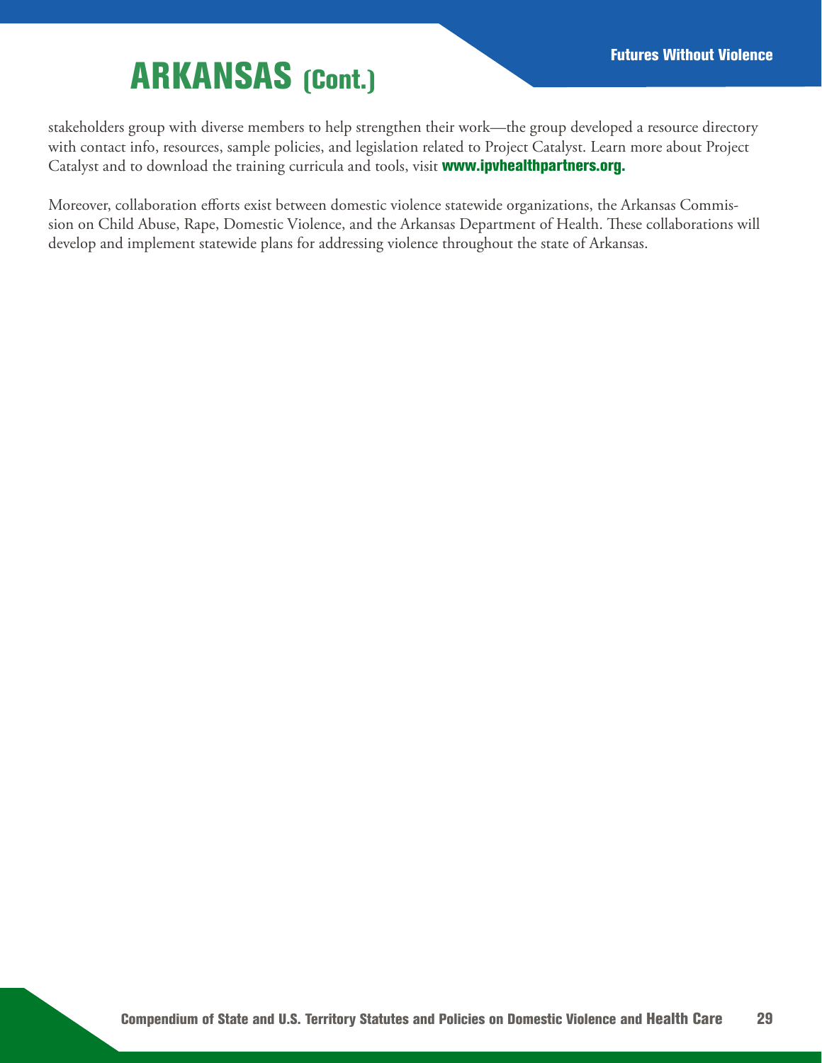# ARKANSAS (Cont.)

stakeholders group with diverse members to help strengthen their work—the group developed a resource directory with contact info, resources, sample policies, and legislation related to Project Catalyst. Learn more about Project Catalyst and to download the training curricula and tools, visit **www.ipvhealthpartners.org.**

Moreover, collaboration efforts exist between domestic violence statewide organizations, the Arkansas Commission on Child Abuse, Rape, Domestic Violence, and the Arkansas Department of Health. These collaborations will develop and implement statewide plans for addressing violence throughout the state of Arkansas.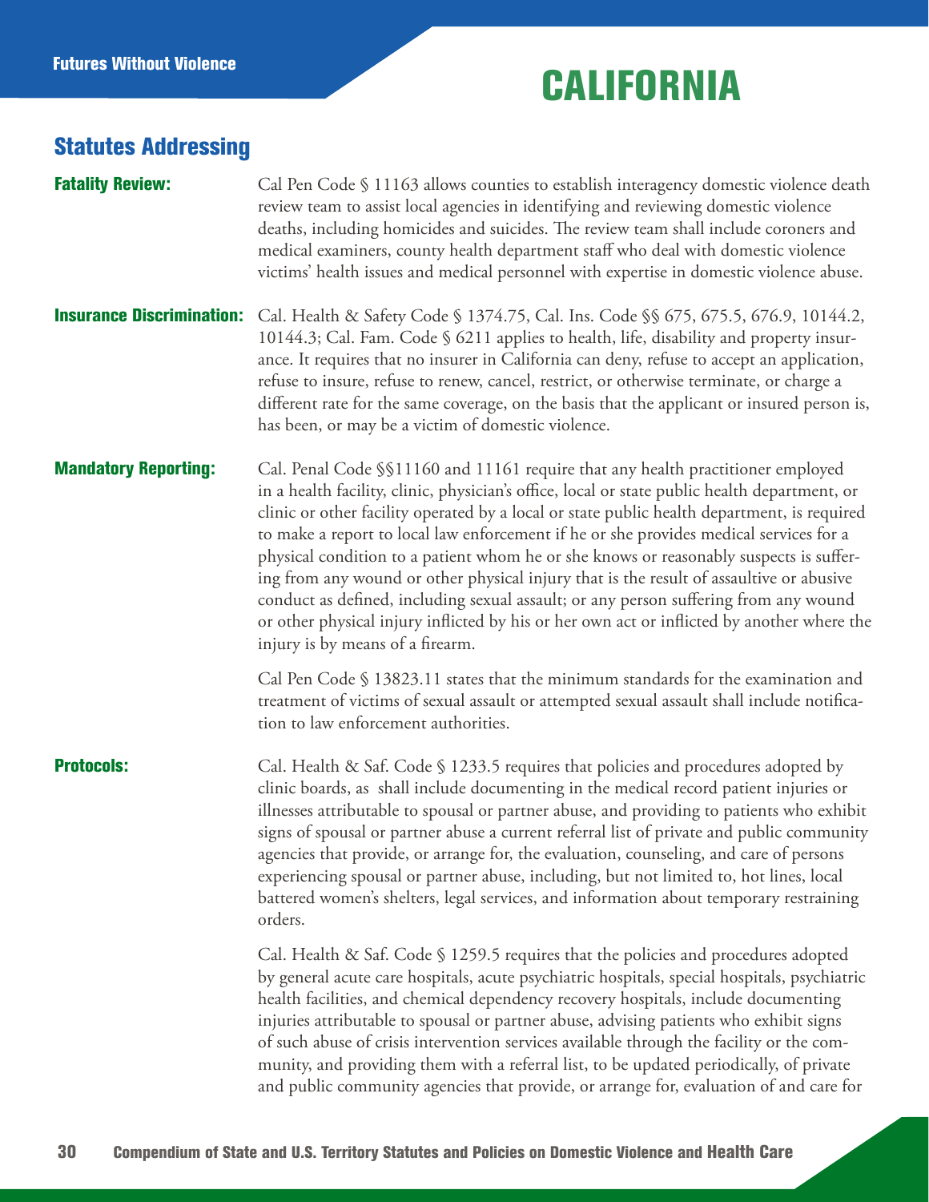# CALIFORNIA

## Statutes Addressing

**Fatality Review:** Cal Pen Code § 11163 allows counties to establish interagency domestic violence death review team to assist local agencies in identifying and reviewing domestic violence deaths, including homicides and suicides. The review team shall include coroners and medical examiners, county health department staff who deal with domestic violence victims' health issues and medical personnel with expertise in domestic violence abuse.

**Insurance Discrimination:** Cal. Health & Safety Code § 1374.75, Cal. Ins. Code §§ 675, 675.5, 676.9, 10144.2, 10144.3; Cal. Fam. Code § 6211 applies to health, life, disability and property insurance. It requires that no insurer in California can deny, refuse to accept an application, refuse to insure, refuse to renew, cancel, restrict, or otherwise terminate, or charge a different rate for the same coverage, on the basis that the applicant or insured person is, has been, or may be a victim of domestic violence.

**Mandatory Reporting:** Cal. Penal Code §§11160 and 11161 require that any health practitioner employed in a health facility, clinic, physician's office, local or state public health department, or clinic or other facility operated by a local or state public health department, is required to make a report to local law enforcement if he or she provides medical services for a physical condition to a patient whom he or she knows or reasonably suspects is suffering from any wound or other physical injury that is the result of assaultive or abusive conduct as defined, including sexual assault; or any person suffering from any wound or other physical injury inflicted by his or her own act or inflicted by another where the injury is by means of a firearm.

Cal Pen Code § 13823.11 states that the minimum standards for the examination and treatment of victims of sexual assault or attempted sexual assault shall include notification to law enforcement authorities.

**Protocols:** Cal. Health & Saf. Code § 1233.5 requires that policies and procedures adopted by clinic boards, as shall include documenting in the medical record patient injuries or illnesses attributable to spousal or partner abuse, and providing to patients who exhibit signs of spousal or partner abuse a current referral list of private and public community agencies that provide, or arrange for, the evaluation, counseling, and care of persons experiencing spousal or partner abuse, including, but not limited to, hot lines, local battered women's shelters, legal services, and information about temporary restraining orders.

Cal. Health & Saf. Code § 1259.5 requires that the policies and procedures adopted by general acute care hospitals, acute psychiatric hospitals, special hospitals, psychiatric health facilities, and chemical dependency recovery hospitals, include documenting injuries attributable to spousal or partner abuse, advising patients who exhibit signs of such abuse of crisis intervention services available through the facility or the community, and providing them with a referral list, to be updated periodically, of private and public community agencies that provide, or arrange for, evaluation of and care for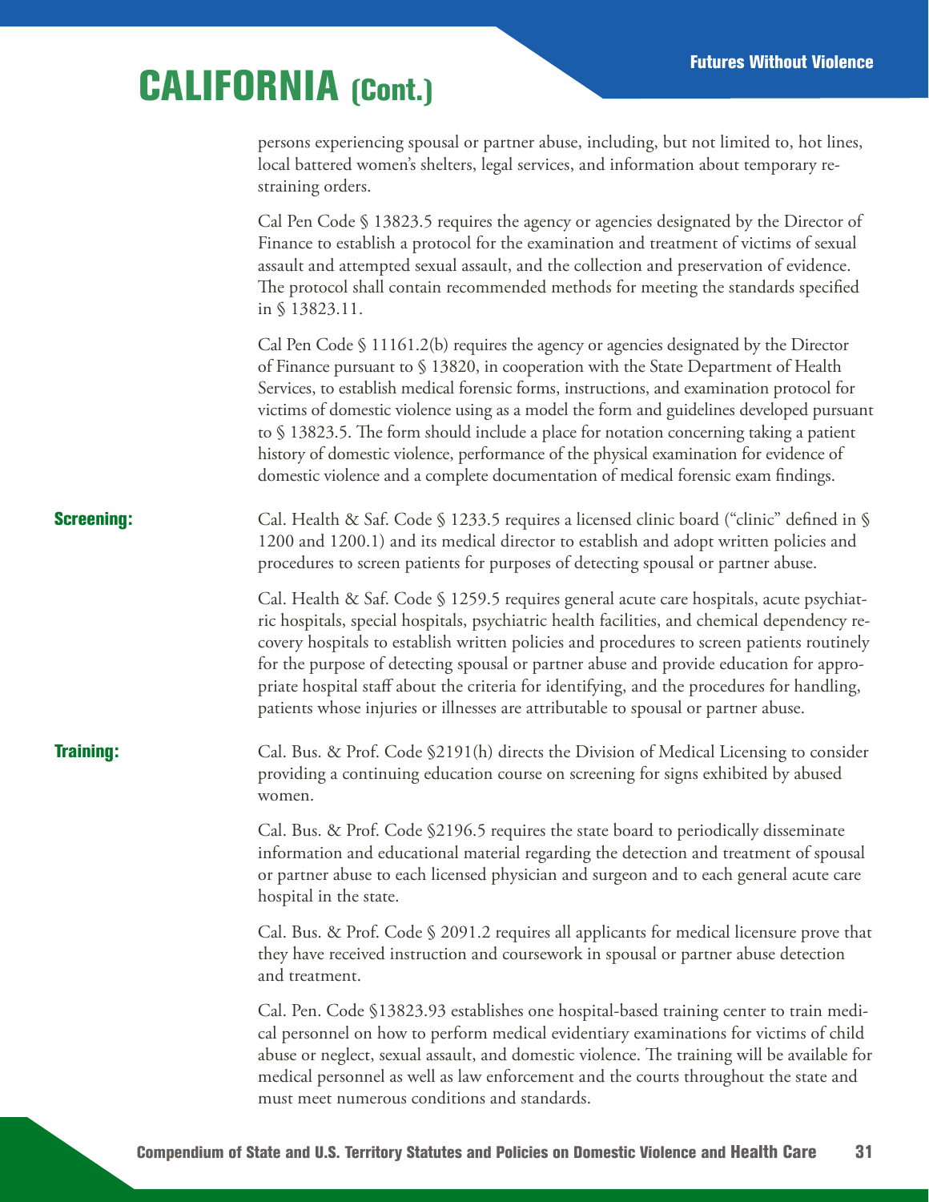# CALIFORNIA (Cont.)

persons experiencing spousal or partner abuse, including, but not limited to, hot lines, local battered women's shelters, legal services, and information about temporary restraining orders.

Cal Pen Code § 13823.5 requires the agency or agencies designated by the Director of Finance to establish a protocol for the examination and treatment of victims of sexual assault and attempted sexual assault, and the collection and preservation of evidence. The protocol shall contain recommended methods for meeting the standards specified in § 13823.11.

Cal Pen Code § 11161.2(b) requires the agency or agencies designated by the Director of Finance pursuant to § 13820, in cooperation with the State Department of Health Services, to establish medical forensic forms, instructions, and examination protocol for victims of domestic violence using as a model the form and guidelines developed pursuant to § 13823.5. The form should include a place for notation concerning taking a patient history of domestic violence, performance of the physical examination for evidence of domestic violence and a complete documentation of medical forensic exam findings.

**Screening:**

Cal. Health & Saf. Code § 1233.5 requires a licensed clinic board ("clinic" defined in § 1200 and 1200.1) and its medical director to establish and adopt written policies and procedures to screen patients for purposes of detecting spousal or partner abuse.

Cal. Health & Saf. Code § 1259.5 requires general acute care hospitals, acute psychiatric hospitals, special hospitals, psychiatric health facilities, and chemical dependency recovery hospitals to establish written policies and procedures to screen patients routinely for the purpose of detecting spousal or partner abuse and provide education for appropriate hospital staff about the criteria for identifying, and the procedures for handling, patients whose injuries or illnesses are attributable to spousal or partner abuse.

**Training:**

Cal. Bus. & Prof. Code §2191(h) directs the Division of Medical Licensing to consider providing a continuing education course on screening for signs exhibited by abused women.

Cal. Bus. & Prof. Code §2196.5 requires the state board to periodically disseminate information and educational material regarding the detection and treatment of spousal or partner abuse to each licensed physician and surgeon and to each general acute care hospital in the state.

Cal. Bus. & Prof. Code § 2091.2 requires all applicants for medical licensure prove that they have received instruction and coursework in spousal or partner abuse detection and treatment.

Cal. Pen. Code §13823.93 establishes one hospital-based training center to train medical personnel on how to perform medical evidentiary examinations for victims of child abuse or neglect, sexual assault, and domestic violence. The training will be available for medical personnel as well as law enforcement and the courts throughout the state and must meet numerous conditions and standards.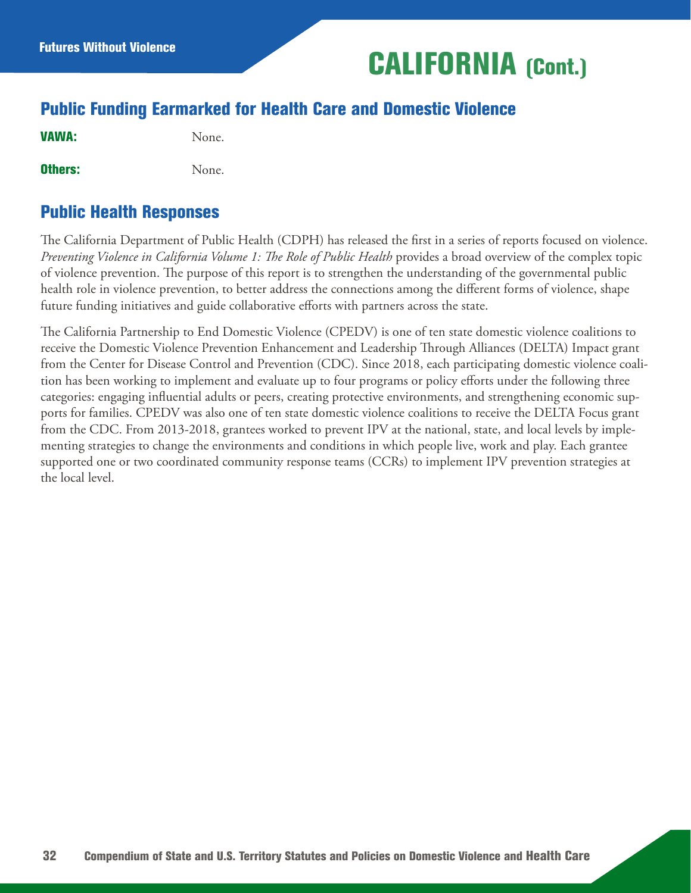# CALIFORNIA (Cont.)

## Public Funding Earmarked for Health Care and Domestic Violence

**VAWA:** None.

**Others:** None.

## Public Health Responses

The California Department of Public Health (CDPH) has released the first in a series of reports focused on violence. *Preventing Violence in California Volume 1: The Role of Public Health* provides a broad overview of the complex topic of violence prevention. The purpose of this report is to strengthen the understanding of the governmental public health role in violence prevention, to better address the connections among the different forms of violence, shape future funding initiatives and guide collaborative efforts with partners across the state.

The California Partnership to End Domestic Violence (CPEDV) is one of ten state domestic violence coalitions to receive the Domestic Violence Prevention Enhancement and Leadership Through Alliances (DELTA) Impact grant from the Center for Disease Control and Prevention (CDC). Since 2018, each participating domestic violence coalition has been working to implement and evaluate up to four programs or policy efforts under the following three categories: engaging influential adults or peers, creating protective environments, and strengthening economic supports for families. CPEDV was also one of ten state domestic violence coalitions to receive the DELTA Focus grant from the CDC. From 2013-2018, grantees worked to prevent IPV at the national, state, and local levels by implementing strategies to change the environments and conditions in which people live, work and play. Each grantee supported one or two coordinated community response teams (CCRs) to implement IPV prevention strategies at the local level.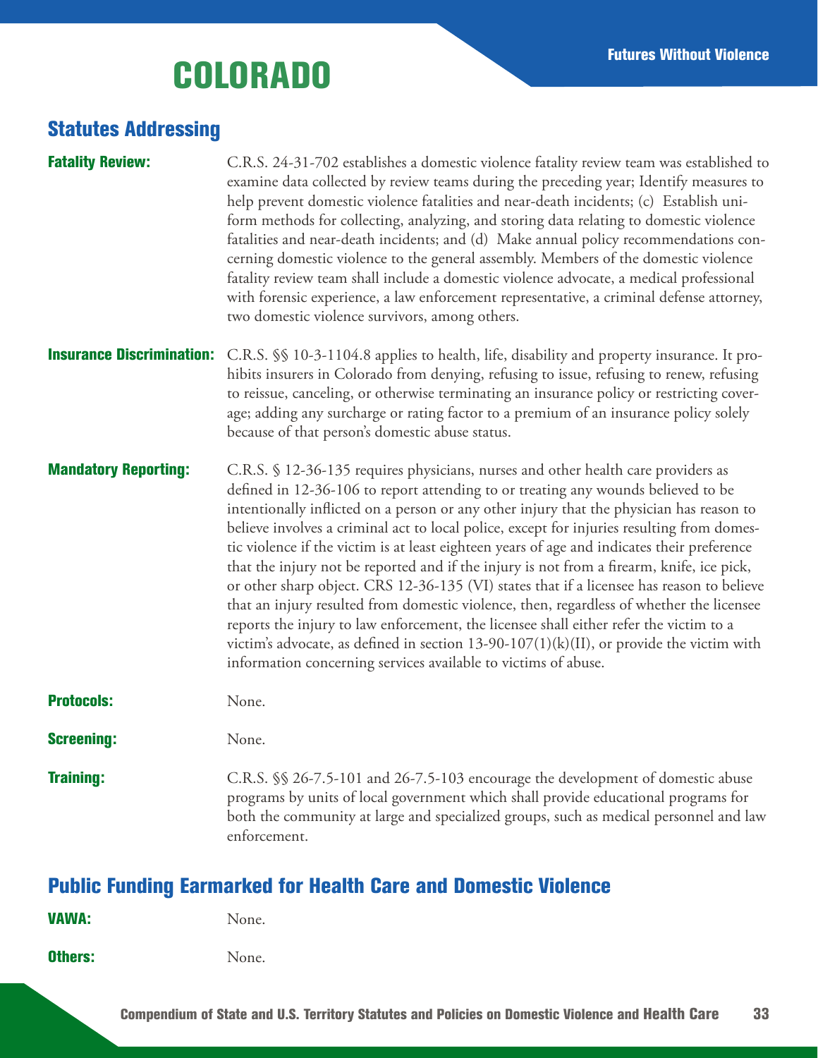# COLORADO

## Statutes Addressing

**Fatality Review:** C.R.S. 24-31-702 establishes a domestic violence fatality review team was established to examine data collected by review teams during the preceding year; Identify measures to help prevent domestic violence fatalities and near-death incidents; (c) Establish uniform methods for collecting, analyzing, and storing data relating to domestic violence fatalities and near-death incidents; and (d) Make annual policy recommendations concerning domestic violence to the general assembly. Members of the domestic violence fatality review team shall include a domestic violence advocate, a medical professional with forensic experience, a law enforcement representative, a criminal defense attorney, two domestic violence survivors, among others.

**Insurance Discrimination:** C.R.S. §§ 10-3-1104.8 applies to health, life, disability and property insurance. It prohibits insurers in Colorado from denying, refusing to issue, refusing to renew, refusing to reissue, canceling, or otherwise terminating an insurance policy or restricting coverage; adding any surcharge or rating factor to a premium of an insurance policy solely because of that person's domestic abuse status.

**Mandatory Reporting:** C.R.S. § 12-36-135 requires physicians, nurses and other health care providers as defined in 12-36-106 to report attending to or treating any wounds believed to be intentionally inflicted on a person or any other injury that the physician has reason to believe involves a criminal act to local police, except for injuries resulting from domestic violence if the victim is at least eighteen years of age and indicates their preference that the injury not be reported and if the injury is not from a firearm, knife, ice pick, or other sharp object. CRS 12-36-135 (VI) states that if a licensee has reason to believe that an injury resulted from domestic violence, then, regardless of whether the licensee reports the injury to law enforcement, the licensee shall either refer the victim to a victim's advocate, as defined in section 13-90-107(1)(k)(II), or provide the victim with information concerning services available to victims of abuse.

**Protocols:** None.

**Screening:** None.

**Training:** C.R.S. §§ 26-7.5-101 and 26-7.5-103 encourage the development of domestic abuse programs by units of local government which shall provide educational programs for both the community at large and specialized groups, such as medical personnel and law enforcement.

## Public Funding Earmarked for Health Care and Domestic Violence

**VAWA:** None.

**Others:** None.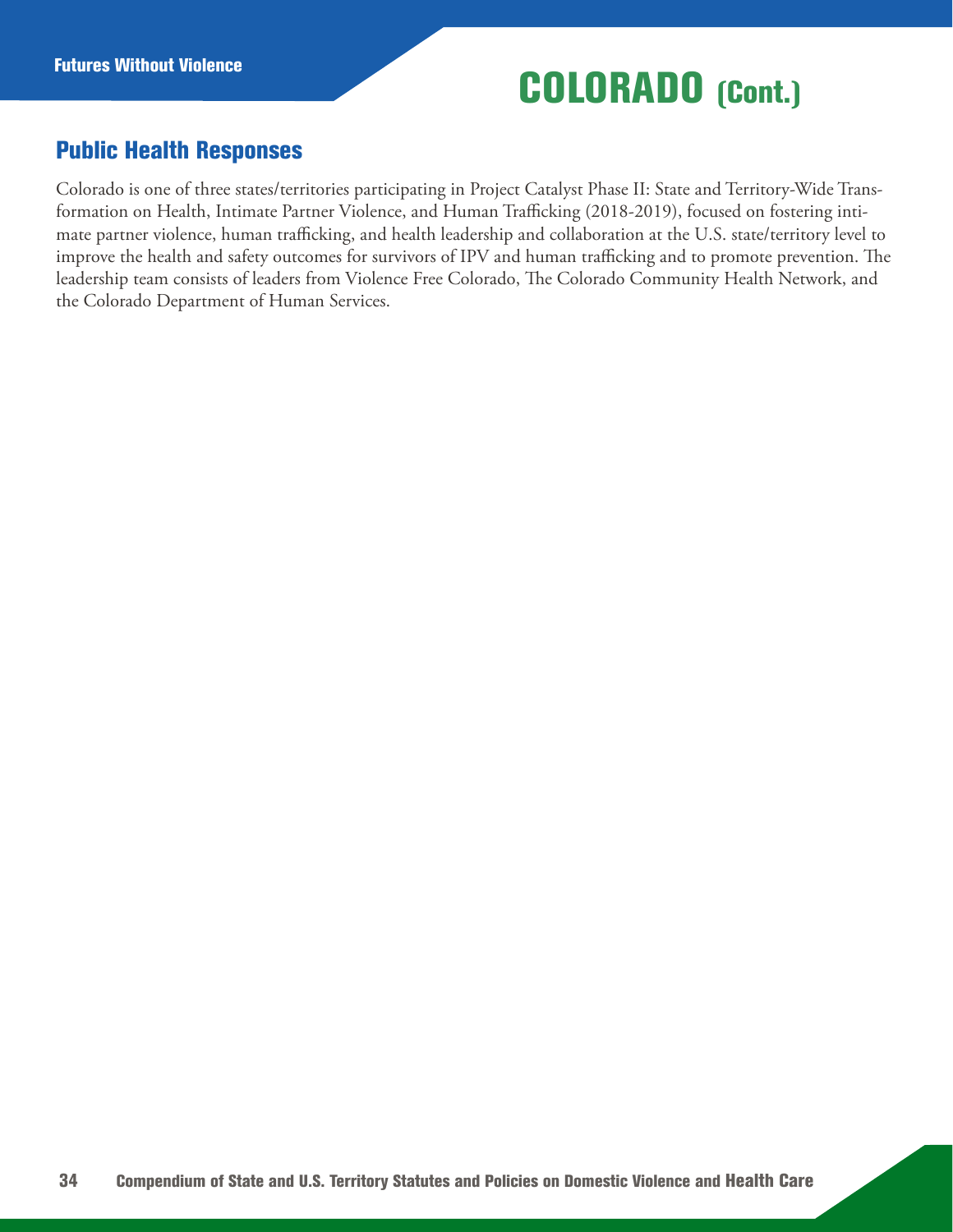# COLORADO (Cont.)

## Public Health Responses

Colorado is one of three states/territories participating in Project Catalyst Phase II: State and Territory-Wide Transformation on Health, Intimate Partner Violence, and Human Trafficking (2018-2019), focused on fostering intimate partner violence, human trafficking, and health leadership and collaboration at the U.S. state/territory level to improve the health and safety outcomes for survivors of IPV and human trafficking and to promote prevention. The leadership team consists of leaders from Violence Free Colorado, The Colorado Community Health Network, and the Colorado Department of Human Services.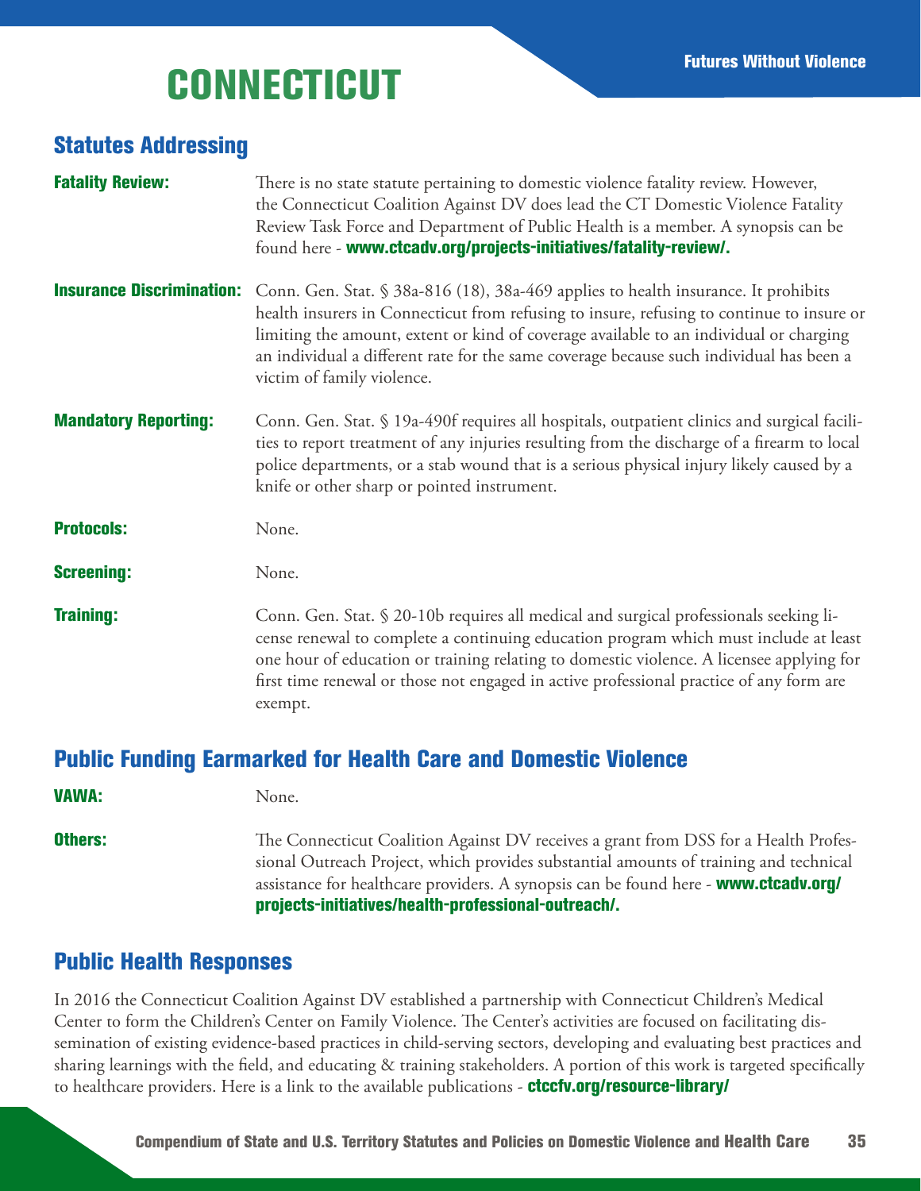# CONNECTICUT

## Statutes Addressing

**Fatality Review:** There is no state statute pertaining to domestic violence fatality review. However, the Connecticut Coalition Against DV does lead the CT Domestic Violence Fatality Review Task Force and Department of Public Health is a member. A synopsis can be found here - **www.ctcadv.org/projects-initiatives/fatality-review/.**

**Insurance Discrimination:** Conn. Gen. Stat. § 38a-816 (18), 38a-469 applies to health insurance. It prohibits health insurers in Connecticut from refusing to insure, refusing to continue to insure or limiting the amount, extent or kind of coverage available to an individual or charging an individual a different rate for the same coverage because such individual has been a victim of family violence.

**Mandatory Reporting:** Conn. Gen. Stat. § 19a-490f requires all hospitals, outpatient clinics and surgical facilities to report treatment of any injuries resulting from the discharge of a firearm to local police departments, or a stab wound that is a serious physical injury likely caused by a knife or other sharp or pointed instrument.

**Protocols:** None.

**Screening:** None.

**Training:** Conn. Gen. Stat. § 20-10b requires all medical and surgical professionals seeking license renewal to complete a continuing education program which must include at least one hour of education or training relating to domestic violence. A licensee applying for first time renewal or those not engaged in active professional practice of any form are exempt.

## Public Funding Earmarked for Health Care and Domestic Violence

**VAWA:** None.

**Others:** The Connecticut Coalition Against DV receives a grant from DSS for a Health Professional Outreach Project, which provides substantial amounts of training and technical assistance for healthcare providers. A synopsis can be found here - **www.ctcadv.org/projects-initiatives/health-professional-outreach/.**

## Public Health Responses

In 2016 the Connecticut Coalition Against DV established a partnership with Connecticut Children's Medical Center to form the Children's Center on Family Violence. The Center's activities are focused on facilitating dissemination of existing evidence-based practices in child-serving sectors, developing and evaluating best practices and sharing learnings with the field, and educating & training stakeholders. A portion of this work is targeted specifically to healthcare providers. Here is a link to the available publications - **ctccfv.org/resource-library/**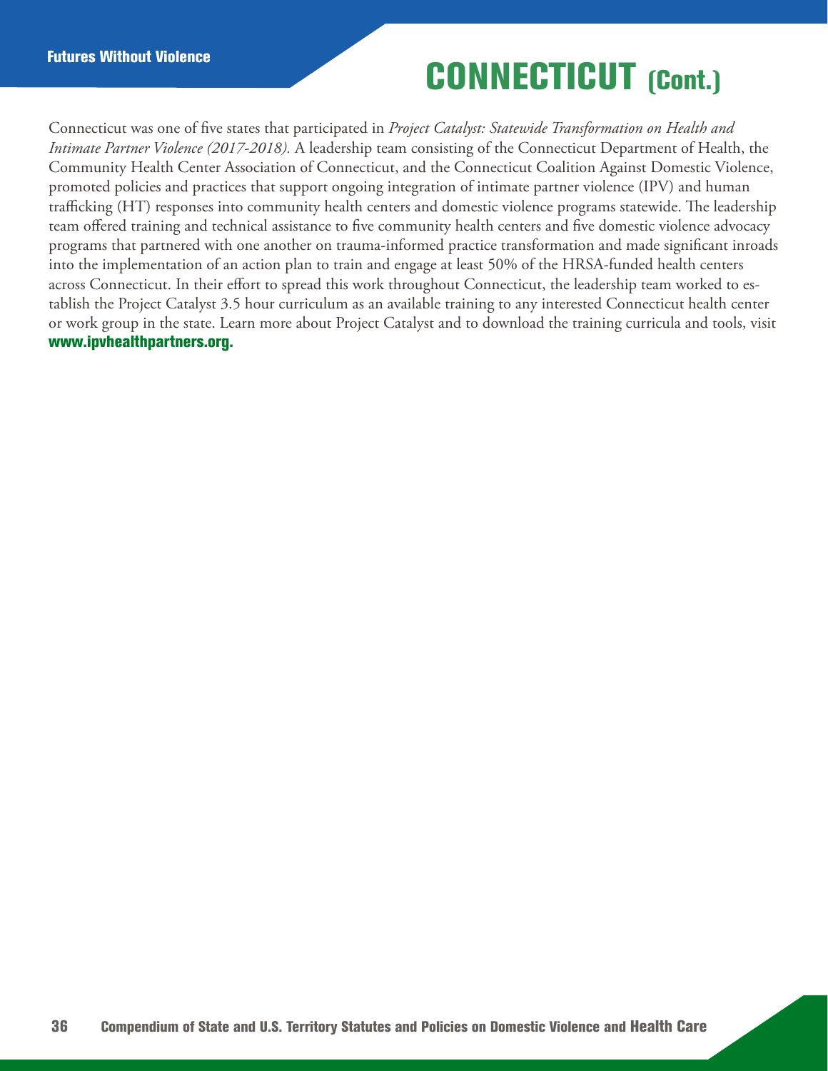# CONNECTICUT (Cont.)

Connecticut was one of five states that participated in *Project Catalyst: Statewide Transformation on Health and Intimate Partner Violence (2017-2018).* A leadership team consisting of the Connecticut Department of Health, the Community Health Center Association of Connecticut, and the Connecticut Coalition Against Domestic Violence, promoted policies and practices that support ongoing integration of intimate partner violence (IPV) and human trafficking (HT) responses into community health centers and domestic violence programs statewide. The leadership team offered training and technical assistance to five community health centers and five domestic violence advocacy programs that partnered with one another on trauma-informed practice transformation and made significant inroads into the implementation of an action plan to train and engage at least 50% of the HRSA-funded health centers across Connecticut. In their effort to spread this work throughout Connecticut, the leadership team worked to establish the Project Catalyst 3.5 hour curriculum as an available training to any interested Connecticut health center or work group in the state. Learn more about Project Catalyst and to download the training curricula and tools, visit **www.ipvhealthpartners.org.**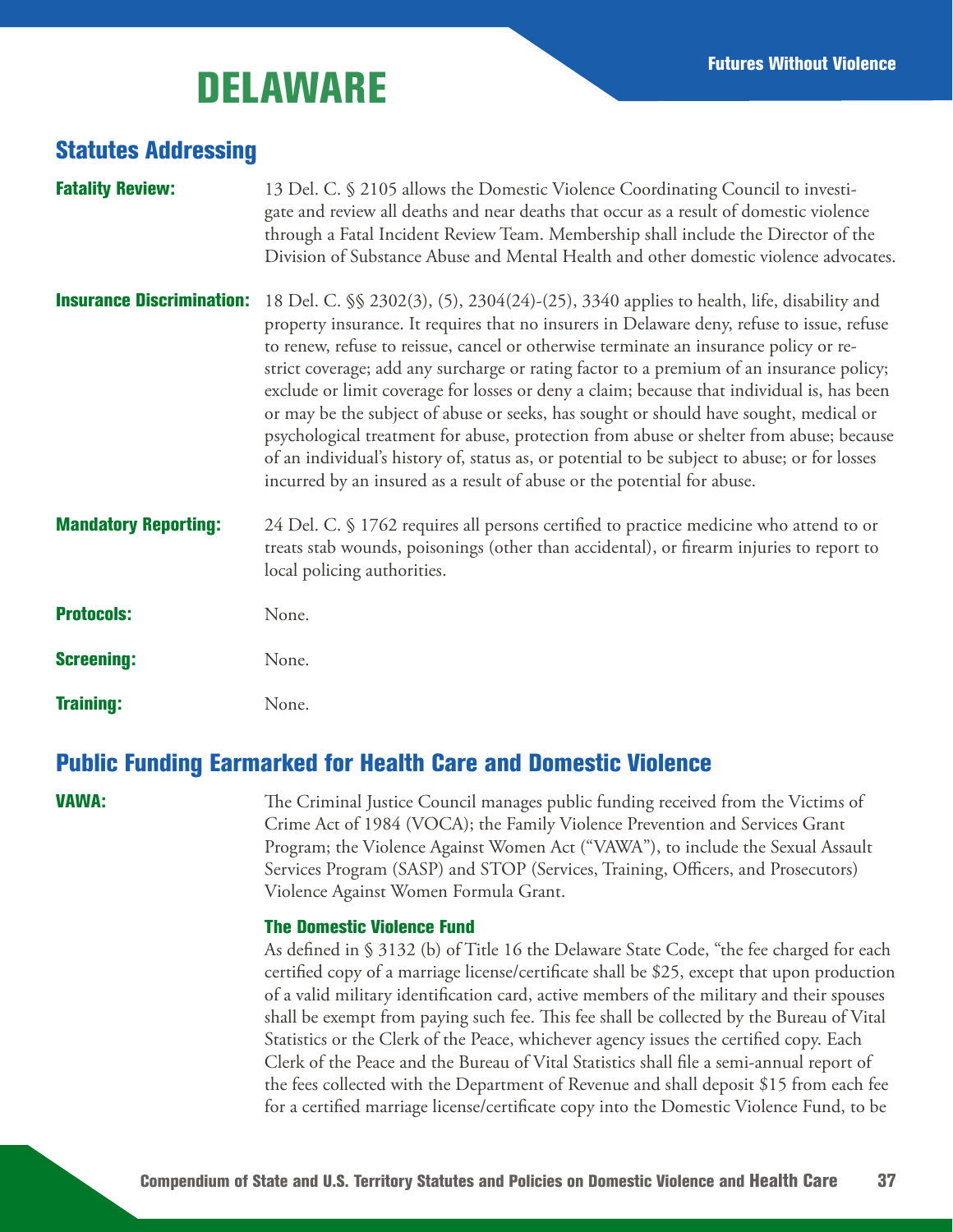# DELAWARE

## Statutes Addressing

**Fatality Review:** 13 Del. C. § 2105 allows the Domestic Violence Coordinating Council to investigate and review all deaths and near deaths that occur as a result of domestic violence through a Fatal Incident Review Team. Membership shall include the Director of the Division of Substance Abuse and Mental Health and other domestic violence advocates.

**Insurance Discrimination:** 18 Del. C. §§ 2302(3), (5), 2304(24)-(25), 3340 applies to health, life, disability and property insurance. It requires that no insurers in Delaware deny, refuse to issue, refuse to renew, refuse to reissue, cancel or otherwise terminate an insurance policy or restrict coverage; add any surcharge or rating factor to a premium of an insurance policy; exclude or limit coverage for losses or deny a claim; because that individual is, has been or may be the subject of abuse or seeks, has sought or should have sought, medical or psychological treatment for abuse, protection from abuse or shelter from abuse; because of an individual's history of, status as, or potential to be subject to abuse; or for losses incurred by an insured as a result of abuse or the potential for abuse.

**Mandatory Reporting:** 24 Del. C. § 1762 requires all persons certified to practice medicine who attend to or treats stab wounds, poisonings (other than accidental), or firearm injuries to report to local policing authorities.

**Protocols:** None.

**Screening:** None.

**Training:** None.

## Public Funding Earmarked for Health Care and Domestic Violence

**VAWA:** The Criminal Justice Council manages public funding received from the Victims of Crime Act of 1984 (VOCA); the Family Violence Prevention and Services Grant Program; the Violence Against Women Act ("VAWA"), to include the Sexual Assault Services Program (SASP) and STOP (Services, Training, Officers, and Prosecutors) Violence Against Women Formula Grant.

### The Domestic Violence Fund

As defined in § 3132 (b) of Title 16 the Delaware State Code, "the fee charged for each certified copy of a marriage license/certificate shall be $25, except that upon production of a valid military identification card, active members of the military and their spouses shall be exempt from paying such fee. This fee shall be collected by the Bureau of Vital Statistics or the Clerk of the Peace, whichever agency issues the certified copy. Each Clerk of the Peace and the Bureau of Vital Statistics shall file a semi-annual report of the fees collected with the Department of Revenue and shall deposit $15 from each fee for a certified marriage license/certificate copy into the Domestic Violence Fund, to be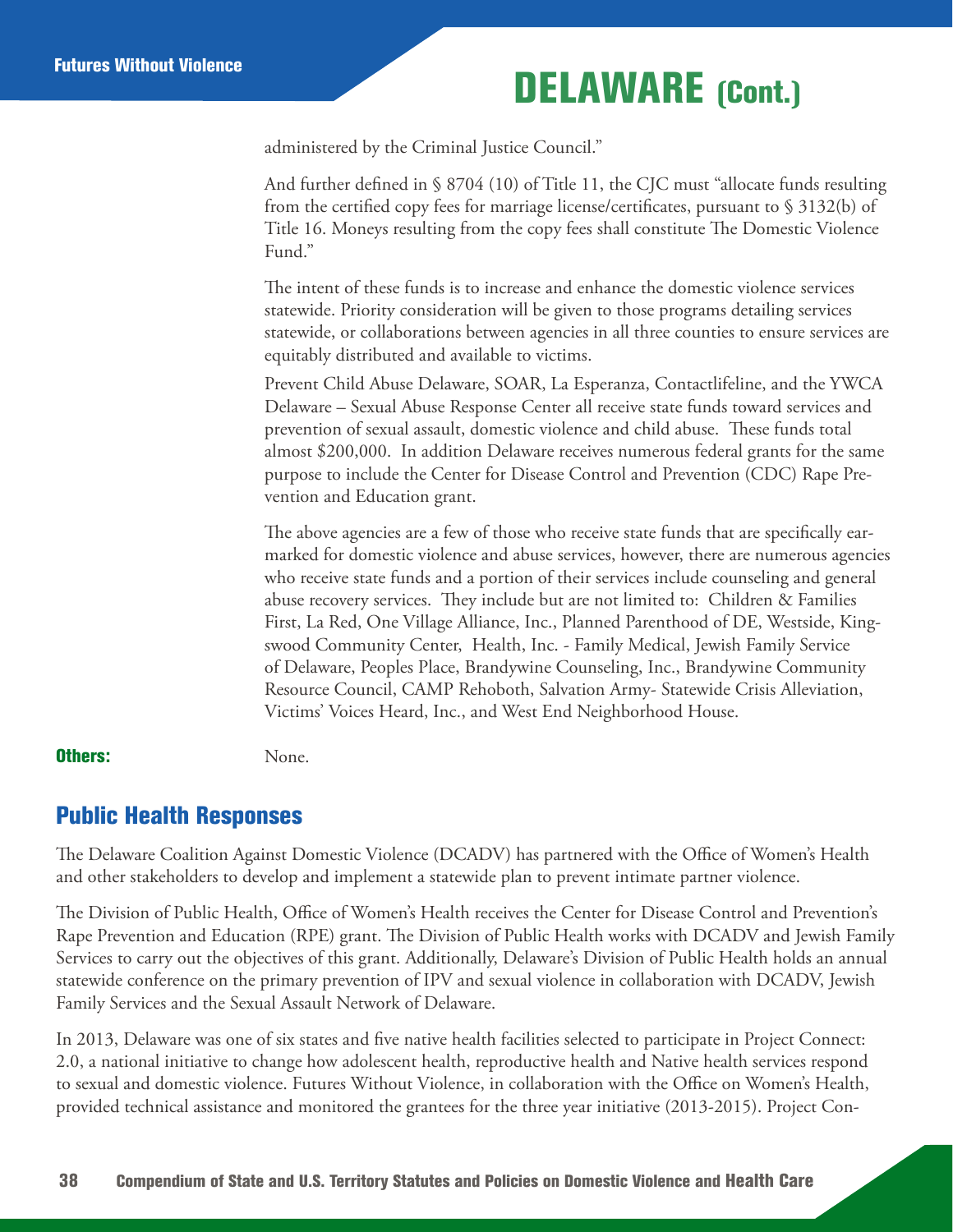# DELAWARE (Cont.)

administered by the Criminal Justice Council."

And further defined in § 8704 (10) of Title 11, the CJC must "allocate funds resulting from the certified copy fees for marriage license/certificates, pursuant to § 3132(b) of Title 16. Moneys resulting from the copy fees shall constitute The Domestic Violence Fund."

The intent of these funds is to increase and enhance the domestic violence services statewide. Priority consideration will be given to those programs detailing services statewide, or collaborations between agencies in all three counties to ensure services are equitably distributed and available to victims.

Prevent Child Abuse Delaware, SOAR, La Esperanza, Contactlifeline, and the YWCA Delaware – Sexual Abuse Response Center all receive state funds toward services and prevention of sexual assault, domestic violence and child abuse. These funds total almost $200,000. In addition Delaware receives numerous federal grants for the same purpose to include the Center for Disease Control and Prevention (CDC) Rape Prevention and Education grant.

The above agencies are a few of those who receive state funds that are specifically earmarked for domestic violence and abuse services, however, there are numerous agencies who receive state funds and a portion of their services include counseling and general abuse recovery services. They include but are not limited to: Children & Families First, La Red, One Village Alliance, Inc., Planned Parenthood of DE, Westside, Kingswood Community Center, Health, Inc. - Family Medical, Jewish Family Service of Delaware, Peoples Place, Brandywine Counseling, Inc., Brandywine Community Resource Council, CAMP Rehoboth, Salvation Army- Statewide Crisis Alleviation, Victims' Voices Heard, Inc., and West End Neighborhood House.

**Others:** None.

## Public Health Responses

The Delaware Coalition Against Domestic Violence (DCADV) has partnered with the Office of Women's Health and other stakeholders to develop and implement a statewide plan to prevent intimate partner violence.

The Division of Public Health, Office of Women's Health receives the Center for Disease Control and Prevention's Rape Prevention and Education (RPE) grant. The Division of Public Health works with DCADV and Jewish Family Services to carry out the objectives of this grant. Additionally, Delaware's Division of Public Health holds an annual statewide conference on the primary prevention of IPV and sexual violence in collaboration with DCADV, Jewish Family Services and the Sexual Assault Network of Delaware.

In 2013, Delaware was one of six states and five native health facilities selected to participate in Project Connect: 2.0, a national initiative to change how adolescent health, reproductive health and Native health services respond to sexual and domestic violence. Futures Without Violence, in collaboration with the Office on Women's Health, provided technical assistance and monitored the grantees for the three year initiative (2013-2015). Project Con-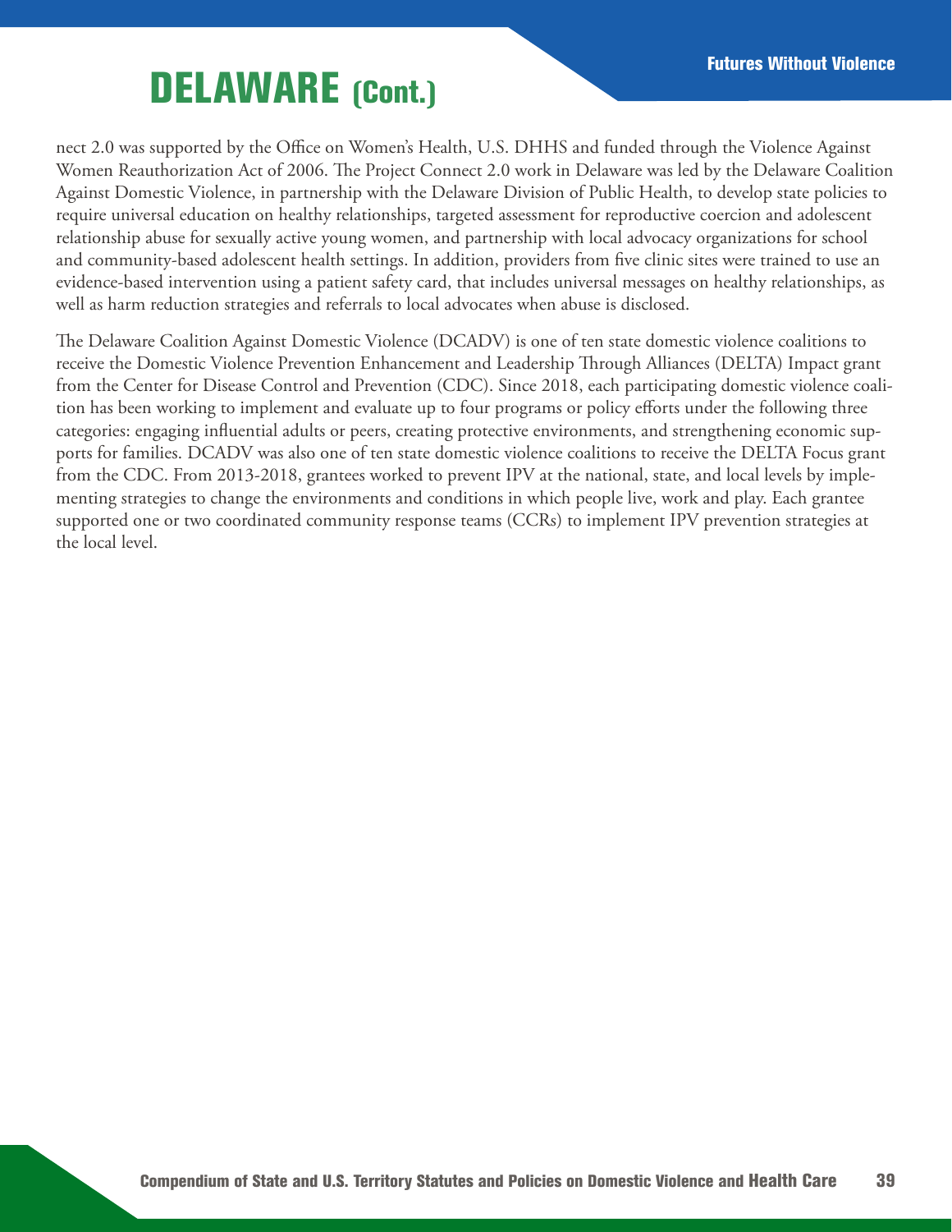# DELAWARE (Cont.)

nect 2.0 was supported by the Office on Women's Health, U.S. DHHS and funded through the Violence Against Women Reauthorization Act of 2006. The Project Connect 2.0 work in Delaware was led by the Delaware Coalition Against Domestic Violence, in partnership with the Delaware Division of Public Health, to develop state policies to require universal education on healthy relationships, targeted assessment for reproductive coercion and adolescent relationship abuse for sexually active young women, and partnership with local advocacy organizations for school and community-based adolescent health settings. In addition, providers from five clinic sites were trained to use an evidence-based intervention using a patient safety card, that includes universal messages on healthy relationships, as well as harm reduction strategies and referrals to local advocates when abuse is disclosed.

The Delaware Coalition Against Domestic Violence (DCADV) is one of ten state domestic violence coalitions to receive the Domestic Violence Prevention Enhancement and Leadership Through Alliances (DELTA) Impact grant from the Center for Disease Control and Prevention (CDC). Since 2018, each participating domestic violence coalition has been working to implement and evaluate up to four programs or policy efforts under the following three categories: engaging influential adults or peers, creating protective environments, and strengthening economic supports for families. DCADV was also one of ten state domestic violence coalitions to receive the DELTA Focus grant from the CDC. From 2013-2018, grantees worked to prevent IPV at the national, state, and local levels by implementing strategies to change the environments and conditions in which people live, work and play. Each grantee supported one or two coordinated community response teams (CCRs) to implement IPV prevention strategies at the local level.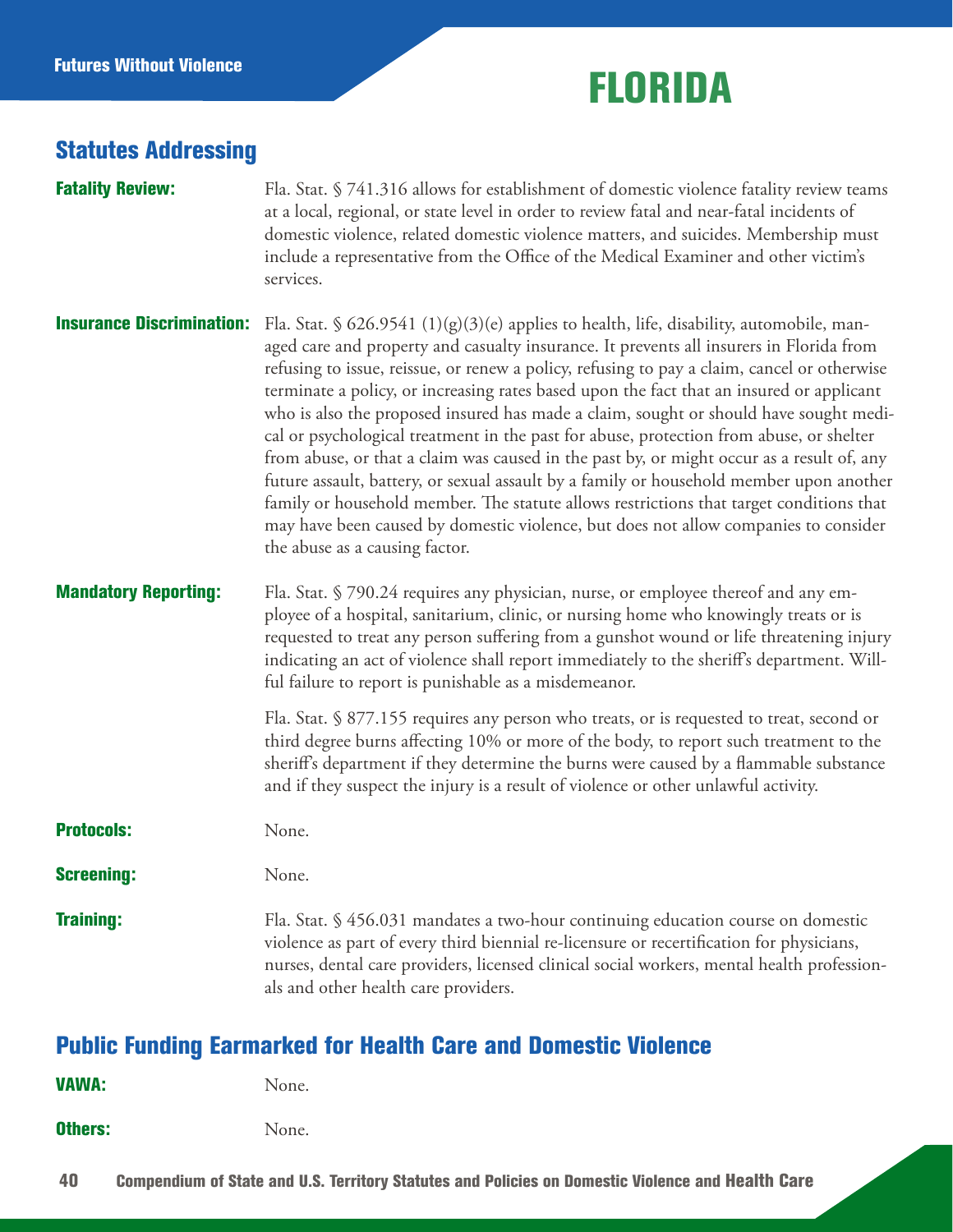# FLORIDA

## Statutes Addressing

**Fatality Review:** Fla. Stat. § 741.316 allows for establishment of domestic violence fatality review teams at a local, regional, or state level in order to review fatal and near-fatal incidents of domestic violence, related domestic violence matters, and suicides. Membership must include a representative from the Office of the Medical Examiner and other victim's services.

**Insurance Discrimination:** Fla. Stat. § 626.9541 (1)(g)(3)(e) applies to health, life, disability, automobile, managed care and property and casualty insurance. It prevents all insurers in Florida from refusing to issue, reissue, or renew a policy, refusing to pay a claim, cancel or otherwise terminate a policy, or increasing rates based upon the fact that an insured or applicant who is also the proposed insured has made a claim, sought or should have sought medical or psychological treatment in the past for abuse, protection from abuse, or shelter from abuse, or that a claim was caused in the past by, or might occur as a result of, any future assault, battery, or sexual assault by a family or household member upon another family or household member. The statute allows restrictions that target conditions that may have been caused by domestic violence, but does not allow companies to consider the abuse as a causing factor.

**Mandatory Reporting:** Fla. Stat. § 790.24 requires any physician, nurse, or employee thereof and any employee of a hospital, sanitarium, clinic, or nursing home who knowingly treats or is requested to treat any person suffering from a gunshot wound or life threatening injury indicating an act of violence shall report immediately to the sheriff's department. Willful failure to report is punishable as a misdemeanor.

Fla. Stat. § 877.155 requires any person who treats, or is requested to treat, second or third degree burns affecting 10% or more of the body, to report such treatment to the sheriff's department if they determine the burns were caused by a flammable substance and if they suspect the injury is a result of violence or other unlawful activity.

**Protocols:** None.

**Screening:** None.

**Training:** Fla. Stat. § 456.031 mandates a two-hour continuing education course on domestic violence as part of every third biennial re-licensure or recertification for physicians, nurses, dental care providers, licensed clinical social workers, mental health professionals and other health care providers.

## Public Funding Earmarked for Health Care and Domestic Violence

**VAWA:** None.

**Others:** None.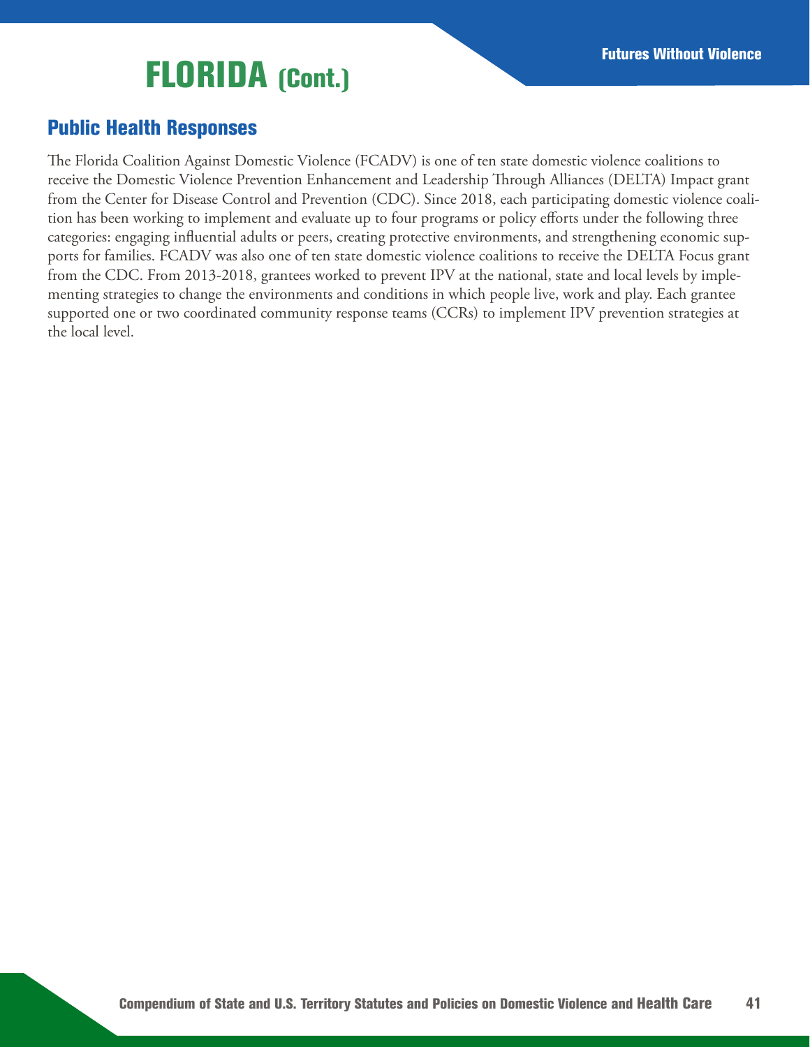# FLORIDA (Cont.)

## Public Health Responses

The Florida Coalition Against Domestic Violence (FCADV) is one of ten state domestic violence coalitions to receive the Domestic Violence Prevention Enhancement and Leadership Through Alliances (DELTA) Impact grant from the Center for Disease Control and Prevention (CDC). Since 2018, each participating domestic violence coalition has been working to implement and evaluate up to four programs or policy efforts under the following three categories: engaging influential adults or peers, creating protective environments, and strengthening economic supports for families. FCADV was also one of ten state domestic violence coalitions to receive the DELTA Focus grant from the CDC. From 2013-2018, grantees worked to prevent IPV at the national, state and local levels by implementing strategies to change the environments and conditions in which people live, work and play. Each grantee supported one or two coordinated community response teams (CCRs) to implement IPV prevention strategies at the local level.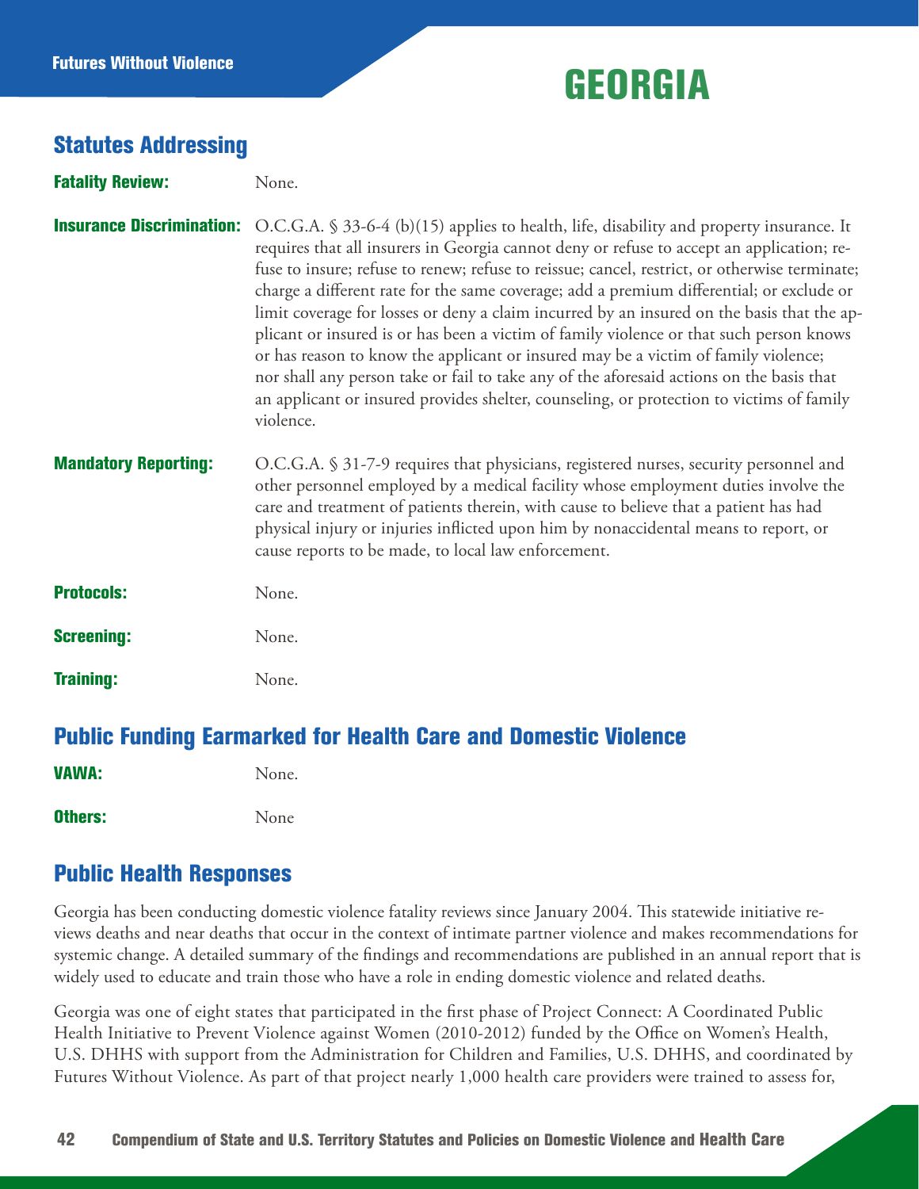# GEORGIA

## Statutes Addressing

**Fatality Review:** None.

**Insurance Discrimination:** O.C.G.A. § 33-6-4 (b)(15) applies to health, life, disability and property insurance. It requires that all insurers in Georgia cannot deny or refuse to accept an application; refuse to insure; refuse to renew; refuse to reissue; cancel, restrict, or otherwise terminate; charge a different rate for the same coverage; add a premium differential; or exclude or limit coverage for losses or deny a claim incurred by an insured on the basis that the applicant or insured is or has been a victim of family violence or that such person knows or has reason to know the applicant or insured may be a victim of family violence; nor shall any person take or fail to take any of the aforesaid actions on the basis that an applicant or insured provides shelter, counseling, or protection to victims of family violence.

**Mandatory Reporting:** O.C.G.A. § 31-7-9 requires that physicians, registered nurses, security personnel and other personnel employed by a medical facility whose employment duties involve the care and treatment of patients therein, with cause to believe that a patient has had physical injury or injuries inflicted upon him by nonaccidental means to report, or cause reports to be made, to local law enforcement.

**Protocols:** None.

**Screening:** None.

**Training:** None.

## Public Funding Earmarked for Health Care and Domestic Violence

**VAWA:** None.

**Others:** None

## Public Health Responses

Georgia has been conducting domestic violence fatality reviews since January 2004. This statewide initiative reviews deaths and near deaths that occur in the context of intimate partner violence and makes recommendations for systemic change. A detailed summary of the findings and recommendations are published in an annual report that is widely used to educate and train those who have a role in ending domestic violence and related deaths.

Georgia was one of eight states that participated in the first phase of Project Connect: A Coordinated Public Health Initiative to Prevent Violence against Women (2010-2012) funded by the Office on Women's Health, U.S. DHHS with support from the Administration for Children and Families, U.S. DHHS, and coordinated by Futures Without Violence. As part of that project nearly 1,000 health care providers were trained to assess for,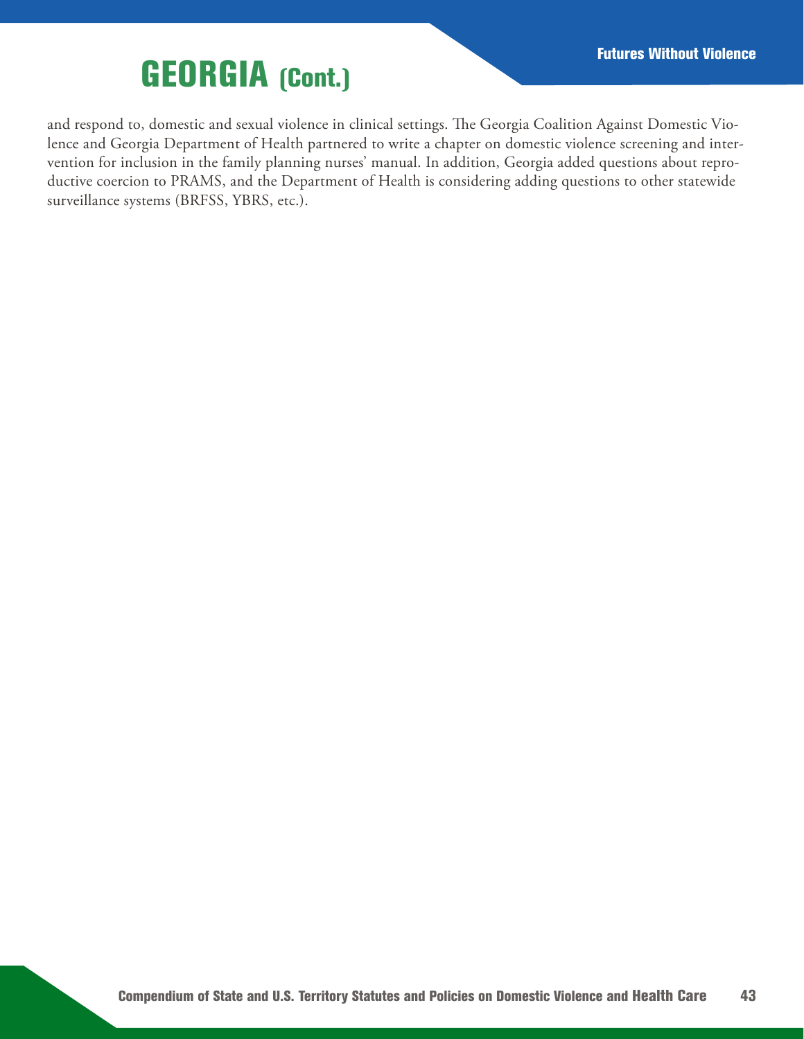# GEORGIA (Cont.)

and respond to, domestic and sexual violence in clinical settings. The Georgia Coalition Against Domestic Violence and Georgia Department of Health partnered to write a chapter on domestic violence screening and intervention for inclusion in the family planning nurses' manual. In addition, Georgia added questions about reproductive coercion to PRAMS, and the Department of Health is considering adding questions to other statewide surveillance systems (BRFSS, YBRS, etc.).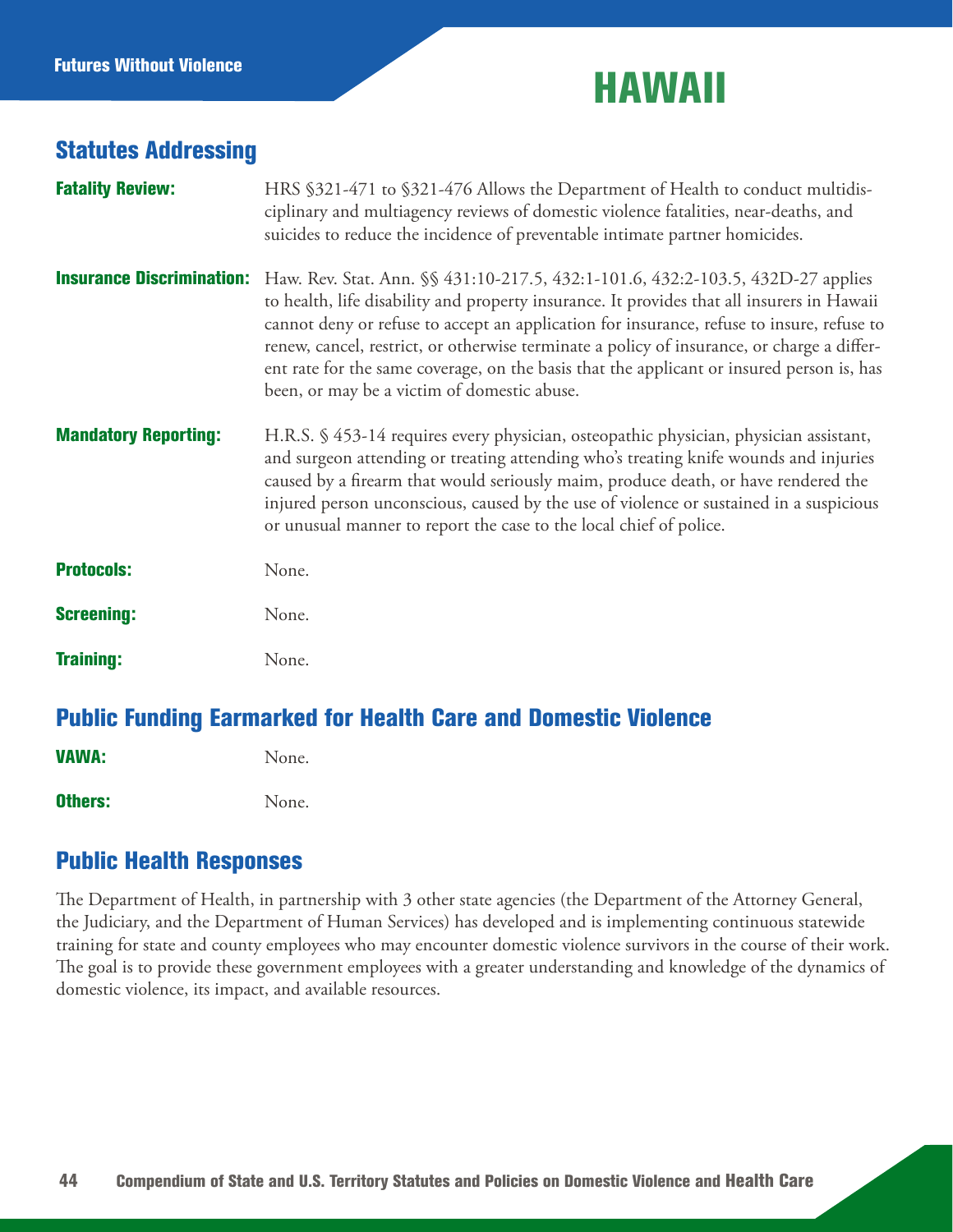# HAWAII

## Statutes Addressing

**Fatality Review:** HRS §321-471 to §321-476 Allows the Department of Health to conduct multidisciplinary and multiagency reviews of domestic violence fatalities, near-deaths, and suicides to reduce the incidence of preventable intimate partner homicides.

**Insurance Discrimination:** Haw. Rev. Stat. Ann. §§ 431:10-217.5, 432:1-101.6, 432:2-103.5, 432D-27 applies to health, life disability and property insurance. It provides that all insurers in Hawaii cannot deny or refuse to accept an application for insurance, refuse to insure, refuse to renew, cancel, restrict, or otherwise terminate a policy of insurance, or charge a different rate for the same coverage, on the basis that the applicant or insured person is, has been, or may be a victim of domestic abuse.

**Mandatory Reporting:** H.R.S. § 453-14 requires every physician, osteopathic physician, physician assistant, and surgeon attending or treating attending who's treating knife wounds and injuries caused by a firearm that would seriously maim, produce death, or have rendered the injured person unconscious, caused by the use of violence or sustained in a suspicious or unusual manner to report the case to the local chief of police.

**Protocols:** None.

**Screening:** None.

**Training:** None.

## Public Funding Earmarked for Health Care and Domestic Violence

**VAWA:** None.

**Others:** None.

## Public Health Responses

The Department of Health, in partnership with 3 other state agencies (the Department of the Attorney General, the Judiciary, and the Department of Human Services) has developed and is implementing continuous statewide training for state and county employees who may encounter domestic violence survivors in the course of their work. The goal is to provide these government employees with a greater understanding and knowledge of the dynamics of domestic violence, its impact, and available resources.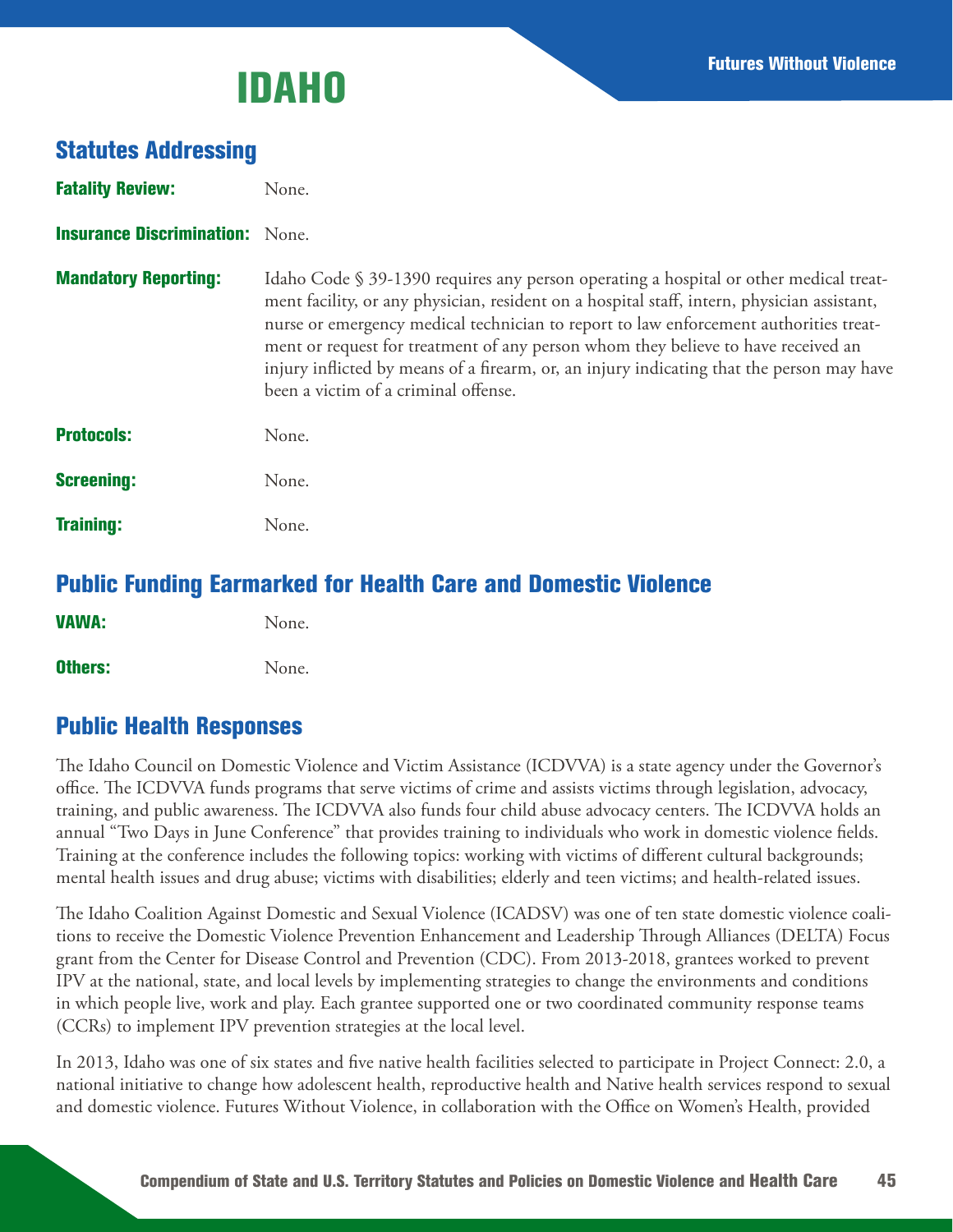# IDAHO

## Statutes Addressing

**Fatality Review:** None.

**Insurance Discrimination:** None.

**Mandatory Reporting:** Idaho Code § 39-1390 requires any person operating a hospital or other medical treatment facility, or any physician, resident on a hospital staff, intern, physician assistant, nurse or emergency medical technician to report to law enforcement authorities treatment or request for treatment of any person whom they believe to have received an injury inflicted by means of a firearm, or, an injury indicating that the person may have been a victim of a criminal offense.

**Protocols:** None.

**Screening:** None.

**Training:** None.

## Public Funding Earmarked for Health Care and Domestic Violence

**VAWA:** None.

**Others:** None.

## Public Health Responses

The Idaho Council on Domestic Violence and Victim Assistance (ICDVVA) is a state agency under the Governor's office. The ICDVVA funds programs that serve victims of crime and assists victims through legislation, advocacy, training, and public awareness. The ICDVVA also funds four child abuse advocacy centers. The ICDVVA holds an annual "Two Days in June Conference" that provides training to individuals who work in domestic violence fields. Training at the conference includes the following topics: working with victims of different cultural backgrounds; mental health issues and drug abuse; victims with disabilities; elderly and teen victims; and health-related issues.

The Idaho Coalition Against Domestic and Sexual Violence (ICADSV) was one of ten state domestic violence coalitions to receive the Domestic Violence Prevention Enhancement and Leadership Through Alliances (DELTA) Focus grant from the Center for Disease Control and Prevention (CDC). From 2013-2018, grantees worked to prevent IPV at the national, state, and local levels by implementing strategies to change the environments and conditions in which people live, work and play. Each grantee supported one or two coordinated community response teams (CCRs) to implement IPV prevention strategies at the local level.

In 2013, Idaho was one of six states and five native health facilities selected to participate in Project Connect: 2.0, a national initiative to change how adolescent health, reproductive health and Native health services respond to sexual and domestic violence. Futures Without Violence, in collaboration with the Office on Women's Health, provided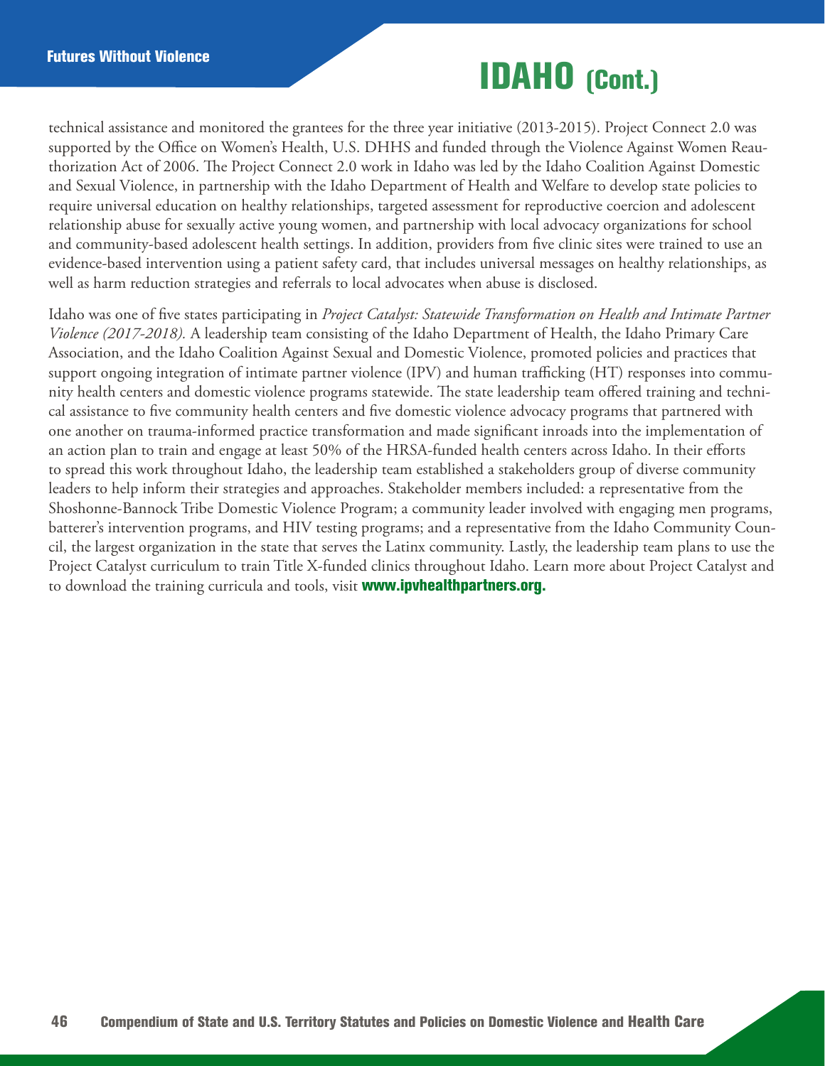# IDAHO (Cont.)

technical assistance and monitored the grantees for the three year initiative (2013-2015). Project Connect 2.0 was supported by the Office on Women's Health, U.S. DHHS and funded through the Violence Against Women Reauthorization Act of 2006. The Project Connect 2.0 work in Idaho was led by the Idaho Coalition Against Domestic and Sexual Violence, in partnership with the Idaho Department of Health and Welfare to develop state policies to require universal education on healthy relationships, targeted assessment for reproductive coercion and adolescent relationship abuse for sexually active young women, and partnership with local advocacy organizations for school and community-based adolescent health settings. In addition, providers from five clinic sites were trained to use an evidence-based intervention using a patient safety card, that includes universal messages on healthy relationships, as well as harm reduction strategies and referrals to local advocates when abuse is disclosed.

Idaho was one of five states participating in *Project Catalyst: Statewide Transformation on Health and Intimate Partner Violence (2017-2018).* A leadership team consisting of the Idaho Department of Health, the Idaho Primary Care Association, and the Idaho Coalition Against Sexual and Domestic Violence, promoted policies and practices that support ongoing integration of intimate partner violence (IPV) and human trafficking (HT) responses into community health centers and domestic violence programs statewide. The state leadership team offered training and technical assistance to five community health centers and five domestic violence advocacy programs that partnered with one another on trauma-informed practice transformation and made significant inroads into the implementation of an action plan to train and engage at least 50% of the HRSA-funded health centers across Idaho. In their efforts to spread this work throughout Idaho, the leadership team established a stakeholders group of diverse community leaders to help inform their strategies and approaches. Stakeholder members included: a representative from the Shoshonne-Bannock Tribe Domestic Violence Program; a community leader involved with engaging men programs, batterer's intervention programs, and HIV testing programs; and a representative from the Idaho Community Council, the largest organization in the state that serves the Latinx community. Lastly, the leadership team plans to use the Project Catalyst curriculum to train Title X-funded clinics throughout Idaho. Learn more about Project Catalyst and to download the training curricula and tools, visit **www.ipvhealthpartners.org.**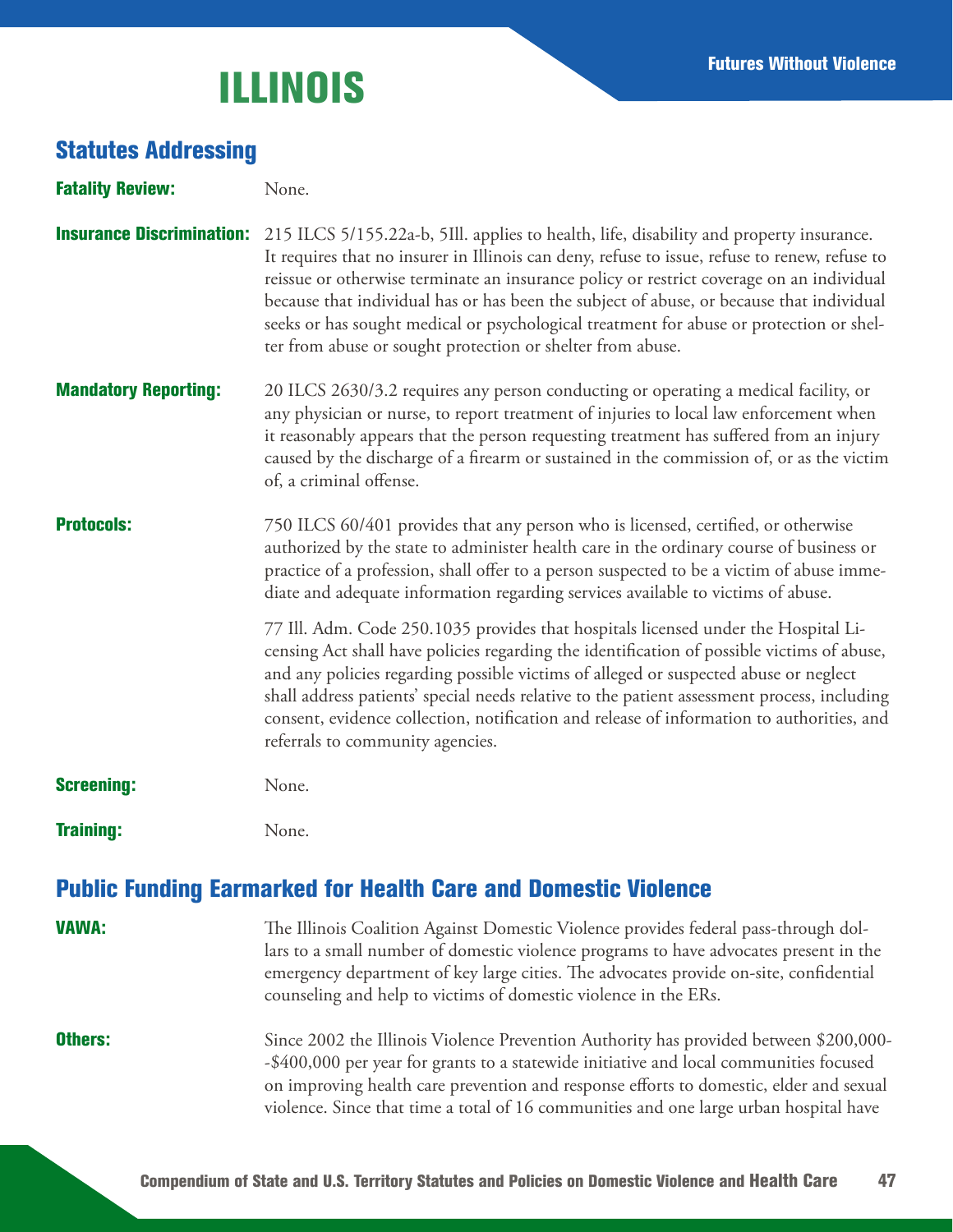# ILLINOIS

## Statutes Addressing

**Fatality Review:** None.

**Insurance Discrimination:** 215 ILCS 5/155.22a-b, 5Ill. applies to health, life, disability and property insurance. It requires that no insurer in Illinois can deny, refuse to issue, refuse to renew, refuse to reissue or otherwise terminate an insurance policy or restrict coverage on an individual because that individual has or has been the subject of abuse, or because that individual seeks or has sought medical or psychological treatment for abuse or protection or shelter from abuse or sought protection or shelter from abuse.

**Mandatory Reporting:** 20 ILCS 2630/3.2 requires any person conducting or operating a medical facility, or any physician or nurse, to report treatment of injuries to local law enforcement when it reasonably appears that the person requesting treatment has suffered from an injury caused by the discharge of a firearm or sustained in the commission of, or as the victim of, a criminal offense.

**Protocols:** 750 ILCS 60/401 provides that any person who is licensed, certified, or otherwise authorized by the state to administer health care in the ordinary course of business or practice of a profession, shall offer to a person suspected to be a victim of abuse immediate and adequate information regarding services available to victims of abuse.

77 Ill. Adm. Code 250.1035 provides that hospitals licensed under the Hospital Licensing Act shall have policies regarding the identification of possible victims of abuse, and any policies regarding possible victims of alleged or suspected abuse or neglect shall address patients' special needs relative to the patient assessment process, including consent, evidence collection, notification and release of information to authorities, and referrals to community agencies.

**Screening:** None.

**Training:** None.

## Public Funding Earmarked for Health Care and Domestic Violence

**VAWA:** The Illinois Coalition Against Domestic Violence provides federal pass-through dollars to a small number of domestic violence programs to have advocates present in the emergency department of key large cities. The advocates provide on-site, confidential counseling and help to victims of domestic violence in the ERs.

**Others:** Since 2002 the Illinois Violence Prevention Authority has provided between $200,000--$400,000 per year for grants to a statewide initiative and local communities focused on improving health care prevention and response efforts to domestic, elder and sexual violence. Since that time a total of 16 communities and one large urban hospital have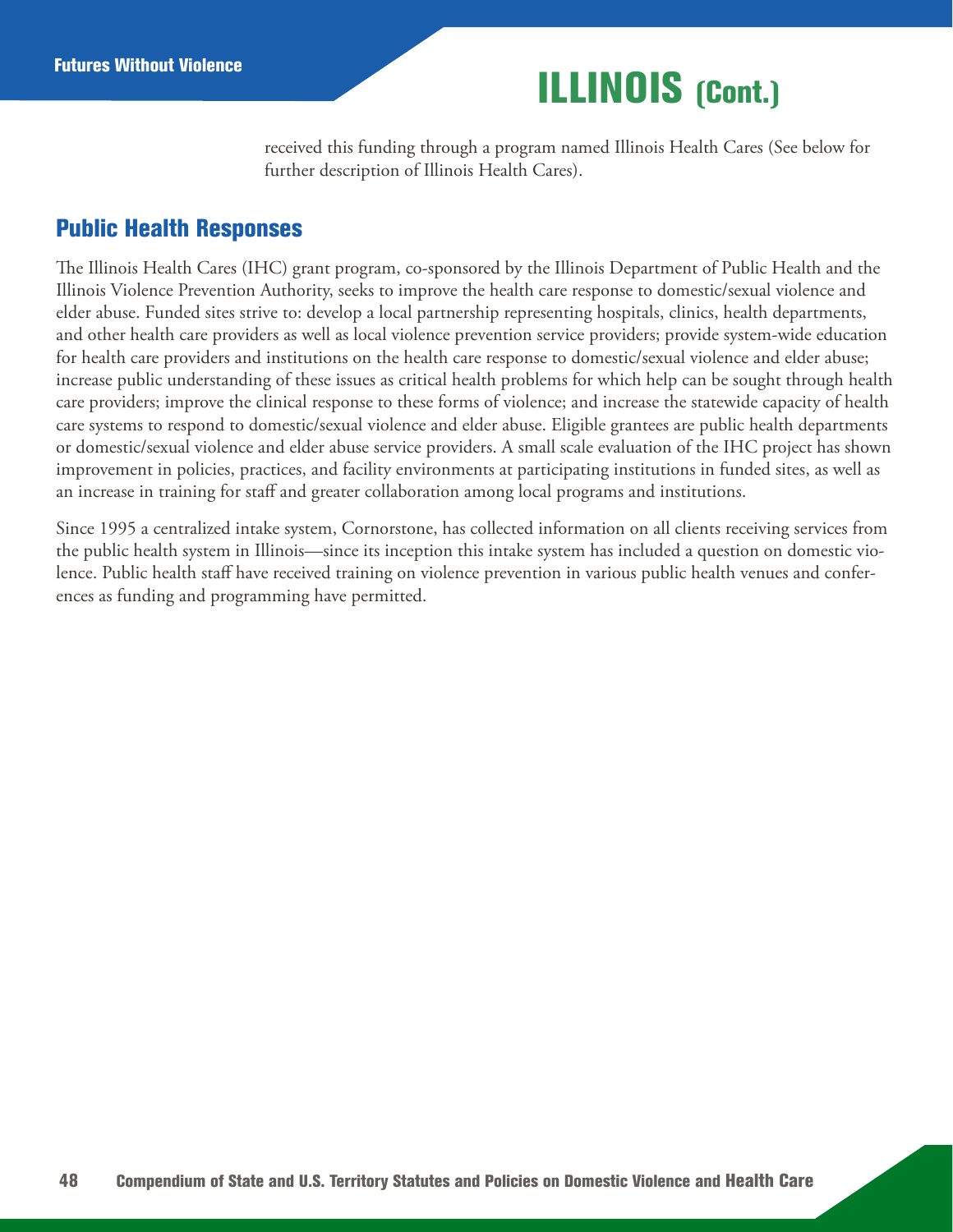# ILLINOIS (Cont.)

received this funding through a program named Illinois Health Cares (See below for further description of Illinois Health Cares).

## Public Health Responses

The Illinois Health Cares (IHC) grant program, co-sponsored by the Illinois Department of Public Health and the Illinois Violence Prevention Authority, seeks to improve the health care response to domestic/sexual violence and elder abuse. Funded sites strive to: develop a local partnership representing hospitals, clinics, health departments, and other health care providers as well as local violence prevention service providers; provide system-wide education for health care providers and institutions on the health care response to domestic/sexual violence and elder abuse; increase public understanding of these issues as critical health problems for which help can be sought through health care providers; improve the clinical response to these forms of violence; and increase the statewide capacity of health care systems to respond to domestic/sexual violence and elder abuse. Eligible grantees are public health departments or domestic/sexual violence and elder abuse service providers. A small scale evaluation of the IHC project has shown improvement in policies, practices, and facility environments at participating institutions in funded sites, as well as an increase in training for staff and greater collaboration among local programs and institutions.

Since 1995 a centralized intake system, Cornorstone, has collected information on all clients receiving services from the public health system in Illinois—since its inception this intake system has included a question on domestic violence. Public health staff have received training on violence prevention in various public health venues and conferences as funding and programming have permitted.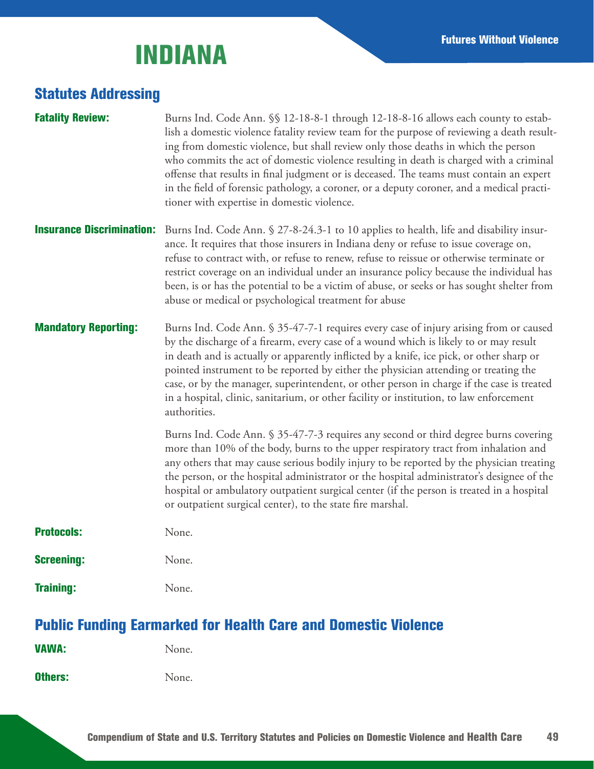# INDIANA

## Statutes Addressing

**Fatality Review:** Burns Ind. Code Ann. §§ 12-18-8-1 through 12-18-8-16 allows each county to establish a domestic violence fatality review team for the purpose of reviewing a death resulting from domestic violence, but shall review only those deaths in which the person who commits the act of domestic violence resulting in death is charged with a criminal offense that results in final judgment or is deceased. The teams must contain an expert in the field of forensic pathology, a coroner, or a deputy coroner, and a medical practitioner with expertise in domestic violence.

**Insurance Discrimination:** Burns Ind. Code Ann. § 27-8-24.3-1 to 10 applies to health, life and disability insurance. It requires that those insurers in Indiana deny or refuse to issue coverage on, refuse to contract with, or refuse to renew, refuse to reissue or otherwise terminate or restrict coverage on an individual under an insurance policy because the individual has been, is or has the potential to be a victim of abuse, or seeks or has sought shelter from abuse or medical or psychological treatment for abuse

**Mandatory Reporting:** Burns Ind. Code Ann. § 35-47-7-1 requires every case of injury arising from or caused by the discharge of a firearm, every case of a wound which is likely to or may result in death and is actually or apparently inflicted by a knife, ice pick, or other sharp or pointed instrument to be reported by either the physician attending or treating the case, or by the manager, superintendent, or other person in charge if the case is treated in a hospital, clinic, sanitarium, or other facility or institution, to law enforcement authorities.

Burns Ind. Code Ann. § 35-47-7-3 requires any second or third degree burns covering more than 10% of the body, burns to the upper respiratory tract from inhalation and any others that may cause serious bodily injury to be reported by the physician treating the person, or the hospital administrator or the hospital administrator's designee of the hospital or ambulatory outpatient surgical center (if the person is treated in a hospital or outpatient surgical center), to the state fire marshal.

**Protocols:** None.

**Screening:** None.

**Training:** None.

## Public Funding Earmarked for Health Care and Domestic Violence

**VAWA:** None.

**Others:** None.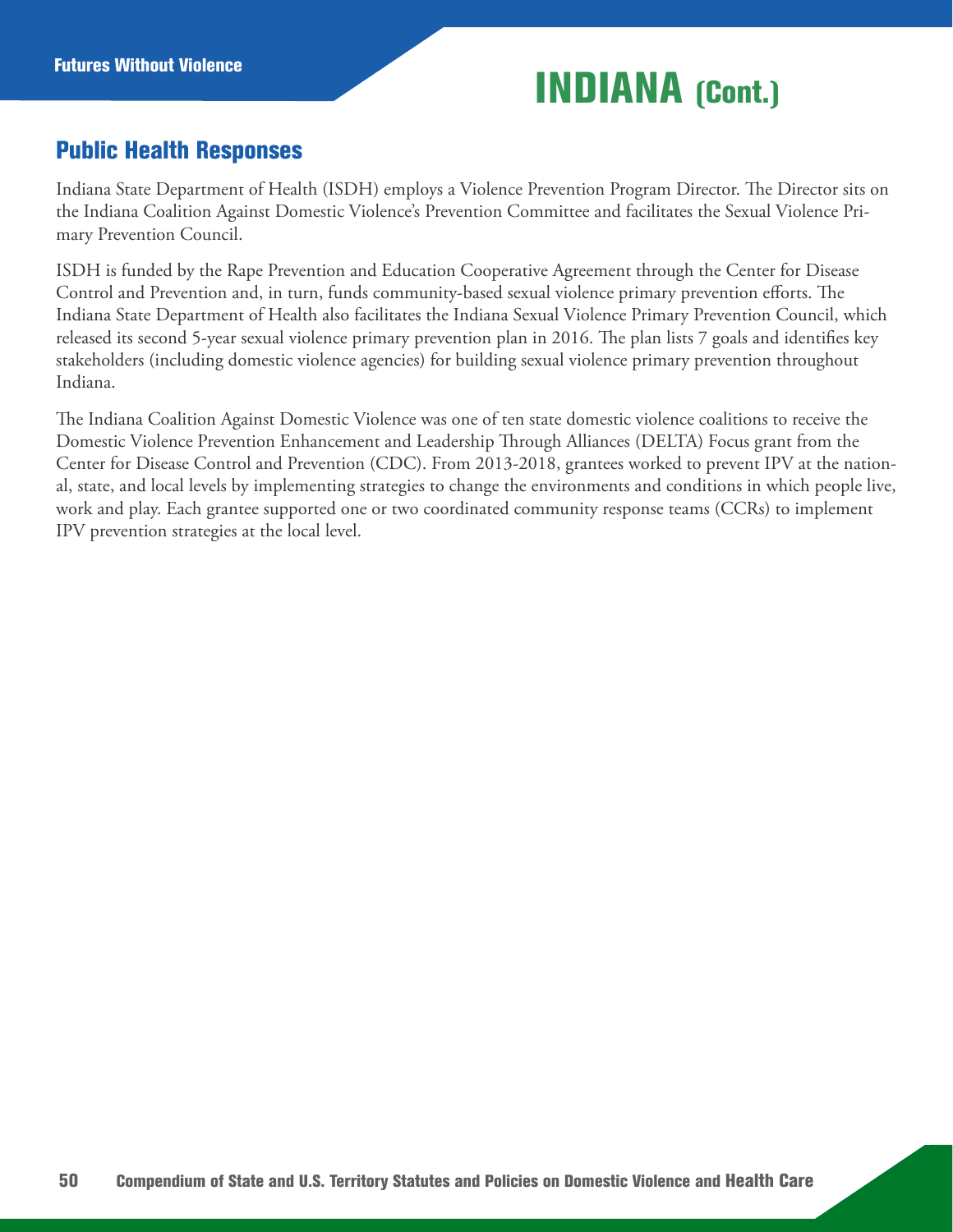# INDIANA (Cont.)

## Public Health Responses

Indiana State Department of Health (ISDH) employs a Violence Prevention Program Director. The Director sits on the Indiana Coalition Against Domestic Violence's Prevention Committee and facilitates the Sexual Violence Primary Prevention Council.

ISDH is funded by the Rape Prevention and Education Cooperative Agreement through the Center for Disease Control and Prevention and, in turn, funds community-based sexual violence primary prevention efforts. The Indiana State Department of Health also facilitates the Indiana Sexual Violence Primary Prevention Council, which released its second 5-year sexual violence primary prevention plan in 2016. The plan lists 7 goals and identifies key stakeholders (including domestic violence agencies) for building sexual violence primary prevention throughout Indiana.

The Indiana Coalition Against Domestic Violence was one of ten state domestic violence coalitions to receive the Domestic Violence Prevention Enhancement and Leadership Through Alliances (DELTA) Focus grant from the Center for Disease Control and Prevention (CDC). From 2013-2018, grantees worked to prevent IPV at the national, state, and local levels by implementing strategies to change the environments and conditions in which people live, work and play. Each grantee supported one or two coordinated community response teams (CCRs) to implement IPV prevention strategies at the local level.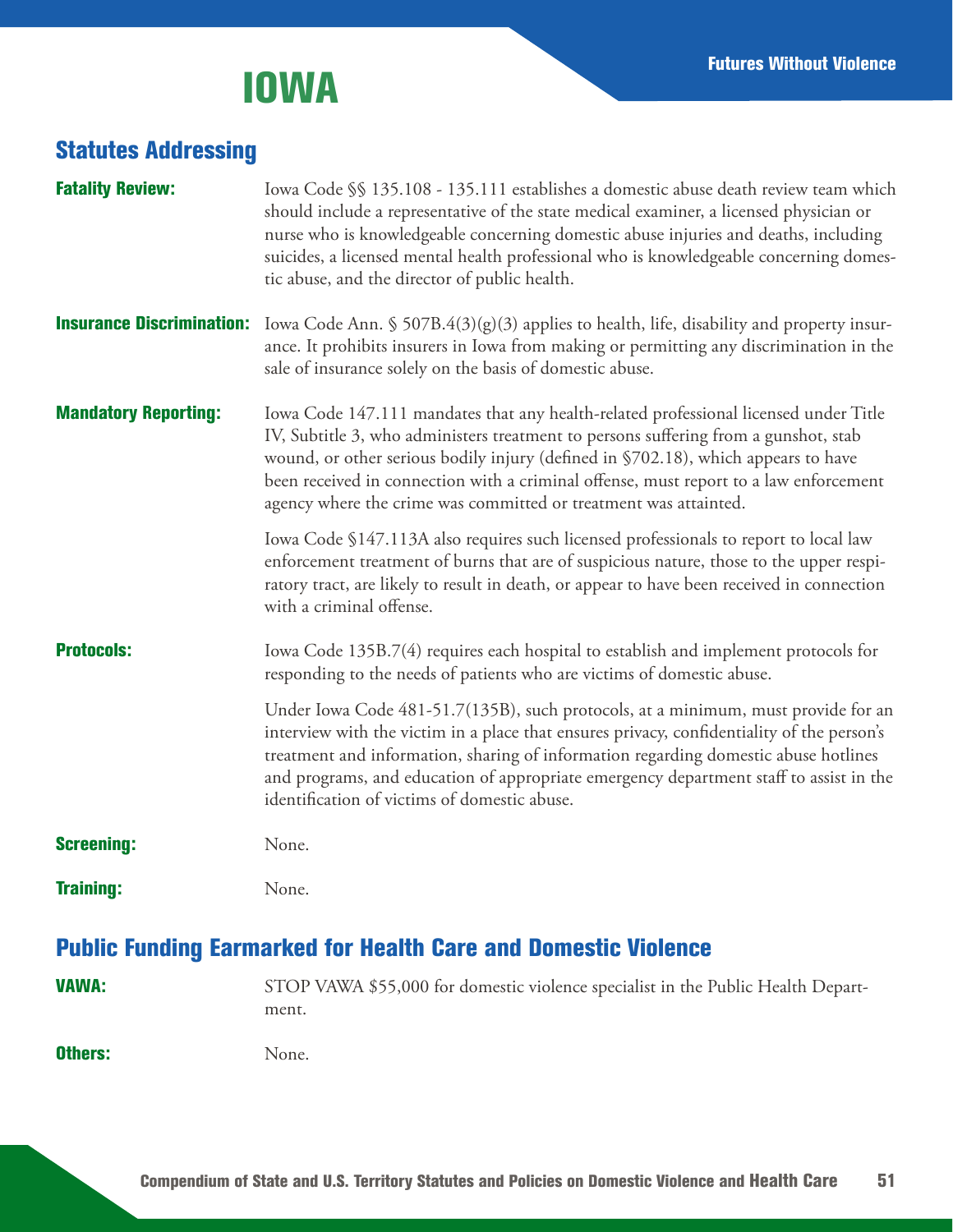# IOWA

## Statutes Addressing

**Fatality Review:** Iowa Code §§ 135.108 - 135.111 establishes a domestic abuse death review team which should include a representative of the state medical examiner, a licensed physician or nurse who is knowledgeable concerning domestic abuse injuries and deaths, including suicides, a licensed mental health professional who is knowledgeable concerning domestic abuse, and the director of public health.

**Insurance Discrimination:** Iowa Code Ann. § 507B.4(3)(g)(3) applies to health, life, disability and property insurance. It prohibits insurers in Iowa from making or permitting any discrimination in the sale of insurance solely on the basis of domestic abuse.

**Mandatory Reporting:** Iowa Code 147.111 mandates that any health-related professional licensed under Title IV, Subtitle 3, who administers treatment to persons suffering from a gunshot, stab wound, or other serious bodily injury (defined in §702.18), which appears to have been received in connection with a criminal offense, must report to a law enforcement agency where the crime was committed or treatment was attainted.

Iowa Code §147.113A also requires such licensed professionals to report to local law enforcement treatment of burns that are of suspicious nature, those to the upper respiratory tract, are likely to result in death, or appear to have been received in connection with a criminal offense.

**Protocols:** Iowa Code 135B.7(4) requires each hospital to establish and implement protocols for responding to the needs of patients who are victims of domestic abuse.

Under Iowa Code 481-51.7(135B), such protocols, at a minimum, must provide for an interview with the victim in a place that ensures privacy, confidentiality of the person's treatment and information, sharing of information regarding domestic abuse hotlines and programs, and education of appropriate emergency department staff to assist in the identification of victims of domestic abuse.

**Screening:** None.

**Training:** None.

## Public Funding Earmarked for Health Care and Domestic Violence

**VAWA:** STOP VAWA $55,000 for domestic violence specialist in the Public Health Department.

**Others:** None.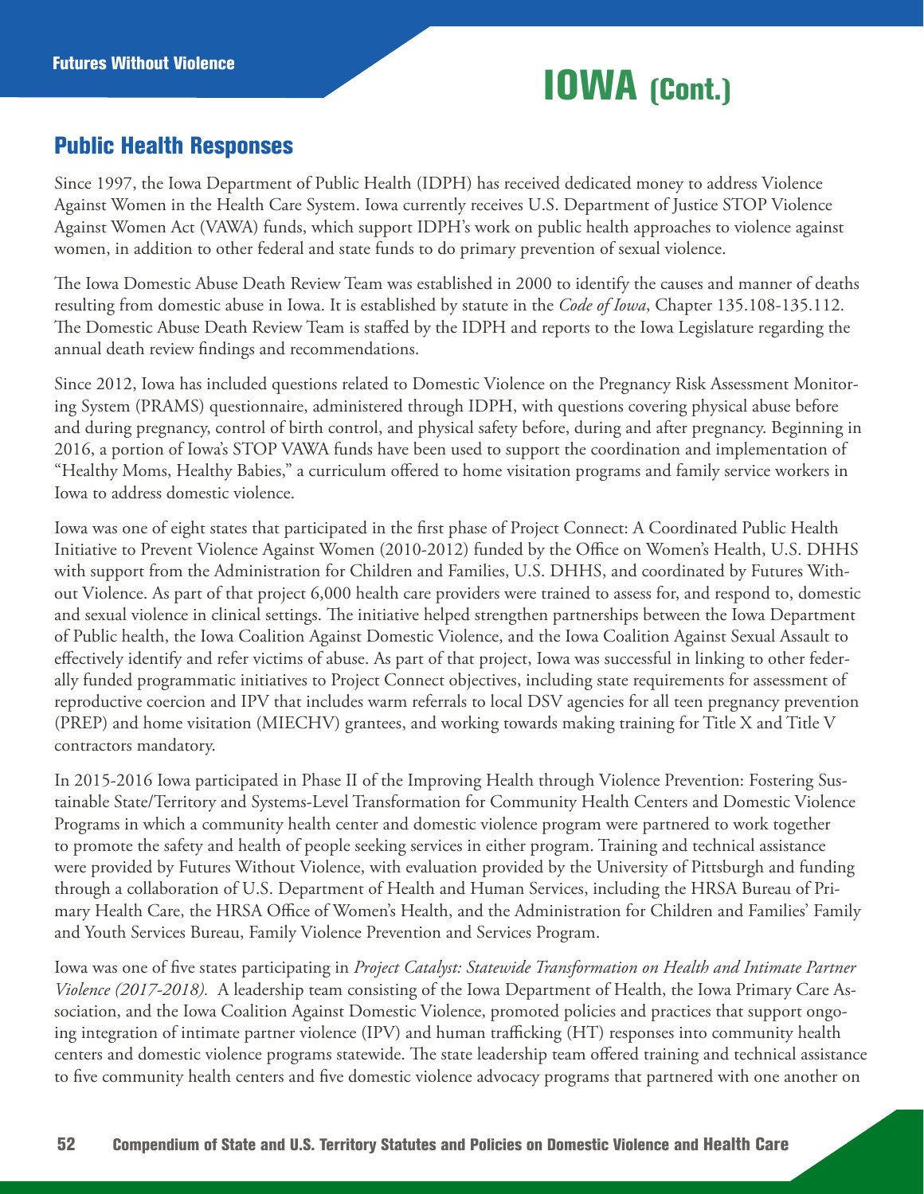# IOWA (Cont.)

## Public Health Responses

Since 1997, the Iowa Department of Public Health (IDPH) has received dedicated money to address Violence Against Women in the Health Care System. Iowa currently receives U.S. Department of Justice STOP Violence Against Women Act (VAWA) funds, which support IDPH's work on public health approaches to violence against women, in addition to other federal and state funds to do primary prevention of sexual violence.

The Iowa Domestic Abuse Death Review Team was established in 2000 to identify the causes and manner of deaths resulting from domestic abuse in Iowa. It is established by statute in the *Code of Iowa*, Chapter 135.108-135.112. The Domestic Abuse Death Review Team is staffed by the IDPH and reports to the Iowa Legislature regarding the annual death review findings and recommendations.

Since 2012, Iowa has included questions related to Domestic Violence on the Pregnancy Risk Assessment Monitoring System (PRAMS) questionnaire, administered through IDPH, with questions covering physical abuse before and during pregnancy, control of birth control, and physical safety before, during and after pregnancy. Beginning in 2016, a portion of Iowa's STOP VAWA funds have been used to support the coordination and implementation of "Healthy Moms, Healthy Babies," a curriculum offered to home visitation programs and family service workers in Iowa to address domestic violence.

Iowa was one of eight states that participated in the first phase of Project Connect: A Coordinated Public Health Initiative to Prevent Violence Against Women (2010-2012) funded by the Office on Women's Health, U.S. DHHS with support from the Administration for Children and Families, U.S. DHHS, and coordinated by Futures Without Violence. As part of that project 6,000 health care providers were trained to assess for, and respond to, domestic and sexual violence in clinical settings. The initiative helped strengthen partnerships between the Iowa Department of Public health, the Iowa Coalition Against Domestic Violence, and the Iowa Coalition Against Sexual Assault to effectively identify and refer victims of abuse. As part of that project, Iowa was successful in linking to other federally funded programmatic initiatives to Project Connect objectives, including state requirements for assessment of reproductive coercion and IPV that includes warm referrals to local DSV agencies for all teen pregnancy prevention (PREP) and home visitation (MIECHV) grantees, and working towards making training for Title X and Title V contractors mandatory.

In 2015-2016 Iowa participated in Phase II of the Improving Health through Violence Prevention: Fostering Sustainable State/Territory and Systems-Level Transformation for Community Health Centers and Domestic Violence Programs in which a community health center and domestic violence program were partnered to work together to promote the safety and health of people seeking services in either program. Training and technical assistance were provided by Futures Without Violence, with evaluation provided by the University of Pittsburgh and funding through a collaboration of U.S. Department of Health and Human Services, including the HRSA Bureau of Primary Health Care, the HRSA Office of Women's Health, and the Administration for Children and Families' Family and Youth Services Bureau, Family Violence Prevention and Services Program.

Iowa was one of five states participating in *Project Catalyst: Statewide Transformation on Health and Intimate Partner Violence (2017-2018).* A leadership team consisting of the Iowa Department of Health, the Iowa Primary Care Association, and the Iowa Coalition Against Domestic Violence, promoted policies and practices that support ongoing integration of intimate partner violence (IPV) and human trafficking (HT) responses into community health centers and domestic violence programs statewide. The state leadership team offered training and technical assistance to five community health centers and five domestic violence advocacy programs that partnered with one another on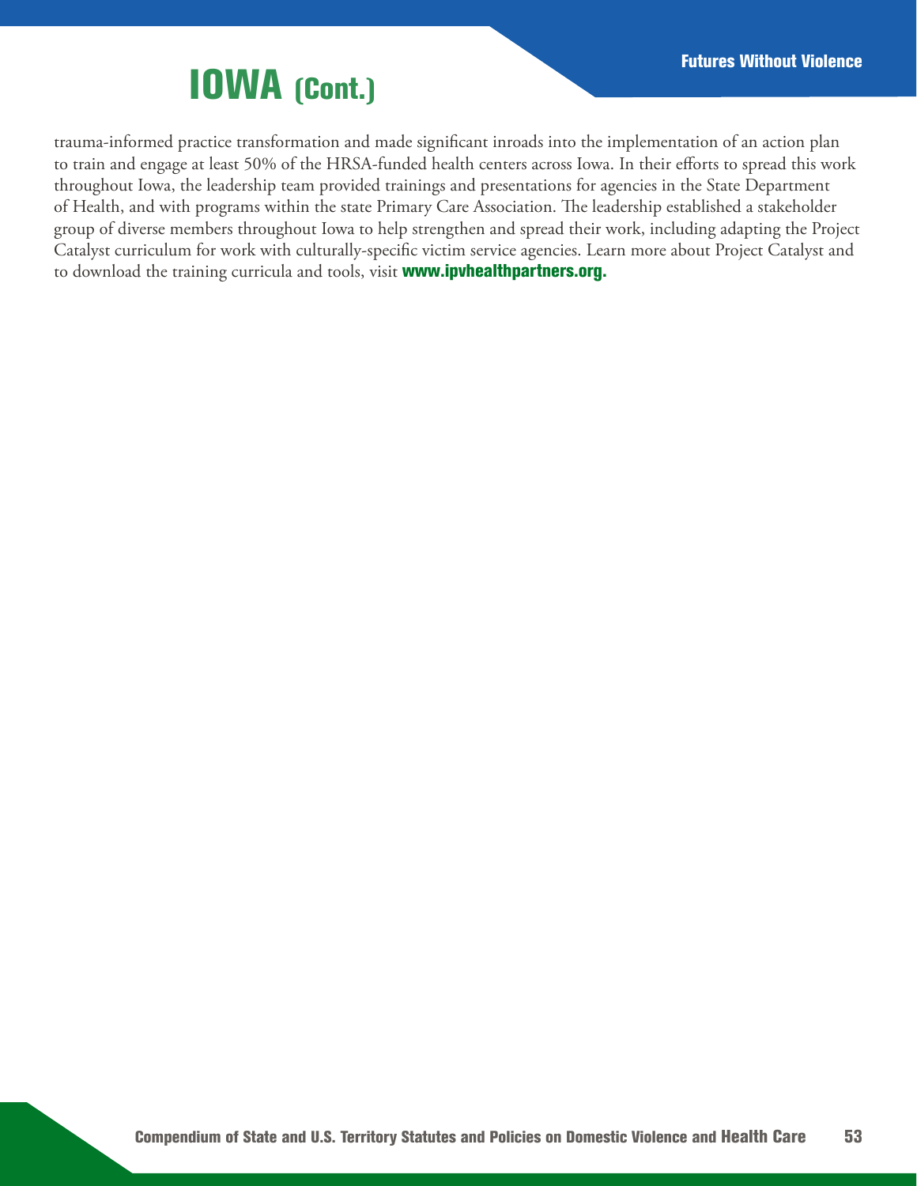# IOWA (Cont.)

trauma-informed practice transformation and made significant inroads into the implementation of an action plan to train and engage at least 50% of the HRSA-funded health centers across Iowa. In their efforts to spread this work throughout Iowa, the leadership team provided trainings and presentations for agencies in the State Department of Health, and with programs within the state Primary Care Association. The leadership established a stakeholder group of diverse members throughout Iowa to help strengthen and spread their work, including adapting the Project Catalyst curriculum for work with culturally-specific victim service agencies. Learn more about Project Catalyst and to download the training curricula and tools, visit **www.ipvhealthpartners.org.**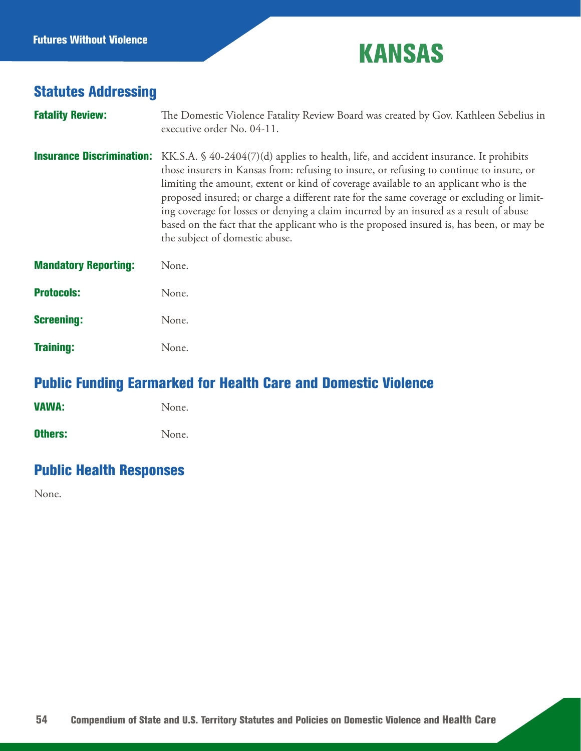# KANSAS

## Statutes Addressing

**Fatality Review:** The Domestic Violence Fatality Review Board was created by Gov. Kathleen Sebelius in executive order No. 04-11.

**Insurance Discrimination:** KK.S.A. § 40-2404(7)(d) applies to health, life, and accident insurance. It prohibits those insurers in Kansas from: refusing to insure, or refusing to continue to insure, or limiting the amount, extent or kind of coverage available to an applicant who is the proposed insured; or charge a different rate for the same coverage or excluding or limiting coverage for losses or denying a claim incurred by an insured as a result of abuse based on the fact that the applicant who is the proposed insured is, has been, or may be the subject of domestic abuse.

**Mandatory Reporting:** None.

**Protocols:** None.

**Screening:** None.

**Training:** None.

## Public Funding Earmarked for Health Care and Domestic Violence

**VAWA:** None.

**Others:** None.

## Public Health Responses

None.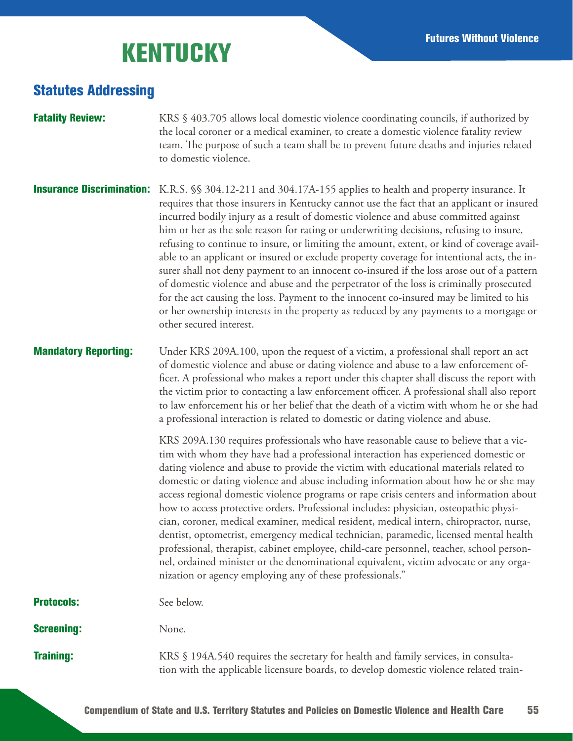# KENTUCKY

## Statutes Addressing

**Fatality Review:** KRS § 403.705 allows local domestic violence coordinating councils, if authorized by the local coroner or a medical examiner, to create a domestic violence fatality review team. The purpose of such a team shall be to prevent future deaths and injuries related to domestic violence.

**Insurance Discrimination:** K.R.S. §§ 304.12-211 and 304.17A-155 applies to health and property insurance. It requires that those insurers in Kentucky cannot use the fact that an applicant or insured incurred bodily injury as a result of domestic violence and abuse committed against him or her as the sole reason for rating or underwriting decisions, refusing to insure, refusing to continue to insure, or limiting the amount, extent, or kind of coverage available to an applicant or insured or exclude property coverage for intentional acts, the insurer shall not deny payment to an innocent co-insured if the loss arose out of a pattern of domestic violence and abuse and the perpetrator of the loss is criminally prosecuted for the act causing the loss. Payment to the innocent co-insured may be limited to his or her ownership interests in the property as reduced by any payments to a mortgage or other secured interest.

**Mandatory Reporting:** Under KRS 209A.100, upon the request of a victim, a professional shall report an act of domestic violence and abuse or dating violence and abuse to a law enforcement officer. A professional who makes a report under this chapter shall discuss the report with the victim prior to contacting a law enforcement officer. A professional shall also report to law enforcement his or her belief that the death of a victim with whom he or she had a professional interaction is related to domestic or dating violence and abuse.

KRS 209A.130 requires professionals who have reasonable cause to believe that a victim with whom they have had a professional interaction has experienced domestic or dating violence and abuse to provide the victim with educational materials related to domestic or dating violence and abuse including information about how he or she may access regional domestic violence programs or rape crisis centers and information about how to access protective orders. Professional includes: physician, osteopathic physician, coroner, medical examiner, medical resident, medical intern, chiropractor, nurse, dentist, optometrist, emergency medical technician, paramedic, licensed mental health professional, therapist, cabinet employee, child-care personnel, teacher, school personnel, ordained minister or the denominational equivalent, victim advocate or any organization or agency employing any of these professionals."

**Protocols:** See below.

**Screening:** None.

**Training:** KRS § 194A.540 requires the secretary for health and family services, in consultation with the applicable licensure boards, to develop domestic violence related train-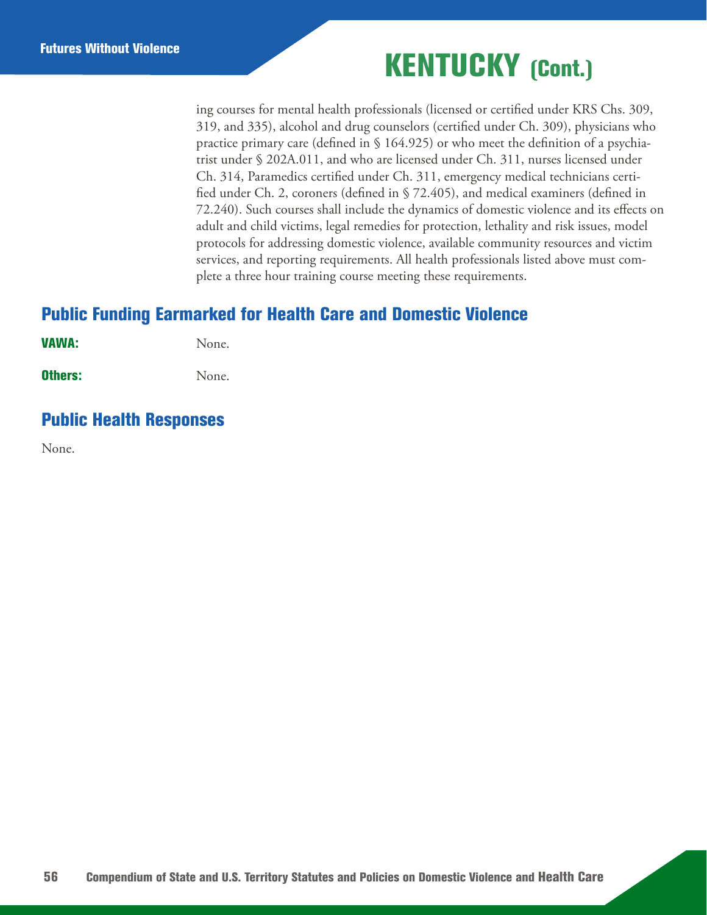ing courses for mental health professionals (licensed or certified under KRS Chs. 309, 319, and 335), alcohol and drug counselors (certified under Ch. 309), physicians who practice primary care (defined in § 164.925) or who meet the definition of a psychiatrist under § 202A.011, and who are licensed under Ch. 311, nurses licensed under Ch. 314, Paramedics certified under Ch. 311, emergency medical technicians certified under Ch. 2, coroners (defined in § 72.405), and medical examiners (defined in 72.240). Such courses shall include the dynamics of domestic violence and its effects on adult and child victims, legal remedies for protection, lethality and risk issues, model protocols for addressing domestic violence, available community resources and victim services, and reporting requirements. All health professionals listed above must complete a three hour training course meeting these requirements.

## Public Funding Earmarked for Health Care and Domestic Violence

**VAWA:** None.

**Others:** None.

## Public Health Responses

None.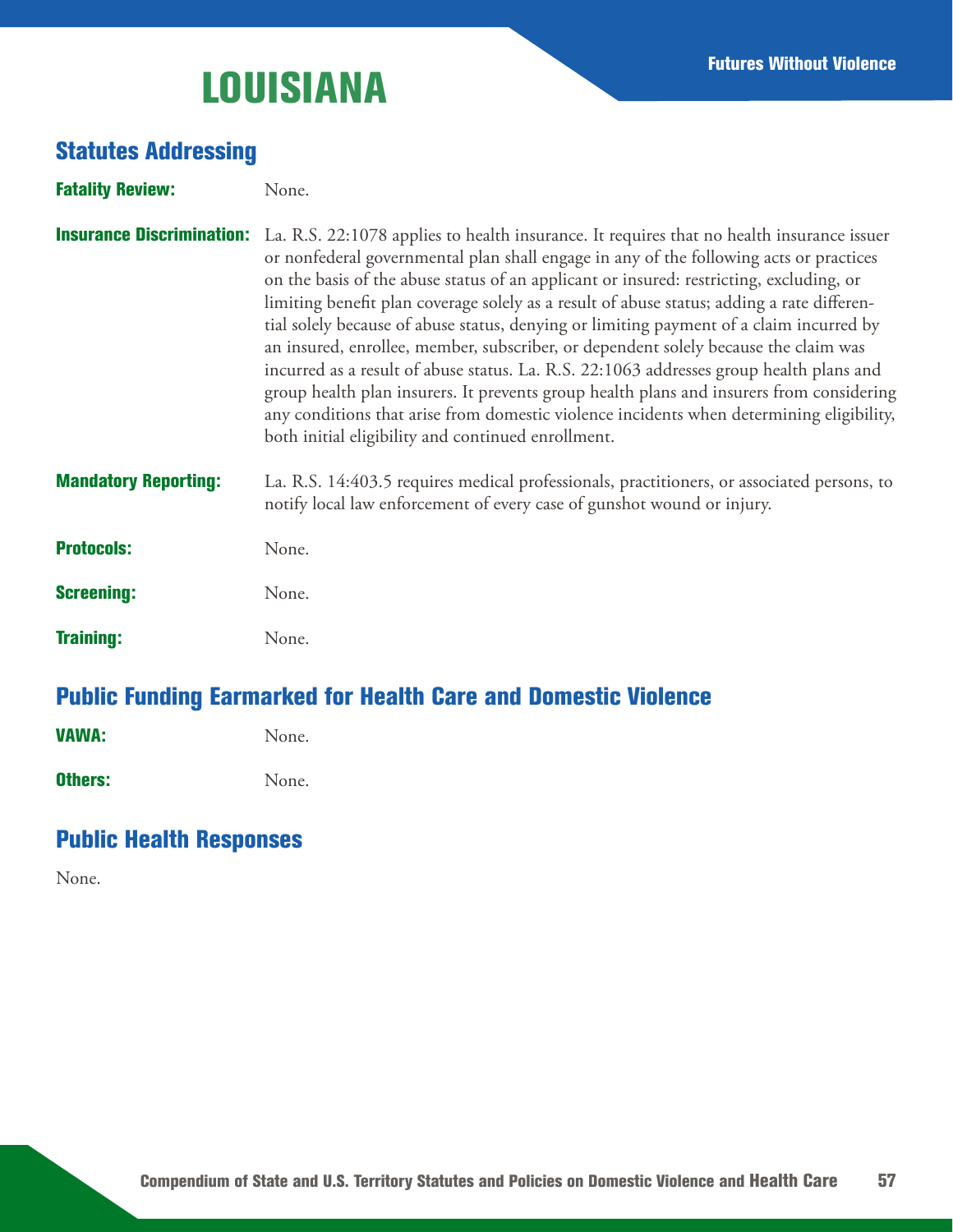# LOUISIANA

## Statutes Addressing

**Fatality Review:** None.

**Insurance Discrimination:** La. R.S. 22:1078 applies to health insurance. It requires that no health insurance issuer or nonfederal governmental plan shall engage in any of the following acts or practices on the basis of the abuse status of an applicant or insured: restricting, excluding, or limiting benefit plan coverage solely as a result of abuse status; adding a rate differential solely because of abuse status, denying or limiting payment of a claim incurred by an insured, enrollee, member, subscriber, or dependent solely because the claim was incurred as a result of abuse status. La. R.S. 22:1063 addresses group health plans and group health plan insurers. It prevents group health plans and insurers from considering any conditions that arise from domestic violence incidents when determining eligibility, both initial eligibility and continued enrollment.

**Mandatory Reporting:** La. R.S. 14:403.5 requires medical professionals, practitioners, or associated persons, to notify local law enforcement of every case of gunshot wound or injury.

**Protocols:** None.

**Screening:** None.

**Training:** None.

## Public Funding Earmarked for Health Care and Domestic Violence

**VAWA:** None.

**Others:** None.

## Public Health Responses

None.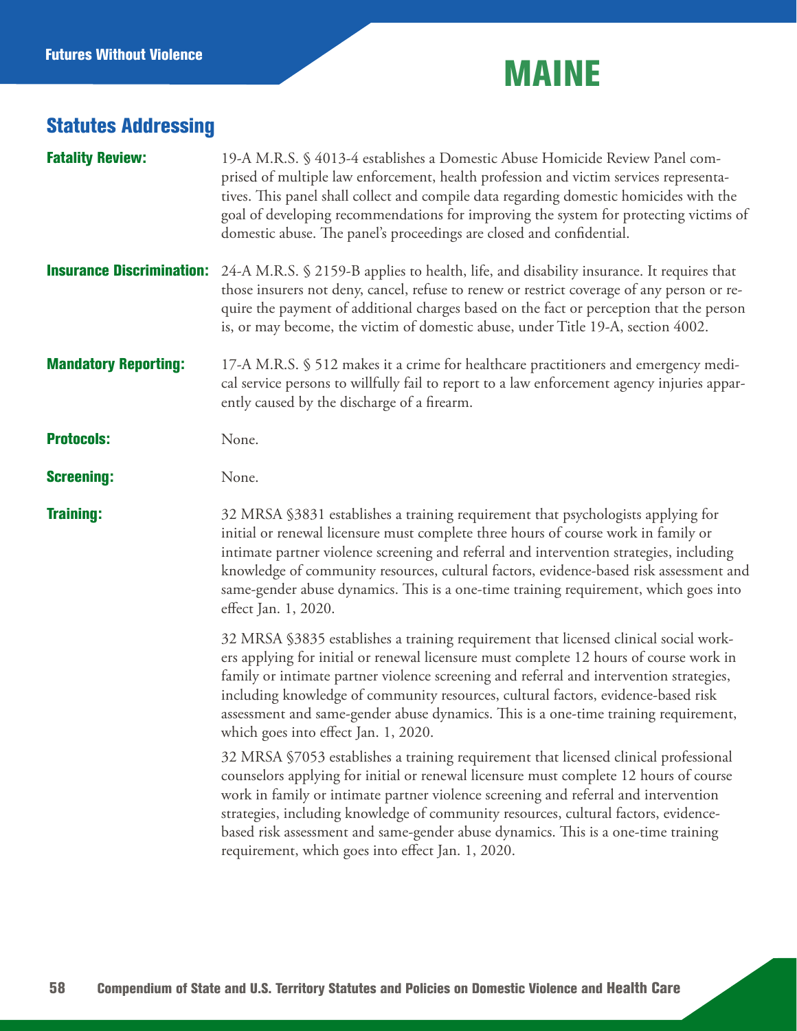# MAINE

## Statutes Addressing

**Fatality Review:** 19-A M.R.S. § 4013-4 establishes a Domestic Abuse Homicide Review Panel comprised of multiple law enforcement, health profession and victim services representatives. This panel shall collect and compile data regarding domestic homicides with the goal of developing recommendations for improving the system for protecting victims of domestic abuse. The panel's proceedings are closed and confidential.

**Insurance Discrimination:** 24-A M.R.S. § 2159-B applies to health, life, and disability insurance. It requires that those insurers not deny, cancel, refuse to renew or restrict coverage of any person or require the payment of additional charges based on the fact or perception that the person is, or may become, the victim of domestic abuse, under Title 19-A, section 4002.

**Mandatory Reporting:** 17-A M.R.S. § 512 makes it a crime for healthcare practitioners and emergency medical service persons to willfully fail to report to a law enforcement agency injuries apparently caused by the discharge of a firearm.

**Protocols:** None.

**Screening:** None.

**Training:** 32 MRSA §3831 establishes a training requirement that psychologists applying for initial or renewal licensure must complete three hours of course work in family or intimate partner violence screening and referral and intervention strategies, including knowledge of community resources, cultural factors, evidence-based risk assessment and same-gender abuse dynamics. This is a one-time training requirement, which goes into effect Jan. 1, 2020.

32 MRSA §3835 establishes a training requirement that licensed clinical social workers applying for initial or renewal licensure must complete 12 hours of course work in family or intimate partner violence screening and referral and intervention strategies, including knowledge of community resources, cultural factors, evidence-based risk assessment and same-gender abuse dynamics. This is a one-time training requirement, which goes into effect Jan. 1, 2020.

32 MRSA §7053 establishes a training requirement that licensed clinical professional counselors applying for initial or renewal licensure must complete 12 hours of course work in family or intimate partner violence screening and referral and intervention strategies, including knowledge of community resources, cultural factors, evidence-based risk assessment and same-gender abuse dynamics. This is a one-time training requirement, which goes into effect Jan. 1, 2020.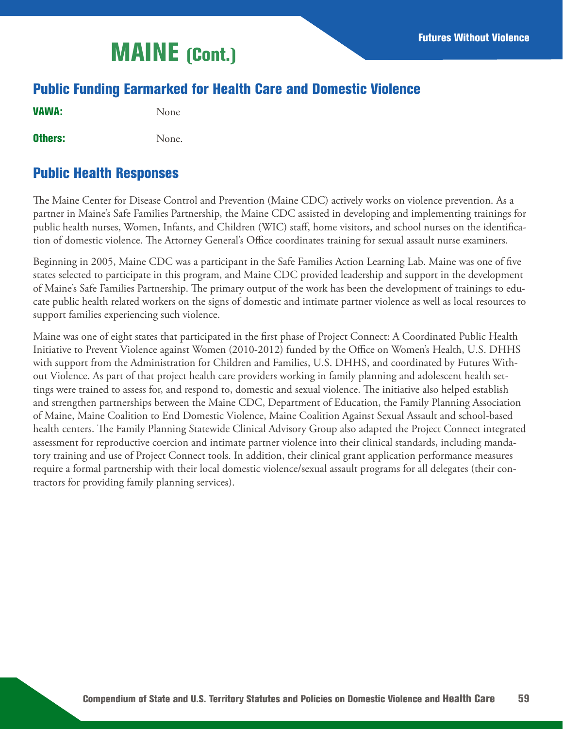# MAINE (Cont.)

## Public Funding Earmarked for Health Care and Domestic Violence

**VAWA:** None

**Others:** None.

## Public Health Responses

The Maine Center for Disease Control and Prevention (Maine CDC) actively works on violence prevention. As a partner in Maine's Safe Families Partnership, the Maine CDC assisted in developing and implementing trainings for public health nurses, Women, Infants, and Children (WIC) staff, home visitors, and school nurses on the identification of domestic violence. The Attorney General's Office coordinates training for sexual assault nurse examiners.

Beginning in 2005, Maine CDC was a participant in the Safe Families Action Learning Lab. Maine was one of five states selected to participate in this program, and Maine CDC provided leadership and support in the development of Maine's Safe Families Partnership. The primary output of the work has been the development of trainings to educate public health related workers on the signs of domestic and intimate partner violence as well as local resources to support families experiencing such violence.

Maine was one of eight states that participated in the first phase of Project Connect: A Coordinated Public Health Initiative to Prevent Violence against Women (2010-2012) funded by the Office on Women's Health, U.S. DHHS with support from the Administration for Children and Families, U.S. DHHS, and coordinated by Futures Without Violence. As part of that project health care providers working in family planning and adolescent health settings were trained to assess for, and respond to, domestic and sexual violence. The initiative also helped establish and strengthen partnerships between the Maine CDC, Department of Education, the Family Planning Association of Maine, Maine Coalition to End Domestic Violence, Maine Coalition Against Sexual Assault and school-based health centers. The Family Planning Statewide Clinical Advisory Group also adapted the Project Connect integrated assessment for reproductive coercion and intimate partner violence into their clinical standards, including mandatory training and use of Project Connect tools. In addition, their clinical grant application performance measures require a formal partnership with their local domestic violence/sexual assault programs for all delegates (their contractors for providing family planning services).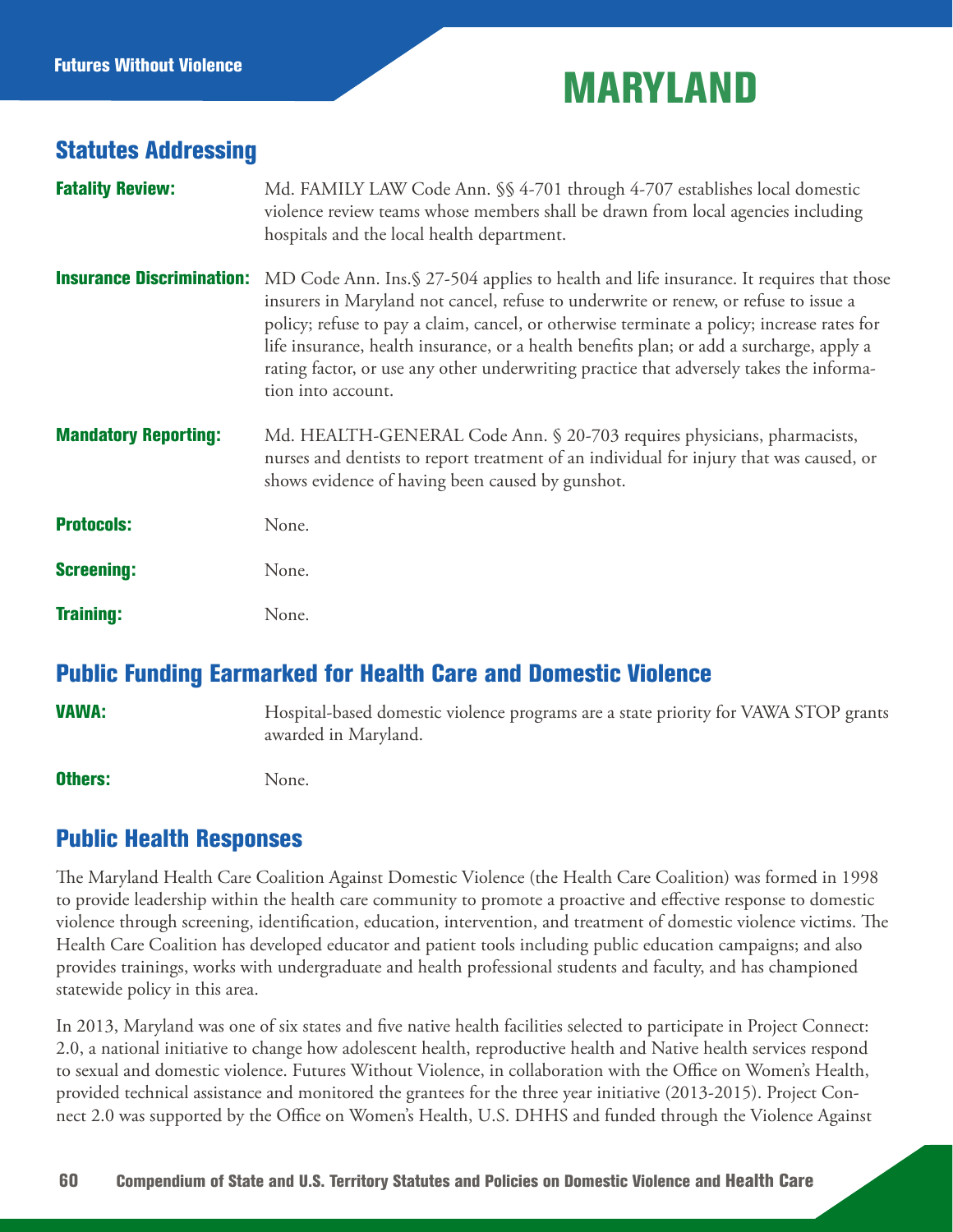# MARYLAND

## Statutes Addressing

**Fatality Review:** Md. FAMILY LAW Code Ann. §§ 4-701 through 4-707 establishes local domestic violence review teams whose members shall be drawn from local agencies including hospitals and the local health department.

**Insurance Discrimination:** MD Code Ann. Ins.§ 27-504 applies to health and life insurance. It requires that those insurers in Maryland not cancel, refuse to underwrite or renew, or refuse to issue a policy; refuse to pay a claim, cancel, or otherwise terminate a policy; increase rates for life insurance, health insurance, or a health benefits plan; or add a surcharge, apply a rating factor, or use any other underwriting practice that adversely takes the information into account.

**Mandatory Reporting:** Md. HEALTH-GENERAL Code Ann. § 20-703 requires physicians, pharmacists, nurses and dentists to report treatment of an individual for injury that was caused, or shows evidence of having been caused by gunshot.

**Protocols:** None.

**Screening:** None.

**Training:** None.

## Public Funding Earmarked for Health Care and Domestic Violence

**VAWA:** Hospital-based domestic violence programs are a state priority for VAWA STOP grants awarded in Maryland.

**Others:** None.

## Public Health Responses

The Maryland Health Care Coalition Against Domestic Violence (the Health Care Coalition) was formed in 1998 to provide leadership within the health care community to promote a proactive and effective response to domestic violence through screening, identification, education, intervention, and treatment of domestic violence victims. The Health Care Coalition has developed educator and patient tools including public education campaigns; and also provides trainings, works with undergraduate and health professional students and faculty, and has championed statewide policy in this area.

In 2013, Maryland was one of six states and five native health facilities selected to participate in Project Connect: 2.0, a national initiative to change how adolescent health, reproductive health and Native health services respond to sexual and domestic violence. Futures Without Violence, in collaboration with the Office on Women's Health, provided technical assistance and monitored the grantees for the three year initiative (2013-2015). Project Connect 2.0 was supported by the Office on Women's Health, U.S. DHHS and funded through the Violence Against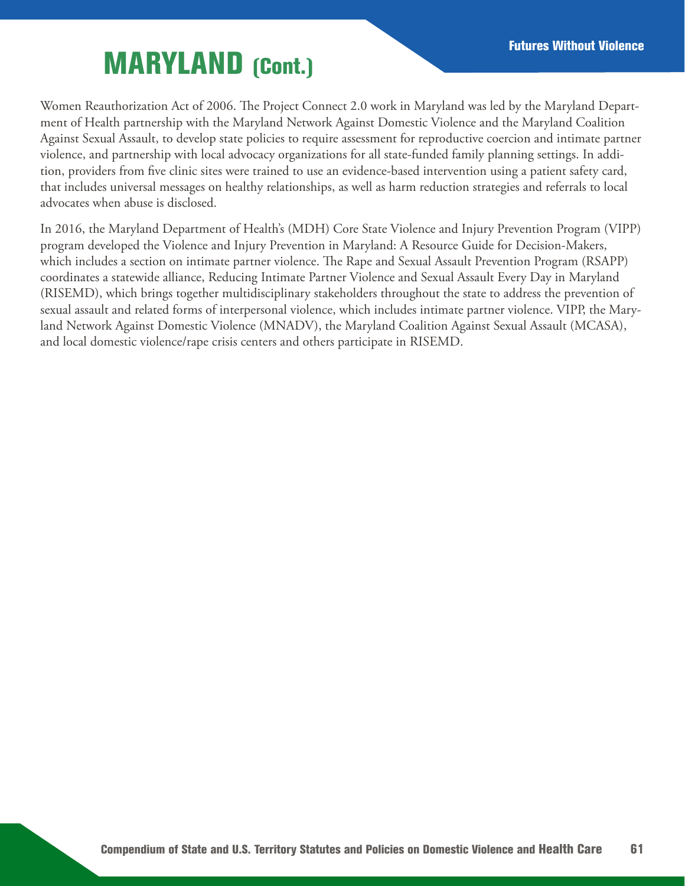# MARYLAND (Cont.)

Women Reauthorization Act of 2006. The Project Connect 2.0 work in Maryland was led by the Maryland Department of Health partnership with the Maryland Network Against Domestic Violence and the Maryland Coalition Against Sexual Assault, to develop state policies to require assessment for reproductive coercion and intimate partner violence, and partnership with local advocacy organizations for all state-funded family planning settings. In addition, providers from five clinic sites were trained to use an evidence-based intervention using a patient safety card, that includes universal messages on healthy relationships, as well as harm reduction strategies and referrals to local advocates when abuse is disclosed.

In 2016, the Maryland Department of Health's (MDH) Core State Violence and Injury Prevention Program (VIPP) program developed the Violence and Injury Prevention in Maryland: A Resource Guide for Decision-Makers, which includes a section on intimate partner violence. The Rape and Sexual Assault Prevention Program (RSAPP) coordinates a statewide alliance, Reducing Intimate Partner Violence and Sexual Assault Every Day in Maryland (RISEMD), which brings together multidisciplinary stakeholders throughout the state to address the prevention of sexual assault and related forms of interpersonal violence, which includes intimate partner violence. VIPP, the Maryland Network Against Domestic Violence (MNADV), the Maryland Coalition Against Sexual Assault (MCASA), and local domestic violence/rape crisis centers and others participate in RISEMD.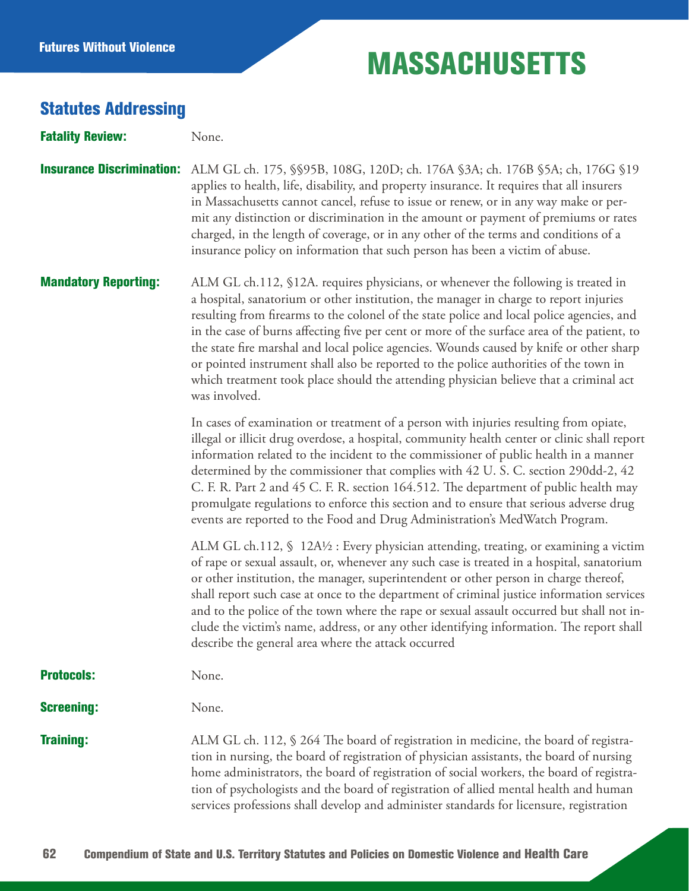# MASSACHUSETTS

## Statutes Addressing

**Fatality Review:** None.

**Insurance Discrimination:** ALM GL ch. 175, §§95B, 108G, 120D; ch. 176A §3A; ch. 176B §5A; ch, 176G §19 applies to health, life, disability, and property insurance. It requires that all insurers in Massachusetts cannot cancel, refuse to issue or renew, or in any way make or permit any distinction or discrimination in the amount or payment of premiums or rates charged, in the length of coverage, or in any other of the terms and conditions of a insurance policy on information that such person has been a victim of abuse.

**Mandatory Reporting:** ALM GL ch.112, §12A. requires physicians, or whenever the following is treated in a hospital, sanatorium or other institution, the manager in charge to report injuries resulting from firearms to the colonel of the state police and local police agencies, and in the case of burns affecting five per cent or more of the surface area of the patient, to the state fire marshal and local police agencies. Wounds caused by knife or other sharp or pointed instrument shall also be reported to the police authorities of the town in which treatment took place should the attending physician believe that a criminal act was involved.

In cases of examination or treatment of a person with injuries resulting from opiate, illegal or illicit drug overdose, a hospital, community health center or clinic shall report information related to the incident to the commissioner of public health in a manner determined by the commissioner that complies with 42 U. S. C. section 290dd-2, 42 C. F. R. Part 2 and 45 C. F. R. section 164.512. The department of public health may promulgate regulations to enforce this section and to ensure that serious adverse drug events are reported to the Food and Drug Administration's MedWatch Program.

ALM GL ch.112, § 12A½ : Every physician attending, treating, or examining a victim of rape or sexual assault, or, whenever any such case is treated in a hospital, sanatorium or other institution, the manager, superintendent or other person in charge thereof, shall report such case at once to the department of criminal justice information services and to the police of the town where the rape or sexual assault occurred but shall not include the victim's name, address, or any other identifying information. The report shall describe the general area where the attack occurred

**Protocols:** None.

**Screening:** None.

**Training:** ALM GL ch. 112, § 264 The board of registration in medicine, the board of registration in nursing, the board of registration of physician assistants, the board of nursing home administrators, the board of registration of social workers, the board of registration of psychologists and the board of registration of allied mental health and human services professions shall develop and administer standards for licensure, registration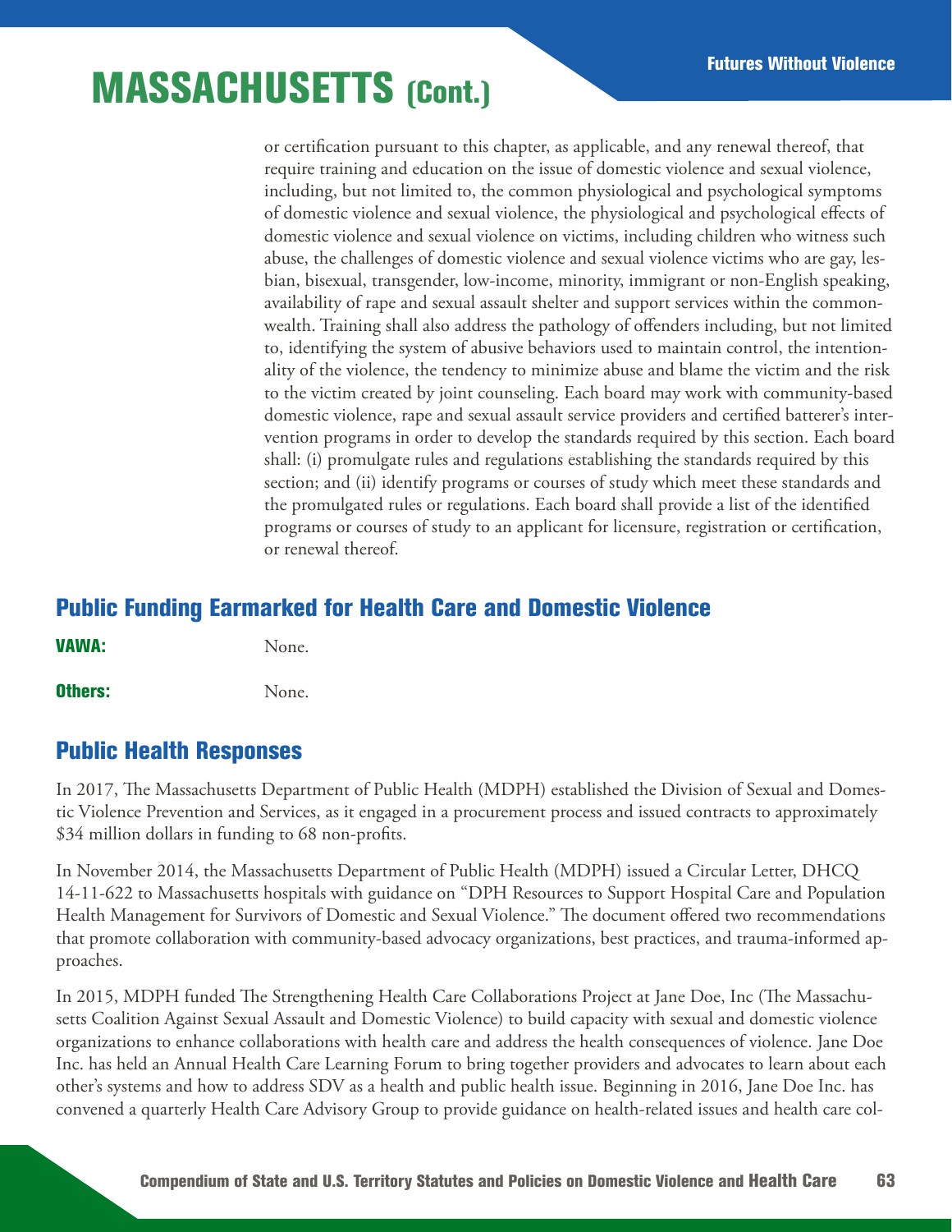# MASSACHUSETTS (Cont.)

or certification pursuant to this chapter, as applicable, and any renewal thereof, that require training and education on the issue of domestic violence and sexual violence, including, but not limited to, the common physiological and psychological symptoms of domestic violence and sexual violence, the physiological and psychological effects of domestic violence and sexual violence on victims, including children who witness such abuse, the challenges of domestic violence and sexual violence victims who are gay, lesbian, bisexual, transgender, low-income, minority, immigrant or non-English speaking, availability of rape and sexual assault shelter and support services within the commonwealth. Training shall also address the pathology of offenders including, but not limited to, identifying the system of abusive behaviors used to maintain control, the intentionality of the violence, the tendency to minimize abuse and blame the victim and the risk to the victim created by joint counseling. Each board may work with community-based domestic violence, rape and sexual assault service providers and certified batterer's intervention programs in order to develop the standards required by this section. Each board shall: (i) promulgate rules and regulations establishing the standards required by this section; and (ii) identify programs or courses of study which meet these standards and the promulgated rules or regulations. Each board shall provide a list of the identified programs or courses of study to an applicant for licensure, registration or certification, or renewal thereof.

## Public Funding Earmarked for Health Care and Domestic Violence

**VAWA:** None.

**Others:** None.

## Public Health Responses

In 2017, The Massachusetts Department of Public Health (MDPH) established the Division of Sexual and Domestic Violence Prevention and Services, as it engaged in a procurement process and issued contracts to approximately $34 million dollars in funding to 68 non-profits.

In November 2014, the Massachusetts Department of Public Health (MDPH) issued a Circular Letter, DHCQ 14-11-622 to Massachusetts hospitals with guidance on "DPH Resources to Support Hospital Care and Population Health Management for Survivors of Domestic and Sexual Violence." The document offered two recommendations that promote collaboration with community-based advocacy organizations, best practices, and trauma-informed approaches.

In 2015, MDPH funded The Strengthening Health Care Collaborations Project at Jane Doe, Inc (The Massachusetts Coalition Against Sexual Assault and Domestic Violence) to build capacity with sexual and domestic violence organizations to enhance collaborations with health care and address the health consequences of violence. Jane Doe Inc. has held an Annual Health Care Learning Forum to bring together providers and advocates to learn about each other's systems and how to address SDV as a health and public health issue. Beginning in 2016, Jane Doe Inc. has convened a quarterly Health Care Advisory Group to provide guidance on health-related issues and health care col-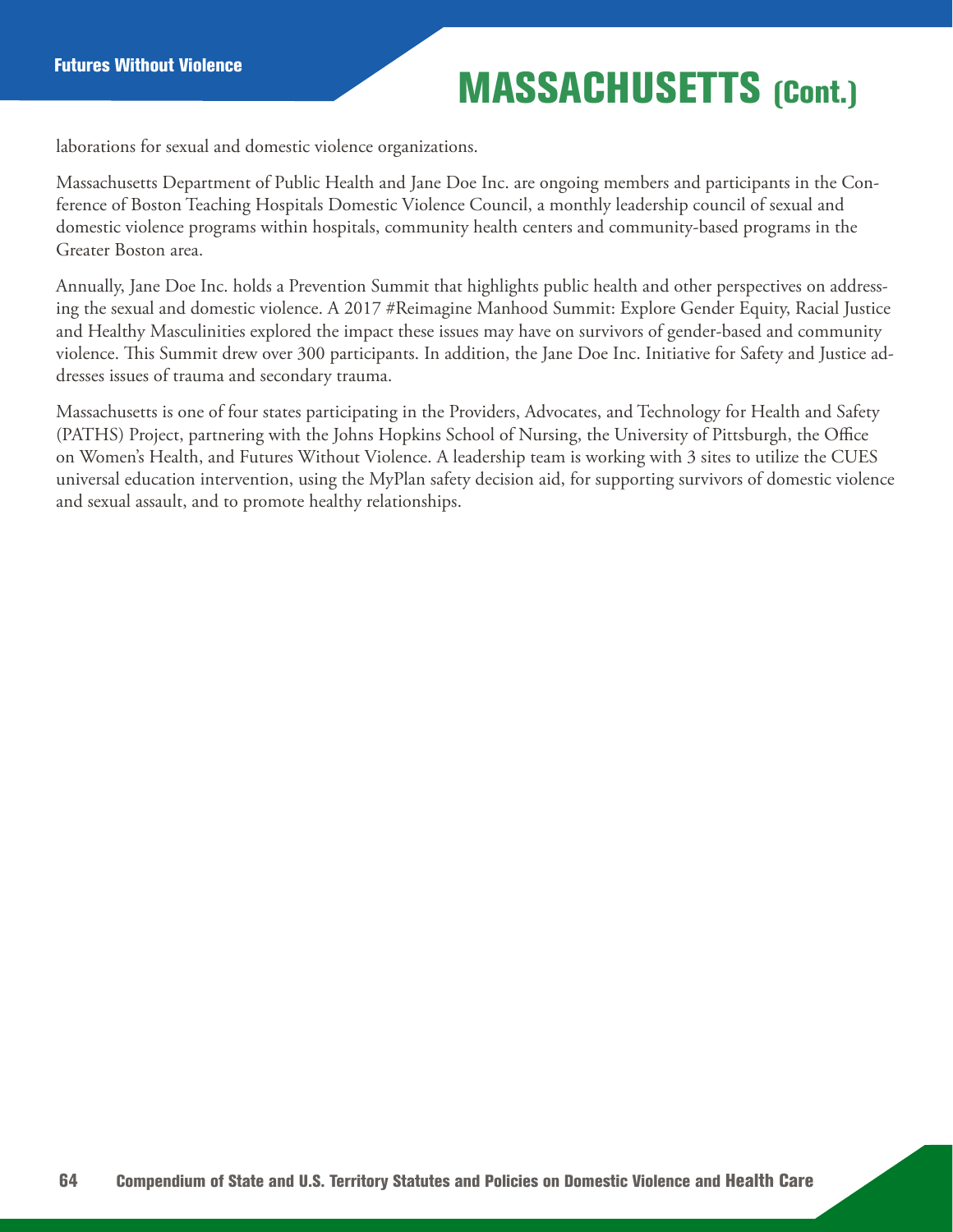laborations for sexual and domestic violence organizations.

Massachusetts Department of Public Health and Jane Doe Inc. are ongoing members and participants in the Conference of Boston Teaching Hospitals Domestic Violence Council, a monthly leadership council of sexual and domestic violence programs within hospitals, community health centers and community-based programs in the Greater Boston area.

Annually, Jane Doe Inc. holds a Prevention Summit that highlights public health and other perspectives on addressing the sexual and domestic violence. A 2017 #Reimagine Manhood Summit: Explore Gender Equity, Racial Justice and Healthy Masculinities explored the impact these issues may have on survivors of gender-based and community violence. This Summit drew over 300 participants. In addition, the Jane Doe Inc. Initiative for Safety and Justice addresses issues of trauma and secondary trauma.

Massachusetts is one of four states participating in the Providers, Advocates, and Technology for Health and Safety (PATHS) Project, partnering with the Johns Hopkins School of Nursing, the University of Pittsburgh, the Office on Women's Health, and Futures Without Violence. A leadership team is working with 3 sites to utilize the CUES universal education intervention, using the MyPlan safety decision aid, for supporting survivors of domestic violence and sexual assault, and to promote healthy relationships.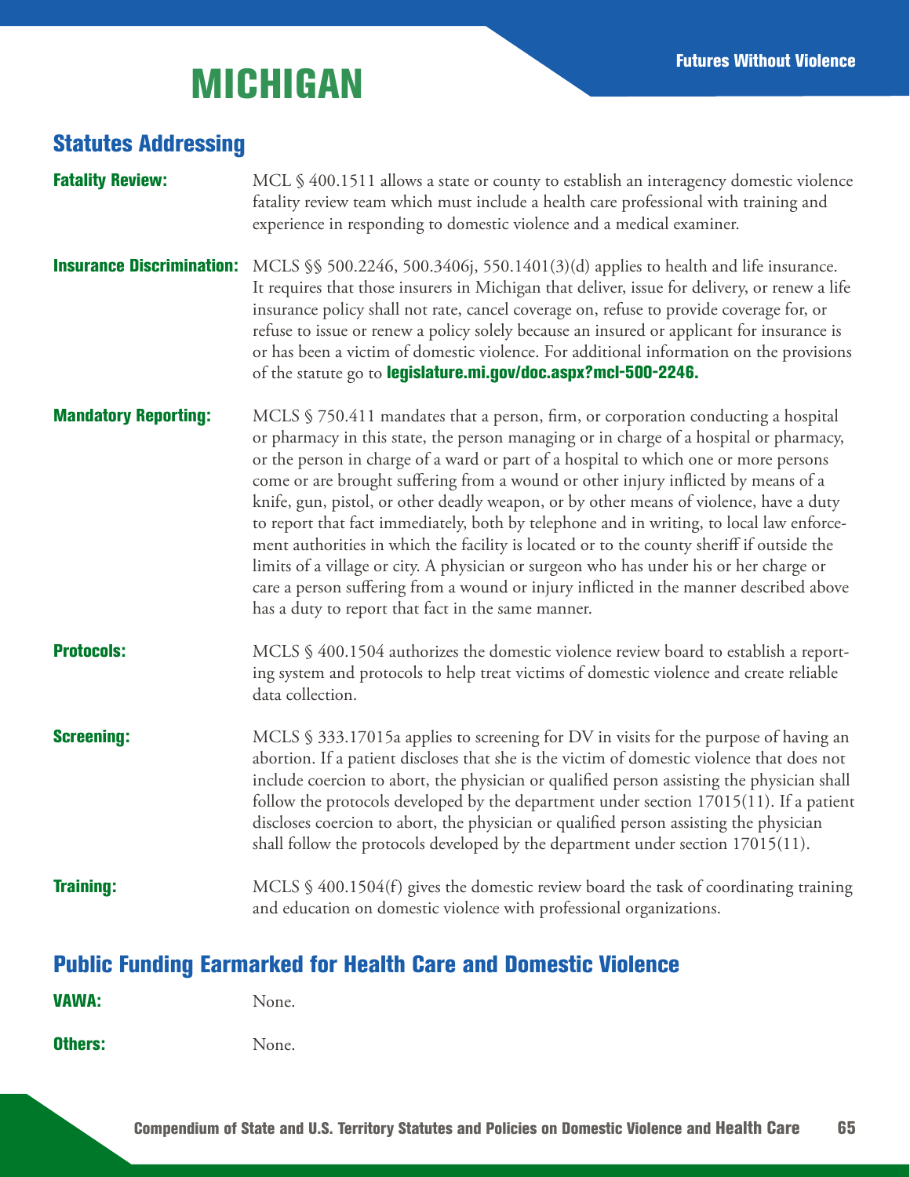# MICHIGAN

## Statutes Addressing

**Fatality Review:** MCL § 400.1511 allows a state or county to establish an interagency domestic violence fatality review team which must include a health care professional with training and experience in responding to domestic violence and a medical examiner.

**Insurance Discrimination:** MCLS §§ 500.2246, 500.3406j, 550.1401(3)(d) applies to health and life insurance. It requires that those insurers in Michigan that deliver, issue for delivery, or renew a life insurance policy shall not rate, cancel coverage on, refuse to provide coverage for, or refuse to issue or renew a policy solely because an insured or applicant for insurance is or has been a victim of domestic violence. For additional information on the provisions of the statute go to **legislature.mi.gov/doc.aspx?mcl-500-2246.**

**Mandatory Reporting:** MCLS § 750.411 mandates that a person, firm, or corporation conducting a hospital or pharmacy in this state, the person managing or in charge of a hospital or pharmacy, or the person in charge of a ward or part of a hospital to which one or more persons come or are brought suffering from a wound or other injury inflicted by means of a knife, gun, pistol, or other deadly weapon, or by other means of violence, have a duty to report that fact immediately, both by telephone and in writing, to local law enforcement authorities in which the facility is located or to the county sheriff if outside the limits of a village or city. A physician or surgeon who has under his or her charge or care a person suffering from a wound or injury inflicted in the manner described above has a duty to report that fact in the same manner.

**Protocols:** MCLS § 400.1504 authorizes the domestic violence review board to establish a reporting system and protocols to help treat victims of domestic violence and create reliable data collection.

**Screening:** MCLS § 333.17015a applies to screening for DV in visits for the purpose of having an abortion. If a patient discloses that she is the victim of domestic violence that does not include coercion to abort, the physician or qualified person assisting the physician shall follow the protocols developed by the department under section 17015(11). If a patient discloses coercion to abort, the physician or qualified person assisting the physician shall follow the protocols developed by the department under section 17015(11).

**Training:** MCLS § 400.1504(f) gives the domestic review board the task of coordinating training and education on domestic violence with professional organizations.

## Public Funding Earmarked for Health Care and Domestic Violence

**VAWA:** None.

**Others:** None.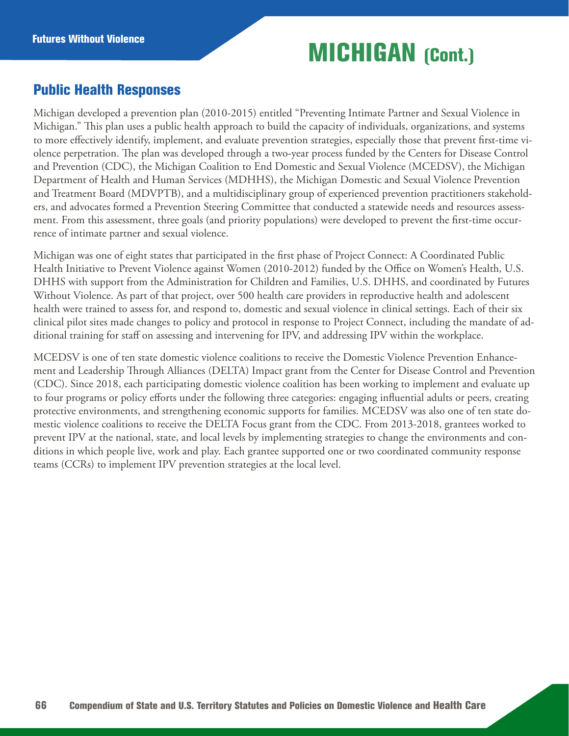# MICHIGAN (Cont.)

## Public Health Responses

Michigan developed a prevention plan (2010-2015) entitled "Preventing Intimate Partner and Sexual Violence in Michigan." This plan uses a public health approach to build the capacity of individuals, organizations, and systems to more effectively identify, implement, and evaluate prevention strategies, especially those that prevent first-time violence perpetration. The plan was developed through a two-year process funded by the Centers for Disease Control and Prevention (CDC), the Michigan Coalition to End Domestic and Sexual Violence (MCEDSV), the Michigan Department of Health and Human Services (MDHHS), the Michigan Domestic and Sexual Violence Prevention and Treatment Board (MDVPTB), and a multidisciplinary group of experienced prevention practitioners stakeholders, and advocates formed a Prevention Steering Committee that conducted a statewide needs and resources assessment. From this assessment, three goals (and priority populations) were developed to prevent the first-time occurrence of intimate partner and sexual violence.

Michigan was one of eight states that participated in the first phase of Project Connect: A Coordinated Public Health Initiative to Prevent Violence against Women (2010-2012) funded by the Office on Women's Health, U.S. DHHS with support from the Administration for Children and Families, U.S. DHHS, and coordinated by Futures Without Violence. As part of that project, over 500 health care providers in reproductive health and adolescent health were trained to assess for, and respond to, domestic and sexual violence in clinical settings. Each of their six clinical pilot sites made changes to policy and protocol in response to Project Connect, including the mandate of additional training for staff on assessing and intervening for IPV, and addressing IPV within the workplace.

MCEDSV is one of ten state domestic violence coalitions to receive the Domestic Violence Prevention Enhancement and Leadership Through Alliances (DELTA) Impact grant from the Center for Disease Control and Prevention (CDC). Since 2018, each participating domestic violence coalition has been working to implement and evaluate up to four programs or policy efforts under the following three categories: engaging influential adults or peers, creating protective environments, and strengthening economic supports for families. MCEDSV was also one of ten state domestic violence coalitions to receive the DELTA Focus grant from the CDC. From 2013-2018, grantees worked to prevent IPV at the national, state, and local levels by implementing strategies to change the environments and conditions in which people live, work and play. Each grantee supported one or two coordinated community response teams (CCRs) to implement IPV prevention strategies at the local level.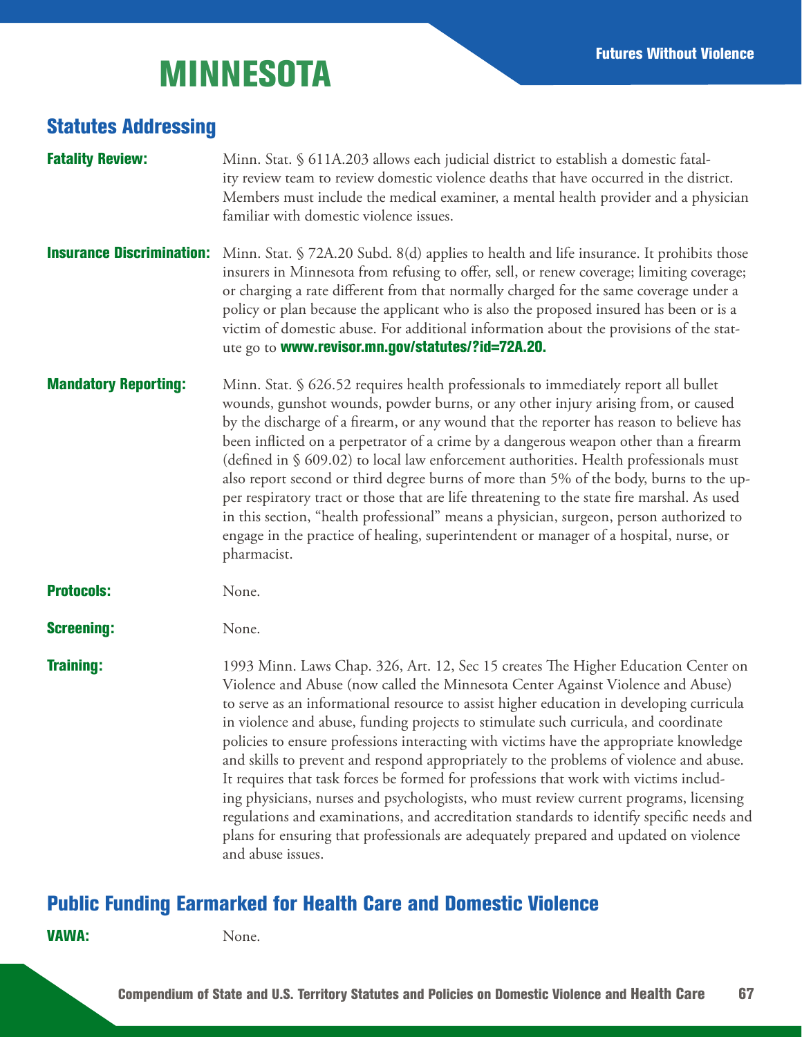# MINNESOTA

## Statutes Addressing

**Fatality Review:** Minn. Stat. § 611A.203 allows each judicial district to establish a domestic fatality review team to review domestic violence deaths that have occurred in the district. Members must include the medical examiner, a mental health provider and a physician familiar with domestic violence issues.

**Insurance Discrimination:** Minn. Stat. § 72A.20 Subd. 8(d) applies to health and life insurance. It prohibits those insurers in Minnesota from refusing to offer, sell, or renew coverage; limiting coverage; or charging a rate different from that normally charged for the same coverage under a policy or plan because the applicant who is also the proposed insured has been or is a victim of domestic abuse. For additional information about the provisions of the statute go to **www.revisor.mn.gov/statutes/?id=72A.20.**

**Mandatory Reporting:** Minn. Stat. § 626.52 requires health professionals to immediately report all bullet wounds, gunshot wounds, powder burns, or any other injury arising from, or caused by the discharge of a firearm, or any wound that the reporter has reason to believe has been inflicted on a perpetrator of a crime by a dangerous weapon other than a firearm (defined in § 609.02) to local law enforcement authorities. Health professionals must also report second or third degree burns of more than 5% of the body, burns to the upper respiratory tract or those that are life threatening to the state fire marshal. As used in this section, "health professional" means a physician, surgeon, person authorized to engage in the practice of healing, superintendent or manager of a hospital, nurse, or pharmacist.

**Protocols:** None.

**Screening:** None.

**Training:** 1993 Minn. Laws Chap. 326, Art. 12, Sec 15 creates The Higher Education Center on Violence and Abuse (now called the Minnesota Center Against Violence and Abuse) to serve as an informational resource to assist higher education in developing curricula in violence and abuse, funding projects to stimulate such curricula, and coordinate policies to ensure professions interacting with victims have the appropriate knowledge and skills to prevent and respond appropriately to the problems of violence and abuse. It requires that task forces be formed for professions that work with victims including physicians, nurses and psychologists, who must review current programs, licensing regulations and examinations, and accreditation standards to identify specific needs and plans for ensuring that professionals are adequately prepared and updated on violence and abuse issues.

## Public Funding Earmarked for Health Care and Domestic Violence

**VAWA:** None.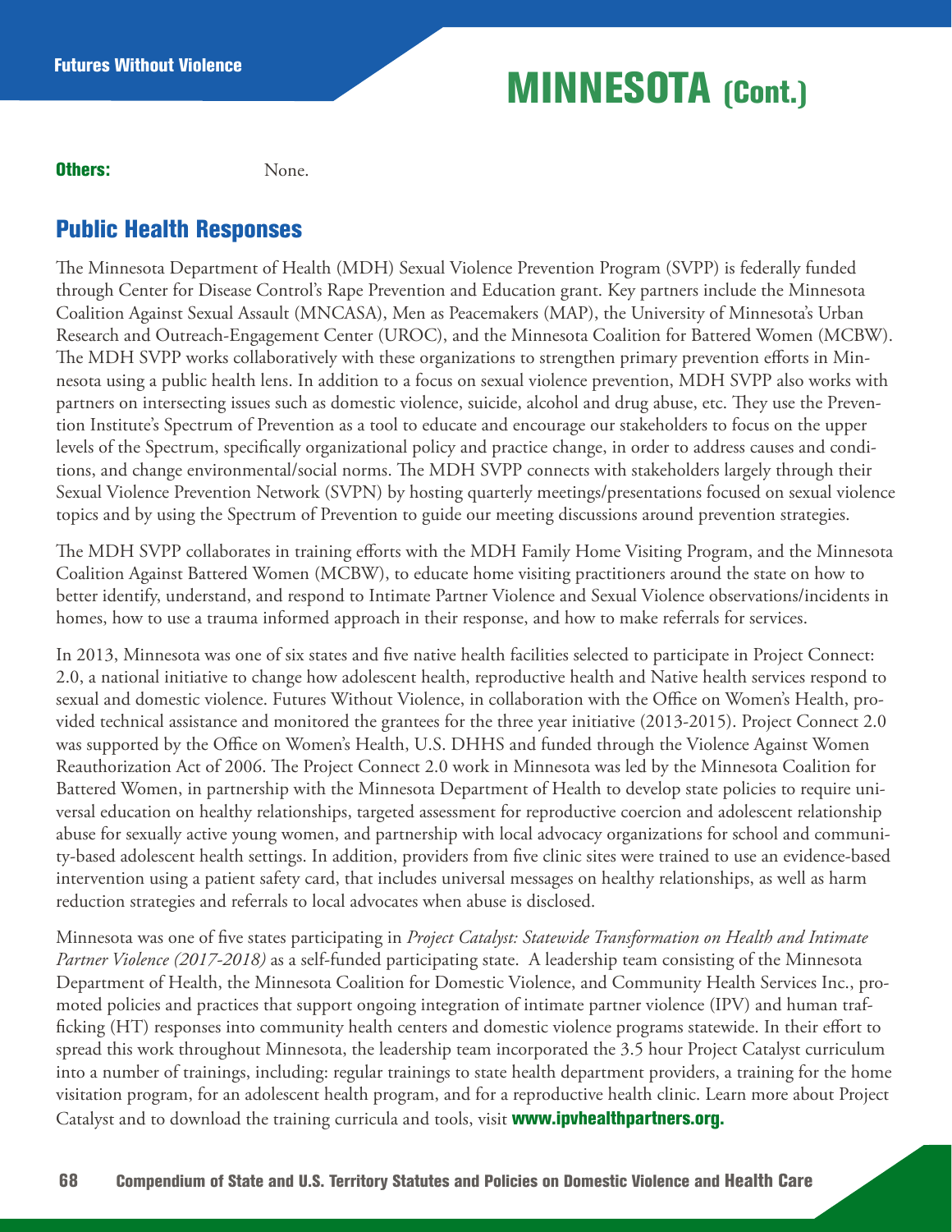# MINNESOTA (Cont.)

**Others:** None.

## Public Health Responses

The Minnesota Department of Health (MDH) Sexual Violence Prevention Program (SVPP) is federally funded through Center for Disease Control's Rape Prevention and Education grant. Key partners include the Minnesota Coalition Against Sexual Assault (MNCASA), Men as Peacemakers (MAP), the University of Minnesota's Urban Research and Outreach-Engagement Center (UROC), and the Minnesota Coalition for Battered Women (MCBW). The MDH SVPP works collaboratively with these organizations to strengthen primary prevention efforts in Minnesota using a public health lens. In addition to a focus on sexual violence prevention, MDH SVPP also works with partners on intersecting issues such as domestic violence, suicide, alcohol and drug abuse, etc. They use the Prevention Institute's Spectrum of Prevention as a tool to educate and encourage our stakeholders to focus on the upper levels of the Spectrum, specifically organizational policy and practice change, in order to address causes and conditions, and change environmental/social norms. The MDH SVPP connects with stakeholders largely through their Sexual Violence Prevention Network (SVPN) by hosting quarterly meetings/presentations focused on sexual violence topics and by using the Spectrum of Prevention to guide our meeting discussions around prevention strategies.

The MDH SVPP collaborates in training efforts with the MDH Family Home Visiting Program, and the Minnesota Coalition Against Battered Women (MCBW), to educate home visiting practitioners around the state on how to better identify, understand, and respond to Intimate Partner Violence and Sexual Violence observations/incidents in homes, how to use a trauma informed approach in their response, and how to make referrals for services.

In 2013, Minnesota was one of six states and five native health facilities selected to participate in Project Connect: 2.0, a national initiative to change how adolescent health, reproductive health and Native health services respond to sexual and domestic violence. Futures Without Violence, in collaboration with the Office on Women's Health, provided technical assistance and monitored the grantees for the three year initiative (2013-2015). Project Connect 2.0 was supported by the Office on Women's Health, U.S. DHHS and funded through the Violence Against Women Reauthorization Act of 2006. The Project Connect 2.0 work in Minnesota was led by the Minnesota Coalition for Battered Women, in partnership with the Minnesota Department of Health to develop state policies to require universal education on healthy relationships, targeted assessment for reproductive coercion and adolescent relationship abuse for sexually active young women, and partnership with local advocacy organizations for school and community-based adolescent health settings. In addition, providers from five clinic sites were trained to use an evidence-based intervention using a patient safety card, that includes universal messages on healthy relationships, as well as harm reduction strategies and referrals to local advocates when abuse is disclosed.

Minnesota was one of five states participating in *Project Catalyst: Statewide Transformation on Health and Intimate Partner Violence (2017-2018)* as a self-funded participating state. A leadership team consisting of the Minnesota Department of Health, the Minnesota Coalition for Domestic Violence, and Community Health Services Inc., promoted policies and practices that support ongoing integration of intimate partner violence (IPV) and human trafficking (HT) responses into community health centers and domestic violence programs statewide. In their effort to spread this work throughout Minnesota, the leadership team incorporated the 3.5 hour Project Catalyst curriculum into a number of trainings, including: regular trainings to state health department providers, a training for the home visitation program, for an adolescent health program, and for a reproductive health clinic. Learn more about Project Catalyst and to download the training curricula and tools, visit **www.ipvhealthpartners.org.**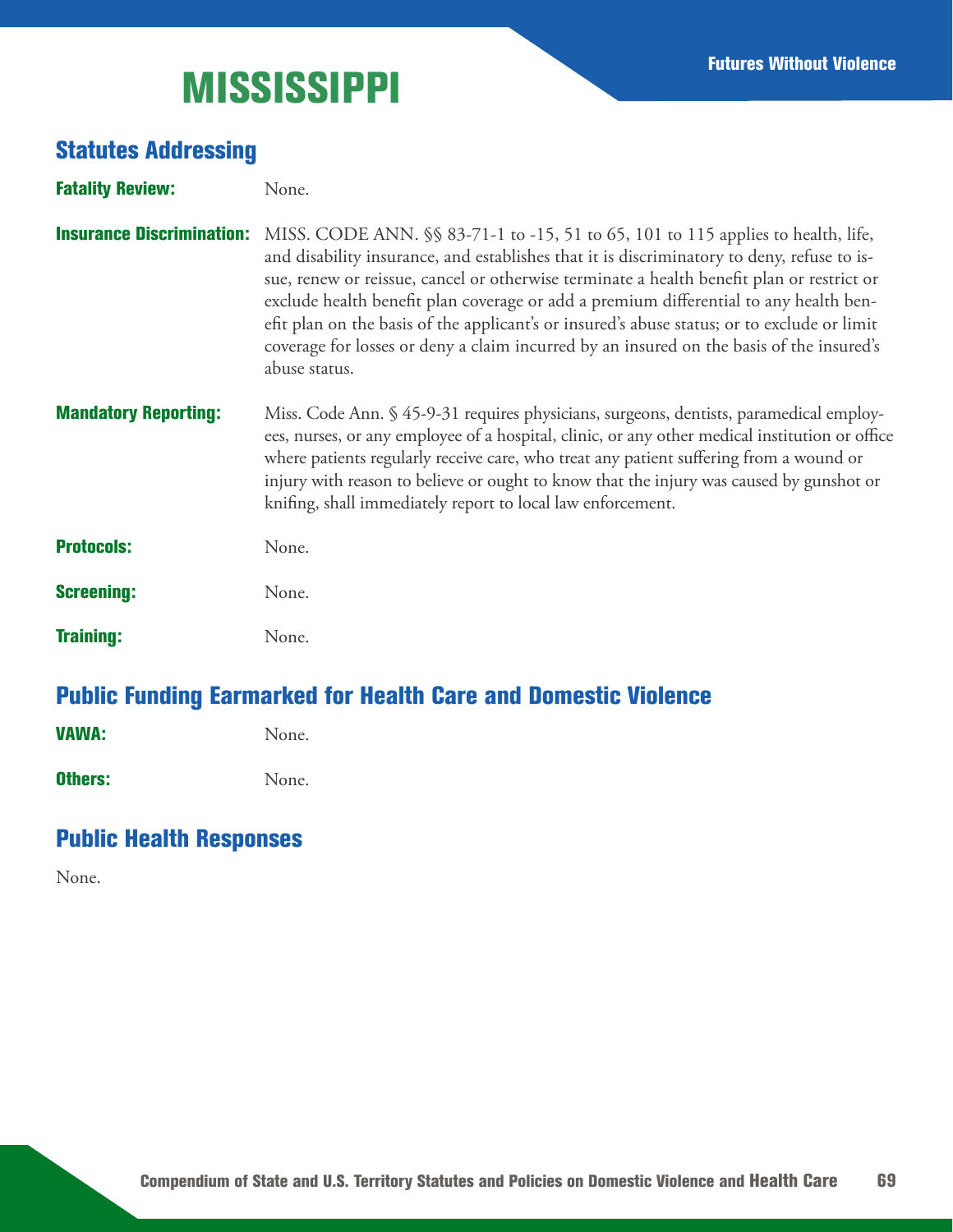# MISSISSIPPI

## Statutes Addressing

**Fatality Review:** None.

**Insurance Discrimination:** MISS. CODE ANN. §§ 83-71-1 to -15, 51 to 65, 101 to 115 applies to health, life, and disability insurance, and establishes that it is discriminatory to deny, refuse to issue, renew or reissue, cancel or otherwise terminate a health benefit plan or restrict or exclude health benefit plan coverage or add a premium differential to any health benefit plan on the basis of the applicant's or insured's abuse status; or to exclude or limit coverage for losses or deny a claim incurred by an insured on the basis of the insured's abuse status.

**Mandatory Reporting:** Miss. Code Ann. § 45-9-31 requires physicians, surgeons, dentists, paramedical employees, nurses, or any employee of a hospital, clinic, or any other medical institution or office where patients regularly receive care, who treat any patient suffering from a wound or injury with reason to believe or ought to know that the injury was caused by gunshot or knifing, shall immediately report to local law enforcement.

**Protocols:** None.

**Screening:** None.

**Training:** None.

## Public Funding Earmarked for Health Care and Domestic Violence

**VAWA:** None.

**Others:** None.

## Public Health Responses

None.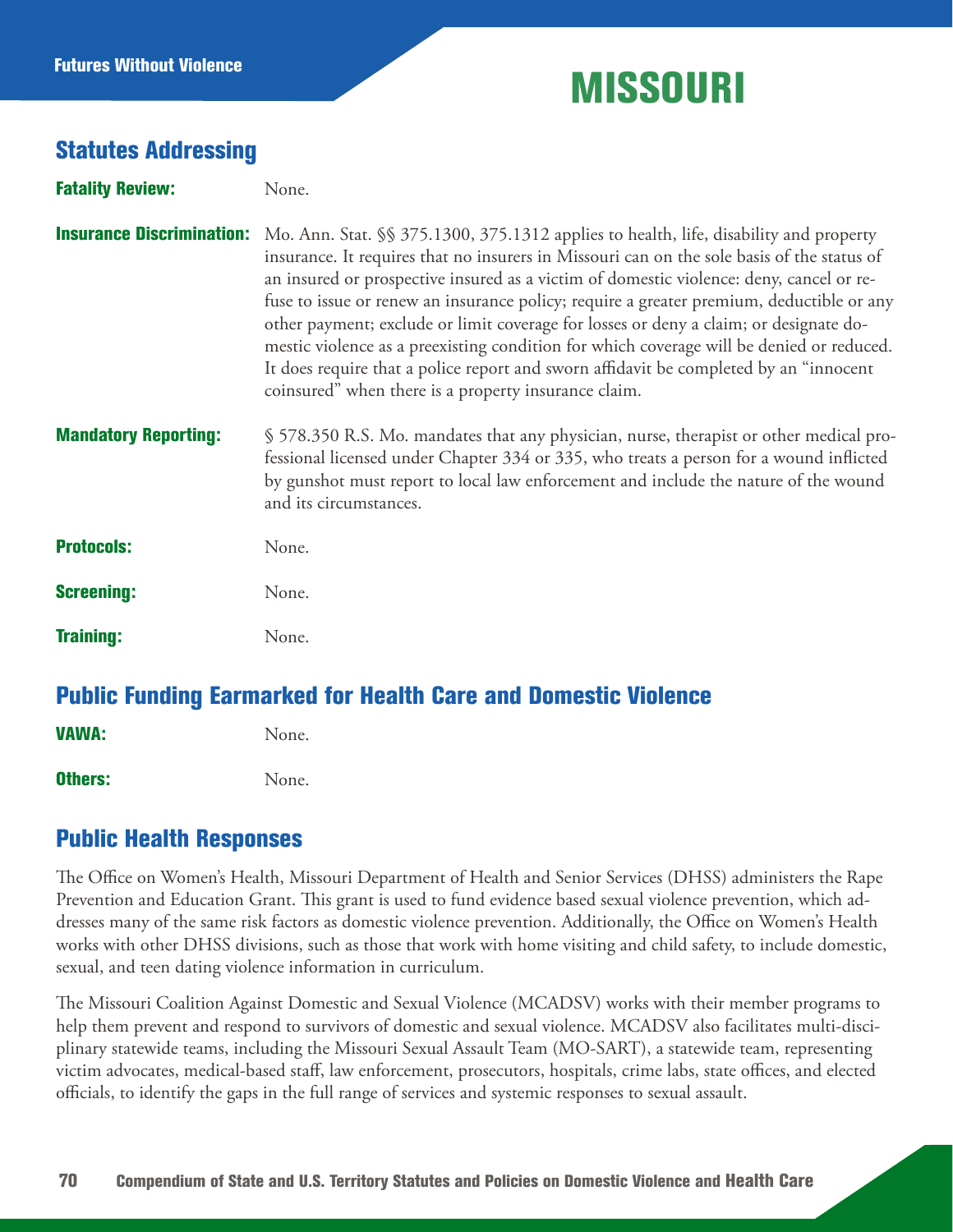# MISSOURI

## Statutes Addressing

**Fatality Review:** None.

**Insurance Discrimination:** Mo. Ann. Stat. §§ 375.1300, 375.1312 applies to health, life, disability and property insurance. It requires that no insurers in Missouri can on the sole basis of the status of an insured or prospective insured as a victim of domestic violence: deny, cancel or refuse to issue or renew an insurance policy; require a greater premium, deductible or any other payment; exclude or limit coverage for losses or deny a claim; or designate domestic violence as a preexisting condition for which coverage will be denied or reduced. It does require that a police report and sworn affidavit be completed by an "innocent coinsured" when there is a property insurance claim.

**Mandatory Reporting:** § 578.350 R.S. Mo. mandates that any physician, nurse, therapist or other medical professional licensed under Chapter 334 or 335, who treats a person for a wound inflicted by gunshot must report to local law enforcement and include the nature of the wound and its circumstances.

**Protocols:** None.

**Screening:** None.

**Training:** None.

## Public Funding Earmarked for Health Care and Domestic Violence

**VAWA:** None.

**Others:** None.

## Public Health Responses

The Office on Women's Health, Missouri Department of Health and Senior Services (DHSS) administers the Rape Prevention and Education Grant. This grant is used to fund evidence based sexual violence prevention, which addresses many of the same risk factors as domestic violence prevention. Additionally, the Office on Women's Health works with other DHSS divisions, such as those that work with home visiting and child safety, to include domestic, sexual, and teen dating violence information in curriculum.

The Missouri Coalition Against Domestic and Sexual Violence (MCADSV) works with their member programs to help them prevent and respond to survivors of domestic and sexual violence. MCADSV also facilitates multi-disciplinary statewide teams, including the Missouri Sexual Assault Team (MO-SART), a statewide team, representing victim advocates, medical-based staff, law enforcement, prosecutors, hospitals, crime labs, state offices, and elected officials, to identify the gaps in the full range of services and systemic responses to sexual assault.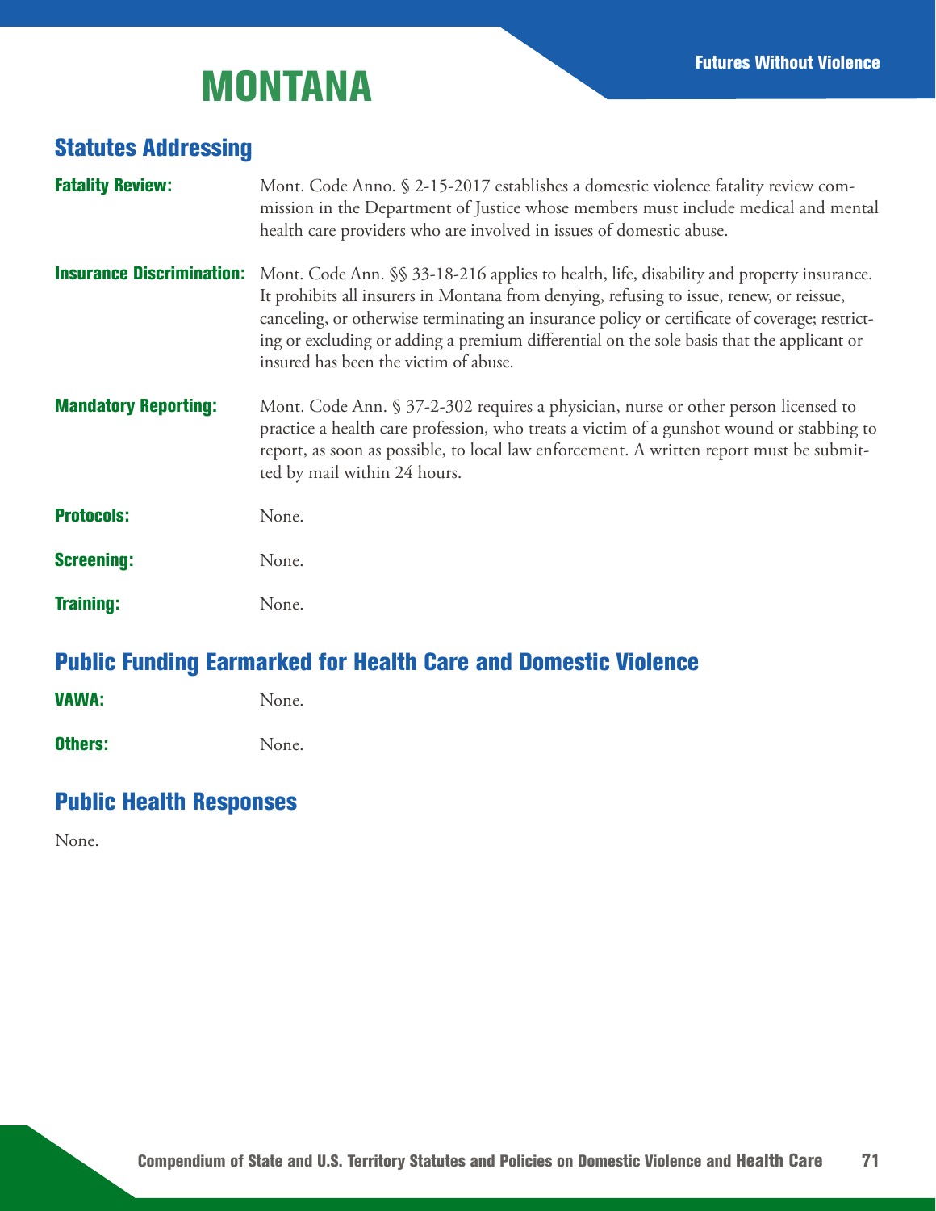# MONTANA

## Statutes Addressing

**Fatality Review:** Mont. Code Anno. § 2-15-2017 establishes a domestic violence fatality review commission in the Department of Justice whose members must include medical and mental health care providers who are involved in issues of domestic abuse.

**Insurance Discrimination:** Mont. Code Ann. §§ 33-18-216 applies to health, life, disability and property insurance. It prohibits all insurers in Montana from denying, refusing to issue, renew, or reissue, canceling, or otherwise terminating an insurance policy or certificate of coverage; restricting or excluding or adding a premium differential on the sole basis that the applicant or insured has been the victim of abuse.

**Mandatory Reporting:** Mont. Code Ann. § 37-2-302 requires a physician, nurse or other person licensed to practice a health care profession, who treats a victim of a gunshot wound or stabbing to report, as soon as possible, to local law enforcement. A written report must be submitted by mail within 24 hours.

**Protocols:** None.

**Screening:** None.

**Training:** None.

## Public Funding Earmarked for Health Care and Domestic Violence

**VAWA:** None.

**Others:** None.

## Public Health Responses

None.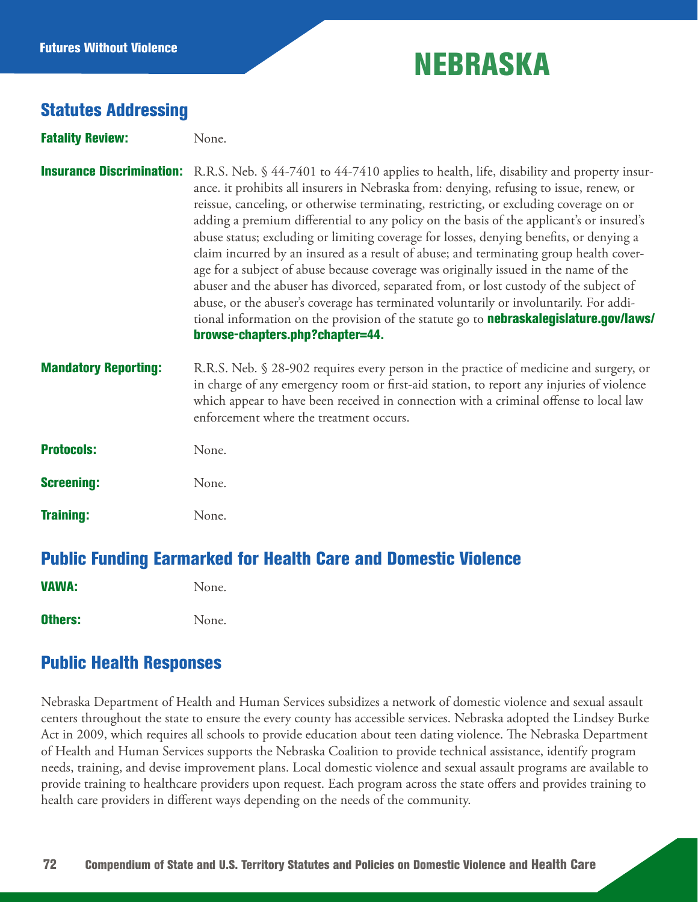# NEBRASKA

## Statutes Addressing

**Fatality Review:** None.

**Insurance Discrimination:** R.R.S. Neb. § 44-7401 to 44-7410 applies to health, life, disability and property insurance. it prohibits all insurers in Nebraska from: denying, refusing to issue, renew, or reissue, canceling, or otherwise terminating, restricting, or excluding coverage on or adding a premium differential to any policy on the basis of the applicant's or insured's abuse status; excluding or limiting coverage for losses, denying benefits, or denying a claim incurred by an insured as a result of abuse; and terminating group health coverage for a subject of abuse because coverage was originally issued in the name of the abuser and the abuser has divorced, separated from, or lost custody of the subject of abuse, or the abuser's coverage has terminated voluntarily or involuntarily. For additional information on the provision of the statute go to **nebraskalegislature.gov/laws/browse-chapters.php?chapter=44.**

**Mandatory Reporting:** R.R.S. Neb. § 28-902 requires every person in the practice of medicine and surgery, or in charge of any emergency room or first-aid station, to report any injuries of violence which appear to have been received in connection with a criminal offense to local law enforcement where the treatment occurs.

**Protocols:** None.

**Screening:** None.

**Training:** None.

## Public Funding Earmarked for Health Care and Domestic Violence

**VAWA:** None.

**Others:** None.

## Public Health Responses

Nebraska Department of Health and Human Services subsidizes a network of domestic violence and sexual assault centers throughout the state to ensure the every county has accessible services. Nebraska adopted the Lindsey Burke Act in 2009, which requires all schools to provide education about teen dating violence. The Nebraska Department of Health and Human Services supports the Nebraska Coalition to provide technical assistance, identify program needs, training, and devise improvement plans. Local domestic violence and sexual assault programs are available to provide training to healthcare providers upon request. Each program across the state offers and provides training to health care providers in different ways depending on the needs of the community.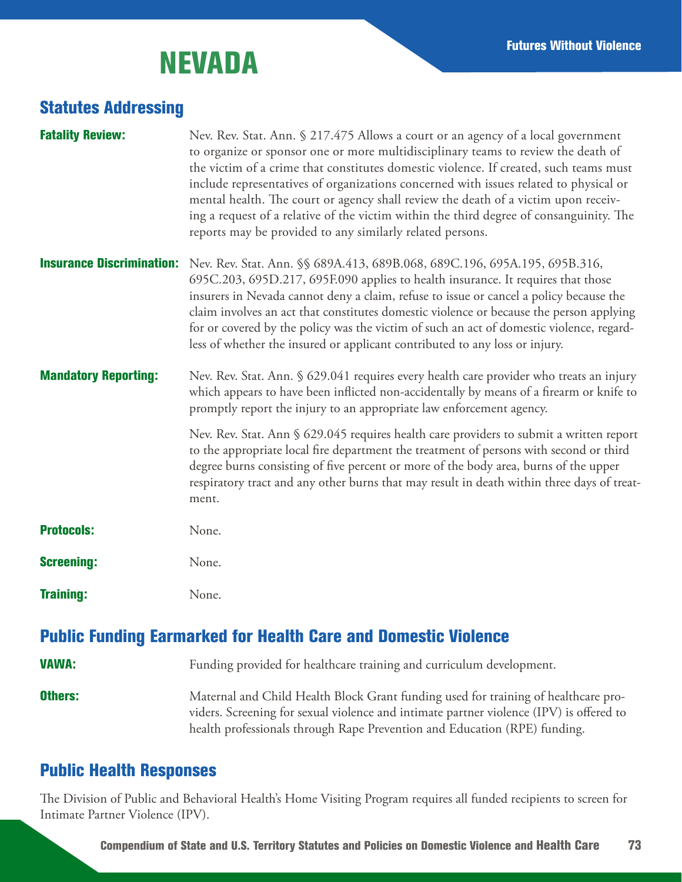# NEVADA

## Statutes Addressing

**Fatality Review:** Nev. Rev. Stat. Ann. § 217.475 Allows a court or an agency of a local government to organize or sponsor one or more multidisciplinary teams to review the death of the victim of a crime that constitutes domestic violence. If created, such teams must include representatives of organizations concerned with issues related to physical or mental health. The court or agency shall review the death of a victim upon receiving a request of a relative of the victim within the third degree of consanguinity. The reports may be provided to any similarly related persons.

**Insurance Discrimination:** Nev. Rev. Stat. Ann. §§ 689A.413, 689B.068, 689C.196, 695A.195, 695B.316, 695C.203, 695D.217, 695F.090 applies to health insurance. It requires that those insurers in Nevada cannot deny a claim, refuse to issue or cancel a policy because the claim involves an act that constitutes domestic violence or because the person applying for or covered by the policy was the victim of such an act of domestic violence, regardless of whether the insured or applicant contributed to any loss or injury.

**Mandatory Reporting:** Nev. Rev. Stat. Ann. § 629.041 requires every health care provider who treats an injury which appears to have been inflicted non-accidentally by means of a firearm or knife to promptly report the injury to an appropriate law enforcement agency.

Nev. Rev. Stat. Ann § 629.045 requires health care providers to submit a written report to the appropriate local fire department the treatment of persons with second or third degree burns consisting of five percent or more of the body area, burns of the upper respiratory tract and any other burns that may result in death within three days of treatment.

**Protocols:** None.

**Screening:** None.

**Training:** None.

## Public Funding Earmarked for Health Care and Domestic Violence

**VAWA:** Funding provided for healthcare training and curriculum development.

**Others:** Maternal and Child Health Block Grant funding used for training of healthcare providers. Screening for sexual violence and intimate partner violence (IPV) is offered to health professionals through Rape Prevention and Education (RPE) funding.

## Public Health Responses

The Division of Public and Behavioral Health's Home Visiting Program requires all funded recipients to screen for Intimate Partner Violence (IPV).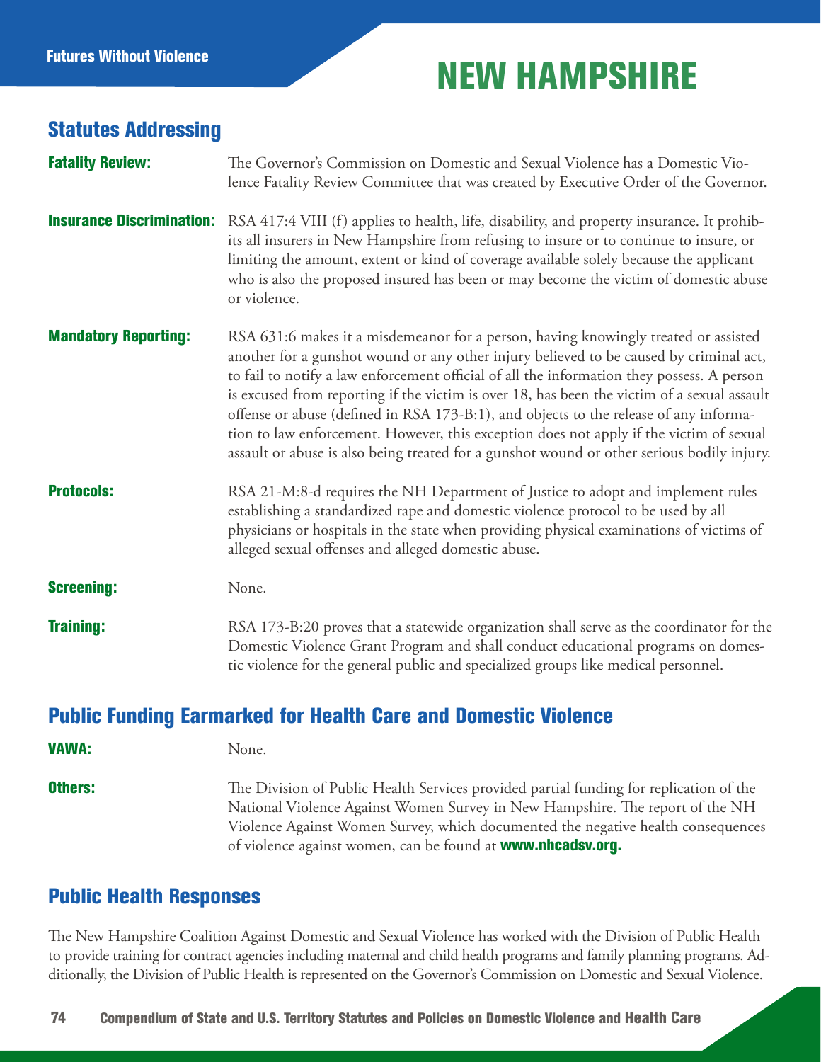# NEW HAMPSHIRE

## Statutes Addressing

**Fatality Review:** The Governor's Commission on Domestic and Sexual Violence has a Domestic Violence Fatality Review Committee that was created by Executive Order of the Governor.

**Insurance Discrimination:** RSA 417:4 VIII (f) applies to health, life, disability, and property insurance. It prohibits all insurers in New Hampshire from refusing to insure or to continue to insure, or limiting the amount, extent or kind of coverage available solely because the applicant who is also the proposed insured has been or may become the victim of domestic abuse or violence.

**Mandatory Reporting:** RSA 631:6 makes it a misdemeanor for a person, having knowingly treated or assisted another for a gunshot wound or any other injury believed to be caused by criminal act, to fail to notify a law enforcement official of all the information they possess. A person is excused from reporting if the victim is over 18, has been the victim of a sexual assault offense or abuse (defined in RSA 173-B:1), and objects to the release of any information to law enforcement. However, this exception does not apply if the victim of sexual assault or abuse is also being treated for a gunshot wound or other serious bodily injury.

**Protocols:** RSA 21-M:8-d requires the NH Department of Justice to adopt and implement rules establishing a standardized rape and domestic violence protocol to be used by all physicians or hospitals in the state when providing physical examinations of victims of alleged sexual offenses and alleged domestic abuse.

**Screening:** None.

**Training:** RSA 173-B:20 proves that a statewide organization shall serve as the coordinator for the Domestic Violence Grant Program and shall conduct educational programs on domestic violence for the general public and specialized groups like medical personnel.

## Public Funding Earmarked for Health Care and Domestic Violence

**VAWA:** None.

**Others:** The Division of Public Health Services provided partial funding for replication of the National Violence Against Women Survey in New Hampshire. The report of the NH Violence Against Women Survey, which documented the negative health consequences of violence against women, can be found at **www.nhcadsv.org.**

## Public Health Responses

The New Hampshire Coalition Against Domestic and Sexual Violence has worked with the Division of Public Health to provide training for contract agencies including maternal and child health programs and family planning programs. Additionally, the Division of Public Health is represented on the Governor's Commission on Domestic and Sexual Violence.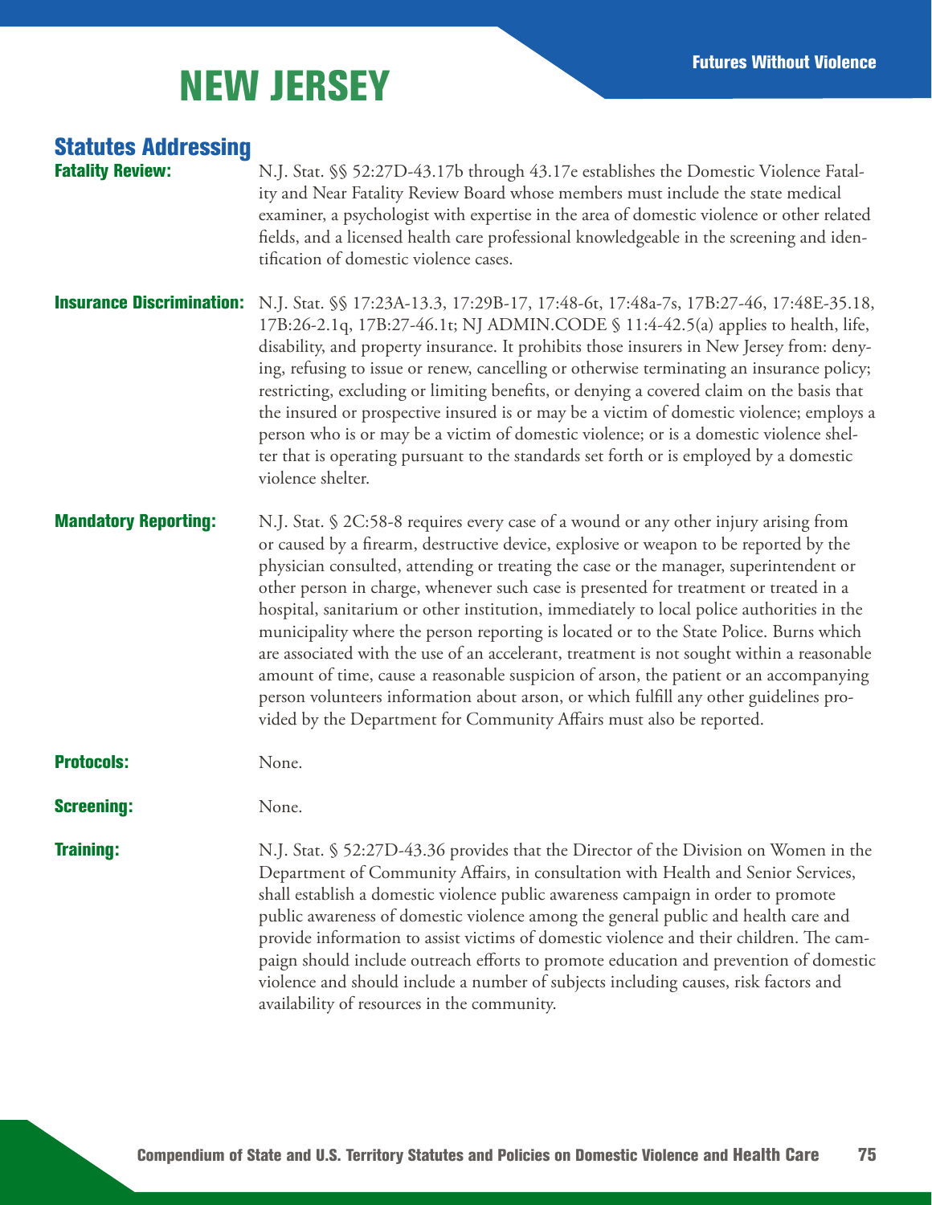# NEW JERSEY

## Statutes Addressing

**Fatality Review:** N.J. Stat. §§ 52:27D-43.17b through 43.17e establishes the Domestic Violence Fatality and Near Fatality Review Board whose members must include the state medical examiner, a psychologist with expertise in the area of domestic violence or other related fields, and a licensed health care professional knowledgeable in the screening and identification of domestic violence cases.

**Insurance Discrimination:** N.J. Stat. §§ 17:23A-13.3, 17:29B-17, 17:48-6t, 17:48a-7s, 17B:27-46, 17:48E-35.18, 17B:26-2.1q, 17B:27-46.1t; NJ ADMIN.CODE § 11:4-42.5(a) applies to health, life, disability, and property insurance. It prohibits those insurers in New Jersey from: denying, refusing to issue or renew, cancelling or otherwise terminating an insurance policy; restricting, excluding or limiting benefits, or denying a covered claim on the basis that the insured or prospective insured is or may be a victim of domestic violence; employs a person who is or may be a victim of domestic violence; or is a domestic violence shelter that is operating pursuant to the standards set forth or is employed by a domestic violence shelter.

**Mandatory Reporting:** N.J. Stat. § 2C:58-8 requires every case of a wound or any other injury arising from or caused by a firearm, destructive device, explosive or weapon to be reported by the physician consulted, attending or treating the case or the manager, superintendent or other person in charge, whenever such case is presented for treatment or treated in a hospital, sanitarium or other institution, immediately to local police authorities in the municipality where the person reporting is located or to the State Police. Burns which are associated with the use of an accelerant, treatment is not sought within a reasonable amount of time, cause a reasonable suspicion of arson, the patient or an accompanying person volunteers information about arson, or which fulfill any other guidelines provided by the Department for Community Affairs must also be reported.

**Protocols:** None.

**Screening:** None.

**Training:** N.J. Stat. § 52:27D-43.36 provides that the Director of the Division on Women in the Department of Community Affairs, in consultation with Health and Senior Services, shall establish a domestic violence public awareness campaign in order to promote public awareness of domestic violence among the general public and health care and provide information to assist victims of domestic violence and their children. The campaign should include outreach efforts to promote education and prevention of domestic violence and should include a number of subjects including causes, risk factors and availability of resources in the community.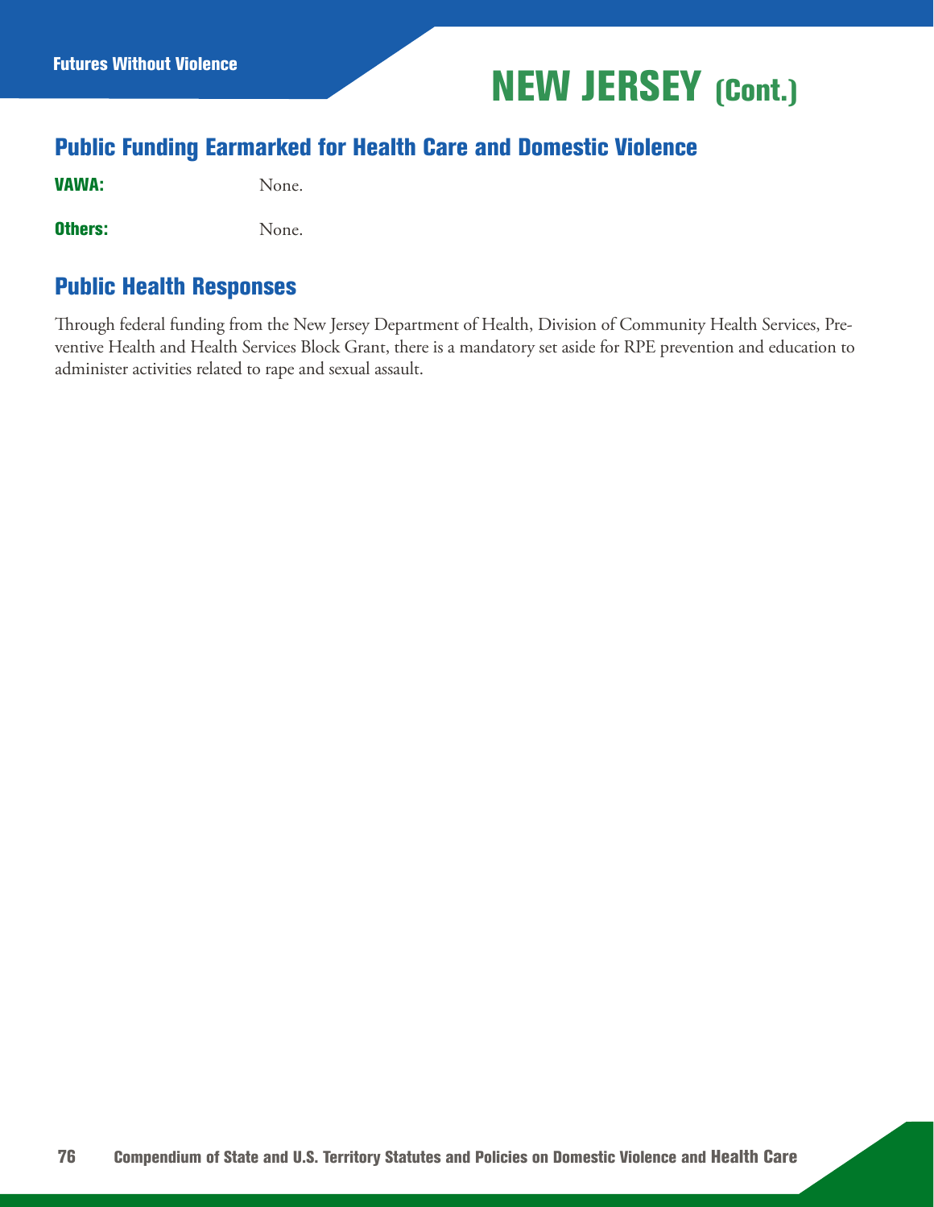# NEW JERSEY (Cont.)

## Public Funding Earmarked for Health Care and Domestic Violence

**VAWA:** None.

**Others:** None.

## Public Health Responses

Through federal funding from the New Jersey Department of Health, Division of Community Health Services, Preventive Health and Health Services Block Grant, there is a mandatory set aside for RPE prevention and education to administer activities related to rape and sexual assault.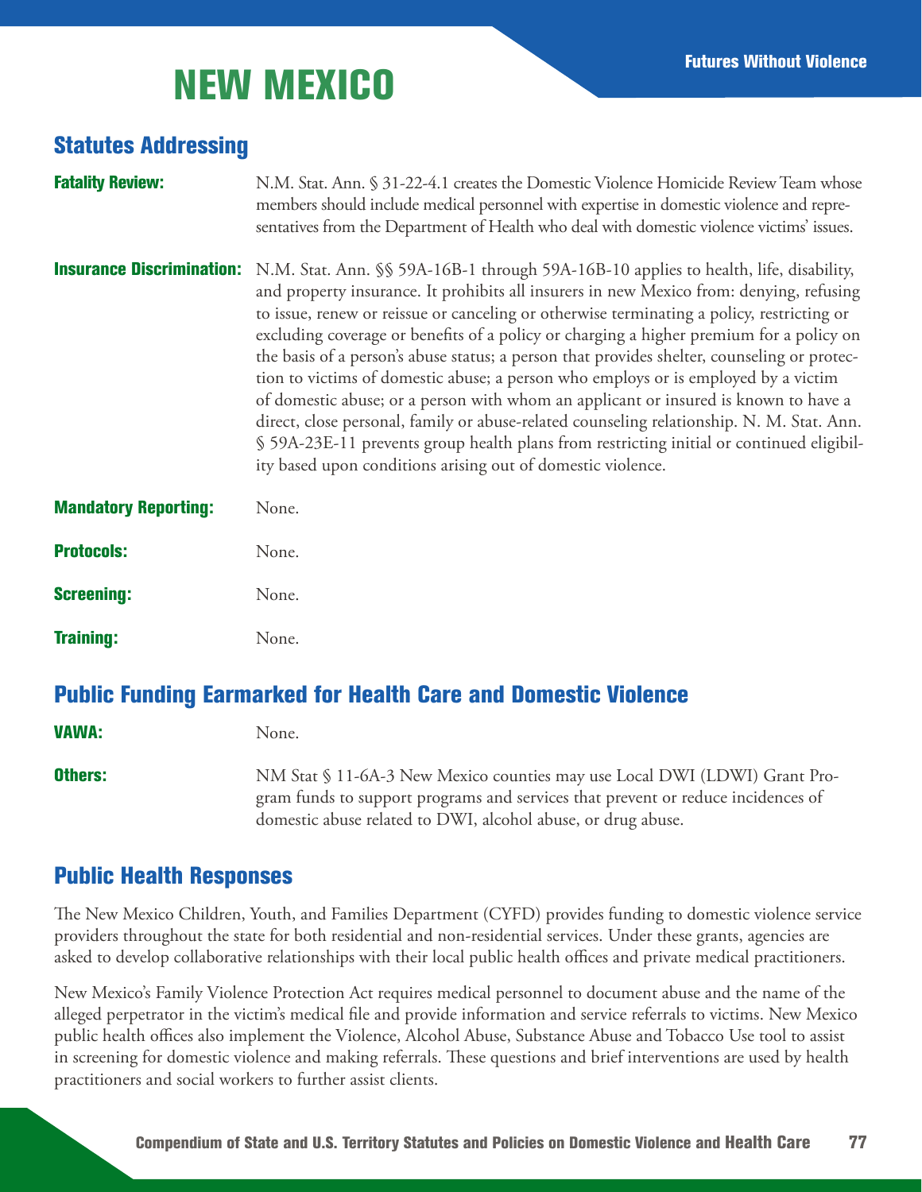# NEW MEXICO

## Statutes Addressing

**Fatality Review:** N.M. Stat. Ann. § 31-22-4.1 creates the Domestic Violence Homicide Review Team whose members should include medical personnel with expertise in domestic violence and representatives from the Department of Health who deal with domestic violence victims' issues.

**Insurance Discrimination:** N.M. Stat. Ann. §§ 59A-16B-1 through 59A-16B-10 applies to health, life, disability, and property insurance. It prohibits all insurers in new Mexico from: denying, refusing to issue, renew or reissue or canceling or otherwise terminating a policy, restricting or excluding coverage or benefits of a policy or charging a higher premium for a policy on the basis of a person's abuse status; a person that provides shelter, counseling or protection to victims of domestic abuse; a person who employs or is employed by a victim of domestic abuse; or a person with whom an applicant or insured is known to have a direct, close personal, family or abuse-related counseling relationship. N. M. Stat. Ann. § 59A-23E-11 prevents group health plans from restricting initial or continued eligibility based upon conditions arising out of domestic violence.

**Mandatory Reporting:** None.

**Protocols:** None.

**Screening:** None.

**Training:** None.

## Public Funding Earmarked for Health Care and Domestic Violence

**VAWA:** None.

**Others:** NM Stat § 11-6A-3 New Mexico counties may use Local DWI (LDWI) Grant Program funds to support programs and services that prevent or reduce incidences of domestic abuse related to DWI, alcohol abuse, or drug abuse.

## Public Health Responses

The New Mexico Children, Youth, and Families Department (CYFD) provides funding to domestic violence service providers throughout the state for both residential and non-residential services. Under these grants, agencies are asked to develop collaborative relationships with their local public health offices and private medical practitioners.

New Mexico's Family Violence Protection Act requires medical personnel to document abuse and the name of the alleged perpetrator in the victim's medical file and provide information and service referrals to victims. New Mexico public health offices also implement the Violence, Alcohol Abuse, Substance Abuse and Tobacco Use tool to assist in screening for domestic violence and making referrals. These questions and brief interventions are used by health practitioners and social workers to further assist clients.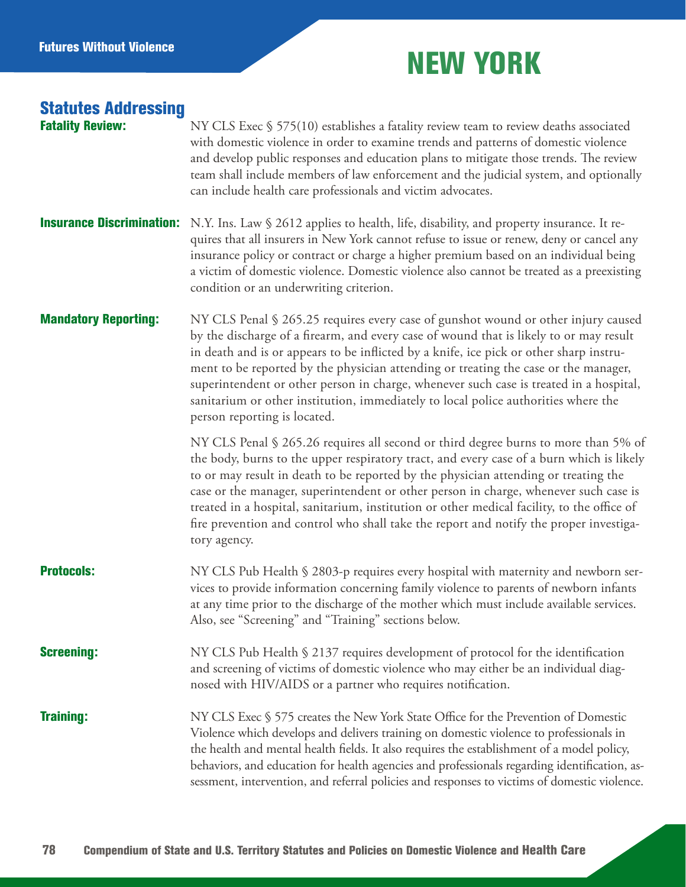# NEW YORK

## Statutes Addressing

**Fatality Review:** NY CLS Exec § 575(10) establishes a fatality review team to review deaths associated with domestic violence in order to examine trends and patterns of domestic violence and develop public responses and education plans to mitigate those trends. The review team shall include members of law enforcement and the judicial system, and optionally can include health care professionals and victim advocates.

**Insurance Discrimination:** N.Y. Ins. Law § 2612 applies to health, life, disability, and property insurance. It requires that all insurers in New York cannot refuse to issue or renew, deny or cancel any insurance policy or contract or charge a higher premium based on an individual being a victim of domestic violence. Domestic violence also cannot be treated as a preexisting condition or an underwriting criterion.

**Mandatory Reporting:** NY CLS Penal § 265.25 requires every case of gunshot wound or other injury caused by the discharge of a firearm, and every case of wound that is likely to or may result in death and is or appears to be inflicted by a knife, ice pick or other sharp instrument to be reported by the physician attending or treating the case or the manager, superintendent or other person in charge, whenever such case is treated in a hospital, sanitarium or other institution, immediately to local police authorities where the person reporting is located.

NY CLS Penal § 265.26 requires all second or third degree burns to more than 5% of the body, burns to the upper respiratory tract, and every case of a burn which is likely to or may result in death to be reported by the physician attending or treating the case or the manager, superintendent or other person in charge, whenever such case is treated in a hospital, sanitarium, institution or other medical facility, to the office of fire prevention and control who shall take the report and notify the proper investigatory agency.

**Protocols:** NY CLS Pub Health § 2803-p requires every hospital with maternity and newborn services to provide information concerning family violence to parents of newborn infants at any time prior to the discharge of the mother which must include available services. Also, see "Screening" and "Training" sections below.

**Screening:** NY CLS Pub Health § 2137 requires development of protocol for the identification and screening of victims of domestic violence who may either be an individual diagnosed with HIV/AIDS or a partner who requires notification.

**Training:** NY CLS Exec § 575 creates the New York State Office for the Prevention of Domestic Violence which develops and delivers training on domestic violence to professionals in the health and mental health fields. It also requires the establishment of a model policy, behaviors, and education for health agencies and professionals regarding identification, assessment, intervention, and referral policies and responses to victims of domestic violence.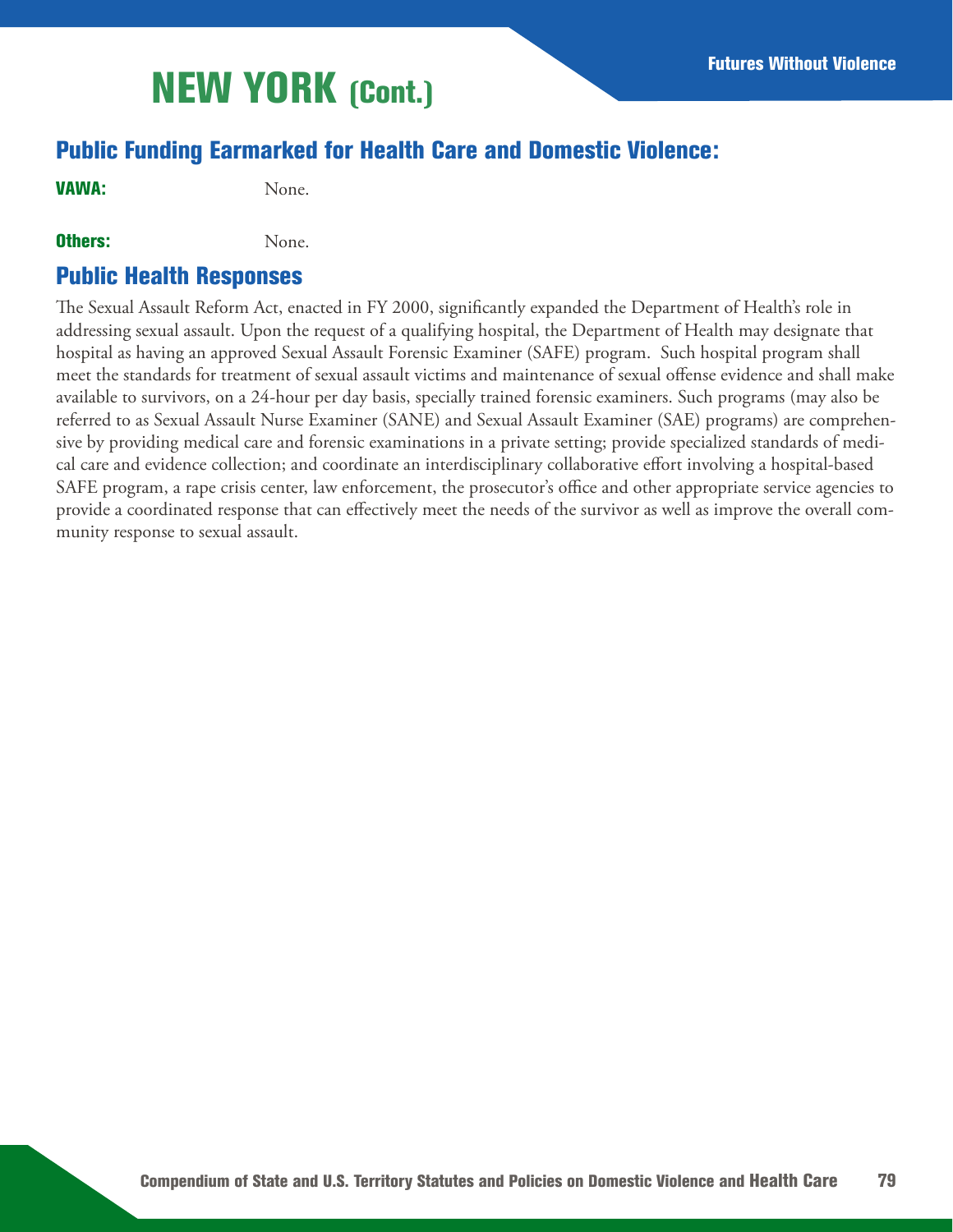# NEW YORK (Cont.)

## Public Funding Earmarked for Health Care and Domestic Violence:

**VAWA:** None.

**Others:** None.

## Public Health Responses

The Sexual Assault Reform Act, enacted in FY 2000, significantly expanded the Department of Health's role in addressing sexual assault. Upon the request of a qualifying hospital, the Department of Health may designate that hospital as having an approved Sexual Assault Forensic Examiner (SAFE) program. Such hospital program shall meet the standards for treatment of sexual assault victims and maintenance of sexual offense evidence and shall make available to survivors, on a 24-hour per day basis, specially trained forensic examiners. Such programs (may also be referred to as Sexual Assault Nurse Examiner (SANE) and Sexual Assault Examiner (SAE) programs) are comprehensive by providing medical care and forensic examinations in a private setting; provide specialized standards of medical care and evidence collection; and coordinate an interdisciplinary collaborative effort involving a hospital-based SAFE program, a rape crisis center, law enforcement, the prosecutor's office and other appropriate service agencies to provide a coordinated response that can effectively meet the needs of the survivor as well as improve the overall community response to sexual assault.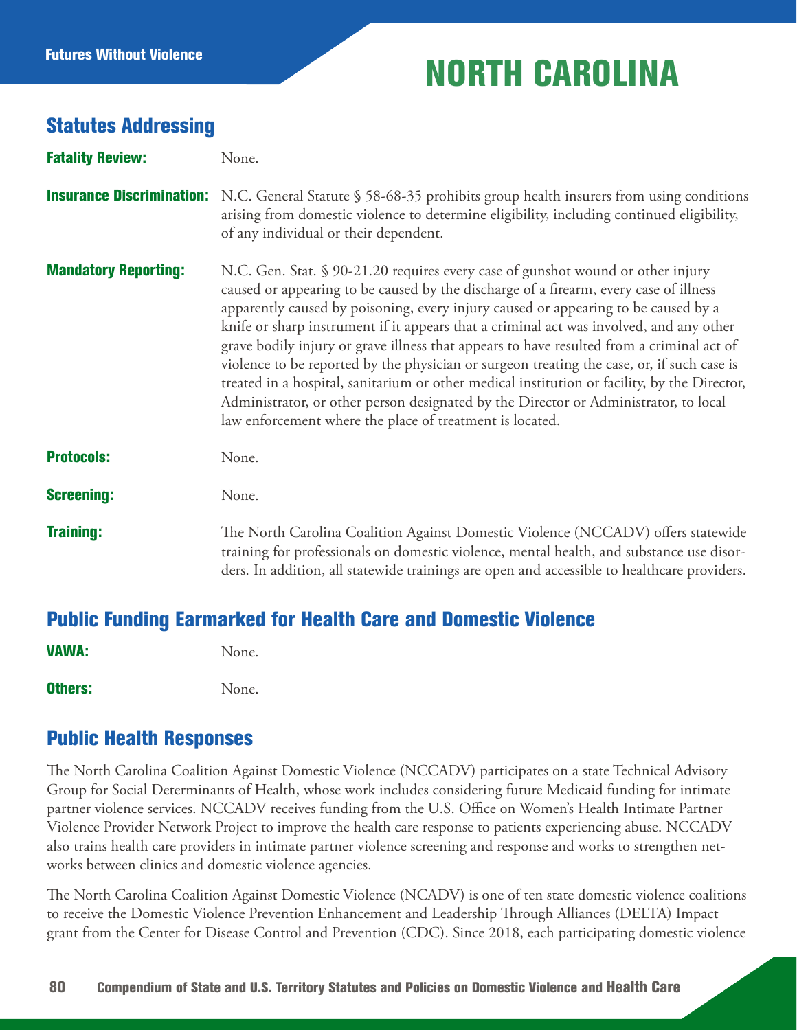# NORTH CAROLINA

## Statutes Addressing

**Fatality Review:** None.

**Insurance Discrimination:** N.C. General Statute § 58-68-35 prohibits group health insurers from using conditions arising from domestic violence to determine eligibility, including continued eligibility, of any individual or their dependent.

**Mandatory Reporting:** N.C. Gen. Stat. § 90-21.20 requires every case of gunshot wound or other injury caused or appearing to be caused by the discharge of a firearm, every case of illness apparently caused by poisoning, every injury caused or appearing to be caused by a knife or sharp instrument if it appears that a criminal act was involved, and any other grave bodily injury or grave illness that appears to have resulted from a criminal act of violence to be reported by the physician or surgeon treating the case, or, if such case is treated in a hospital, sanitarium or other medical institution or facility, by the Director, Administrator, or other person designated by the Director or Administrator, to local law enforcement where the place of treatment is located.

**Protocols:** None.

**Screening:** None.

**Training:** The North Carolina Coalition Against Domestic Violence (NCCADV) offers statewide training for professionals on domestic violence, mental health, and substance use disorders. In addition, all statewide trainings are open and accessible to healthcare providers.

## Public Funding Earmarked for Health Care and Domestic Violence

**VAWA:** None.

**Others:** None.

## Public Health Responses

The North Carolina Coalition Against Domestic Violence (NCCADV) participates on a state Technical Advisory Group for Social Determinants of Health, whose work includes considering future Medicaid funding for intimate partner violence services. NCCADV receives funding from the U.S. Office on Women's Health Intimate Partner Violence Provider Network Project to improve the health care response to patients experiencing abuse. NCCADV also trains health care providers in intimate partner violence screening and response and works to strengthen networks between clinics and domestic violence agencies.

The North Carolina Coalition Against Domestic Violence (NCADV) is one of ten state domestic violence coalitions to receive the Domestic Violence Prevention Enhancement and Leadership Through Alliances (DELTA) Impact grant from the Center for Disease Control and Prevention (CDC). Since 2018, each participating domestic violence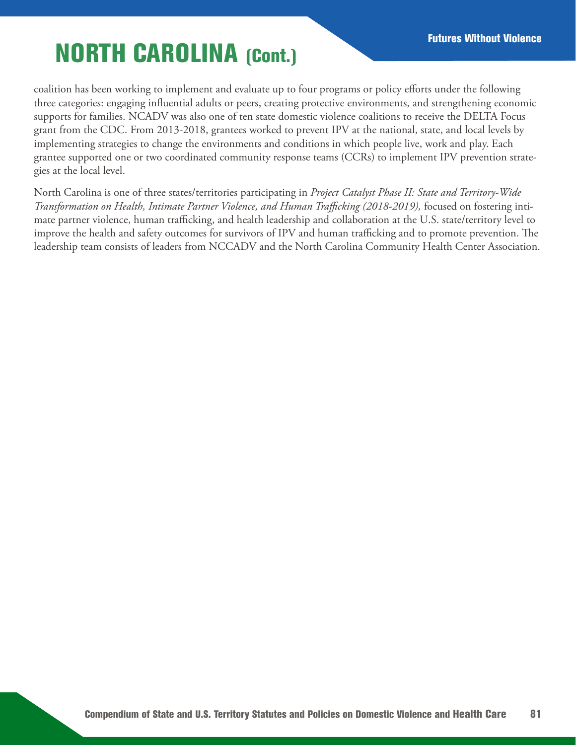# NORTH CAROLINA (Cont.)

coalition has been working to implement and evaluate up to four programs or policy efforts under the following three categories: engaging influential adults or peers, creating protective environments, and strengthening economic supports for families. NCADV was also one of ten state domestic violence coalitions to receive the DELTA Focus grant from the CDC. From 2013-2018, grantees worked to prevent IPV at the national, state, and local levels by implementing strategies to change the environments and conditions in which people live, work and play. Each grantee supported one or two coordinated community response teams (CCRs) to implement IPV prevention strategies at the local level.

North Carolina is one of three states/territories participating in *Project Catalyst Phase II: State and Territory-Wide Transformation on Health, Intimate Partner Violence, and Human Trafficking (2018-2019),* focused on fostering intimate partner violence, human trafficking, and health leadership and collaboration at the U.S. state/territory level to improve the health and safety outcomes for survivors of IPV and human trafficking and to promote prevention. The leadership team consists of leaders from NCCADV and the North Carolina Community Health Center Association.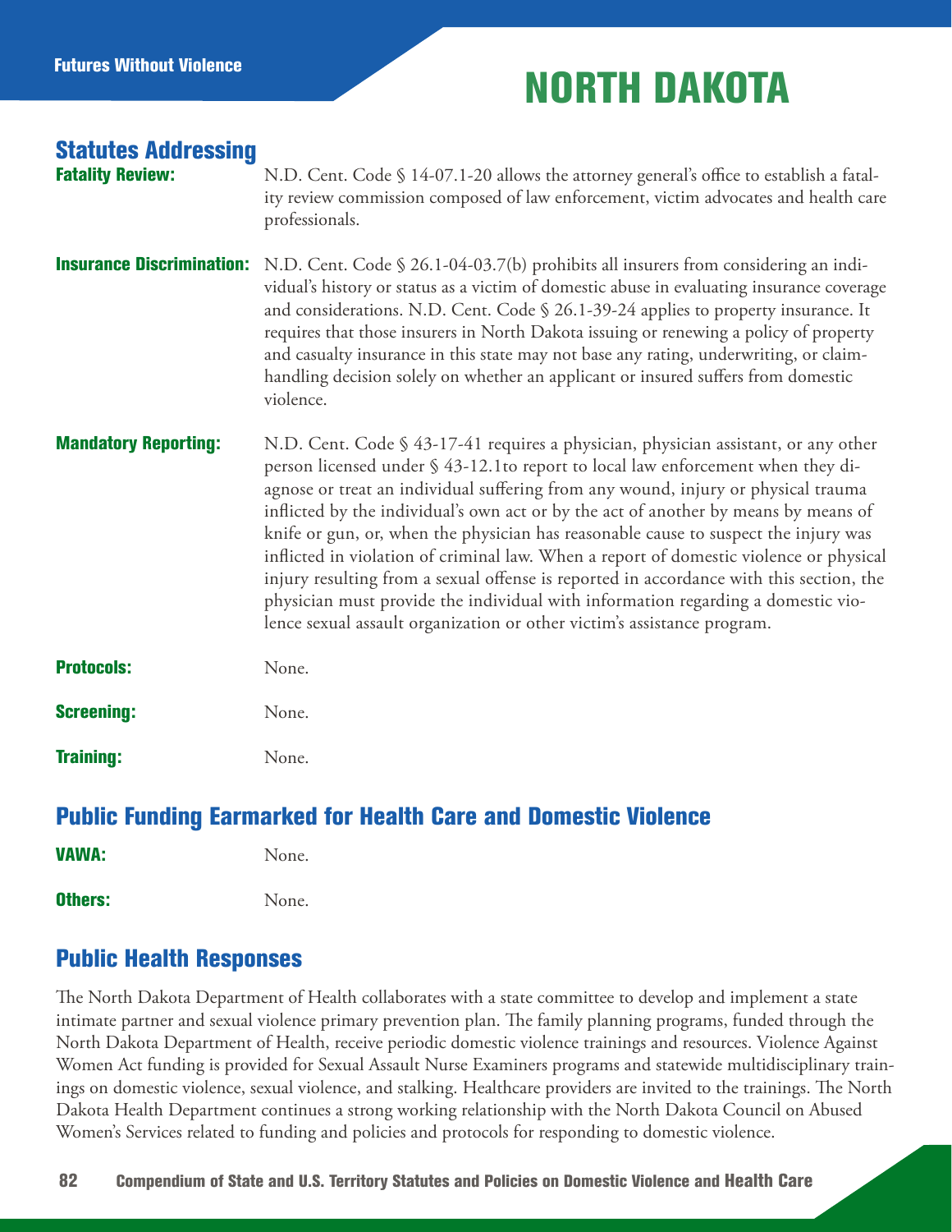# NORTH DAKOTA

## Statutes Addressing

**Fatality Review:** N.D. Cent. Code § 14-07.1-20 allows the attorney general's office to establish a fatality review commission composed of law enforcement, victim advocates and health care professionals.

**Insurance Discrimination:** N.D. Cent. Code § 26.1-04-03.7(b) prohibits all insurers from considering an individual's history or status as a victim of domestic abuse in evaluating insurance coverage and considerations. N.D. Cent. Code § 26.1-39-24 applies to property insurance. It requires that those insurers in North Dakota issuing or renewing a policy of property and casualty insurance in this state may not base any rating, underwriting, or claim-handling decision solely on whether an applicant or insured suffers from domestic violence.

**Mandatory Reporting:** N.D. Cent. Code § 43-17-41 requires a physician, physician assistant, or any other person licensed under § 43-12.1to report to local law enforcement when they diagnose or treat an individual suffering from any wound, injury or physical trauma inflicted by the individual's own act or by the act of another by means by means of knife or gun, or, when the physician has reasonable cause to suspect the injury was inflicted in violation of criminal law. When a report of domestic violence or physical injury resulting from a sexual offense is reported in accordance with this section, the physician must provide the individual with information regarding a domestic violence sexual assault organization or other victim's assistance program.

**Protocols:** None.

**Screening:** None.

**Training:** None.

## Public Funding Earmarked for Health Care and Domestic Violence

**VAWA:** None.

**Others:** None.

## Public Health Responses

The North Dakota Department of Health collaborates with a state committee to develop and implement a state intimate partner and sexual violence primary prevention plan. The family planning programs, funded through the North Dakota Department of Health, receive periodic domestic violence trainings and resources. Violence Against Women Act funding is provided for Sexual Assault Nurse Examiners programs and statewide multidisciplinary trainings on domestic violence, sexual violence, and stalking. Healthcare providers are invited to the trainings. The North Dakota Health Department continues a strong working relationship with the North Dakota Council on Abused Women's Services related to funding and policies and protocols for responding to domestic violence.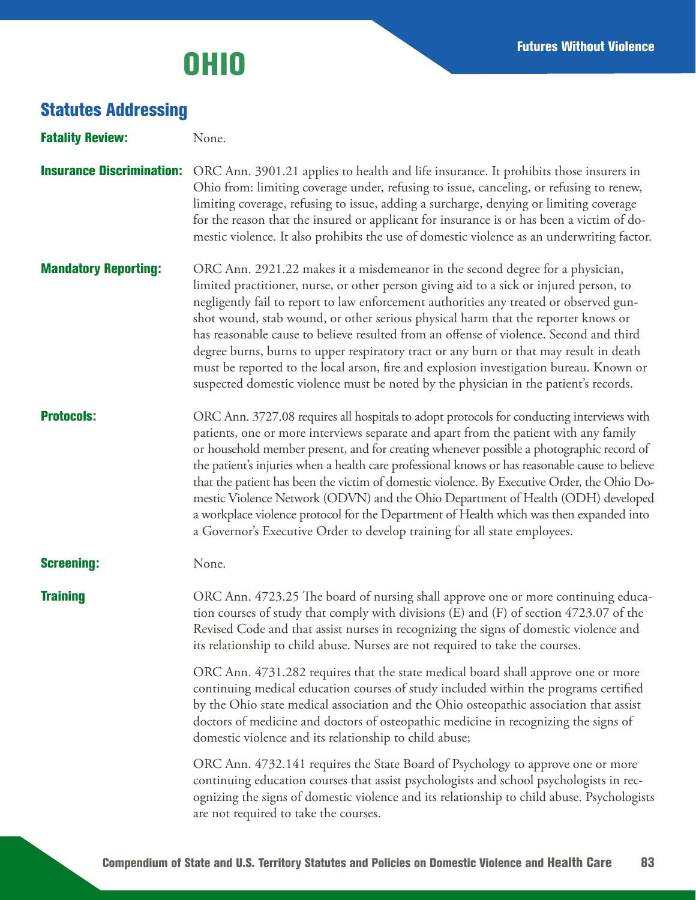# OHIO

## Statutes Addressing

**Fatality Review:** None.

**Insurance Discrimination:** ORC Ann. 3901.21 applies to health and life insurance. It prohibits those insurers in Ohio from: limiting coverage under, refusing to issue, canceling, or refusing to renew, limiting coverage, refusing to issue, adding a surcharge, denying or limiting coverage for the reason that the insured or applicant for insurance is or has been a victim of domestic violence. It also prohibits the use of domestic violence as an underwriting factor.

**Mandatory Reporting:** ORC Ann. 2921.22 makes it a misdemeanor in the second degree for a physician, limited practitioner, nurse, or other person giving aid to a sick or injured person, to negligently fail to report to law enforcement authorities any treated or observed gunshot wound, stab wound, or other serious physical harm that the reporter knows or has reasonable cause to believe resulted from an offense of violence. Second and third degree burns, burns to upper respiratory tract or any burn or that may result in death must be reported to the local arson, fire and explosion investigation bureau. Known or suspected domestic violence must be noted by the physician in the patient's records.

**Protocols:** ORC Ann. 3727.08 requires all hospitals to adopt protocols for conducting interviews with patients, one or more interviews separate and apart from the patient with any family or household member present, and for creating whenever possible a photographic record of the patient's injuries when a health care professional knows or has reasonable cause to believe that the patient has been the victim of domestic violence. By Executive Order, the Ohio Domestic Violence Network (ODVN) and the Ohio Department of Health (ODH) developed a workplace violence protocol for the Department of Health which was then expanded into a Governor's Executive Order to develop training for all state employees.

**Screening:** None.

**Training** ORC Ann. 4723.25 The board of nursing shall approve one or more continuing education courses of study that comply with divisions (E) and (F) of section 4723.07 of the Revised Code and that assist nurses in recognizing the signs of domestic violence and its relationship to child abuse. Nurses are not required to take the courses.

ORC Ann. 4731.282 requires that the state medical board shall approve one or more continuing medical education courses of study included within the programs certified by the Ohio state medical association and the Ohio osteopathic association that assist doctors of medicine and doctors of osteopathic medicine in recognizing the signs of domestic violence and its relationship to child abuse;

ORC Ann. 4732.141 requires the State Board of Psychology to approve one or more continuing education courses that assist psychologists and school psychologists in recognizing the signs of domestic violence and its relationship to child abuse. Psychologists are not required to take the courses.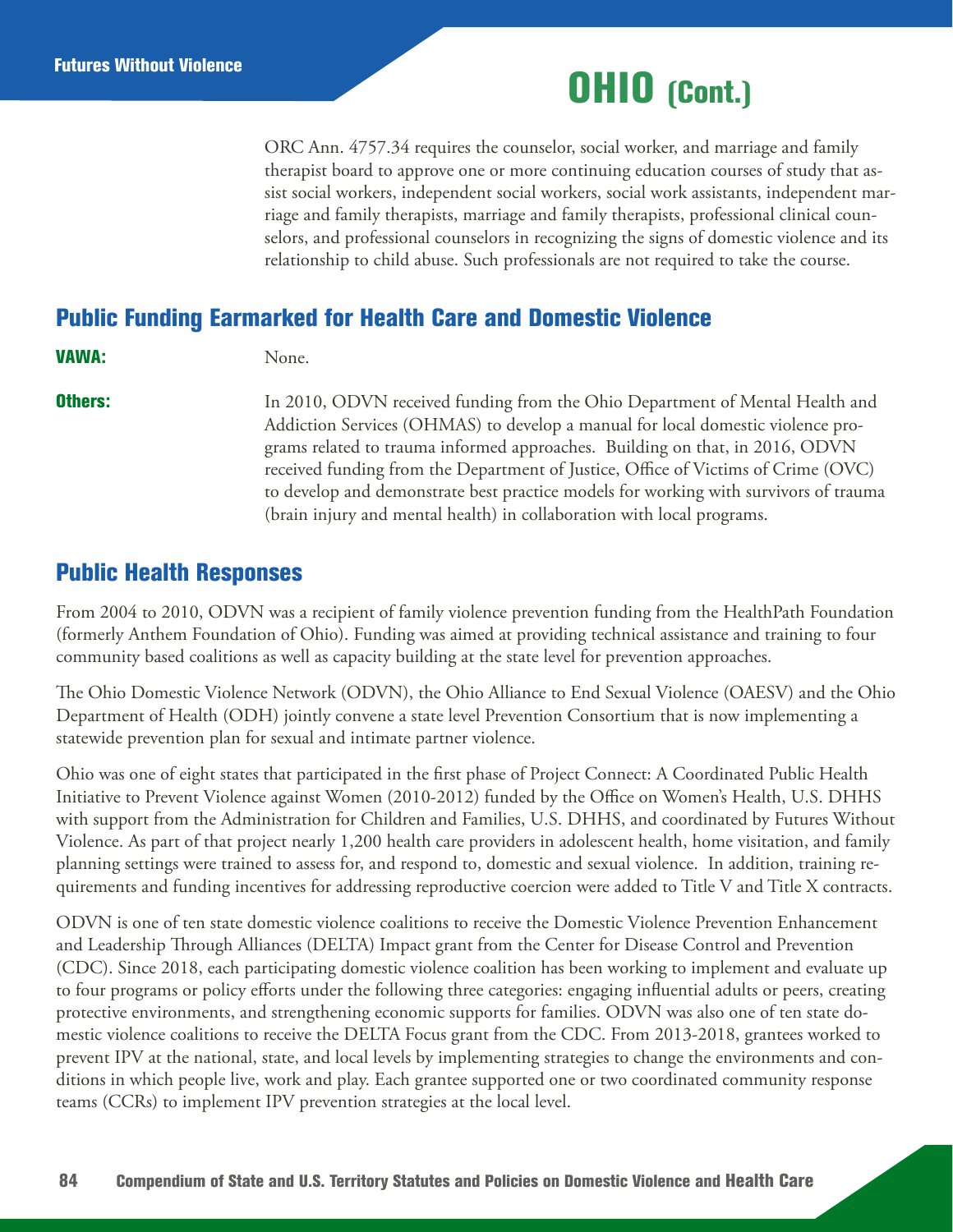# OHIO (Cont.)

ORC Ann. 4757.34 requires the counselor, social worker, and marriage and family therapist board to approve one or more continuing education courses of study that assist social workers, independent social workers, social work assistants, independent marriage and family therapists, marriage and family therapists, professional clinical counselors, and professional counselors in recognizing the signs of domestic violence and its relationship to child abuse. Such professionals are not required to take the course.

## Public Funding Earmarked for Health Care and Domestic Violence

**VAWA:** None.

**Others:** In 2010, ODVN received funding from the Ohio Department of Mental Health and Addiction Services (OHMAS) to develop a manual for local domestic violence programs related to trauma informed approaches. Building on that, in 2016, ODVN received funding from the Department of Justice, Office of Victims of Crime (OVC) to develop and demonstrate best practice models for working with survivors of trauma (brain injury and mental health) in collaboration with local programs.

## Public Health Responses

From 2004 to 2010, ODVN was a recipient of family violence prevention funding from the HealthPath Foundation (formerly Anthem Foundation of Ohio). Funding was aimed at providing technical assistance and training to four community based coalitions as well as capacity building at the state level for prevention approaches.

The Ohio Domestic Violence Network (ODVN), the Ohio Alliance to End Sexual Violence (OAESV) and the Ohio Department of Health (ODH) jointly convene a state level Prevention Consortium that is now implementing a statewide prevention plan for sexual and intimate partner violence.

Ohio was one of eight states that participated in the first phase of Project Connect: A Coordinated Public Health Initiative to Prevent Violence against Women (2010-2012) funded by the Office on Women's Health, U.S. DHHS with support from the Administration for Children and Families, U.S. DHHS, and coordinated by Futures Without Violence. As part of that project nearly 1,200 health care providers in adolescent health, home visitation, and family planning settings were trained to assess for, and respond to, domestic and sexual violence. In addition, training requirements and funding incentives for addressing reproductive coercion were added to Title V and Title X contracts.

ODVN is one of ten state domestic violence coalitions to receive the Domestic Violence Prevention Enhancement and Leadership Through Alliances (DELTA) Impact grant from the Center for Disease Control and Prevention (CDC). Since 2018, each participating domestic violence coalition has been working to implement and evaluate up to four programs or policy efforts under the following three categories: engaging influential adults or peers, creating protective environments, and strengthening economic supports for families. ODVN was also one of ten state domestic violence coalitions to receive the DELTA Focus grant from the CDC. From 2013-2018, grantees worked to prevent IPV at the national, state, and local levels by implementing strategies to change the environments and conditions in which people live, work and play. Each grantee supported one or two coordinated community response teams (CCRs) to implement IPV prevention strategies at the local level.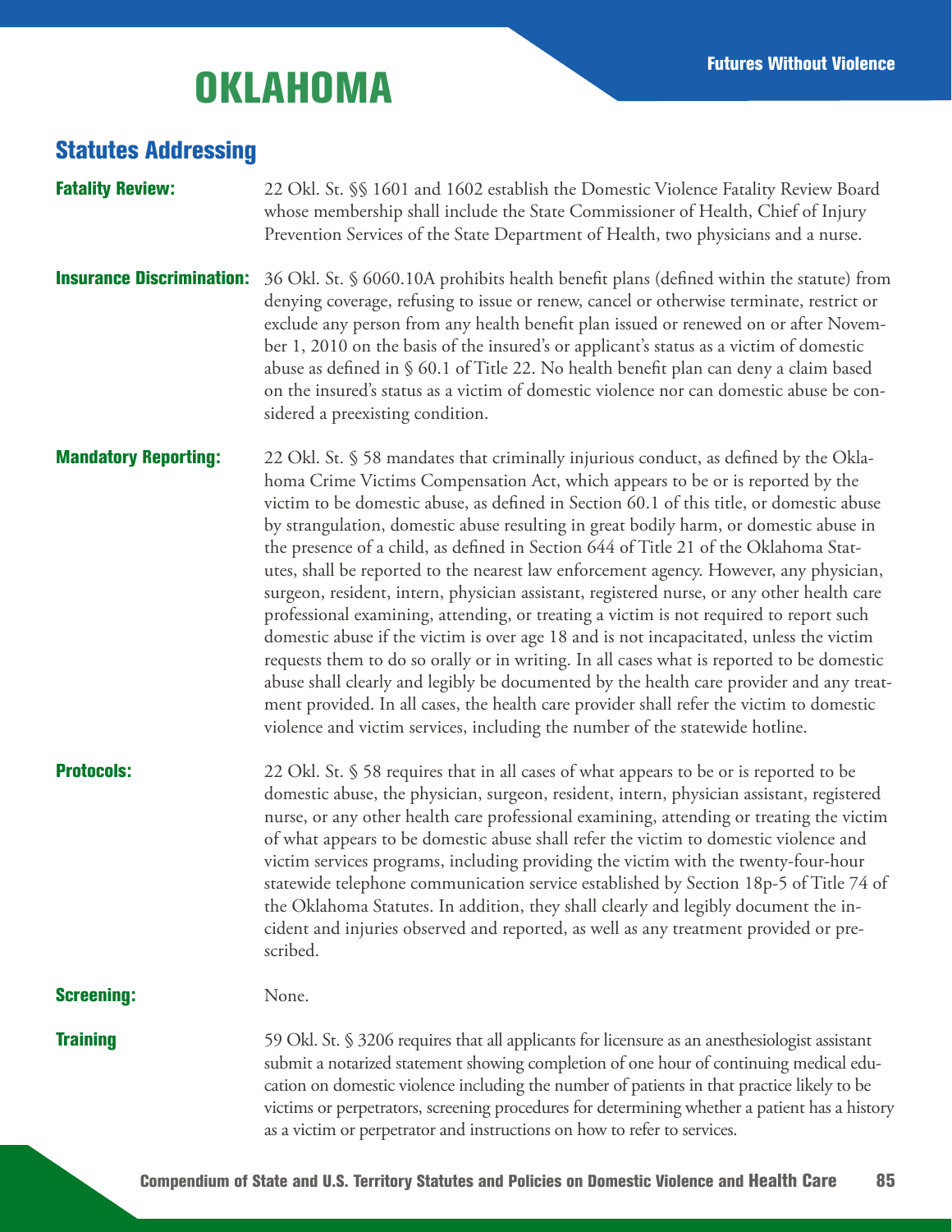# OKLAHOMA

## Statutes Addressing

**Fatality Review:** 22 Okl. St. §§ 1601 and 1602 establish the Domestic Violence Fatality Review Board whose membership shall include the State Commissioner of Health, Chief of Injury Prevention Services of the State Department of Health, two physicians and a nurse.

**Insurance Discrimination:** 36 Okl. St. § 6060.10A prohibits health benefit plans (defined within the statute) from denying coverage, refusing to issue or renew, cancel or otherwise terminate, restrict or exclude any person from any health benefit plan issued or renewed on or after November 1, 2010 on the basis of the insured's or applicant's status as a victim of domestic abuse as defined in § 60.1 of Title 22. No health benefit plan can deny a claim based on the insured's status as a victim of domestic violence nor can domestic abuse be considered a preexisting condition.

**Mandatory Reporting:** 22 Okl. St. § 58 mandates that criminally injurious conduct, as defined by the Oklahoma Crime Victims Compensation Act, which appears to be or is reported by the victim to be domestic abuse, as defined in Section 60.1 of this title, or domestic abuse by strangulation, domestic abuse resulting in great bodily harm, or domestic abuse in the presence of a child, as defined in Section 644 of Title 21 of the Oklahoma Statutes, shall be reported to the nearest law enforcement agency. However, any physician, surgeon, resident, intern, physician assistant, registered nurse, or any other health care professional examining, attending, or treating a victim is not required to report such domestic abuse if the victim is over age 18 and is not incapacitated, unless the victim requests them to do so orally or in writing. In all cases what is reported to be domestic abuse shall clearly and legibly be documented by the health care provider and any treatment provided. In all cases, the health care provider shall refer the victim to domestic violence and victim services, including the number of the statewide hotline.

**Protocols:** 22 Okl. St. § 58 requires that in all cases of what appears to be or is reported to be domestic abuse, the physician, surgeon, resident, intern, physician assistant, registered nurse, or any other health care professional examining, attending or treating the victim of what appears to be domestic abuse shall refer the victim to domestic violence and victim services programs, including providing the victim with the twenty-four-hour statewide telephone communication service established by Section 18p-5 of Title 74 of the Oklahoma Statutes. In addition, they shall clearly and legibly document the incident and injuries observed and reported, as well as any treatment provided or prescribed.

**Screening:** None.

**Training** 59 Okl. St. § 3206 requires that all applicants for licensure as an anesthesiologist assistant submit a notarized statement showing completion of one hour of continuing medical education on domestic violence including the number of patients in that practice likely to be victims or perpetrators, screening procedures for determining whether a patient has a history as a victim or perpetrator and instructions on how to refer to services.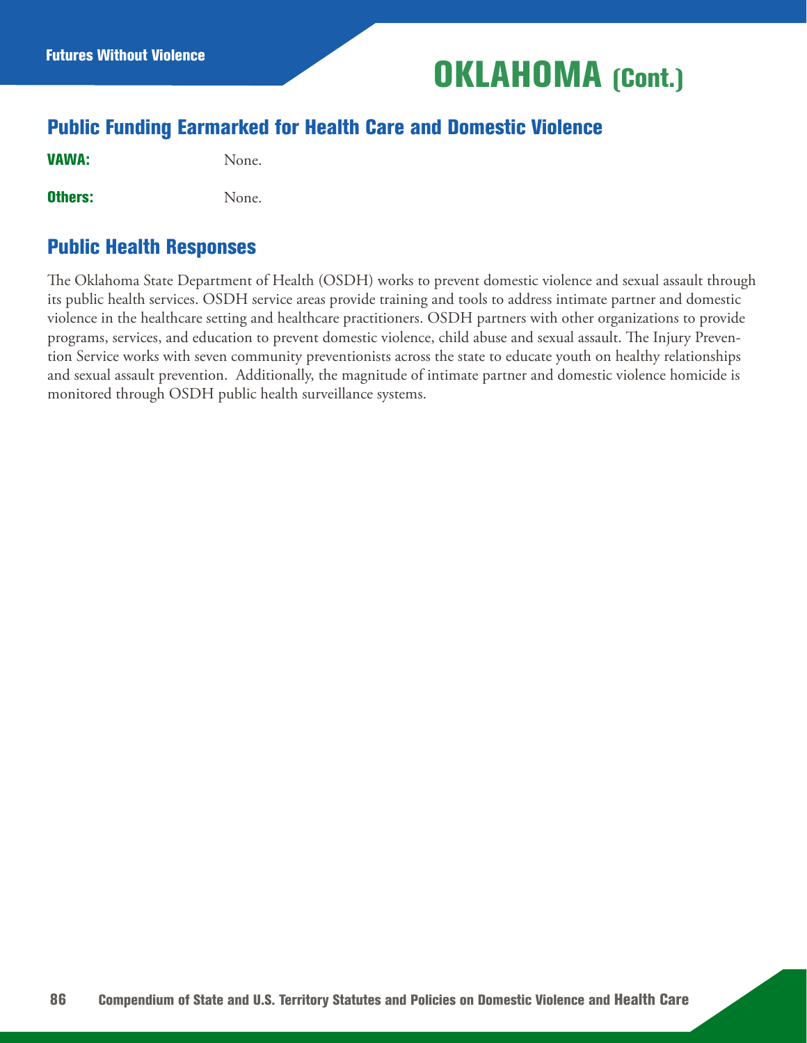# OKLAHOMA (Cont.)

## Public Funding Earmarked for Health Care and Domestic Violence

**VAWA:** None.

**Others:** None.

## Public Health Responses

The Oklahoma State Department of Health (OSDH) works to prevent domestic violence and sexual assault through its public health services. OSDH service areas provide training and tools to address intimate partner and domestic violence in the healthcare setting and healthcare practitioners. OSDH partners with other organizations to provide programs, services, and education to prevent domestic violence, child abuse and sexual assault. The Injury Prevention Service works with seven community preventionists across the state to educate youth on healthy relationships and sexual assault prevention. Additionally, the magnitude of intimate partner and domestic violence homicide is monitored through OSDH public health surveillance systems.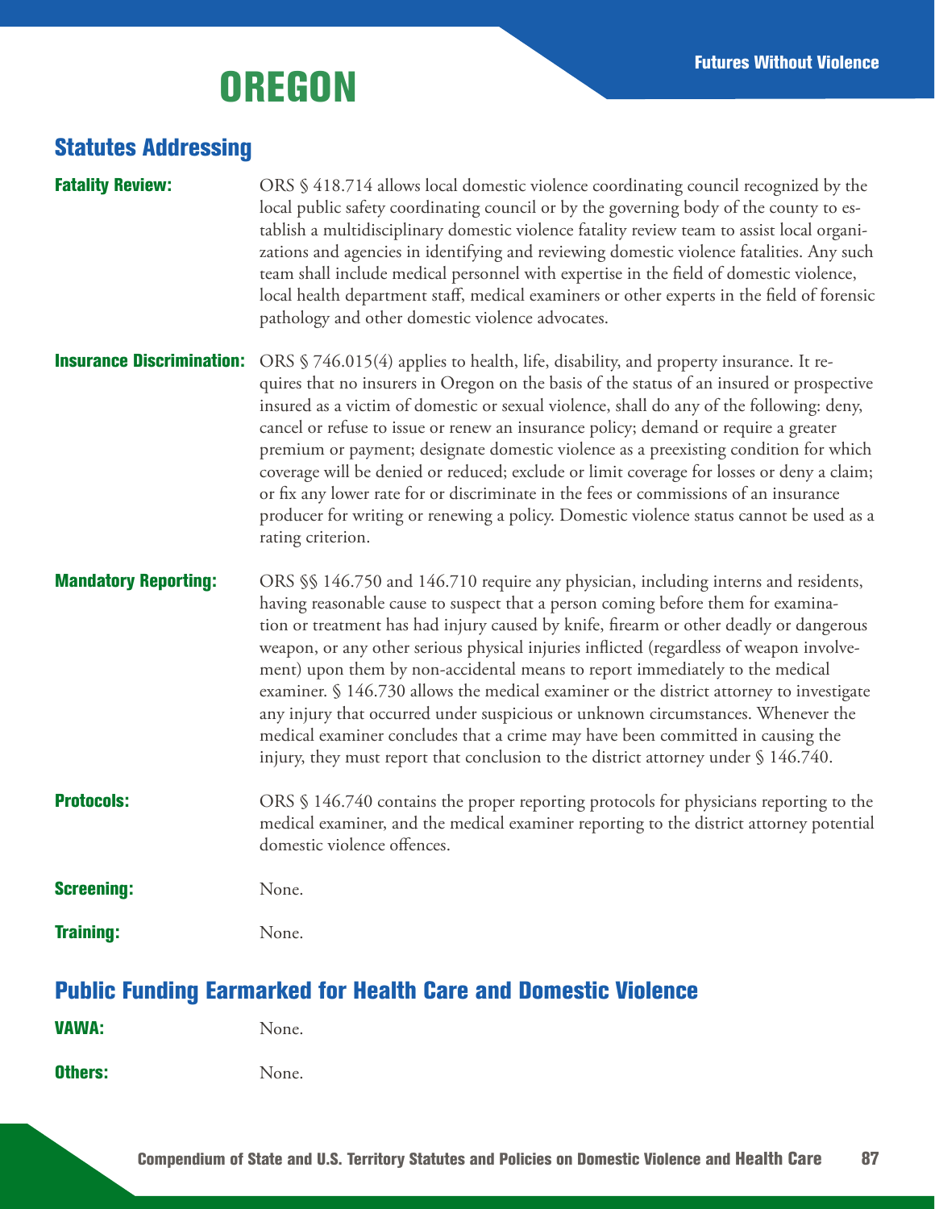# OREGON

## Statutes Addressing

**Fatality Review:** ORS § 418.714 allows local domestic violence coordinating council recognized by the local public safety coordinating council or by the governing body of the county to establish a multidisciplinary domestic violence fatality review team to assist local organizations and agencies in identifying and reviewing domestic violence fatalities. Any such team shall include medical personnel with expertise in the field of domestic violence, local health department staff, medical examiners or other experts in the field of forensic pathology and other domestic violence advocates.

**Insurance Discrimination:** ORS § 746.015(4) applies to health, life, disability, and property insurance. It requires that no insurers in Oregon on the basis of the status of an insured or prospective insured as a victim of domestic or sexual violence, shall do any of the following: deny, cancel or refuse to issue or renew an insurance policy; demand or require a greater premium or payment; designate domestic violence as a preexisting condition for which coverage will be denied or reduced; exclude or limit coverage for losses or deny a claim; or fix any lower rate for or discriminate in the fees or commissions of an insurance producer for writing or renewing a policy. Domestic violence status cannot be used as a rating criterion.

**Mandatory Reporting:** ORS §§ 146.750 and 146.710 require any physician, including interns and residents, having reasonable cause to suspect that a person coming before them for examination or treatment has had injury caused by knife, firearm or other deadly or dangerous weapon, or any other serious physical injuries inflicted (regardless of weapon involvement) upon them by non-accidental means to report immediately to the medical examiner. § 146.730 allows the medical examiner or the district attorney to investigate any injury that occurred under suspicious or unknown circumstances. Whenever the medical examiner concludes that a crime may have been committed in causing the injury, they must report that conclusion to the district attorney under § 146.740.

**Protocols:** ORS § 146.740 contains the proper reporting protocols for physicians reporting to the medical examiner, and the medical examiner reporting to the district attorney potential domestic violence offences.

**Screening:** None.

**Training:** None.

## Public Funding Earmarked for Health Care and Domestic Violence

**VAWA:** None.

**Others:** None.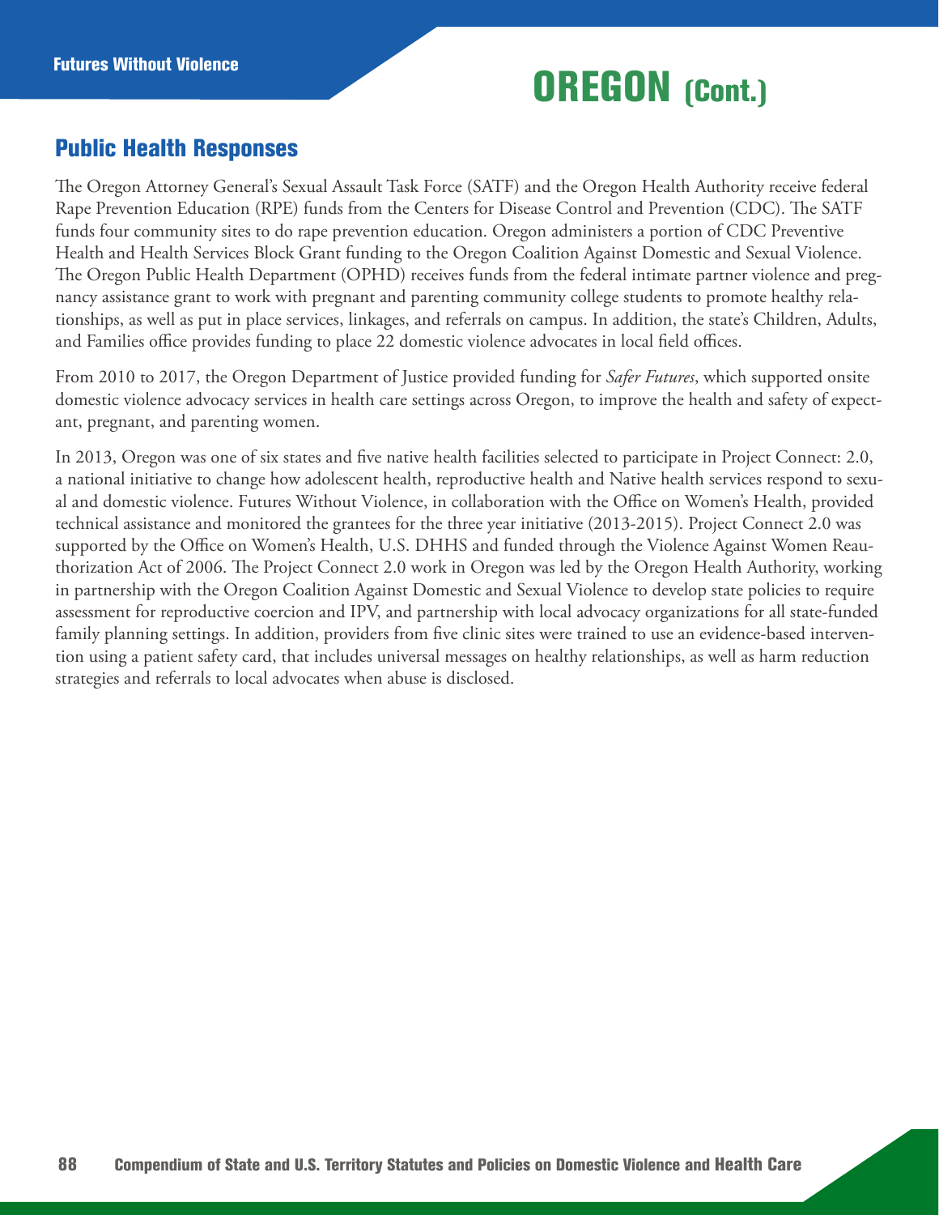# OREGON (Cont.)

## Public Health Responses

The Oregon Attorney General's Sexual Assault Task Force (SATF) and the Oregon Health Authority receive federal Rape Prevention Education (RPE) funds from the Centers for Disease Control and Prevention (CDC). The SATF funds four community sites to do rape prevention education. Oregon administers a portion of CDC Preventive Health and Health Services Block Grant funding to the Oregon Coalition Against Domestic and Sexual Violence. The Oregon Public Health Department (OPHD) receives funds from the federal intimate partner violence and pregnancy assistance grant to work with pregnant and parenting community college students to promote healthy relationships, as well as put in place services, linkages, and referrals on campus. In addition, the state's Children, Adults, and Families office provides funding to place 22 domestic violence advocates in local field offices.

From 2010 to 2017, the Oregon Department of Justice provided funding for *Safer Futures*, which supported onsite domestic violence advocacy services in health care settings across Oregon, to improve the health and safety of expectant, pregnant, and parenting women.

In 2013, Oregon was one of six states and five native health facilities selected to participate in Project Connect: 2.0, a national initiative to change how adolescent health, reproductive health and Native health services respond to sexual and domestic violence. Futures Without Violence, in collaboration with the Office on Women's Health, provided technical assistance and monitored the grantees for the three year initiative (2013-2015). Project Connect 2.0 was supported by the Office on Women's Health, U.S. DHHS and funded through the Violence Against Women Reauthorization Act of 2006. The Project Connect 2.0 work in Oregon was led by the Oregon Health Authority, working in partnership with the Oregon Coalition Against Domestic and Sexual Violence to develop state policies to require assessment for reproductive coercion and IPV, and partnership with local advocacy organizations for all state-funded family planning settings. In addition, providers from five clinic sites were trained to use an evidence-based intervention using a patient safety card, that includes universal messages on healthy relationships, as well as harm reduction strategies and referrals to local advocates when abuse is disclosed.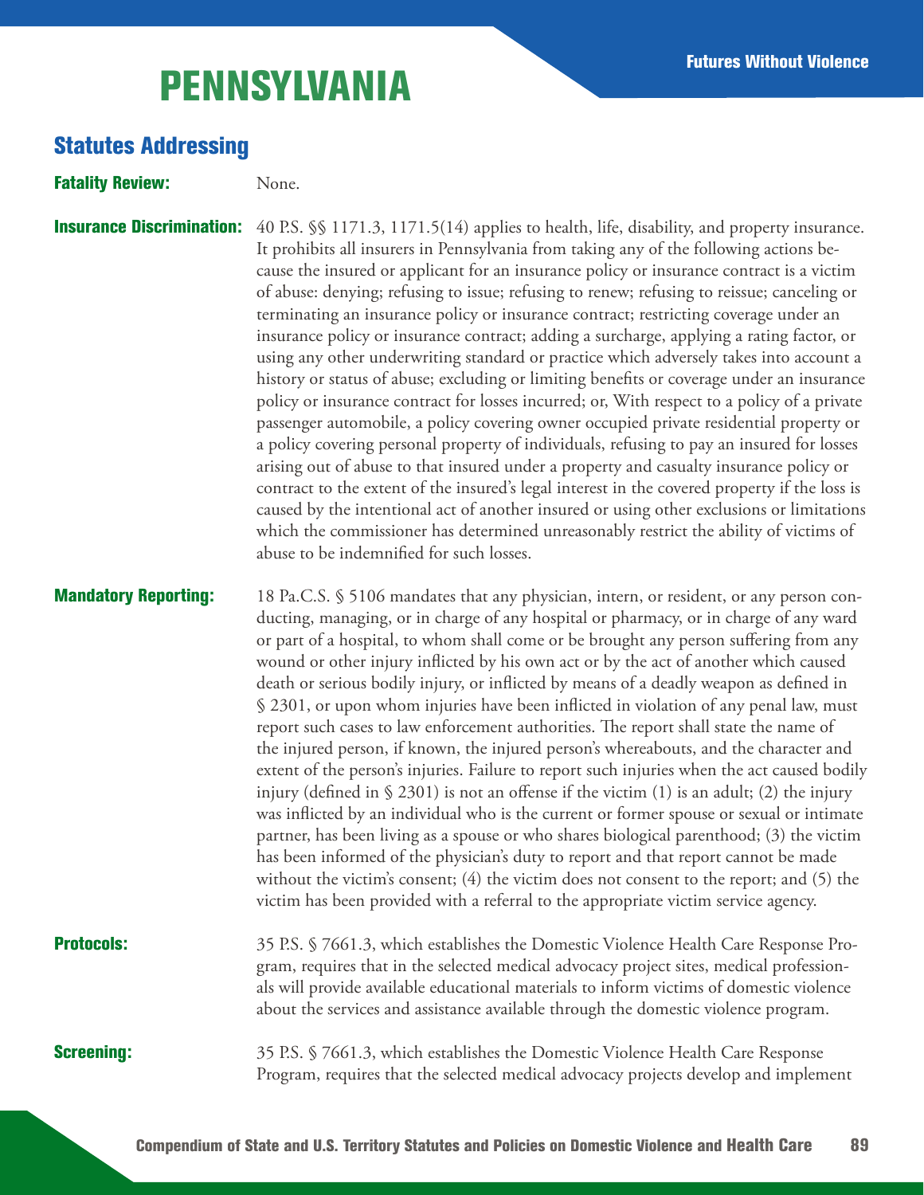# PENNSYLVANIA

## Statutes Addressing

**Fatality Review:** None.

**Insurance Discrimination:** 40 P.S. §§ 1171.3, 1171.5(14) applies to health, life, disability, and property insurance. It prohibits all insurers in Pennsylvania from taking any of the following actions because the insured or applicant for an insurance policy or insurance contract is a victim of abuse: denying; refusing to issue; refusing to renew; refusing to reissue; canceling or terminating an insurance policy or insurance contract; restricting coverage under an insurance policy or insurance contract; adding a surcharge, applying a rating factor, or using any other underwriting standard or practice which adversely takes into account a history or status of abuse; excluding or limiting benefits or coverage under an insurance policy or insurance contract for losses incurred; or, With respect to a policy of a private passenger automobile, a policy covering owner occupied private residential property or a policy covering personal property of individuals, refusing to pay an insured for losses arising out of abuse to that insured under a property and casualty insurance policy or contract to the extent of the insured's legal interest in the covered property if the loss is caused by the intentional act of another insured or using other exclusions or limitations which the commissioner has determined unreasonably restrict the ability of victims of abuse to be indemnified for such losses.

**Mandatory Reporting:** 18 Pa.C.S. § 5106 mandates that any physician, intern, or resident, or any person conducting, managing, or in charge of any hospital or pharmacy, or in charge of any ward or part of a hospital, to whom shall come or be brought any person suffering from any wound or other injury inflicted by his own act or by the act of another which caused death or serious bodily injury, or inflicted by means of a deadly weapon as defined in § 2301, or upon whom injuries have been inflicted in violation of any penal law, must report such cases to law enforcement authorities. The report shall state the name of the injured person, if known, the injured person's whereabouts, and the character and extent of the person's injuries. Failure to report such injuries when the act caused bodily injury (defined in § 2301) is not an offense if the victim (1) is an adult; (2) the injury was inflicted by an individual who is the current or former spouse or sexual or intimate partner, has been living as a spouse or who shares biological parenthood; (3) the victim has been informed of the physician's duty to report and that report cannot be made without the victim's consent; (4) the victim does not consent to the report; and (5) the victim has been provided with a referral to the appropriate victim service agency.

**Protocols:** 35 P.S. § 7661.3, which establishes the Domestic Violence Health Care Response Program, requires that in the selected medical advocacy project sites, medical professionals will provide available educational materials to inform victims of domestic violence about the services and assistance available through the domestic violence program.

**Screening:** 35 P.S. § 7661.3, which establishes the Domestic Violence Health Care Response Program, requires that the selected medical advocacy projects develop and implement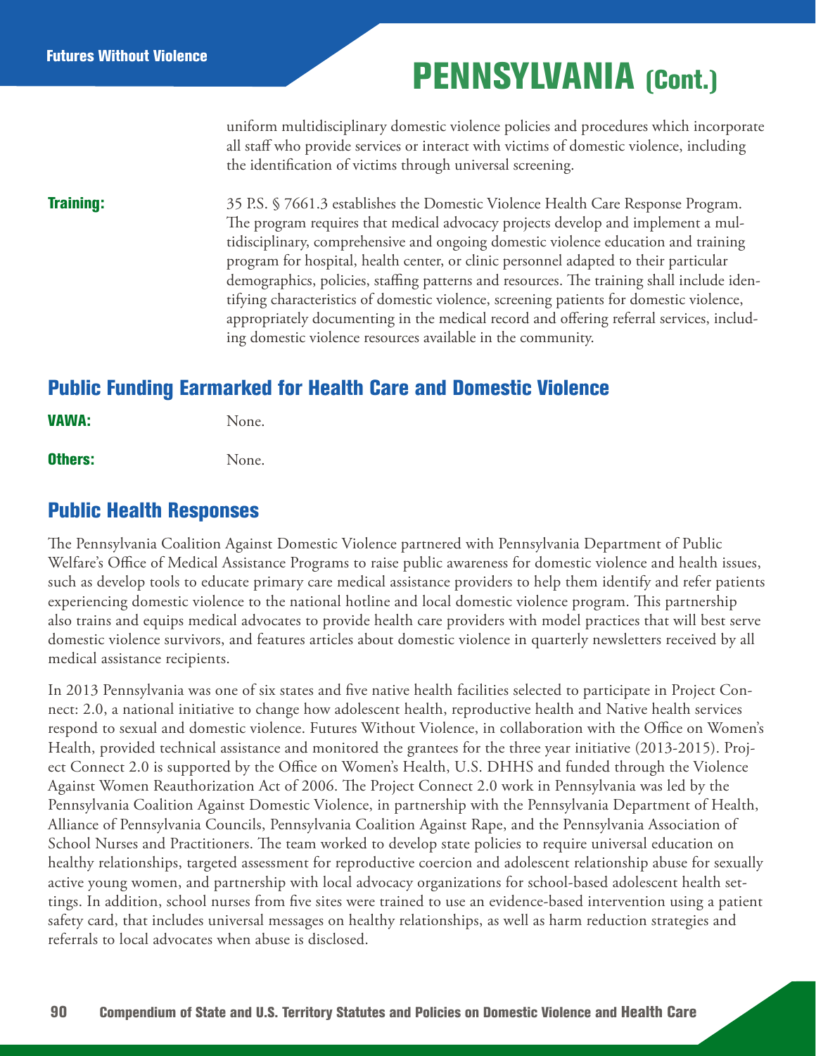# PENNSYLVANIA (Cont.)

uniform multidisciplinary domestic violence policies and procedures which incorporate all staff who provide services or interact with victims of domestic violence, including the identification of victims through universal screening.

**Training:** 35 P.S. § 7661.3 establishes the Domestic Violence Health Care Response Program. The program requires that medical advocacy projects develop and implement a multidisciplinary, comprehensive and ongoing domestic violence education and training program for hospital, health center, or clinic personnel adapted to their particular demographics, policies, staffing patterns and resources. The training shall include identifying characteristics of domestic violence, screening patients for domestic violence, appropriately documenting in the medical record and offering referral services, including domestic violence resources available in the community.

## Public Funding Earmarked for Health Care and Domestic Violence

**VAWA:** None.

**Others:** None.

## Public Health Responses

The Pennsylvania Coalition Against Domestic Violence partnered with Pennsylvania Department of Public Welfare's Office of Medical Assistance Programs to raise public awareness for domestic violence and health issues, such as develop tools to educate primary care medical assistance providers to help them identify and refer patients experiencing domestic violence to the national hotline and local domestic violence program. This partnership also trains and equips medical advocates to provide health care providers with model practices that will best serve domestic violence survivors, and features articles about domestic violence in quarterly newsletters received by all medical assistance recipients.

In 2013 Pennsylvania was one of six states and five native health facilities selected to participate in Project Connect: 2.0, a national initiative to change how adolescent health, reproductive health and Native health services respond to sexual and domestic violence. Futures Without Violence, in collaboration with the Office on Women's Health, provided technical assistance and monitored the grantees for the three year initiative (2013-2015). Project Connect 2.0 is supported by the Office on Women's Health, U.S. DHHS and funded through the Violence Against Women Reauthorization Act of 2006. The Project Connect 2.0 work in Pennsylvania was led by the Pennsylvania Coalition Against Domestic Violence, in partnership with the Pennsylvania Department of Health, Alliance of Pennsylvania Councils, Pennsylvania Coalition Against Rape, and the Pennsylvania Association of School Nurses and Practitioners. The team worked to develop state policies to require universal education on healthy relationships, targeted assessment for reproductive coercion and adolescent relationship abuse for sexually active young women, and partnership with local advocacy organizations for school-based adolescent health settings. In addition, school nurses from five sites were trained to use an evidence-based intervention using a patient safety card, that includes universal messages on healthy relationships, as well as harm reduction strategies and referrals to local advocates when abuse is disclosed.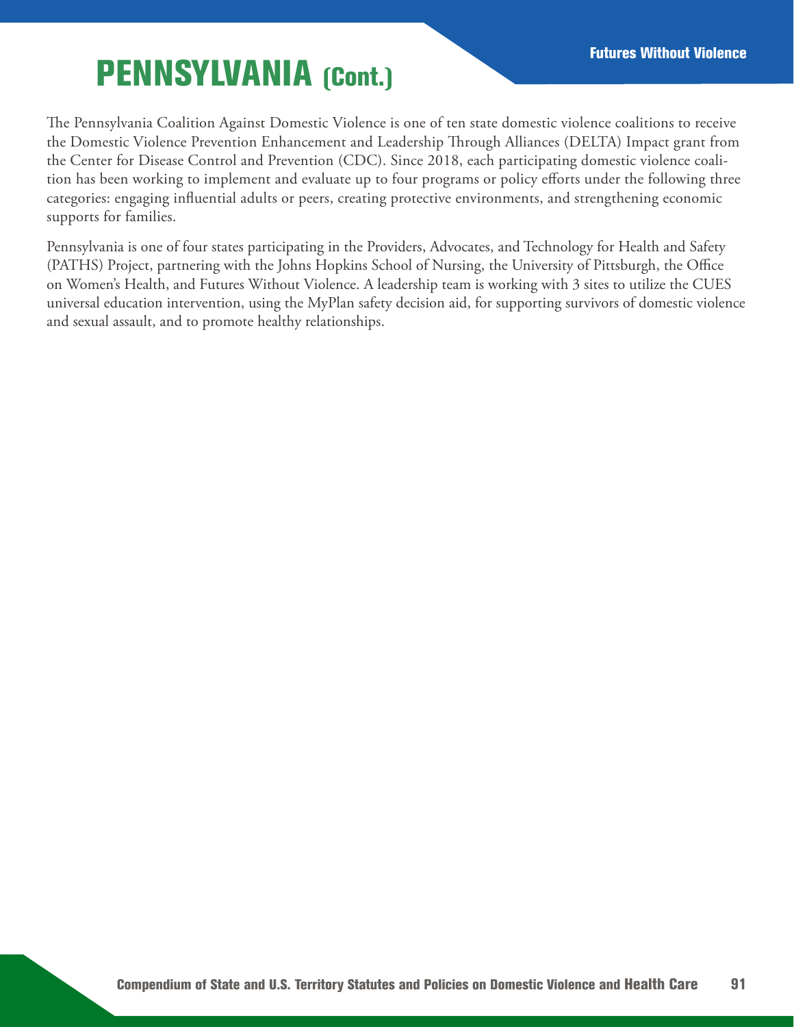# PENNSYLVANIA (Cont.)

The Pennsylvania Coalition Against Domestic Violence is one of ten state domestic violence coalitions to receive the Domestic Violence Prevention Enhancement and Leadership Through Alliances (DELTA) Impact grant from the Center for Disease Control and Prevention (CDC). Since 2018, each participating domestic violence coalition has been working to implement and evaluate up to four programs or policy efforts under the following three categories: engaging influential adults or peers, creating protective environments, and strengthening economic supports for families.

Pennsylvania is one of four states participating in the Providers, Advocates, and Technology for Health and Safety (PATHS) Project, partnering with the Johns Hopkins School of Nursing, the University of Pittsburgh, the Office on Women's Health, and Futures Without Violence. A leadership team is working with 3 sites to utilize the CUES universal education intervention, using the MyPlan safety decision aid, for supporting survivors of domestic violence and sexual assault, and to promote healthy relationships.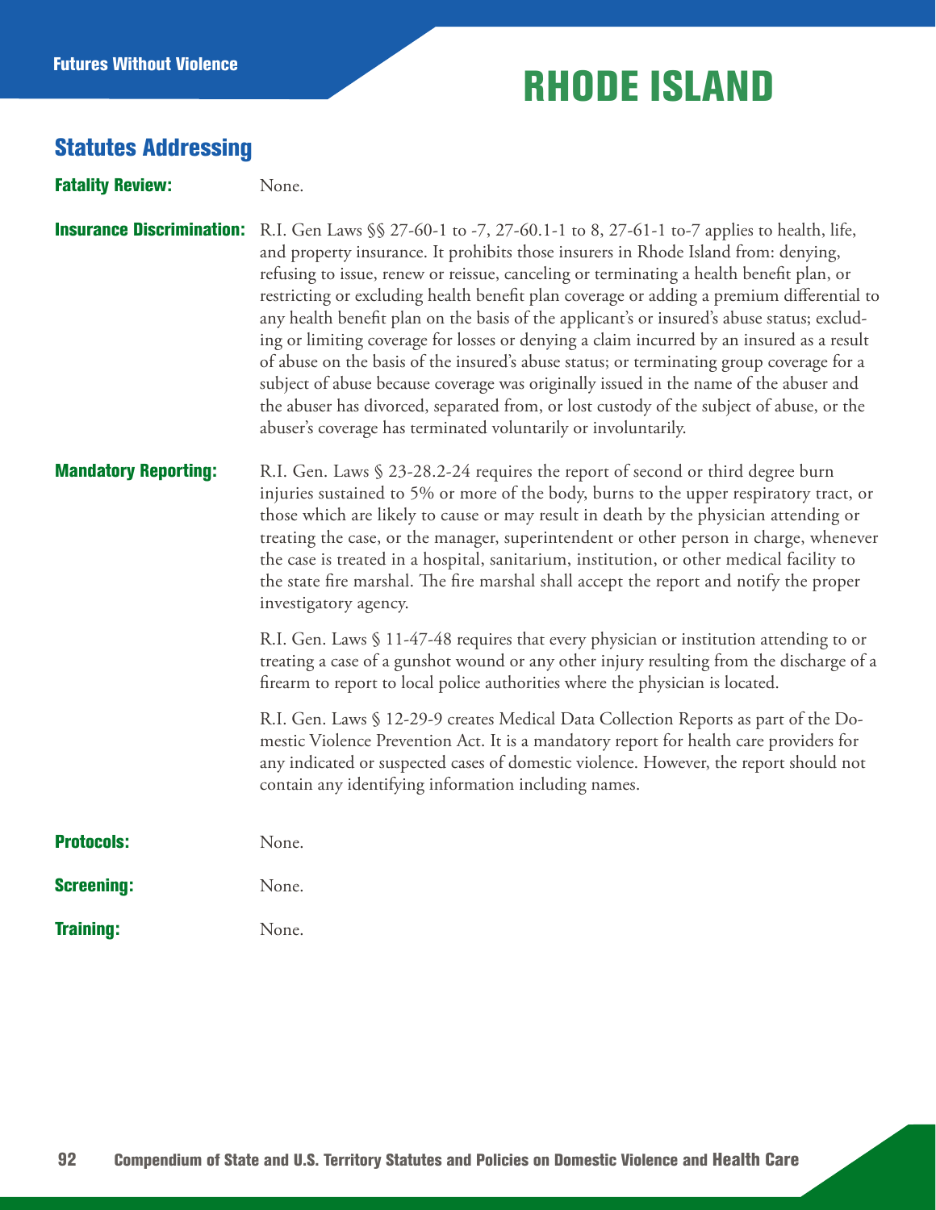# RHODE ISLAND

## Statutes Addressing

**Fatality Review:** None.

**Insurance Discrimination:** R.I. Gen Laws §§ 27-60-1 to -7, 27-60.1-1 to 8, 27-61-1 to-7 applies to health, life, and property insurance. It prohibits those insurers in Rhode Island from: denying, refusing to issue, renew or reissue, canceling or terminating a health benefit plan, or restricting or excluding health benefit plan coverage or adding a premium differential to any health benefit plan on the basis of the applicant's or insured's abuse status; excluding or limiting coverage for losses or denying a claim incurred by an insured as a result of abuse on the basis of the insured's abuse status; or terminating group coverage for a subject of abuse because coverage was originally issued in the name of the abuser and the abuser has divorced, separated from, or lost custody of the subject of abuse, or the abuser's coverage has terminated voluntarily or involuntarily.

**Mandatory Reporting:** R.I. Gen. Laws § 23-28.2-24 requires the report of second or third degree burn injuries sustained to 5% or more of the body, burns to the upper respiratory tract, or those which are likely to cause or may result in death by the physician attending or treating the case, or the manager, superintendent or other person in charge, whenever the case is treated in a hospital, sanitarium, institution, or other medical facility to the state fire marshal. The fire marshal shall accept the report and notify the proper investigatory agency.

R.I. Gen. Laws § 11-47-48 requires that every physician or institution attending to or treating a case of a gunshot wound or any other injury resulting from the discharge of a firearm to report to local police authorities where the physician is located.

R.I. Gen. Laws § 12-29-9 creates Medical Data Collection Reports as part of the Domestic Violence Prevention Act. It is a mandatory report for health care providers for any indicated or suspected cases of domestic violence. However, the report should not contain any identifying information including names.

**Protocols:** None.

**Screening:** None.

**Training:** None.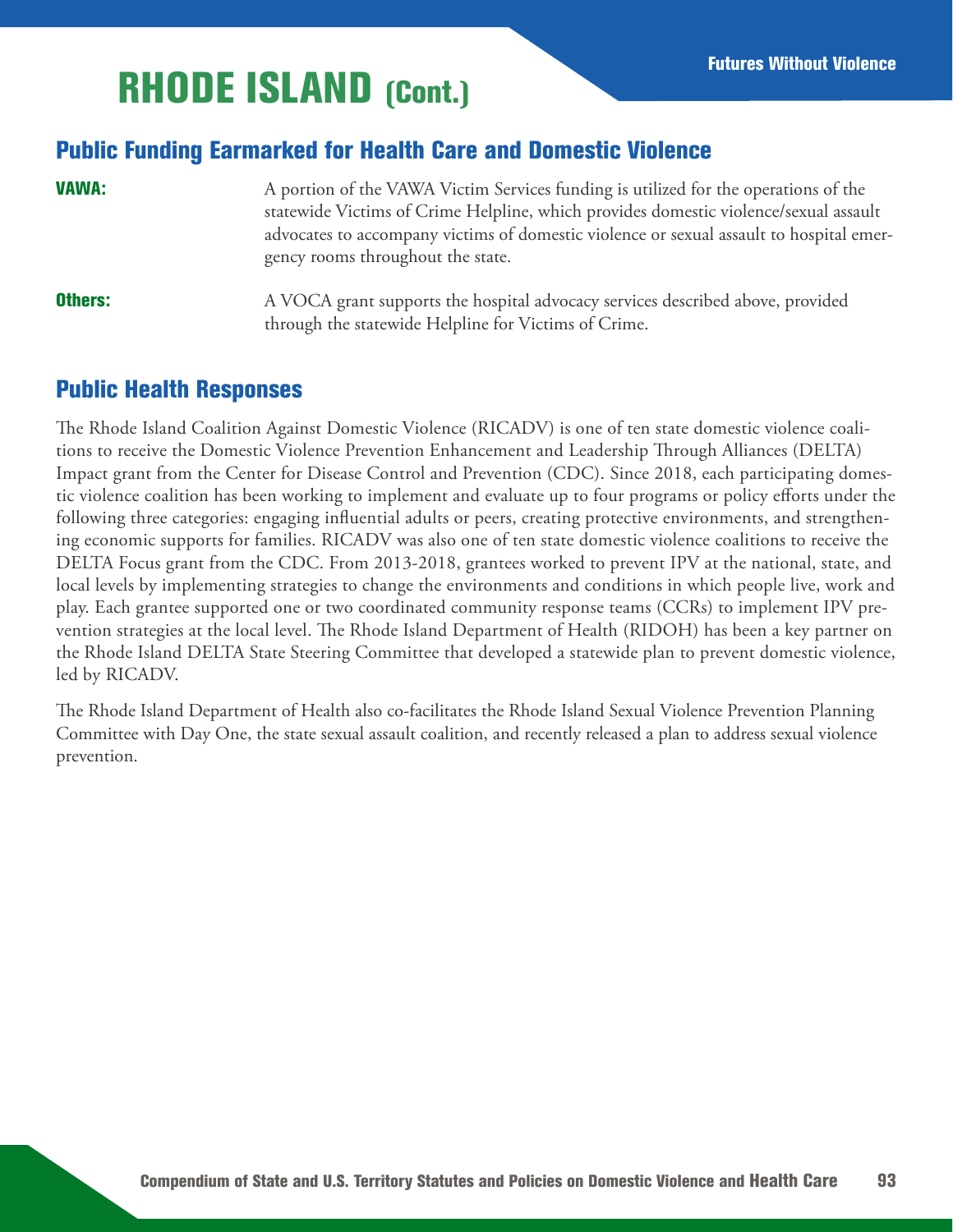# RHODE ISLAND (Cont.)

## Public Funding Earmarked for Health Care and Domestic Violence

**VAWA:** A portion of the VAWA Victim Services funding is utilized for the operations of the statewide Victims of Crime Helpline, which provides domestic violence/sexual assault advocates to accompany victims of domestic violence or sexual assault to hospital emergency rooms throughout the state.

**Others:** A VOCA grant supports the hospital advocacy services described above, provided through the statewide Helpline for Victims of Crime.

## Public Health Responses

The Rhode Island Coalition Against Domestic Violence (RICADV) is one of ten state domestic violence coalitions to receive the Domestic Violence Prevention Enhancement and Leadership Through Alliances (DELTA) Impact grant from the Center for Disease Control and Prevention (CDC). Since 2018, each participating domestic violence coalition has been working to implement and evaluate up to four programs or policy efforts under the following three categories: engaging influential adults or peers, creating protective environments, and strengthening economic supports for families. RICADV was also one of ten state domestic violence coalitions to receive the DELTA Focus grant from the CDC. From 2013-2018, grantees worked to prevent IPV at the national, state, and local levels by implementing strategies to change the environments and conditions in which people live, work and play. Each grantee supported one or two coordinated community response teams (CCRs) to implement IPV prevention strategies at the local level. The Rhode Island Department of Health (RIDOH) has been a key partner on the Rhode Island DELTA State Steering Committee that developed a statewide plan to prevent domestic violence, led by RICADV.

The Rhode Island Department of Health also co-facilitates the Rhode Island Sexual Violence Prevention Planning Committee with Day One, the state sexual assault coalition, and recently released a plan to address sexual violence prevention.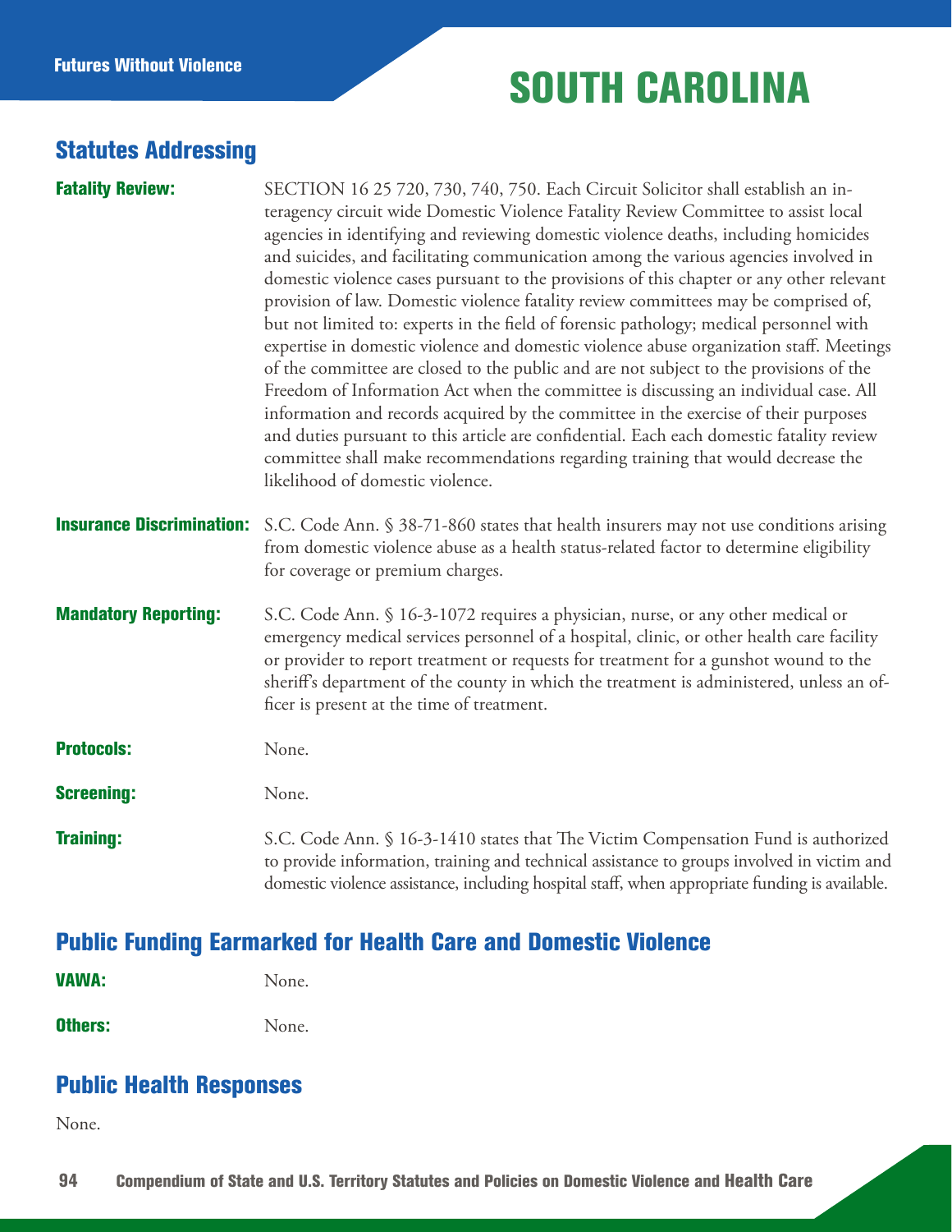# SOUTH CAROLINA

## Statutes Addressing

**Fatality Review:** SECTION 16 25 720, 730, 740, 750. Each Circuit Solicitor shall establish an interagency circuit wide Domestic Violence Fatality Review Committee to assist local agencies in identifying and reviewing domestic violence deaths, including homicides and suicides, and facilitating communication among the various agencies involved in domestic violence cases pursuant to the provisions of this chapter or any other relevant provision of law. Domestic violence fatality review committees may be comprised of, but not limited to: experts in the field of forensic pathology; medical personnel with expertise in domestic violence and domestic violence abuse organization staff. Meetings of the committee are closed to the public and are not subject to the provisions of the Freedom of Information Act when the committee is discussing an individual case. All information and records acquired by the committee in the exercise of their purposes and duties pursuant to this article are confidential. Each each domestic fatality review committee shall make recommendations regarding training that would decrease the likelihood of domestic violence.

**Insurance Discrimination:** S.C. Code Ann. § 38-71-860 states that health insurers may not use conditions arising from domestic violence abuse as a health status-related factor to determine eligibility for coverage or premium charges.

**Mandatory Reporting:** S.C. Code Ann. § 16-3-1072 requires a physician, nurse, or any other medical or emergency medical services personnel of a hospital, clinic, or other health care facility or provider to report treatment or requests for treatment for a gunshot wound to the sheriff's department of the county in which the treatment is administered, unless an officer is present at the time of treatment.

**Protocols:** None.

**Screening:** None.

**Training:** S.C. Code Ann. § 16-3-1410 states that The Victim Compensation Fund is authorized to provide information, training and technical assistance to groups involved in victim and domestic violence assistance, including hospital staff, when appropriate funding is available.

## Public Funding Earmarked for Health Care and Domestic Violence

**VAWA:** None.

**Others:** None.

## Public Health Responses

None.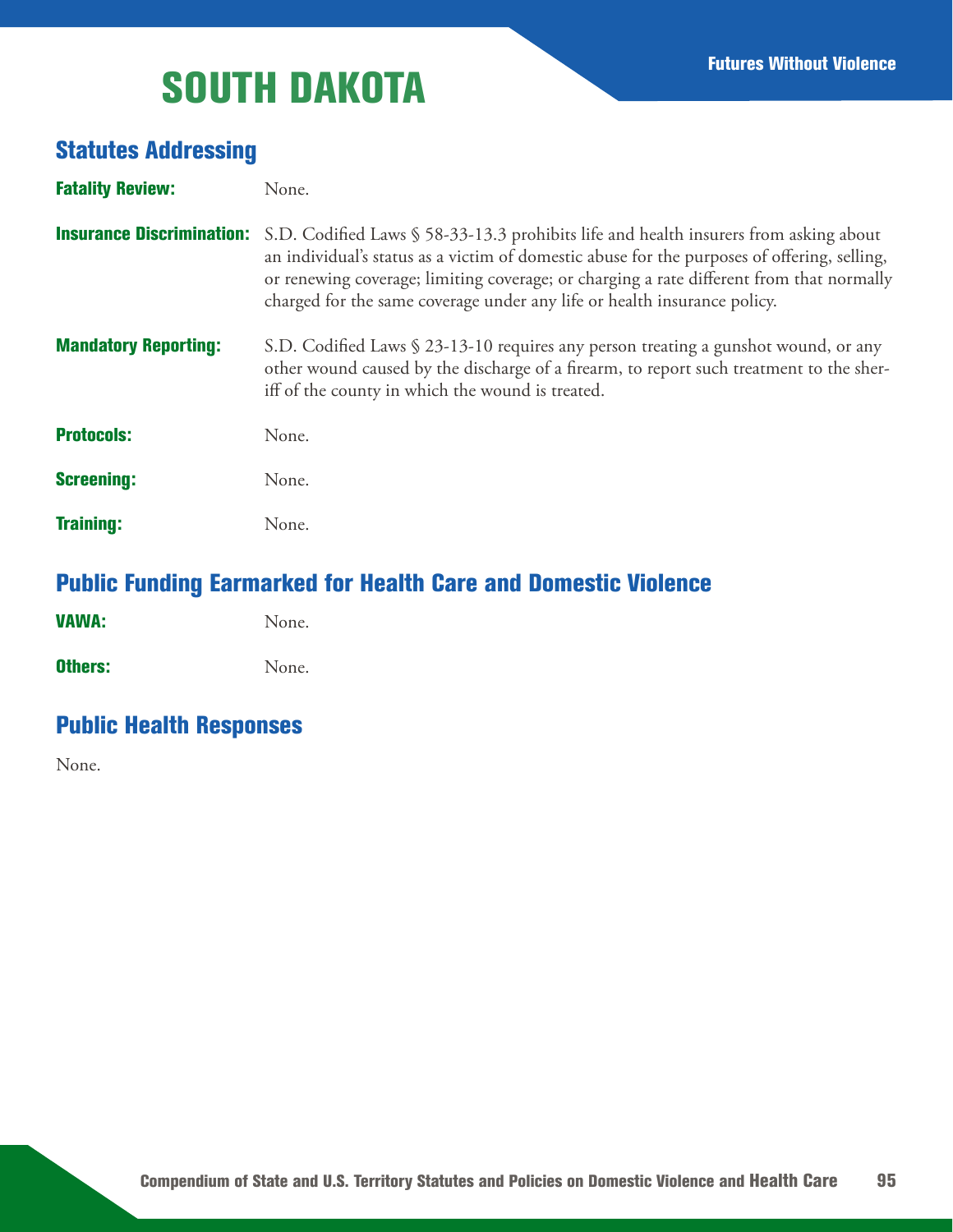# SOUTH DAKOTA

## Statutes Addressing

**Fatality Review:** None.

**Insurance Discrimination:** S.D. Codified Laws § 58-33-13.3 prohibits life and health insurers from asking about an individual's status as a victim of domestic abuse for the purposes of offering, selling, or renewing coverage; limiting coverage; or charging a rate different from that normally charged for the same coverage under any life or health insurance policy.

**Mandatory Reporting:** S.D. Codified Laws § 23-13-10 requires any person treating a gunshot wound, or any other wound caused by the discharge of a firearm, to report such treatment to the sheriff of the county in which the wound is treated.

**Protocols:** None.

**Screening:** None.

**Training:** None.

## Public Funding Earmarked for Health Care and Domestic Violence

**VAWA:** None.

**Others:** None.

## Public Health Responses

None.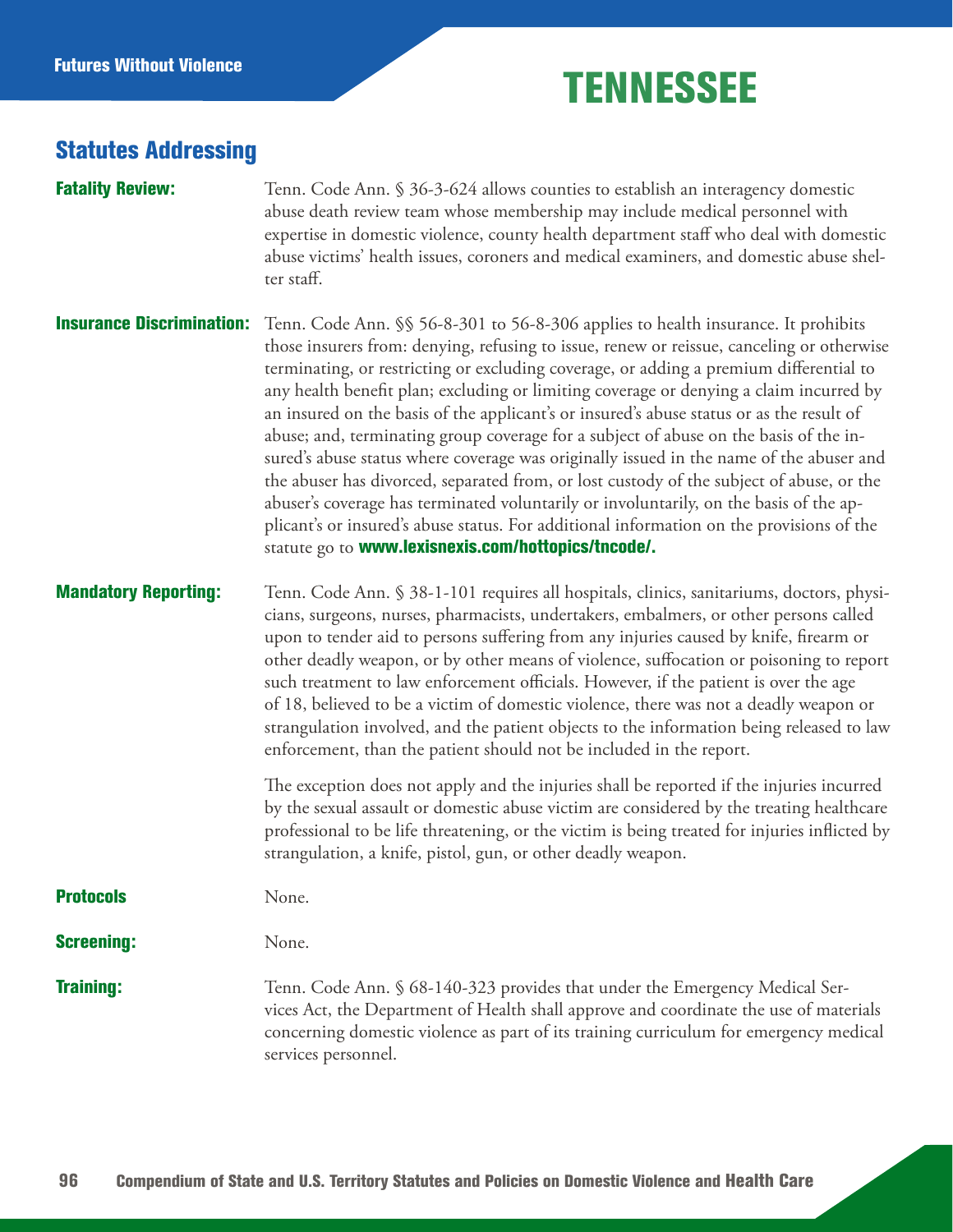# TENNESSEE

## Statutes Addressing

**Fatality Review:** Tenn. Code Ann. § 36-3-624 allows counties to establish an interagency domestic abuse death review team whose membership may include medical personnel with expertise in domestic violence, county health department staff who deal with domestic abuse victims' health issues, coroners and medical examiners, and domestic abuse shelter staff.

**Insurance Discrimination:** Tenn. Code Ann. §§ 56-8-301 to 56-8-306 applies to health insurance. It prohibits those insurers from: denying, refusing to issue, renew or reissue, canceling or otherwise terminating, or restricting or excluding coverage, or adding a premium differential to any health benefit plan; excluding or limiting coverage or denying a claim incurred by an insured on the basis of the applicant's or insured's abuse status or as the result of abuse; and, terminating group coverage for a subject of abuse on the basis of the insured's abuse status where coverage was originally issued in the name of the abuser and the abuser has divorced, separated from, or lost custody of the subject of abuse, or the abuser's coverage has terminated voluntarily or involuntarily, on the basis of the applicant's or insured's abuse status. For additional information on the provisions of the statute go to **www.lexisnexis.com/hottopics/tncode/.**

**Mandatory Reporting:** Tenn. Code Ann. § 38-1-101 requires all hospitals, clinics, sanitariums, doctors, physicians, surgeons, nurses, pharmacists, undertakers, embalmers, or other persons called upon to tender aid to persons suffering from any injuries caused by knife, firearm or other deadly weapon, or by other means of violence, suffocation or poisoning to report such treatment to law enforcement officials. However, if the patient is over the age of 18, believed to be a victim of domestic violence, there was not a deadly weapon or strangulation involved, and the patient objects to the information being released to law enforcement, than the patient should not be included in the report.

The exception does not apply and the injuries shall be reported if the injuries incurred by the sexual assault or domestic abuse victim are considered by the treating healthcare professional to be life threatening, or the victim is being treated for injuries inflicted by strangulation, a knife, pistol, gun, or other deadly weapon.

**Protocols** None.

**Screening:** None.

**Training:** Tenn. Code Ann. § 68-140-323 provides that under the Emergency Medical Services Act, the Department of Health shall approve and coordinate the use of materials concerning domestic violence as part of its training curriculum for emergency medical services personnel.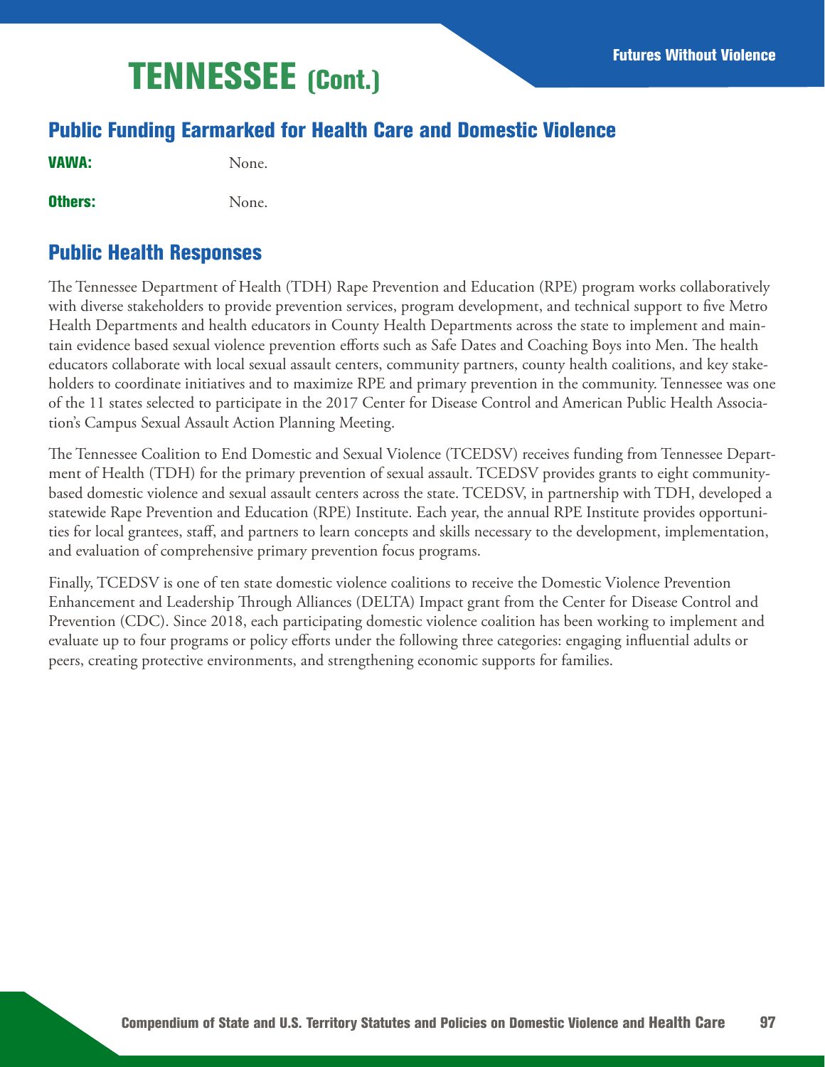# TENNESSEE (Cont.)

## Public Funding Earmarked for Health Care and Domestic Violence

**VAWA:** None.

**Others:** None.

## Public Health Responses

The Tennessee Department of Health (TDH) Rape Prevention and Education (RPE) program works collaboratively with diverse stakeholders to provide prevention services, program development, and technical support to five Metro Health Departments and health educators in County Health Departments across the state to implement and maintain evidence based sexual violence prevention efforts such as Safe Dates and Coaching Boys into Men. The health educators collaborate with local sexual assault centers, community partners, county health coalitions, and key stakeholders to coordinate initiatives and to maximize RPE and primary prevention in the community. Tennessee was one of the 11 states selected to participate in the 2017 Center for Disease Control and American Public Health Association's Campus Sexual Assault Action Planning Meeting.

The Tennessee Coalition to End Domestic and Sexual Violence (TCEDSV) receives funding from Tennessee Department of Health (TDH) for the primary prevention of sexual assault. TCEDSV provides grants to eight community-based domestic violence and sexual assault centers across the state. TCEDSV, in partnership with TDH, developed a statewide Rape Prevention and Education (RPE) Institute. Each year, the annual RPE Institute provides opportunities for local grantees, staff, and partners to learn concepts and skills necessary to the development, implementation, and evaluation of comprehensive primary prevention focus programs.

Finally, TCEDSV is one of ten state domestic violence coalitions to receive the Domestic Violence Prevention Enhancement and Leadership Through Alliances (DELTA) Impact grant from the Center for Disease Control and Prevention (CDC). Since 2018, each participating domestic violence coalition has been working to implement and evaluate up to four programs or policy efforts under the following three categories: engaging influential adults or peers, creating protective environments, and strengthening economic supports for families.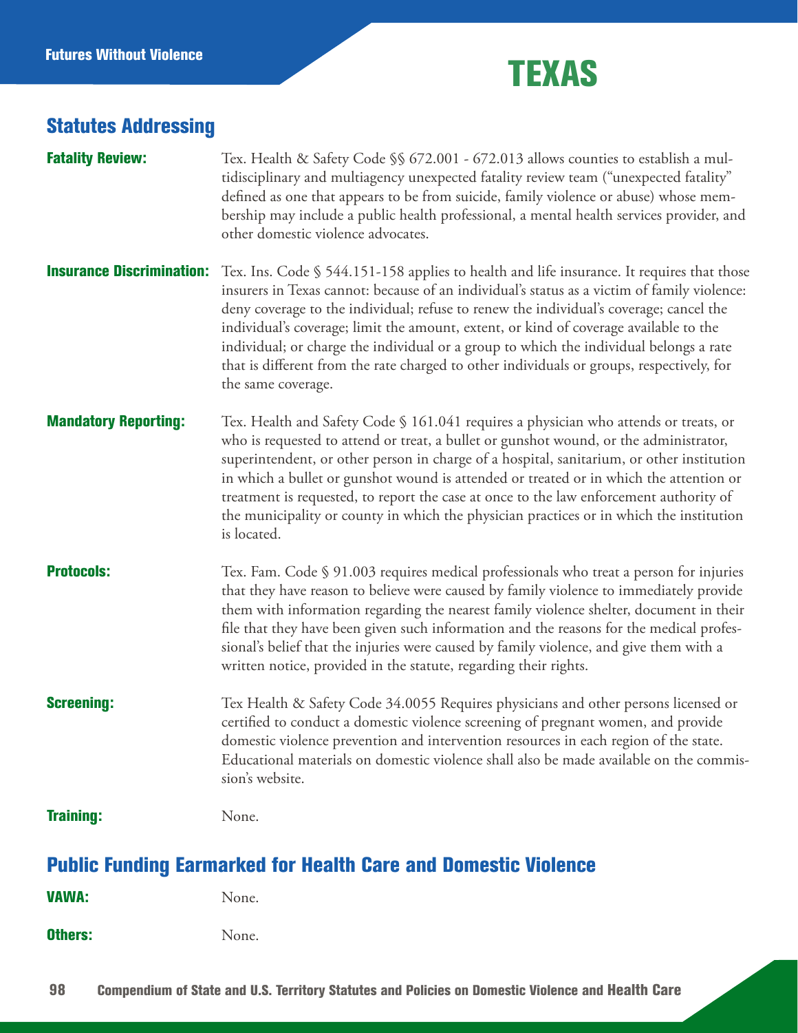# TEXAS

## Statutes Addressing

**Fatality Review:** Tex. Health & Safety Code §§ 672.001 - 672.013 allows counties to establish a multidisciplinary and multiagency unexpected fatality review team ("unexpected fatality" defined as one that appears to be from suicide, family violence or abuse) whose membership may include a public health professional, a mental health services provider, and other domestic violence advocates.

**Insurance Discrimination:** Tex. Ins. Code § 544.151-158 applies to health and life insurance. It requires that those insurers in Texas cannot: because of an individual's status as a victim of family violence: deny coverage to the individual; refuse to renew the individual's coverage; cancel the individual's coverage; limit the amount, extent, or kind of coverage available to the individual; or charge the individual or a group to which the individual belongs a rate that is different from the rate charged to other individuals or groups, respectively, for the same coverage.

**Mandatory Reporting:** Tex. Health and Safety Code § 161.041 requires a physician who attends or treats, or who is requested to attend or treat, a bullet or gunshot wound, or the administrator, superintendent, or other person in charge of a hospital, sanitarium, or other institution in which a bullet or gunshot wound is attended or treated or in which the attention or treatment is requested, to report the case at once to the law enforcement authority of the municipality or county in which the physician practices or in which the institution is located.

**Protocols:** Tex. Fam. Code § 91.003 requires medical professionals who treat a person for injuries that they have reason to believe were caused by family violence to immediately provide them with information regarding the nearest family violence shelter, document in their file that they have been given such information and the reasons for the medical professional's belief that the injuries were caused by family violence, and give them with a written notice, provided in the statute, regarding their rights.

**Screening:** Tex Health & Safety Code 34.0055 Requires physicians and other persons licensed or certified to conduct a domestic violence screening of pregnant women, and provide domestic violence prevention and intervention resources in each region of the state. Educational materials on domestic violence shall also be made available on the commission's website.

**Training:** None.

## Public Funding Earmarked for Health Care and Domestic Violence

**VAWA:** None.

**Others:** None.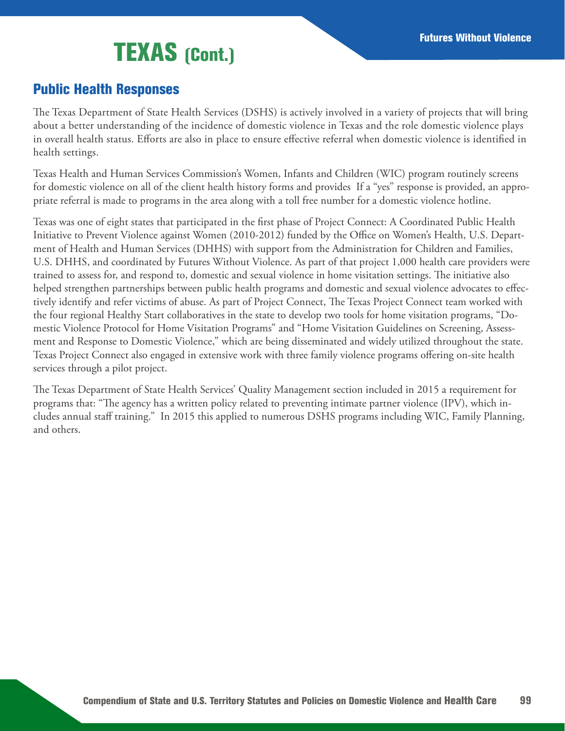# TEXAS (Cont.)

## Public Health Responses

The Texas Department of State Health Services (DSHS) is actively involved in a variety of projects that will bring about a better understanding of the incidence of domestic violence in Texas and the role domestic violence plays in overall health status. Efforts are also in place to ensure effective referral when domestic violence is identified in health settings.

Texas Health and Human Services Commission's Women, Infants and Children (WIC) program routinely screens for domestic violence on all of the client health history forms and provides  If a "yes" response is provided, an appropriate referral is made to programs in the area along with a toll free number for a domestic violence hotline.

Texas was one of eight states that participated in the first phase of Project Connect: A Coordinated Public Health Initiative to Prevent Violence against Women (2010-2012) funded by the Office on Women's Health, U.S. Department of Health and Human Services (DHHS) with support from the Administration for Children and Families, U.S. DHHS, and coordinated by Futures Without Violence. As part of that project 1,000 health care providers were trained to assess for, and respond to, domestic and sexual violence in home visitation settings. The initiative also helped strengthen partnerships between public health programs and domestic and sexual violence advocates to effectively identify and refer victims of abuse. As part of Project Connect, The Texas Project Connect team worked with the four regional Healthy Start collaboratives in the state to develop two tools for home visitation programs, "Domestic Violence Protocol for Home Visitation Programs" and "Home Visitation Guidelines on Screening, Assessment and Response to Domestic Violence," which are being disseminated and widely utilized throughout the state. Texas Project Connect also engaged in extensive work with three family violence programs offering on-site health services through a pilot project.

The Texas Department of State Health Services' Quality Management section included in 2015 a requirement for programs that: "The agency has a written policy related to preventing intimate partner violence (IPV), which includes annual staff training."  In 2015 this applied to numerous DSHS programs including WIC, Family Planning, and others.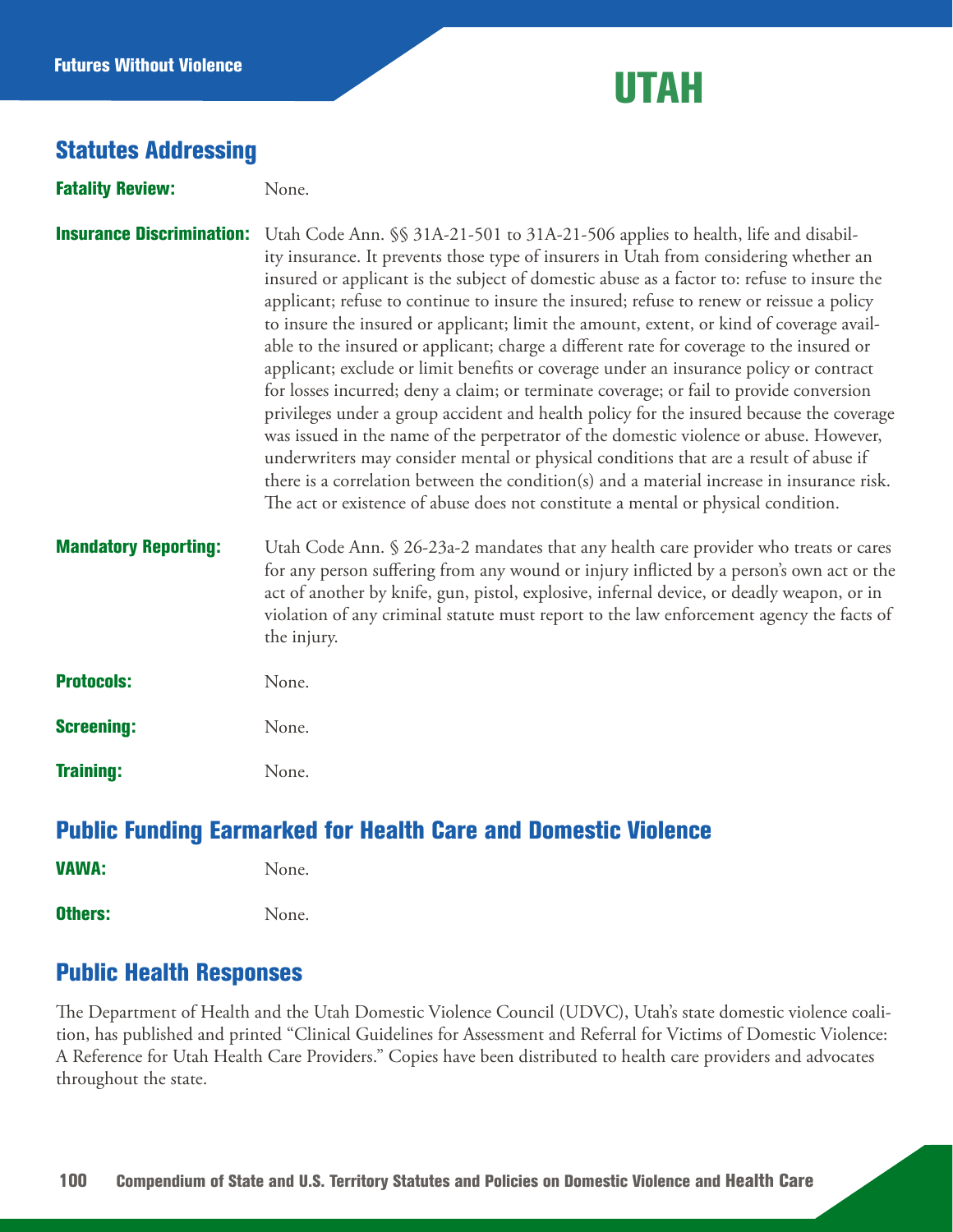# UTAH

## Statutes Addressing

**Fatality Review:** None.

**Insurance Discrimination:** Utah Code Ann. §§ 31A-21-501 to 31A-21-506 applies to health, life and disability insurance. It prevents those type of insurers in Utah from considering whether an insured or applicant is the subject of domestic abuse as a factor to: refuse to insure the applicant; refuse to continue to insure the insured; refuse to renew or reissue a policy to insure the insured or applicant; limit the amount, extent, or kind of coverage available to the insured or applicant; charge a different rate for coverage to the insured or applicant; exclude or limit benefits or coverage under an insurance policy or contract for losses incurred; deny a claim; or terminate coverage; or fail to provide conversion privileges under a group accident and health policy for the insured because the coverage was issued in the name of the perpetrator of the domestic violence or abuse. However, underwriters may consider mental or physical conditions that are a result of abuse if there is a correlation between the condition(s) and a material increase in insurance risk. The act or existence of abuse does not constitute a mental or physical condition.

**Mandatory Reporting:** Utah Code Ann. § 26-23a-2 mandates that any health care provider who treats or cares for any person suffering from any wound or injury inflicted by a person's own act or the act of another by knife, gun, pistol, explosive, infernal device, or deadly weapon, or in violation of any criminal statute must report to the law enforcement agency the facts of the injury.

**Protocols:** None.

**Screening:** None.

**Training:** None.

## Public Funding Earmarked for Health Care and Domestic Violence

**VAWA:** None.

**Others:** None.

## Public Health Responses

The Department of Health and the Utah Domestic Violence Council (UDVC), Utah's state domestic violence coalition, has published and printed "Clinical Guidelines for Assessment and Referral for Victims of Domestic Violence: A Reference for Utah Health Care Providers." Copies have been distributed to health care providers and advocates throughout the state.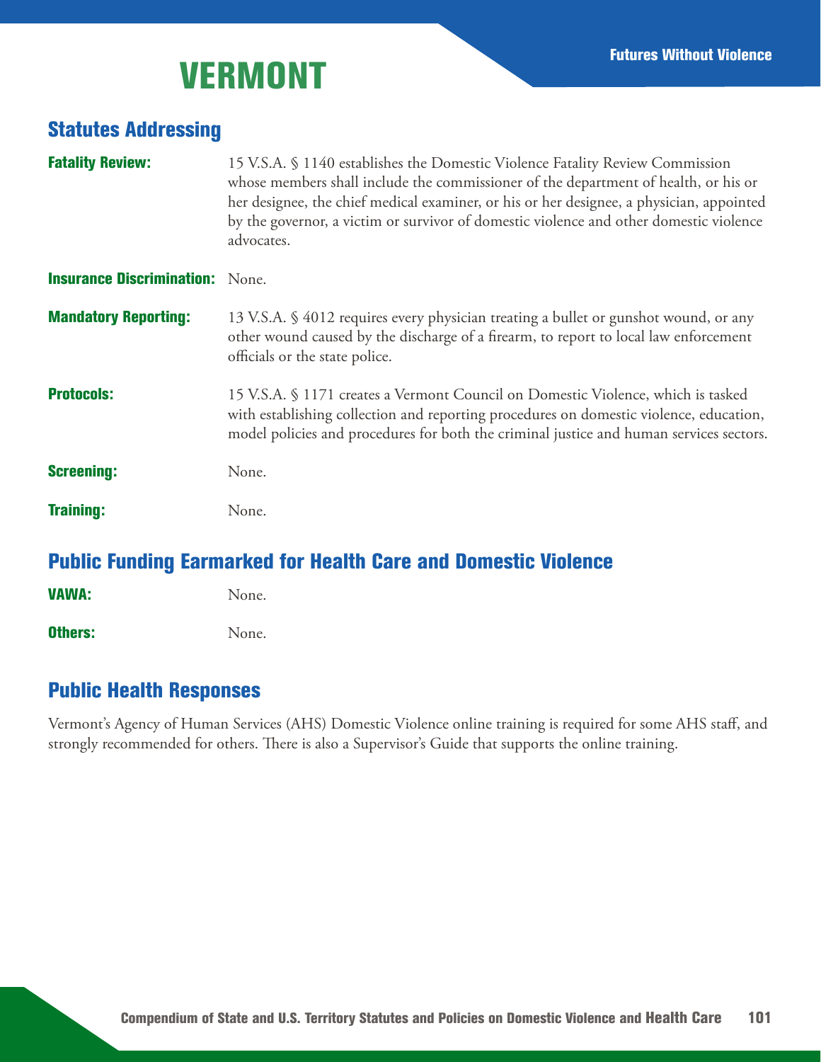# VERMONT

## Statutes Addressing

**Fatality Review:** 15 V.S.A. § 1140 establishes the Domestic Violence Fatality Review Commission whose members shall include the commissioner of the department of health, or his or her designee, the chief medical examiner, or his or her designee, a physician, appointed by the governor, a victim or survivor of domestic violence and other domestic violence advocates.

**Insurance Discrimination:** None.

**Mandatory Reporting:** 13 V.S.A. § 4012 requires every physician treating a bullet or gunshot wound, or any other wound caused by the discharge of a firearm, to report to local law enforcement officials or the state police.

**Protocols:** 15 V.S.A. § 1171 creates a Vermont Council on Domestic Violence, which is tasked with establishing collection and reporting procedures on domestic violence, education, model policies and procedures for both the criminal justice and human services sectors.

**Screening:** None.

**Training:** None.

## Public Funding Earmarked for Health Care and Domestic Violence

**VAWA:** None.

**Others:** None.

## Public Health Responses

Vermont's Agency of Human Services (AHS) Domestic Violence online training is required for some AHS staff, and strongly recommended for others. There is also a Supervisor's Guide that supports the online training.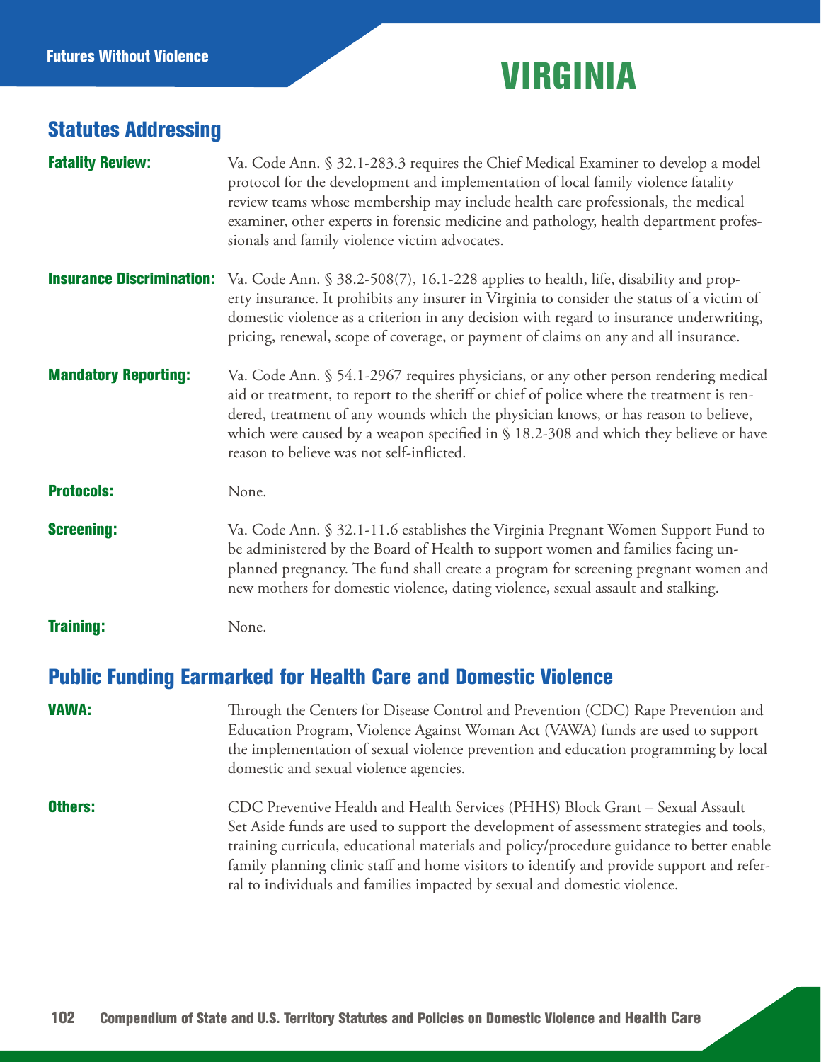# VIRGINIA

## Statutes Addressing

**Fatality Review:** Va. Code Ann. § 32.1-283.3 requires the Chief Medical Examiner to develop a model protocol for the development and implementation of local family violence fatality review teams whose membership may include health care professionals, the medical examiner, other experts in forensic medicine and pathology, health department professionals and family violence victim advocates.

**Insurance Discrimination:** Va. Code Ann. § 38.2-508(7), 16.1-228 applies to health, life, disability and property insurance. It prohibits any insurer in Virginia to consider the status of a victim of domestic violence as a criterion in any decision with regard to insurance underwriting, pricing, renewal, scope of coverage, or payment of claims on any and all insurance.

**Mandatory Reporting:** Va. Code Ann. § 54.1-2967 requires physicians, or any other person rendering medical aid or treatment, to report to the sheriff or chief of police where the treatment is rendered, treatment of any wounds which the physician knows, or has reason to believe, which were caused by a weapon specified in § 18.2-308 and which they believe or have reason to believe was not self-inflicted.

**Protocols:** None.

**Screening:** Va. Code Ann. § 32.1-11.6 establishes the Virginia Pregnant Women Support Fund to be administered by the Board of Health to support women and families facing unplanned pregnancy. The fund shall create a program for screening pregnant women and new mothers for domestic violence, dating violence, sexual assault and stalking.

**Training:** None.

## Public Funding Earmarked for Health Care and Domestic Violence

**VAWA:** Through the Centers for Disease Control and Prevention (CDC) Rape Prevention and Education Program, Violence Against Woman Act (VAWA) funds are used to support the implementation of sexual violence prevention and education programming by local domestic and sexual violence agencies.

**Others:** CDC Preventive Health and Health Services (PHHS) Block Grant – Sexual Assault Set Aside funds are used to support the development of assessment strategies and tools, training curricula, educational materials and policy/procedure guidance to better enable family planning clinic staff and home visitors to identify and provide support and referral to individuals and families impacted by sexual and domestic violence.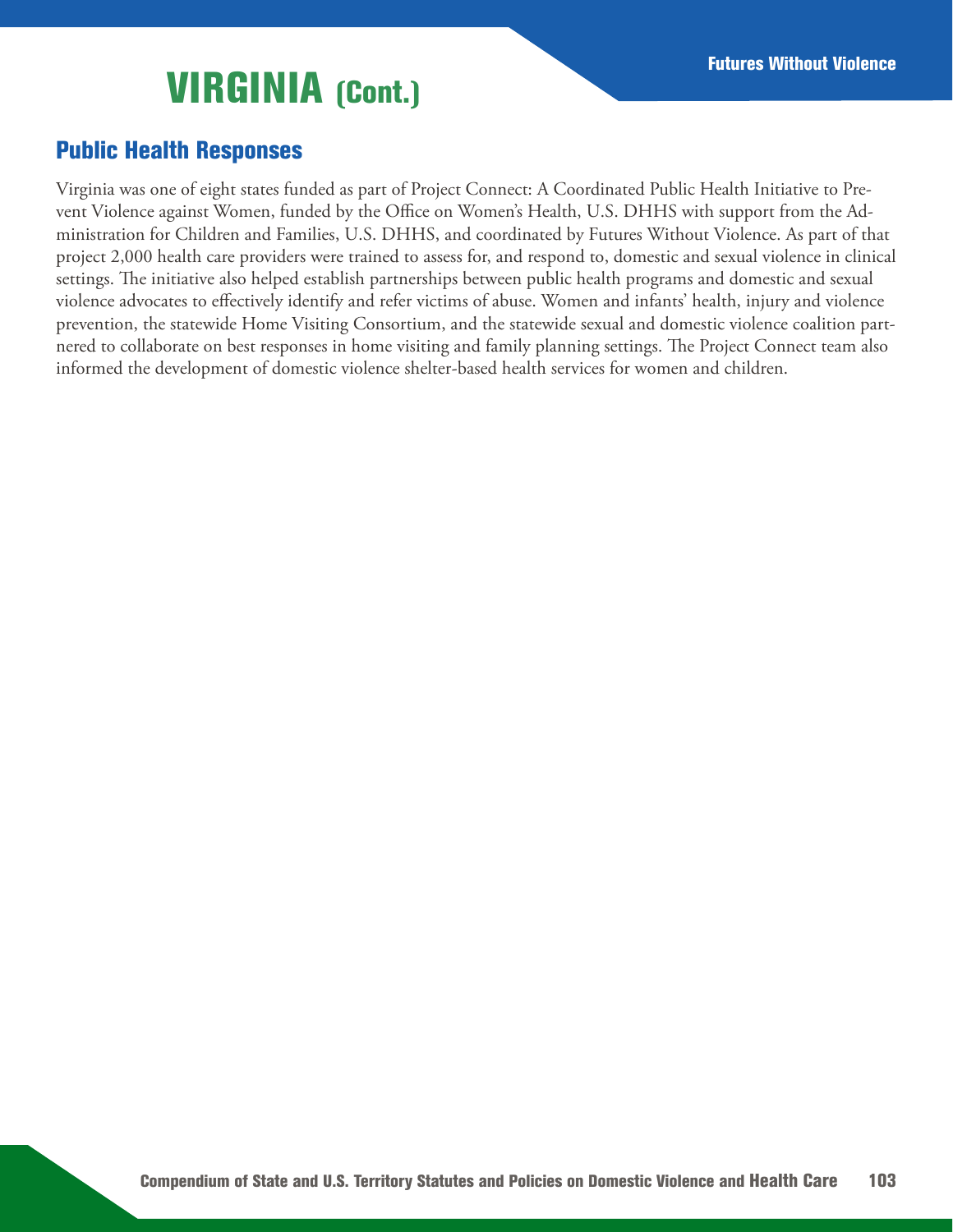# VIRGINIA (Cont.)

## Public Health Responses

Virginia was one of eight states funded as part of Project Connect: A Coordinated Public Health Initiative to Prevent Violence against Women, funded by the Office on Women's Health, U.S. DHHS with support from the Administration for Children and Families, U.S. DHHS, and coordinated by Futures Without Violence. As part of that project 2,000 health care providers were trained to assess for, and respond to, domestic and sexual violence in clinical settings. The initiative also helped establish partnerships between public health programs and domestic and sexual violence advocates to effectively identify and refer victims of abuse. Women and infants' health, injury and violence prevention, the statewide Home Visiting Consortium, and the statewide sexual and domestic violence coalition partnered to collaborate on best responses in home visiting and family planning settings. The Project Connect team also informed the development of domestic violence shelter-based health services for women and children.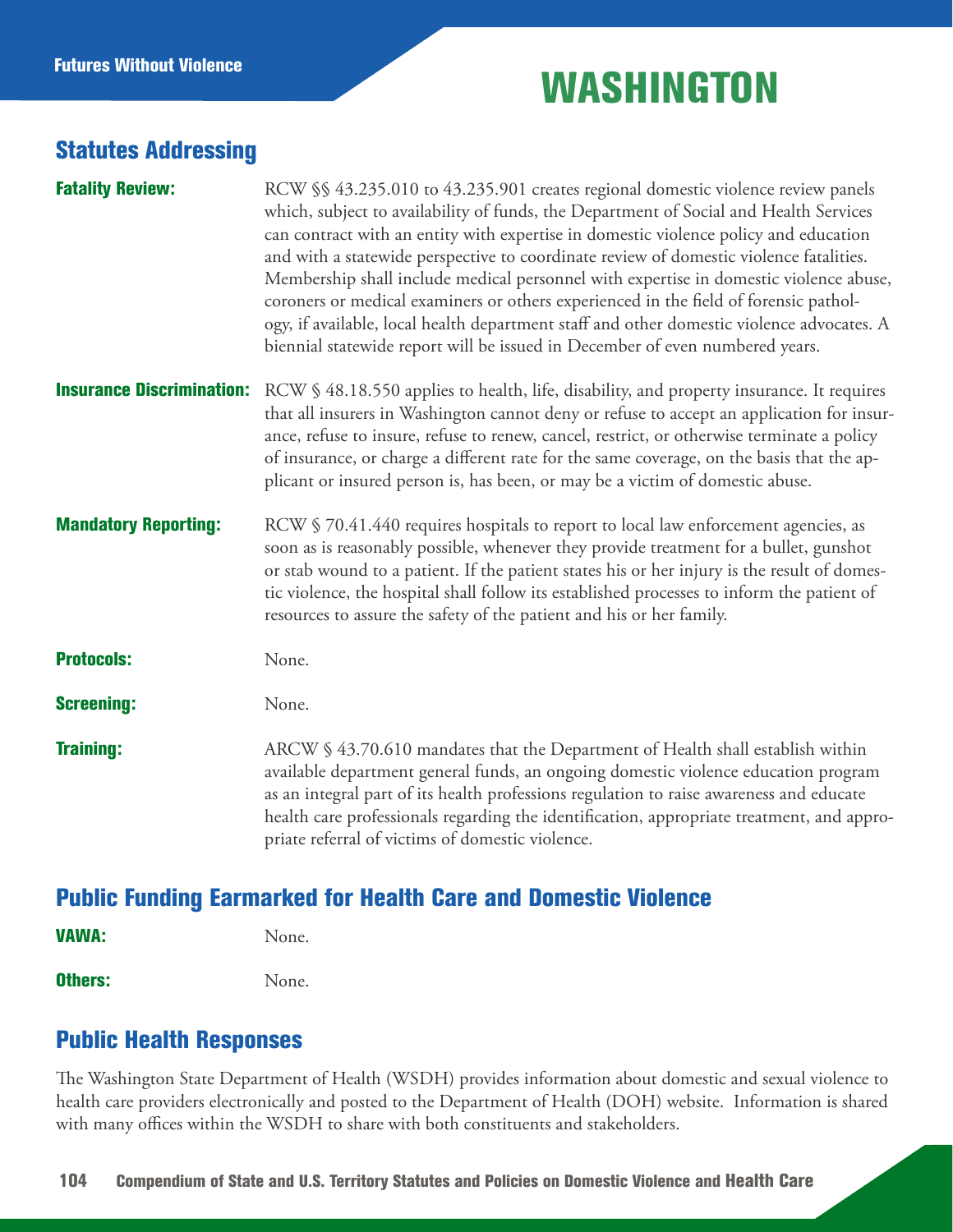# WASHINGTON

## Statutes Addressing

**Fatality Review:** RCW §§ 43.235.010 to 43.235.901 creates regional domestic violence review panels which, subject to availability of funds, the Department of Social and Health Services can contract with an entity with expertise in domestic violence policy and education and with a statewide perspective to coordinate review of domestic violence fatalities. Membership shall include medical personnel with expertise in domestic violence abuse, coroners or medical examiners or others experienced in the field of forensic pathology, if available, local health department staff and other domestic violence advocates. A biennial statewide report will be issued in December of even numbered years.

**Insurance Discrimination:** RCW § 48.18.550 applies to health, life, disability, and property insurance. It requires that all insurers in Washington cannot deny or refuse to accept an application for insurance, refuse to insure, refuse to renew, cancel, restrict, or otherwise terminate a policy of insurance, or charge a different rate for the same coverage, on the basis that the applicant or insured person is, has been, or may be a victim of domestic abuse.

**Mandatory Reporting:** RCW § 70.41.440 requires hospitals to report to local law enforcement agencies, as soon as is reasonably possible, whenever they provide treatment for a bullet, gunshot or stab wound to a patient. If the patient states his or her injury is the result of domestic violence, the hospital shall follow its established processes to inform the patient of resources to assure the safety of the patient and his or her family.

**Protocols:** None.

**Screening:** None.

**Training:** ARCW § 43.70.610 mandates that the Department of Health shall establish within available department general funds, an ongoing domestic violence education program as an integral part of its health professions regulation to raise awareness and educate health care professionals regarding the identification, appropriate treatment, and appropriate referral of victims of domestic violence.

## Public Funding Earmarked for Health Care and Domestic Violence

**VAWA:** None.

**Others:** None.

## Public Health Responses

The Washington State Department of Health (WSDH) provides information about domestic and sexual violence to health care providers electronically and posted to the Department of Health (DOH) website. Information is shared with many offices within the WSDH to share with both constituents and stakeholders.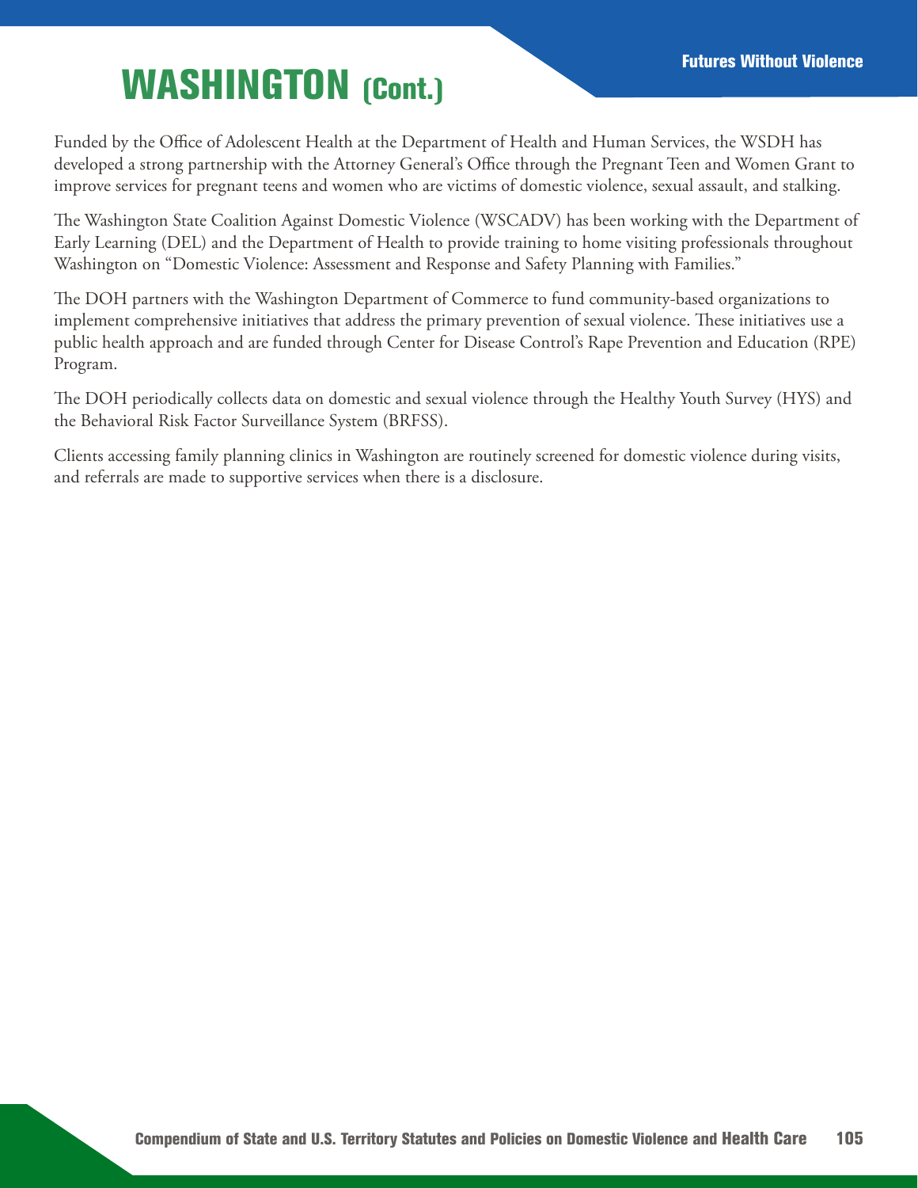# WASHINGTON (Cont.)

Funded by the Office of Adolescent Health at the Department of Health and Human Services, the WSDH has developed a strong partnership with the Attorney General's Office through the Pregnant Teen and Women Grant to improve services for pregnant teens and women who are victims of domestic violence, sexual assault, and stalking.

The Washington State Coalition Against Domestic Violence (WSCADV) has been working with the Department of Early Learning (DEL) and the Department of Health to provide training to home visiting professionals throughout Washington on "Domestic Violence: Assessment and Response and Safety Planning with Families."

The DOH partners with the Washington Department of Commerce to fund community-based organizations to implement comprehensive initiatives that address the primary prevention of sexual violence. These initiatives use a public health approach and are funded through Center for Disease Control's Rape Prevention and Education (RPE) Program.

The DOH periodically collects data on domestic and sexual violence through the Healthy Youth Survey (HYS) and the Behavioral Risk Factor Surveillance System (BRFSS).

Clients accessing family planning clinics in Washington are routinely screened for domestic violence during visits, and referrals are made to supportive services when there is a disclosure.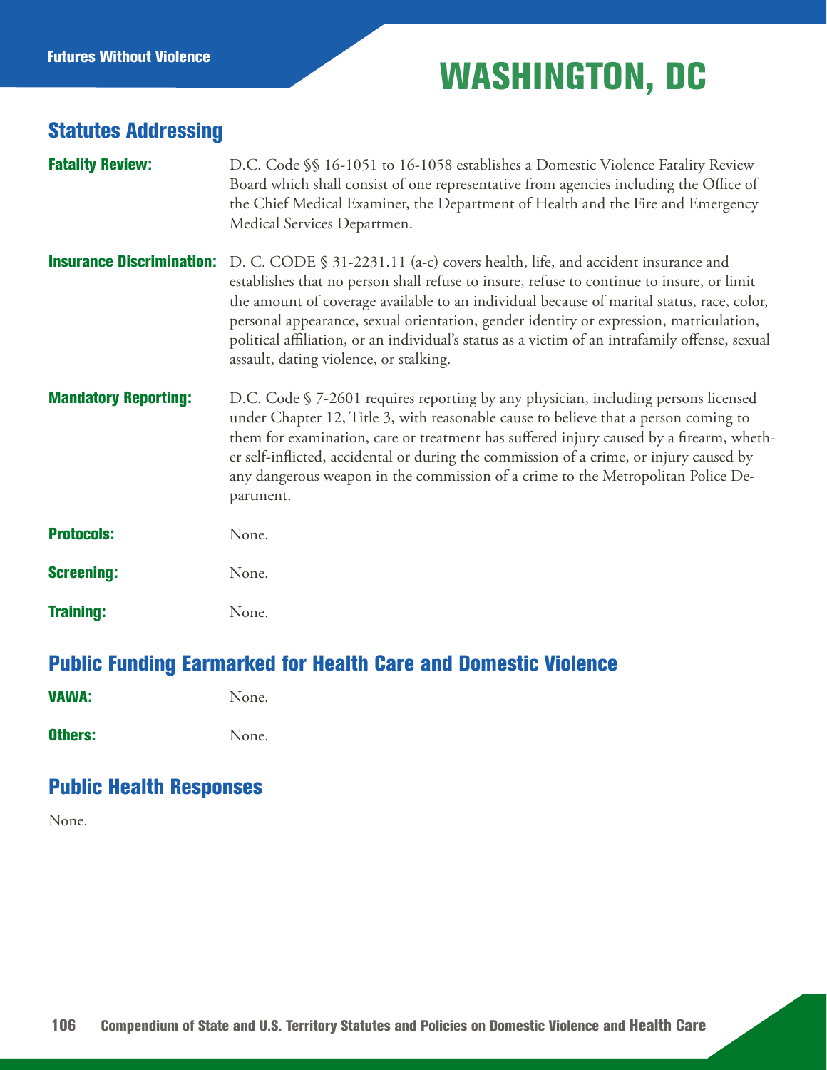# WASHINGTON, DC

## Statutes Addressing

**Fatality Review:** D.C. Code §§ 16-1051 to 16-1058 establishes a Domestic Violence Fatality Review Board which shall consist of one representative from agencies including the Office of the Chief Medical Examiner, the Department of Health and the Fire and Emergency Medical Services Departmen.

**Insurance Discrimination:** D. C. CODE § 31-2231.11 (a-c) covers health, life, and accident insurance and establishes that no person shall refuse to insure, refuse to continue to insure, or limit the amount of coverage available to an individual because of marital status, race, color, personal appearance, sexual orientation, gender identity or expression, matriculation, political affiliation, or an individual's status as a victim of an intrafamily offense, sexual assault, dating violence, or stalking.

**Mandatory Reporting:** D.C. Code § 7-2601 requires reporting by any physician, including persons licensed under Chapter 12, Title 3, with reasonable cause to believe that a person coming to them for examination, care or treatment has suffered injury caused by a firearm, whether self-inflicted, accidental or during the commission of a crime, or injury caused by any dangerous weapon in the commission of a crime to the Metropolitan Police Department.

**Protocols:** None.

**Screening:** None.

**Training:** None.

## Public Funding Earmarked for Health Care and Domestic Violence

**VAWA:** None.

**Others:** None.

## Public Health Responses

None.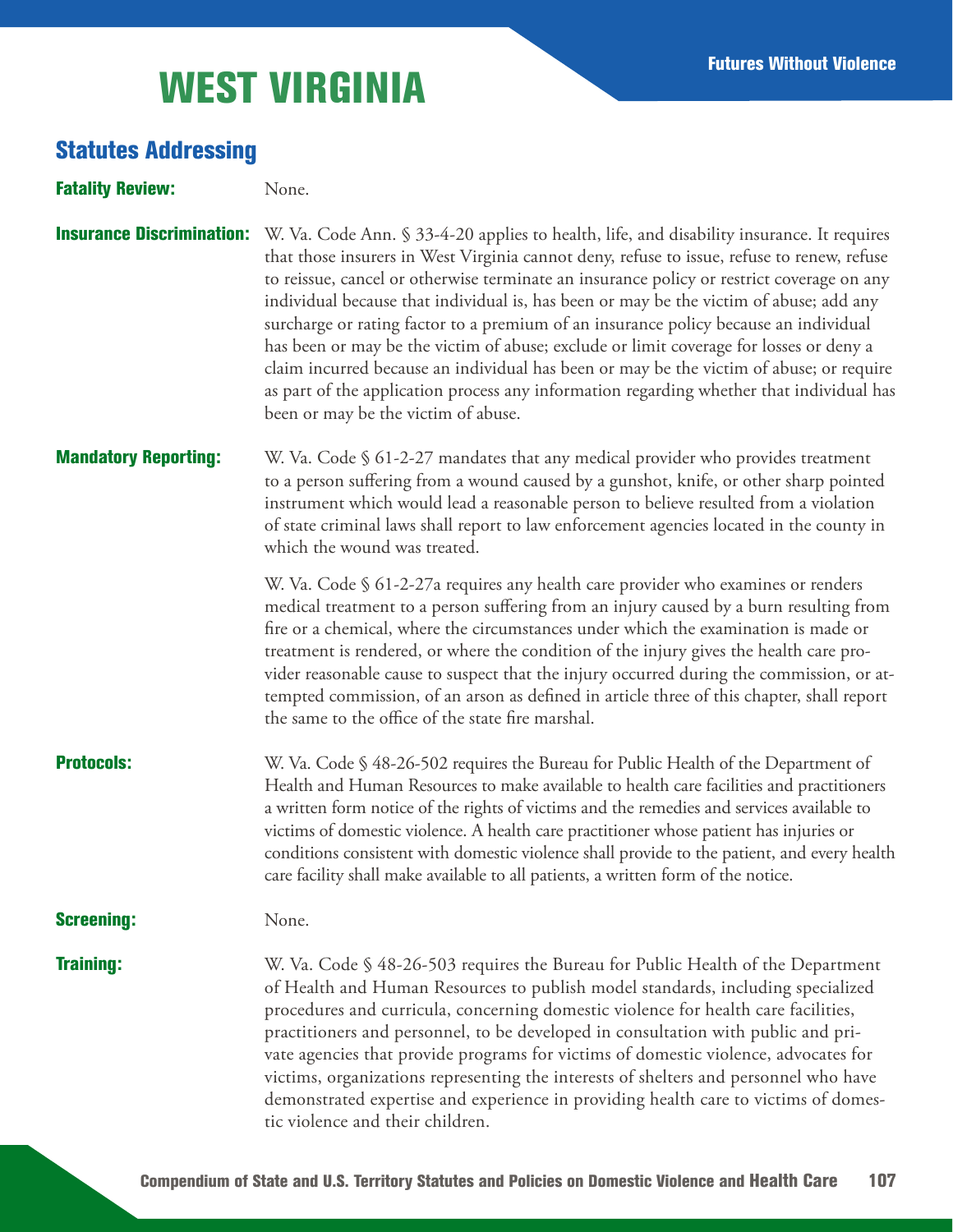# WEST VIRGINIA

## Statutes Addressing

**Fatality Review:** None.

**Insurance Discrimination:** W. Va. Code Ann. § 33-4-20 applies to health, life, and disability insurance. It requires that those insurers in West Virginia cannot deny, refuse to issue, refuse to renew, refuse to reissue, cancel or otherwise terminate an insurance policy or restrict coverage on any individual because that individual is, has been or may be the victim of abuse; add any surcharge or rating factor to a premium of an insurance policy because an individual has been or may be the victim of abuse; exclude or limit coverage for losses or deny a claim incurred because an individual has been or may be the victim of abuse; or require as part of the application process any information regarding whether that individual has been or may be the victim of abuse.

**Mandatory Reporting:** W. Va. Code § 61-2-27 mandates that any medical provider who provides treatment to a person suffering from a wound caused by a gunshot, knife, or other sharp pointed instrument which would lead a reasonable person to believe resulted from a violation of state criminal laws shall report to law enforcement agencies located in the county in which the wound was treated.

W. Va. Code § 61-2-27a requires any health care provider who examines or renders medical treatment to a person suffering from an injury caused by a burn resulting from fire or a chemical, where the circumstances under which the examination is made or treatment is rendered, or where the condition of the injury gives the health care provider reasonable cause to suspect that the injury occurred during the commission, or attempted commission, of an arson as defined in article three of this chapter, shall report the same to the office of the state fire marshal.

**Protocols:** W. Va. Code § 48-26-502 requires the Bureau for Public Health of the Department of Health and Human Resources to make available to health care facilities and practitioners a written form notice of the rights of victims and the remedies and services available to victims of domestic violence. A health care practitioner whose patient has injuries or conditions consistent with domestic violence shall provide to the patient, and every health care facility shall make available to all patients, a written form of the notice.

**Screening:** None.

**Training:** W. Va. Code § 48-26-503 requires the Bureau for Public Health of the Department of Health and Human Resources to publish model standards, including specialized procedures and curricula, concerning domestic violence for health care facilities, practitioners and personnel, to be developed in consultation with public and private agencies that provide programs for victims of domestic violence, advocates for victims, organizations representing the interests of shelters and personnel who have demonstrated expertise and experience in providing health care to victims of domestic violence and their children.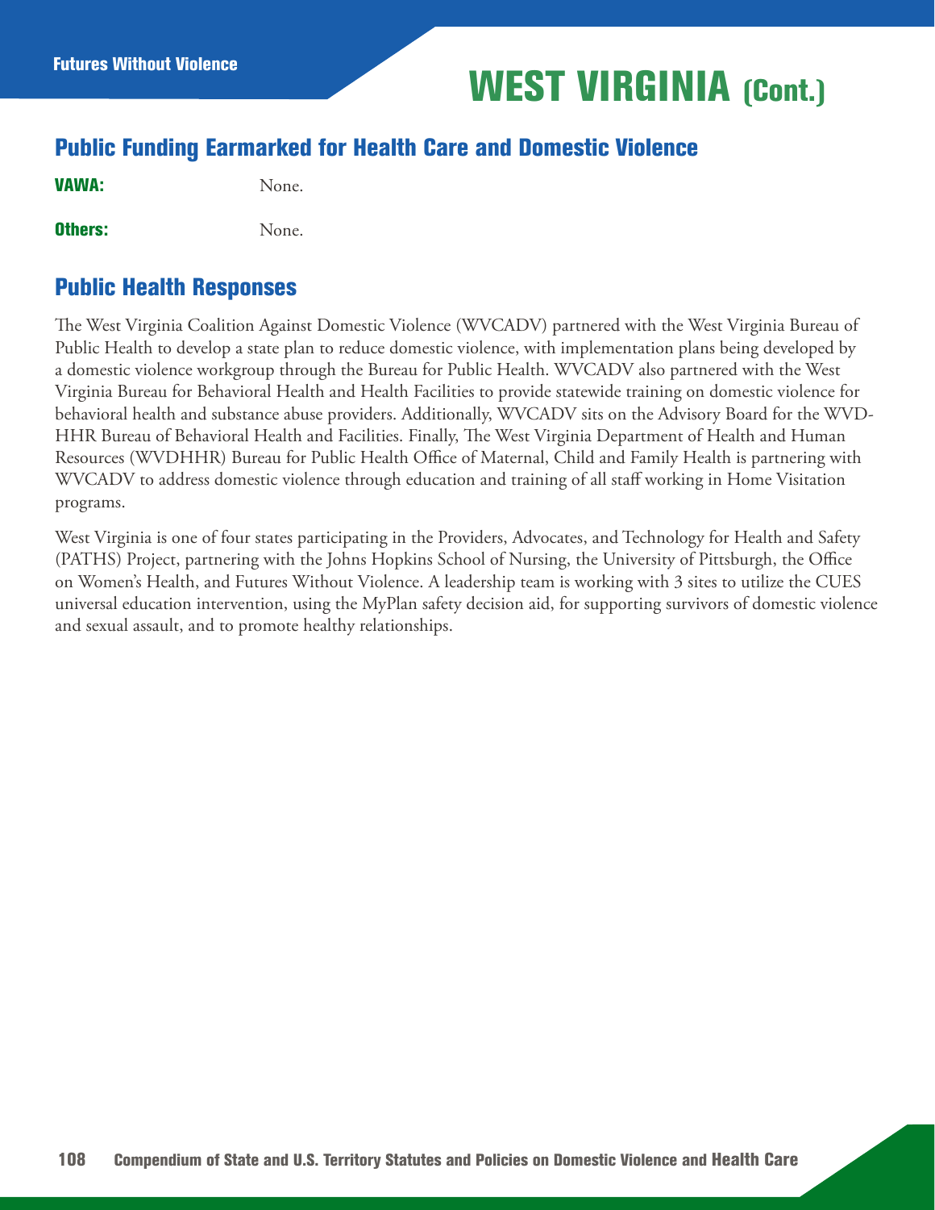# WEST VIRGINIA (Cont.)

## Public Funding Earmarked for Health Care and Domestic Violence

**VAWA:** None.

**Others:** None.

## Public Health Responses

The West Virginia Coalition Against Domestic Violence (WVCADV) partnered with the West Virginia Bureau of Public Health to develop a state plan to reduce domestic violence, with implementation plans being developed by a domestic violence workgroup through the Bureau for Public Health. WVCADV also partnered with the West Virginia Bureau for Behavioral Health and Health Facilities to provide statewide training on domestic violence for behavioral health and substance abuse providers. Additionally, WVCADV sits on the Advisory Board for the WVD-HHR Bureau of Behavioral Health and Facilities. Finally, The West Virginia Department of Health and Human Resources (WVDHHR) Bureau for Public Health Office of Maternal, Child and Family Health is partnering with WVCADV to address domestic violence through education and training of all staff working in Home Visitation programs.

West Virginia is one of four states participating in the Providers, Advocates, and Technology for Health and Safety (PATHS) Project, partnering with the Johns Hopkins School of Nursing, the University of Pittsburgh, the Office on Women's Health, and Futures Without Violence. A leadership team is working with 3 sites to utilize the CUES universal education intervention, using the MyPlan safety decision aid, for supporting survivors of domestic violence and sexual assault, and to promote healthy relationships.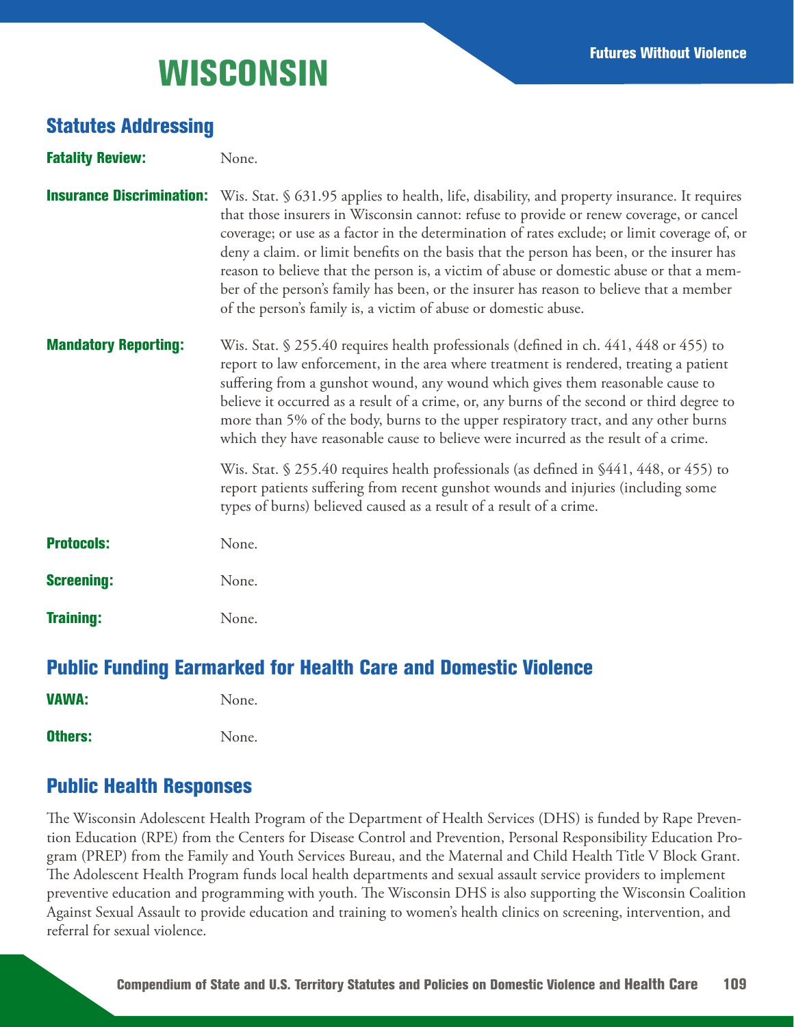# WISCONSIN

## Statutes Addressing

**Fatality Review:** None.

**Insurance Discrimination:** Wis. Stat. § 631.95 applies to health, life, disability, and property insurance. It requires that those insurers in Wisconsin cannot: refuse to provide or renew coverage, or cancel coverage; or use as a factor in the determination of rates exclude; or limit coverage of, or deny a claim. or limit benefits on the basis that the person has been, or the insurer has reason to believe that the person is, a victim of abuse or domestic abuse or that a member of the person's family has been, or the insurer has reason to believe that a member of the person's family is, a victim of abuse or domestic abuse.

**Mandatory Reporting:** Wis. Stat. § 255.40 requires health professionals (defined in ch. 441, 448 or 455) to report to law enforcement, in the area where treatment is rendered, treating a patient suffering from a gunshot wound, any wound which gives them reasonable cause to believe it occurred as a result of a crime, or, any burns of the second or third degree to more than 5% of the body, burns to the upper respiratory tract, and any other burns which they have reasonable cause to believe were incurred as the result of a crime.

Wis. Stat. § 255.40 requires health professionals (as defined in §441, 448, or 455) to report patients suffering from recent gunshot wounds and injuries (including some types of burns) believed caused as a result of a result of a crime.

**Protocols:** None.

**Screening:** None.

**Training:** None.

## Public Funding Earmarked for Health Care and Domestic Violence

**VAWA:** None.

**Others:** None.

## Public Health Responses

The Wisconsin Adolescent Health Program of the Department of Health Services (DHS) is funded by Rape Prevention Education (RPE) from the Centers for Disease Control and Prevention, Personal Responsibility Education Program (PREP) from the Family and Youth Services Bureau, and the Maternal and Child Health Title V Block Grant. The Adolescent Health Program funds local health departments and sexual assault service providers to implement preventive education and programming with youth. The Wisconsin DHS is also supporting the Wisconsin Coalition Against Sexual Assault to provide education and training to women's health clinics on screening, intervention, and referral for sexual violence.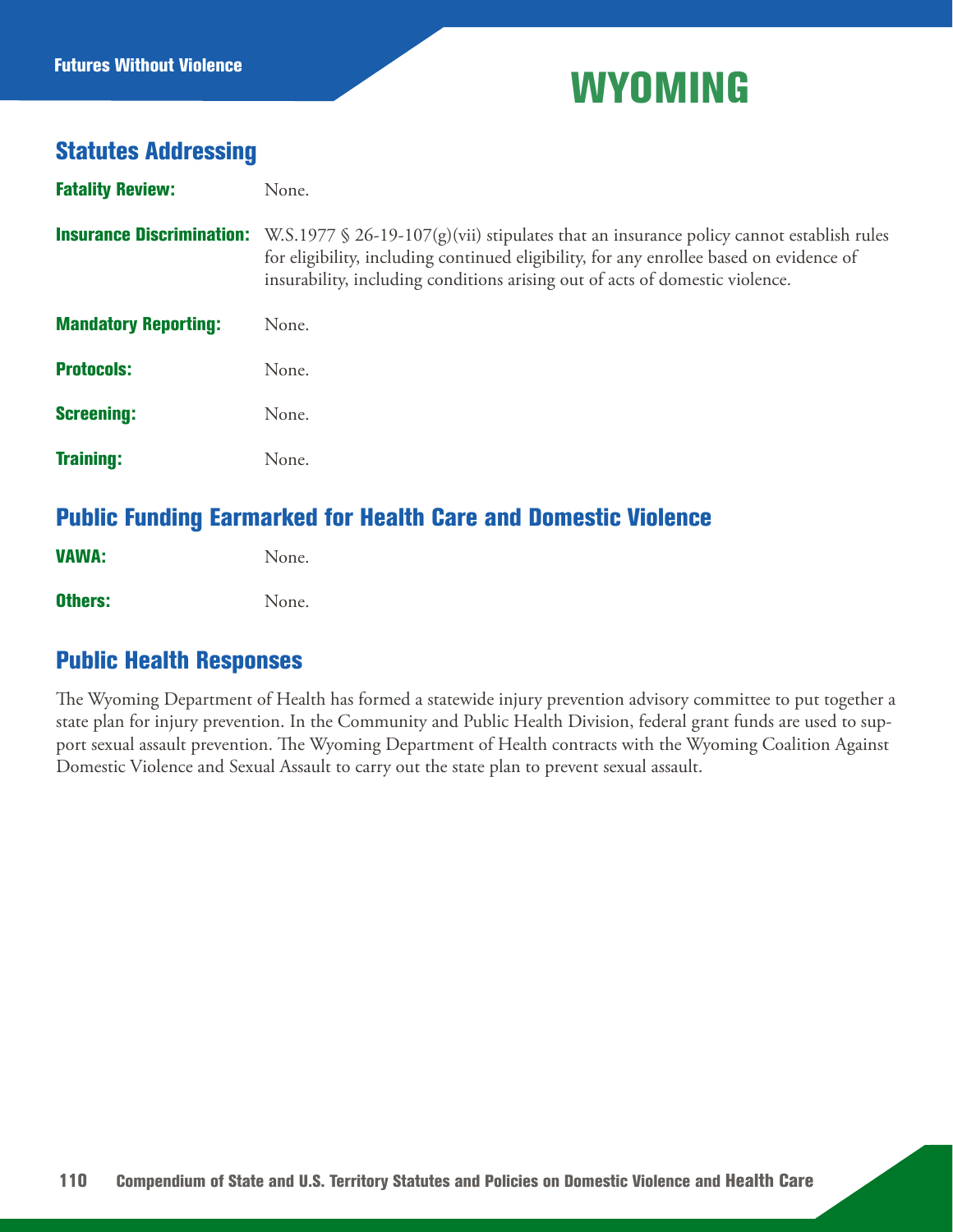# WYOMING

## Statutes Addressing

**Fatality Review:** None.

**Insurance Discrimination:** W.S.1977 § 26-19-107(g)(vii) stipulates that an insurance policy cannot establish rules for eligibility, including continued eligibility, for any enrollee based on evidence of insurability, including conditions arising out of acts of domestic violence.

**Mandatory Reporting:** None.

**Protocols:** None.

**Screening:** None.

**Training:** None.

## Public Funding Earmarked for Health Care and Domestic Violence

**VAWA:** None.

**Others:** None.

## Public Health Responses

The Wyoming Department of Health has formed a statewide injury prevention advisory committee to put together a state plan for injury prevention. In the Community and Public Health Division, federal grant funds are used to support sexual assault prevention. The Wyoming Department of Health contracts with the Wyoming Coalition Against Domestic Violence and Sexual Assault to carry out the state plan to prevent sexual assault.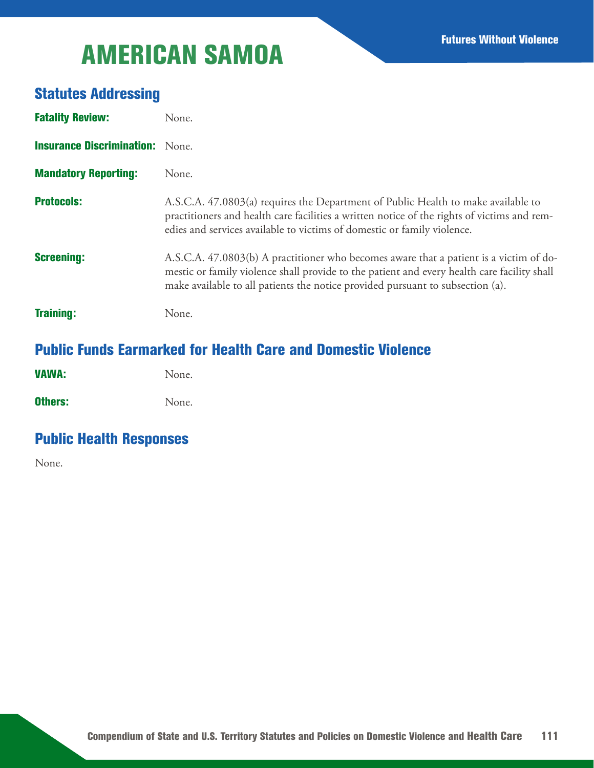# AMERICAN SAMOA

## Statutes Addressing

**Fatality Review:** None.

**Insurance Discrimination:** None.

**Mandatory Reporting:** None.

**Protocols:** A.S.C.A. 47.0803(a) requires the Department of Public Health to make available to practitioners and health care facilities a written notice of the rights of victims and remedies and services available to victims of domestic or family violence.

**Screening:** A.S.C.A. 47.0803(b) A practitioner who becomes aware that a patient is a victim of domestic or family violence shall provide to the patient and every health care facility shall make available to all patients the notice provided pursuant to subsection (a).

**Training:** None.

## Public Funds Earmarked for Health Care and Domestic Violence

**VAWA:** None.

**Others:** None.

## Public Health Responses

None.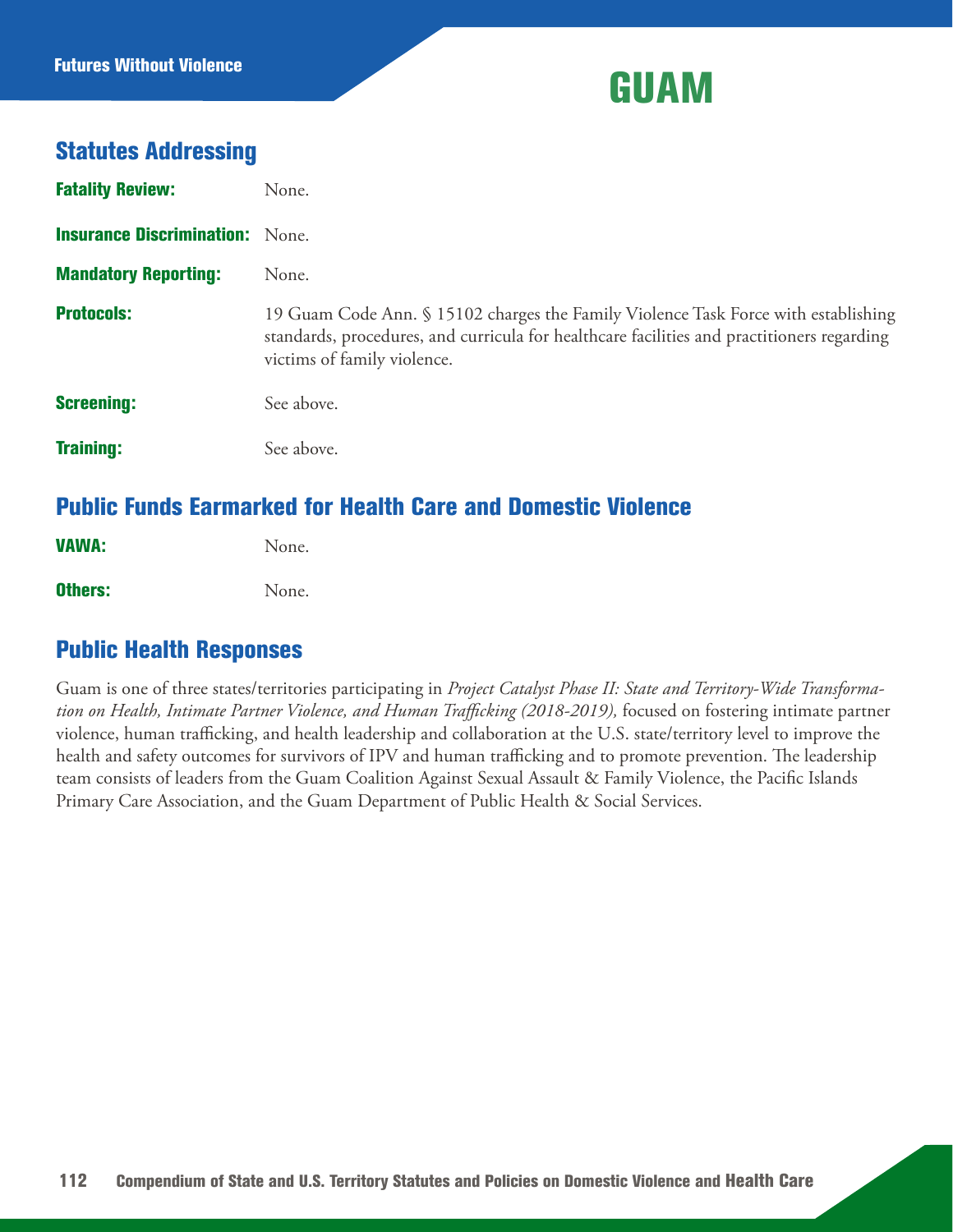# GUAM

## Statutes Addressing

**Fatality Review:** None.

**Insurance Discrimination:** None.

**Mandatory Reporting:** None.

**Protocols:** 19 Guam Code Ann. § 15102 charges the Family Violence Task Force with establishing standards, procedures, and curricula for healthcare facilities and practitioners regarding victims of family violence.

**Screening:** See above.

**Training:** See above.

## Public Funds Earmarked for Health Care and Domestic Violence

**VAWA:** None.

**Others:** None.

## Public Health Responses

Guam is one of three states/territories participating in *Project Catalyst Phase II: State and Territory-Wide Transformation on Health, Intimate Partner Violence, and Human Trafficking (2018-2019),* focused on fostering intimate partner violence, human trafficking, and health leadership and collaboration at the U.S. state/territory level to improve the health and safety outcomes for survivors of IPV and human trafficking and to promote prevention. The leadership team consists of leaders from the Guam Coalition Against Sexual Assault & Family Violence, the Pacific Islands Primary Care Association, and the Guam Department of Public Health & Social Services.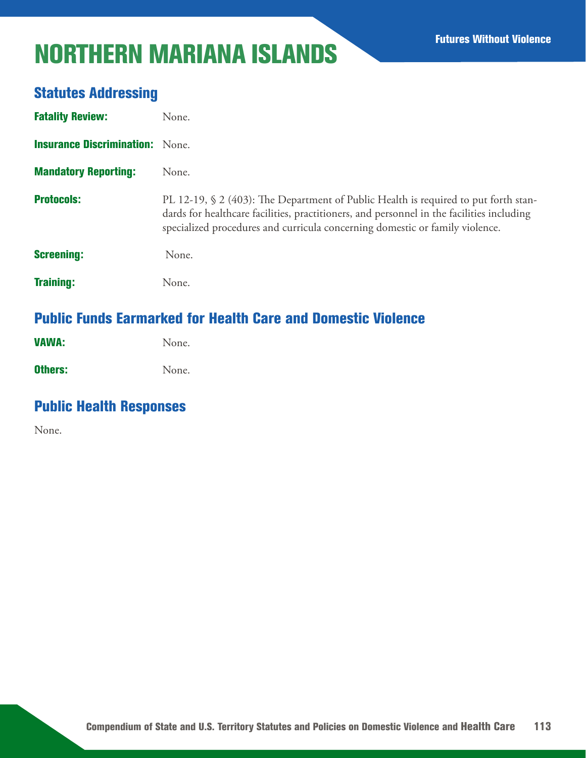# NORTHERN MARIANA ISLANDS

## Statutes Addressing

**Fatality Review:** None.

**Insurance Discrimination:** None.

**Mandatory Reporting:** None.

**Protocols:** PL 12-19, § 2 (403): The Department of Public Health is required to put forth standards for healthcare facilities, practitioners, and personnel in the facilities including specialized procedures and curricula concerning domestic or family violence.

**Screening:** None.

**Training:** None.

## Public Funds Earmarked for Health Care and Domestic Violence

**VAWA:** None.

**Others:** None.

## Public Health Responses

None.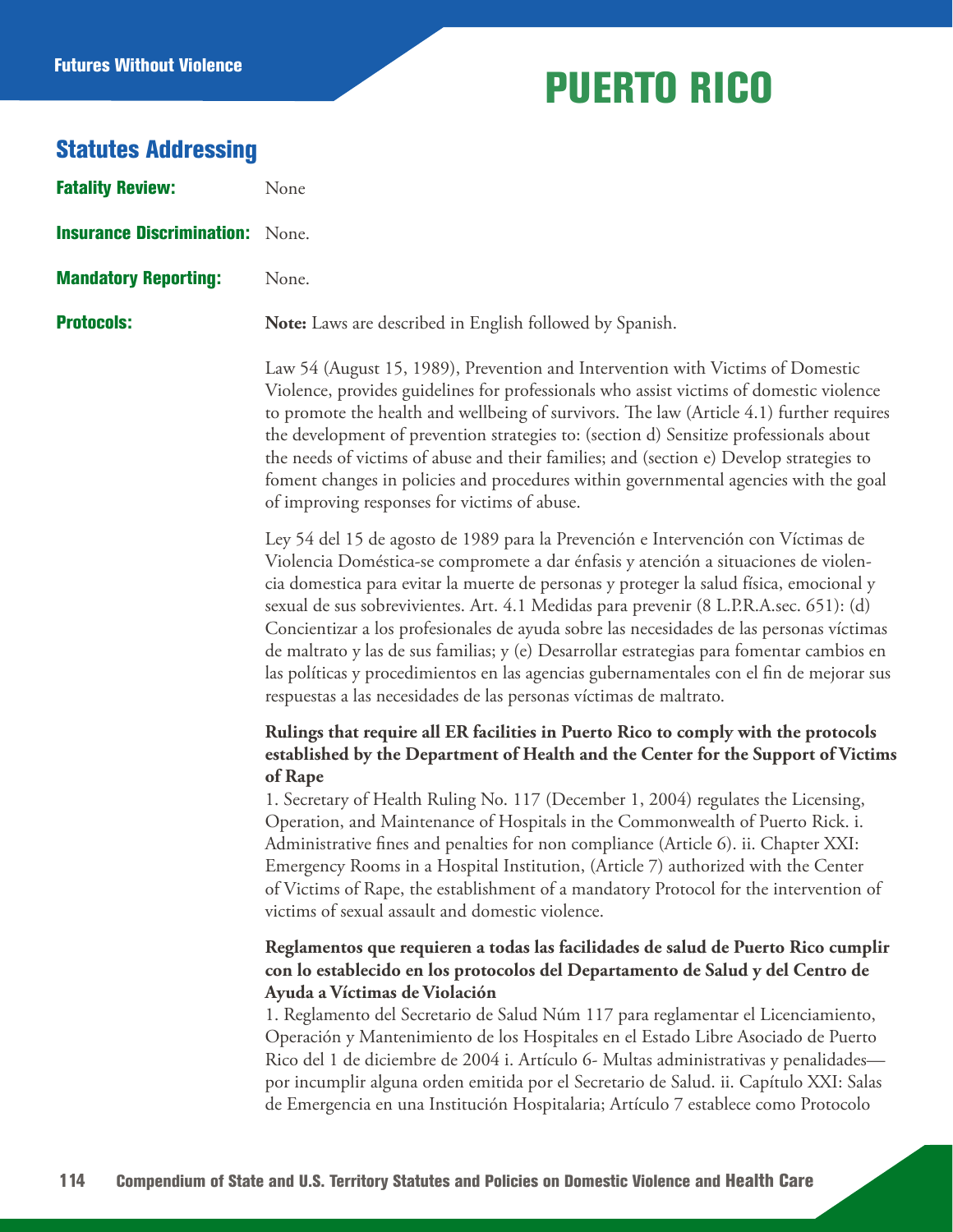# PUERTO RICO

## Statutes Addressing

**Fatality Review:** None

**Insurance Discrimination:** None.

**Mandatory Reporting:** None.

**Protocols:** **Note:** Laws are described in English followed by Spanish.

Law 54 (August 15, 1989), Prevention and Intervention with Victims of Domestic Violence, provides guidelines for professionals who assist victims of domestic violence to promote the health and wellbeing of survivors. The law (Article 4.1) further requires the development of prevention strategies to: (section d) Sensitize professionals about the needs of victims of abuse and their families; and (section e) Develop strategies to foment changes in policies and procedures within governmental agencies with the goal of improving responses for victims of abuse.

Ley 54 del 15 de agosto de 1989 para la Prevención e Intervención con Víctimas de Violencia Doméstica-se compromete a dar énfasis y atención a situaciones de violencia domestica para evitar la muerte de personas y proteger la salud física, emocional y sexual de sus sobrevivientes. Art. 4.1 Medidas para prevenir (8 L.P.R.A.sec. 651): (d) Concientizar a los profesionales de ayuda sobre las necesidades de las personas víctimas de maltrato y las de sus familias; y (e) Desarrollar estrategias para fomentar cambios en las políticas y procedimientos en las agencias gubernamentales con el fin de mejorar sus respuestas a las necesidades de las personas víctimas de maltrato.

**Rulings that require all ER facilities in Puerto Rico to comply with the protocols established by the Department of Health and the Center for the Support of Victims of Rape**

1. Secretary of Health Ruling No. 117 (December 1, 2004) regulates the Licensing, Operation, and Maintenance of Hospitals in the Commonwealth of Puerto Rick. i. Administrative fines and penalties for non compliance (Article 6). ii. Chapter XXI: Emergency Rooms in a Hospital Institution, (Article 7) authorized with the Center of Victims of Rape, the establishment of a mandatory Protocol for the intervention of victims of sexual assault and domestic violence.

**Reglamentos que requieren a todas las facilidades de salud de Puerto Rico cumplir con lo establecido en los protocolos del Departamento de Salud y del Centro de Ayuda a Víctimas de Violación**

1. Reglamento del Secretario de Salud Núm 117 para reglamentar el Licenciamiento, Operación y Mantenimiento de los Hospitales en el Estado Libre Asociado de Puerto Rico del 1 de diciembre de 2004 i. Artículo 6- Multas administrativas y penalidades—por incumplir alguna orden emitida por el Secretario de Salud. ii. Capítulo XXI: Salas de Emergencia en una Institución Hospitalaria; Artículo 7 establece como Protocolo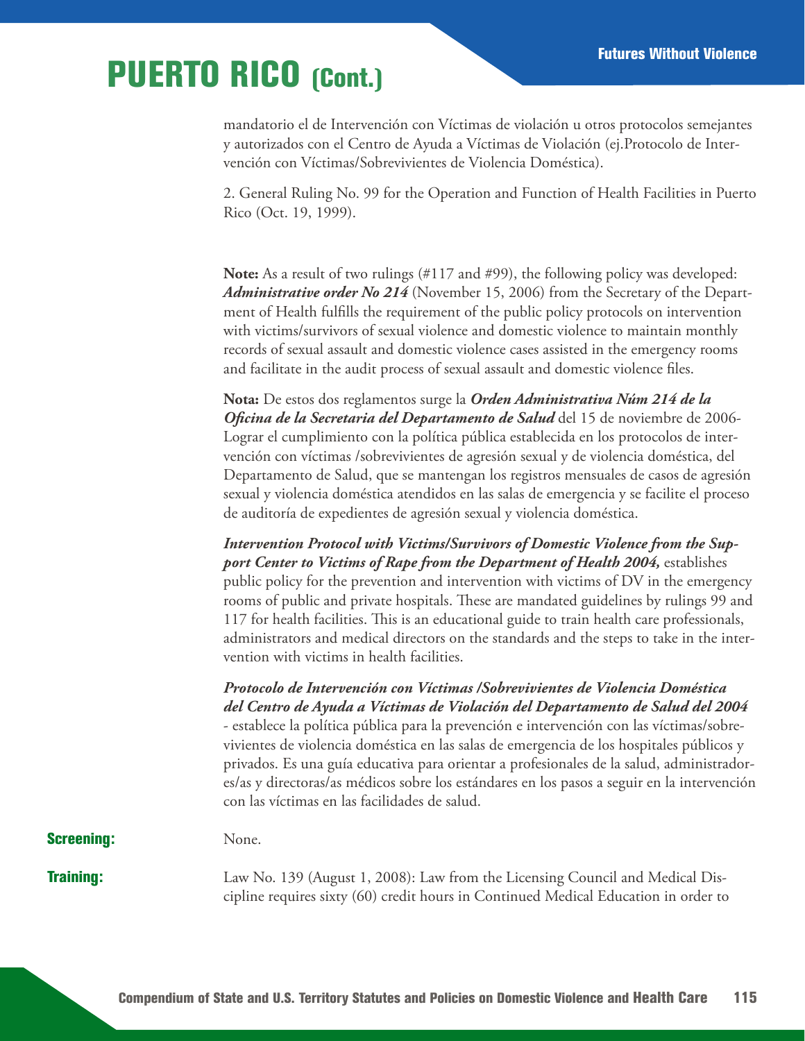# PUERTO RICO (Cont.)

mandatorio el de Intervención con Víctimas de violación u otros protocolos semejantes y autorizados con el Centro de Ayuda a Víctimas de Violación (ej.Protocolo de Intervención con Víctimas/Sobrevivientes de Violencia Doméstica).

2. General Ruling No. 99 for the Operation and Function of Health Facilities in Puerto Rico (Oct. 19, 1999).

**Note:** As a result of two rulings (#117 and #99), the following policy was developed: ***Administrative order No 214*** (November 15, 2006) from the Secretary of the Department of Health fulfills the requirement of the public policy protocols on intervention with victims/survivors of sexual violence and domestic violence to maintain monthly records of sexual assault and domestic violence cases assisted in the emergency rooms and facilitate in the audit process of sexual assault and domestic violence files.

**Nota:** De estos dos reglamentos surge la ***Orden Administrativa Núm 214 de la Oficina de la Secretaria del Departamento de Salud*** del 15 de noviembre de 2006- Lograr el cumplimiento con la política pública establecida en los protocolos de intervención con víctimas /sobrevivientes de agresión sexual y de violencia doméstica, del Departamento de Salud, que se mantengan los registros mensuales de casos de agresión sexual y violencia doméstica atendidos en las salas de emergencia y se facilite el proceso de auditoría de expedientes de agresión sexual y violencia doméstica.

***Intervention Protocol with Victims/Survivors of Domestic Violence from the Support Center to Victims of Rape from the Department of Health 2004,*** establishes public policy for the prevention and intervention with victims of DV in the emergency rooms of public and private hospitals. These are mandated guidelines by rulings 99 and 117 for health facilities. This is an educational guide to train health care professionals, administrators and medical directors on the standards and the steps to take in the intervention with victims in health facilities.

***Protocolo de Intervención con Víctimas /Sobrevivientes de Violencia Doméstica del Centro de Ayuda a Víctimas de Violación del Departamento de Salud del 2004*** - establece la política pública para la prevención e intervención con las víctimas/sobrevivientes de violencia doméstica en las salas de emergencia de los hospitales públicos y privados. Es una guía educativa para orientar a profesionales de la salud, administradores/as y directoras/as médicos sobre los estándares en los pasos a seguir en la intervención con las víctimas en las facilidades de salud.

**Screening:** None.

**Training:** Law No. 139 (August 1, 2008): Law from the Licensing Council and Medical Discipline requires sixty (60) credit hours in Continued Medical Education in order to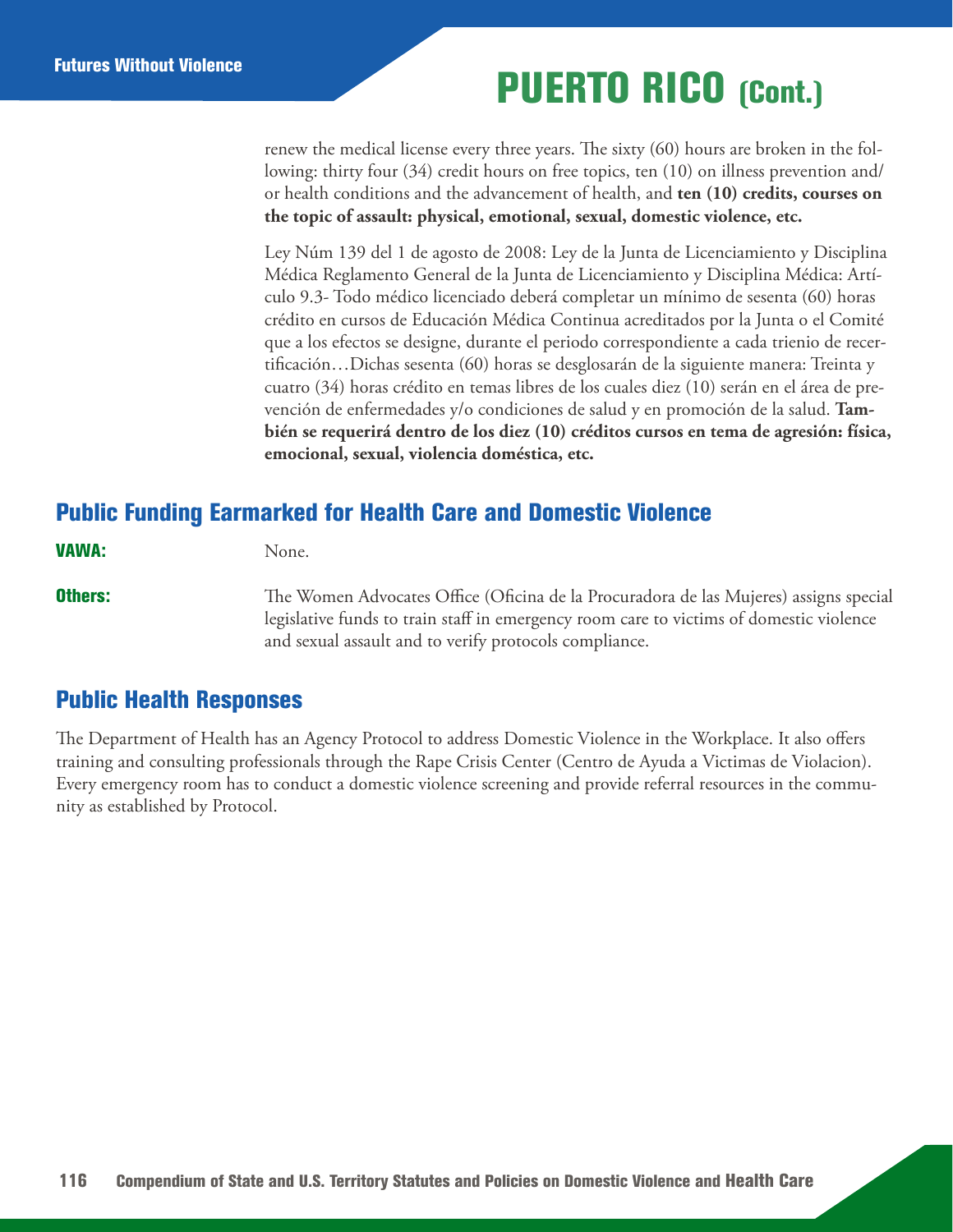# PUERTO RICO (Cont.)

renew the medical license every three years. The sixty (60) hours are broken in the following: thirty four (34) credit hours on free topics, ten (10) on illness prevention and/or health conditions and the advancement of health, and **ten (10) credits, courses on the topic of assault: physical, emotional, sexual, domestic violence, etc.**

Ley Núm 139 del 1 de agosto de 2008: Ley de la Junta de Licenciamiento y Disciplina Médica Reglamento General de la Junta de Licenciamiento y Disciplina Médica: Artículo 9.3- Todo médico licenciado deberá completar un mínimo de sesenta (60) horas crédito en cursos de Educación Médica Continua acreditados por la Junta o el Comité que a los efectos se designe, durante el periodo correspondiente a cada trienio de recertificación…Dichas sesenta (60) horas se desglosarán de la siguiente manera: Treinta y cuatro (34) horas crédito en temas libres de los cuales diez (10) serán en el área de prevención de enfermedades y/o condiciones de salud y en promoción de la salud. **También se requerirá dentro de los diez (10) créditos cursos en tema de agresión: física, emocional, sexual, violencia doméstica, etc.**

## Public Funding Earmarked for Health Care and Domestic Violence

**VAWA:** None.

**Others:** The Women Advocates Office (Oficina de la Procuradora de las Mujeres) assigns special legislative funds to train staff in emergency room care to victims of domestic violence and sexual assault and to verify protocols compliance.

## Public Health Responses

The Department of Health has an Agency Protocol to address Domestic Violence in the Workplace. It also offers training and consulting professionals through the Rape Crisis Center (Centro de Ayuda a Victimas de Violacion). Every emergency room has to conduct a domestic violence screening and provide referral resources in the community as established by Protocol.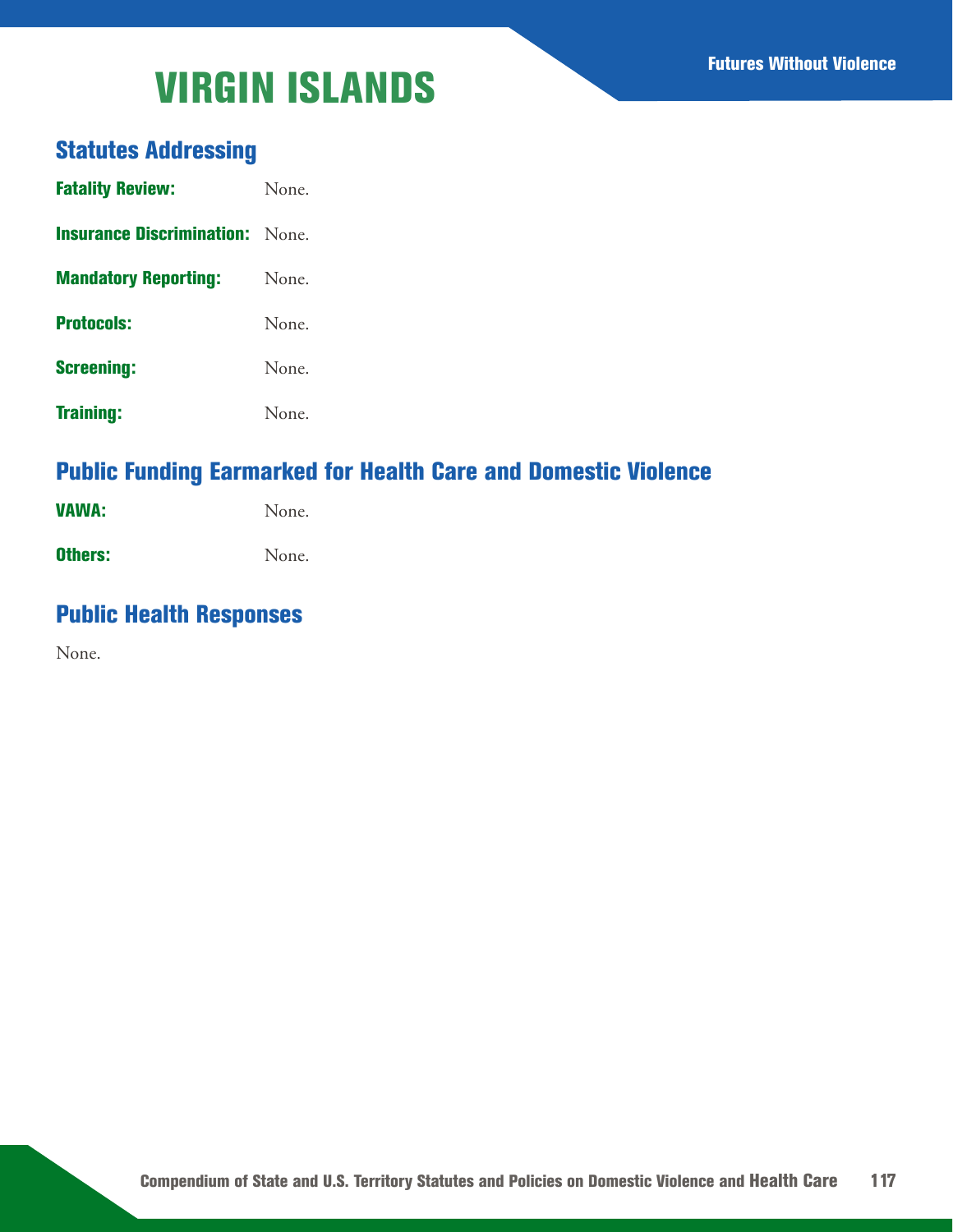# VIRGIN ISLANDS

## Statutes Addressing

**Fatality Review:** None.

**Insurance Discrimination:** None.

**Mandatory Reporting:** None.

**Protocols:** None.

**Screening:** None.

**Training:** None.

## Public Funding Earmarked for Health Care and Domestic Violence

**VAWA:** None.

**Others:** None.

## Public Health Responses

None.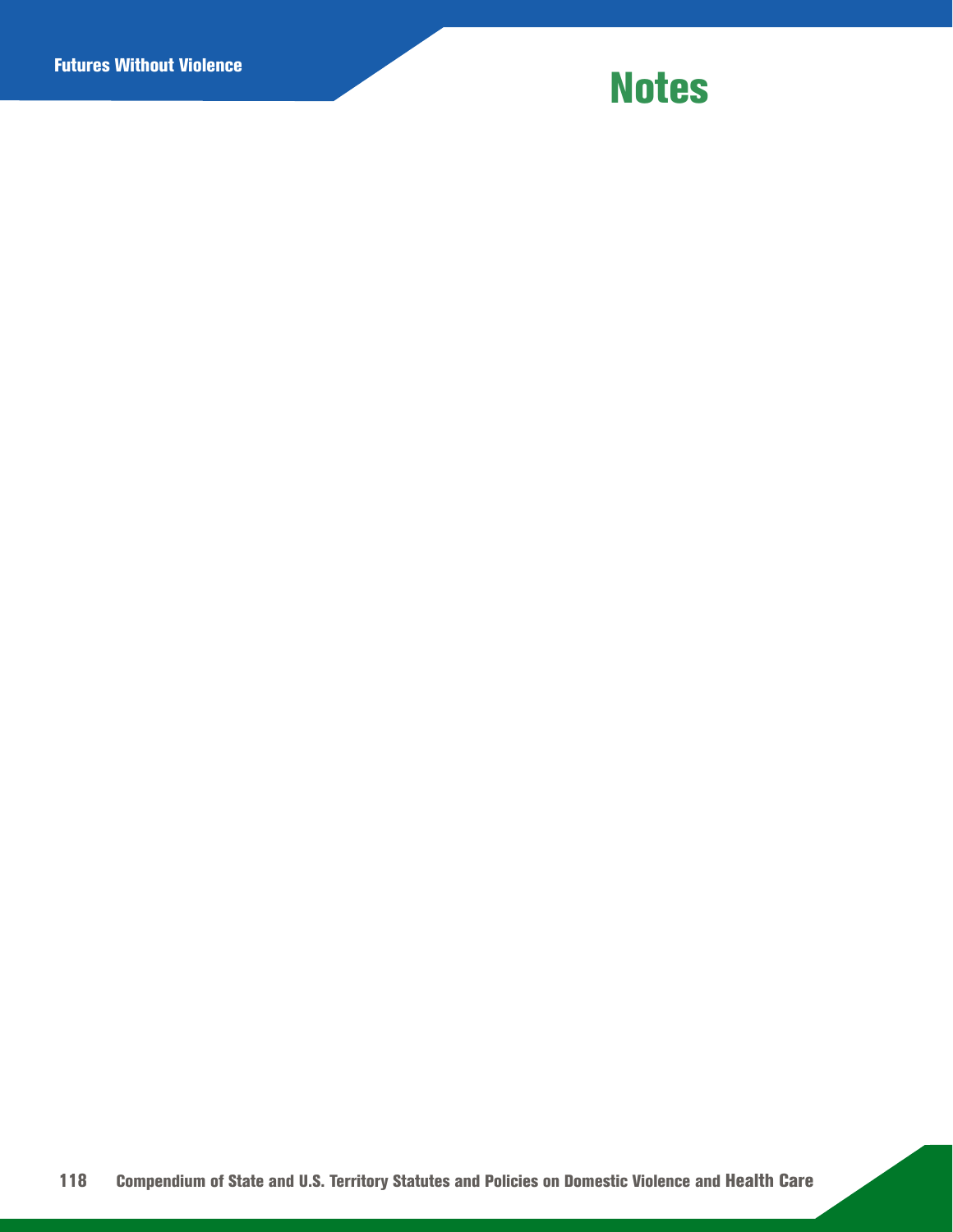# Notes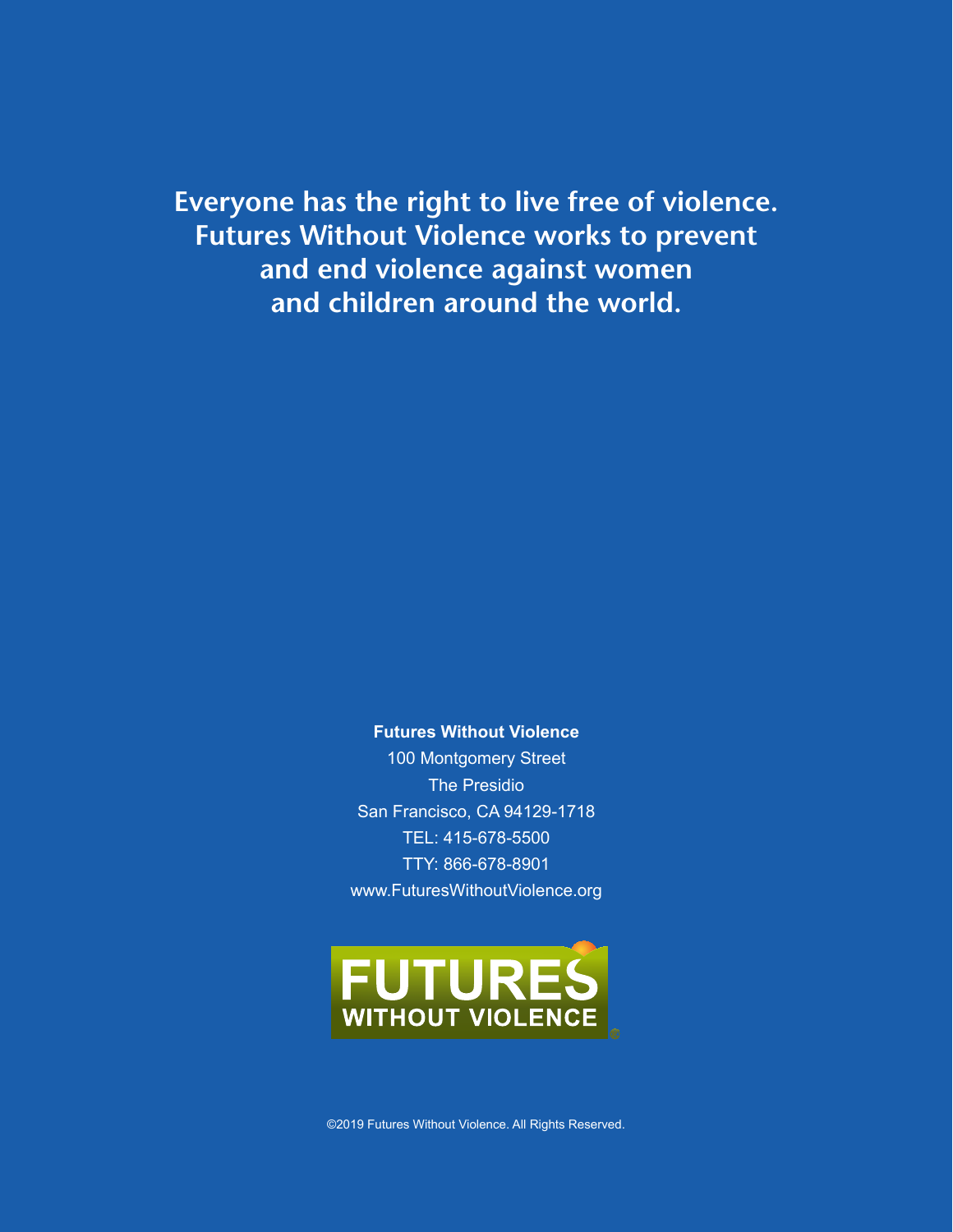**Everyone has the right to live free of violence. Futures Without Violence works to prevent and end violence against women and children around the world.**

**Futures Without Violence**
100 Montgomery Street
The Presidio
San Francisco, CA 94129-1718
TEL: 415-678-5500
TTY: 866-678-8901
www.FuturesWithoutViolence.org

FUTURES WITHOUT VIOLENCE

©2019 Futures Without Violence. All Rights Reserved.